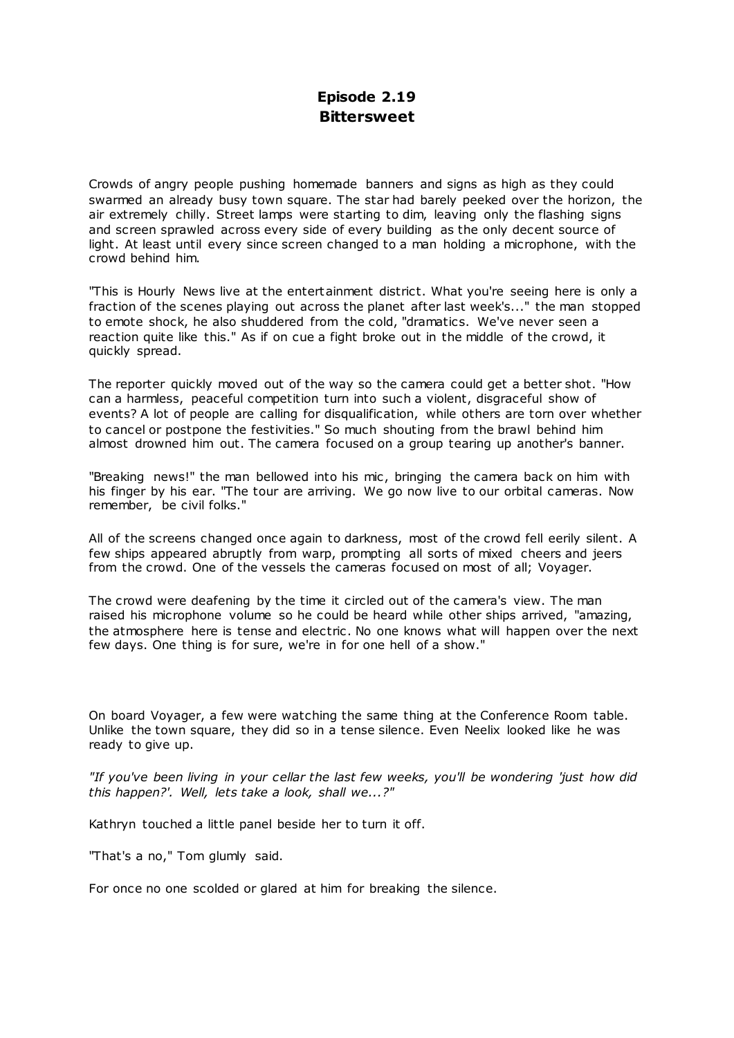# Episode 2.19
# Bittersweet

Crowds of angry people pushing homemade banners and signs as high as they could swarmed an already busy town square. The star had barely peeked over the horizon, the air extremely chilly. Street lamps were starting to dim, leaving only the flashing signs and screen sprawled across every side of every building as the only decent source of light. At least until every since screen changed to a man holding a microphone, with the crowd behind him.

"This is Hourly News live at the entertainment district. What you're seeing here is only a fraction of the scenes playing out across the planet after last week's..." the man stopped to emote shock, he also shuddered from the cold, "dramatics. We've never seen a reaction quite like this." As if on cue a fight broke out in the middle of the crowd, it quickly spread.

The reporter quickly moved out of the way so the camera could get a better shot. "How can a harmless, peaceful competition turn into such a violent, disgraceful show of events? A lot of people are calling for disqualification, while others are torn over whether to cancel or postpone the festivities." So much shouting from the brawl behind him almost drowned him out. The camera focused on a group tearing up another's banner.

"Breaking news!" the man bellowed into his mic, bringing the camera back on him with his finger by his ear. "The tour are arriving. We go now live to our orbital cameras. Now remember, be civil folks."

All of the screens changed once again to darkness, most of the crowd fell eerily silent. A few ships appeared abruptly from warp, prompting all sorts of mixed cheers and jeers from the crowd. One of the vessels the cameras focused on most of all; Voyager.

The crowd were deafening by the time it circled out of the camera's view. The man raised his microphone volume so he could be heard while other ships arrived, "amazing, the atmosphere here is tense and electric. No one knows what will happen over the next few days. One thing is for sure, we're in for one hell of a show."

On board Voyager, a few were watching the same thing at the Conference Room table. Unlike the town square, they did so in a tense silence. Even Neelix looked like he was ready to give up.

*"If you've been living in your cellar the last few weeks, you'll be wondering 'just how did this happen?'. Well, lets take a look, shall we...?"*

Kathryn touched a little panel beside her to turn it off.

"That's a no," Tom glumly said.

For once no one scolded or glared at him for breaking the silence.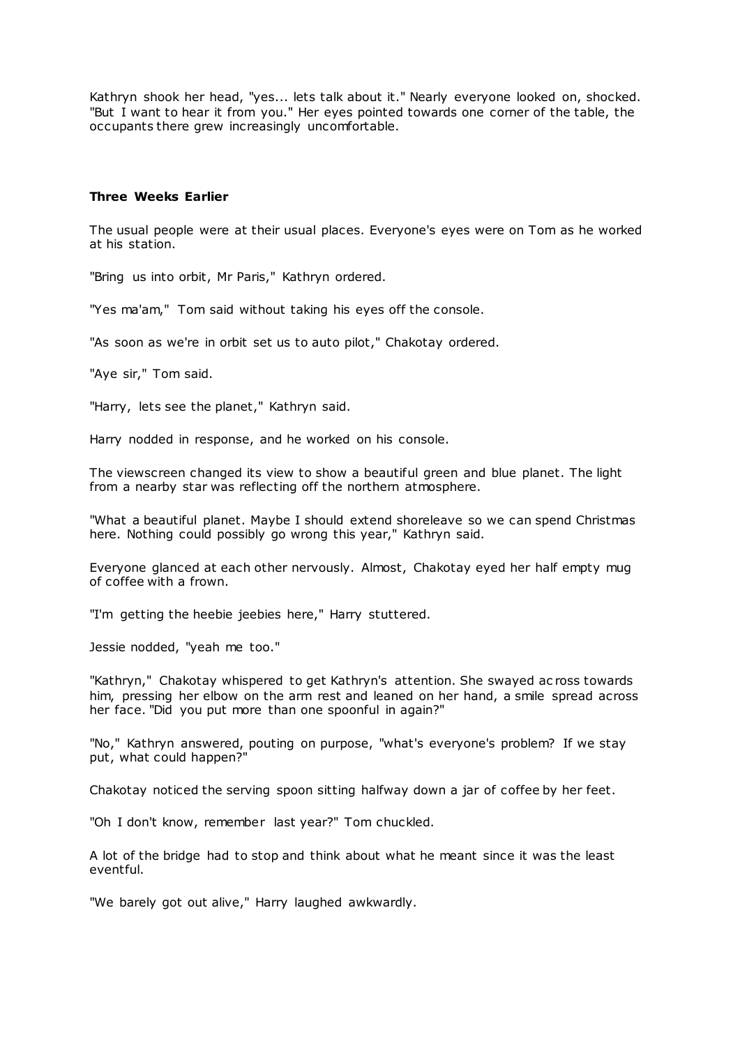Kathryn shook her head, "yes... lets talk about it." Nearly everyone looked on, shocked. "But I want to hear it from you." Her eyes pointed towards one corner of the table, the occupants there grew increasingly uncomfortable.

**Three Weeks Earlier**

The usual people were at their usual places. Everyone's eyes were on Tom as he worked at his station.

"Bring us into orbit, Mr Paris," Kathryn ordered.

"Yes ma'am," Tom said without taking his eyes off the console.

"As soon as we're in orbit set us to auto pilot," Chakotay ordered.

"Aye sir," Tom said.

"Harry, lets see the planet," Kathryn said.

Harry nodded in response, and he worked on his console.

The viewscreen changed its view to show a beautiful green and blue planet. The light from a nearby star was reflecting off the northern atmosphere.

"What a beautiful planet. Maybe I should extend shoreleave so we can spend Christmas here. Nothing could possibly go wrong this year," Kathryn said.

Everyone glanced at each other nervously. Almost, Chakotay eyed her half empty mug of coffee with a frown.

"I'm getting the heebie jeebies here," Harry stuttered.

Jessie nodded, "yeah me too."

"Kathryn," Chakotay whispered to get Kathryn's attention. She swayed across towards him, pressing her elbow on the arm rest and leaned on her hand, a smile spread across her face. "Did you put more than one spoonful in again?"

"No," Kathryn answered, pouting on purpose, "what's everyone's problem? If we stay put, what could happen?"

Chakotay noticed the serving spoon sitting halfway down a jar of coffee by her feet.

"Oh I don't know, remember last year?" Tom chuckled.

A lot of the bridge had to stop and think about what he meant since it was the least eventful.

"We barely got out alive," Harry laughed awkwardly.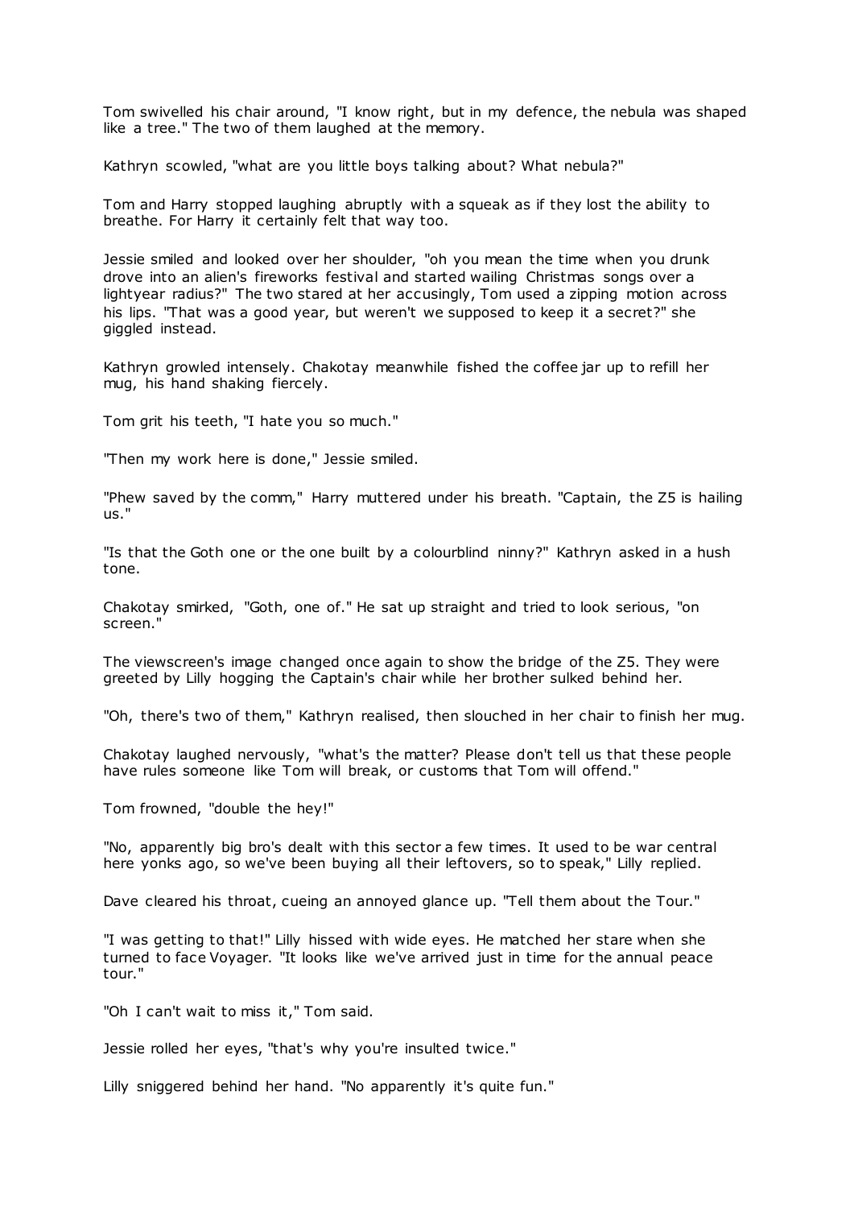Tom swivelled his chair around, "I know right, but in my defence, the nebula was shaped like a tree." The two of them laughed at the memory.

Kathryn scowled, "what are you little boys talking about? What nebula?"

Tom and Harry stopped laughing abruptly with a squeak as if they lost the ability to breathe. For Harry it certainly felt that way too.

Jessie smiled and looked over her shoulder, "oh you mean the time when you drunk drove into an alien's fireworks festival and started wailing Christmas songs over a lightyear radius?" The two stared at her accusingly, Tom used a zipping motion across his lips. "That was a good year, but weren't we supposed to keep it a secret?" she giggled instead.

Kathryn growled intensely. Chakotay meanwhile fished the coffee jar up to refill her mug, his hand shaking fiercely.

Tom grit his teeth, "I hate you so much."

"Then my work here is done," Jessie smiled.

"Phew saved by the comm," Harry muttered under his breath. "Captain, the Z5 is hailing us."

"Is that the Goth one or the one built by a colourblind ninny?" Kathryn asked in a hush tone.

Chakotay smirked, "Goth, one of." He sat up straight and tried to look serious, "on screen."

The viewscreen's image changed once again to show the bridge of the Z5. They were greeted by Lilly hogging the Captain's chair while her brother sulked behind her.

"Oh, there's two of them," Kathryn realised, then slouched in her chair to finish her mug.

Chakotay laughed nervously, "what's the matter? Please don't tell us that these people have rules someone like Tom will break, or customs that Tom will offend."

Tom frowned, "double the hey!"

"No, apparently big bro's dealt with this sector a few times. It used to be war central here yonks ago, so we've been buying all their leftovers, so to speak," Lilly replied.

Dave cleared his throat, cueing an annoyed glance up. "Tell them about the Tour."

"I was getting to that!" Lilly hissed with wide eyes. He matched her stare when she turned to face Voyager. "It looks like we've arrived just in time for the annual peace tour."

"Oh I can't wait to miss it," Tom said.

Jessie rolled her eyes, "that's why you're insulted twice."

Lilly sniggered behind her hand. "No apparently it's quite fun."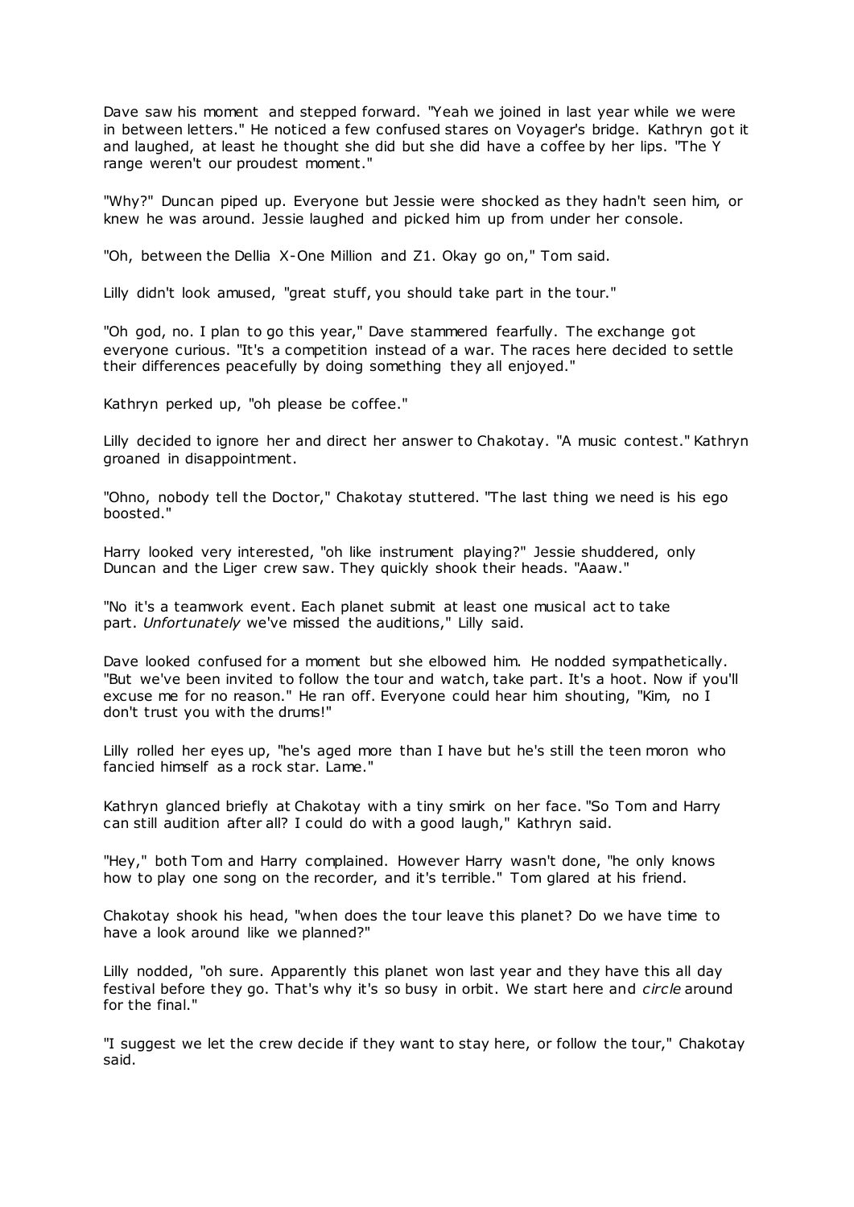Dave saw his moment and stepped forward. "Yeah we joined in last year while we were in between letters." He noticed a few confused stares on Voyager's bridge. Kathryn got it and laughed, at least he thought she did but she did have a coffee by her lips. "The Y range weren't our proudest moment."

"Why?" Duncan piped up. Everyone but Jessie were shocked as they hadn't seen him, or knew he was around. Jessie laughed and picked him up from under her console.

"Oh, between the Dellia X-One Million and Z1. Okay go on," Tom said.

Lilly didn't look amused, "great stuff, you should take part in the tour."

"Oh god, no. I plan to go this year," Dave stammered fearfully. The exchange got everyone curious. "It's a competition instead of a war. The races here decided to settle their differences peacefully by doing something they all enjoyed."

Kathryn perked up, "oh please be coffee."

Lilly decided to ignore her and direct her answer to Chakotay. "A music contest." Kathryn groaned in disappointment.

"Ohno, nobody tell the Doctor," Chakotay stuttered. "The last thing we need is his ego boosted."

Harry looked very interested, "oh like instrument playing?" Jessie shuddered, only Duncan and the Liger crew saw. They quickly shook their heads. "Aaaw."

"No it's a teamwork event. Each planet submit at least one musical act to take part. *Unfortunately* we've missed the auditions," Lilly said.

Dave looked confused for a moment but she elbowed him. He nodded sympathetically. "But we've been invited to follow the tour and watch, take part. It's a hoot. Now if you'll excuse me for no reason." He ran off. Everyone could hear him shouting, "Kim, no I don't trust you with the drums!"

Lilly rolled her eyes up, "he's aged more than I have but he's still the teen moron who fancied himself as a rock star. Lame."

Kathryn glanced briefly at Chakotay with a tiny smirk on her face. "So Tom and Harry can still audition after all? I could do with a good laugh," Kathryn said.

"Hey," both Tom and Harry complained. However Harry wasn't done, "he only knows how to play one song on the recorder, and it's terrible." Tom glared at his friend.

Chakotay shook his head, "when does the tour leave this planet? Do we have time to have a look around like we planned?"

Lilly nodded, "oh sure. Apparently this planet won last year and they have this all day festival before they go. That's why it's so busy in orbit. We start here and *circle* around for the final."

"I suggest we let the crew decide if they want to stay here, or follow the tour," Chakotay said.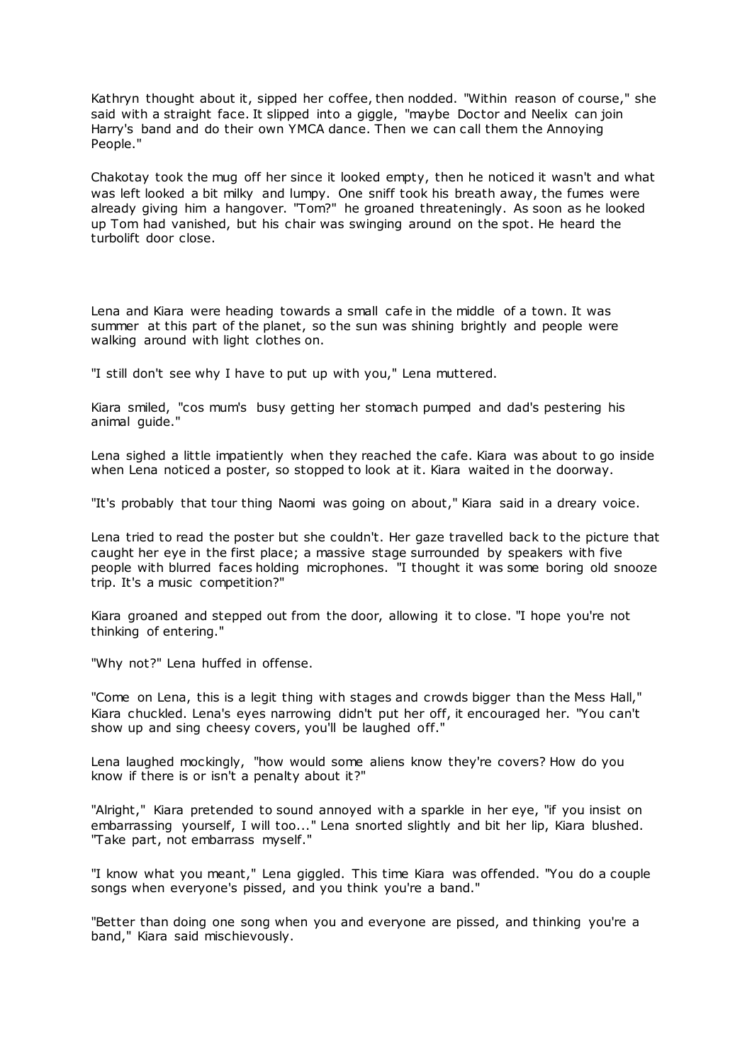Kathryn thought about it, sipped her coffee, then nodded. "Within reason of course," she said with a straight face. It slipped into a giggle, "maybe Doctor and Neelix can join Harry's band and do their own YMCA dance. Then we can call them the Annoying People."

Chakotay took the mug off her since it looked empty, then he noticed it wasn't and what was left looked a bit milky and lumpy. One sniff took his breath away, the fumes were already giving him a hangover. "Tom?" he groaned threateningly. As soon as he looked up Tom had vanished, but his chair was swinging around on the spot. He heard the turbolift door close.

Lena and Kiara were heading towards a small cafe in the middle of a town. It was summer at this part of the planet, so the sun was shining brightly and people were walking around with light clothes on.

"I still don't see why I have to put up with you," Lena muttered.

Kiara smiled, "cos mum's busy getting her stomach pumped and dad's pestering his animal guide."

Lena sighed a little impatiently when they reached the cafe. Kiara was about to go inside when Lena noticed a poster, so stopped to look at it. Kiara waited in the doorway.

"It's probably that tour thing Naomi was going on about," Kiara said in a dreary voice.

Lena tried to read the poster but she couldn't. Her gaze travelled back to the picture that caught her eye in the first place; a massive stage surrounded by speakers with five people with blurred faces holding microphones. "I thought it was some boring old snooze trip. It's a music competition?"

Kiara groaned and stepped out from the door, allowing it to close. "I hope you're not thinking of entering."

"Why not?" Lena huffed in offense.

"Come on Lena, this is a legit thing with stages and crowds bigger than the Mess Hall," Kiara chuckled. Lena's eyes narrowing didn't put her off, it encouraged her. "You can't show up and sing cheesy covers, you'll be laughed off."

Lena laughed mockingly, "how would some aliens know they're covers? How do you know if there is or isn't a penalty about it?"

"Alright," Kiara pretended to sound annoyed with a sparkle in her eye, "if you insist on embarrassing yourself, I will too..." Lena snorted slightly and bit her lip, Kiara blushed. "Take part, not embarrass myself."

"I know what you meant," Lena giggled. This time Kiara was offended. "You do a couple songs when everyone's pissed, and you think you're a band."

"Better than doing one song when you and everyone are pissed, and thinking you're a band," Kiara said mischievously.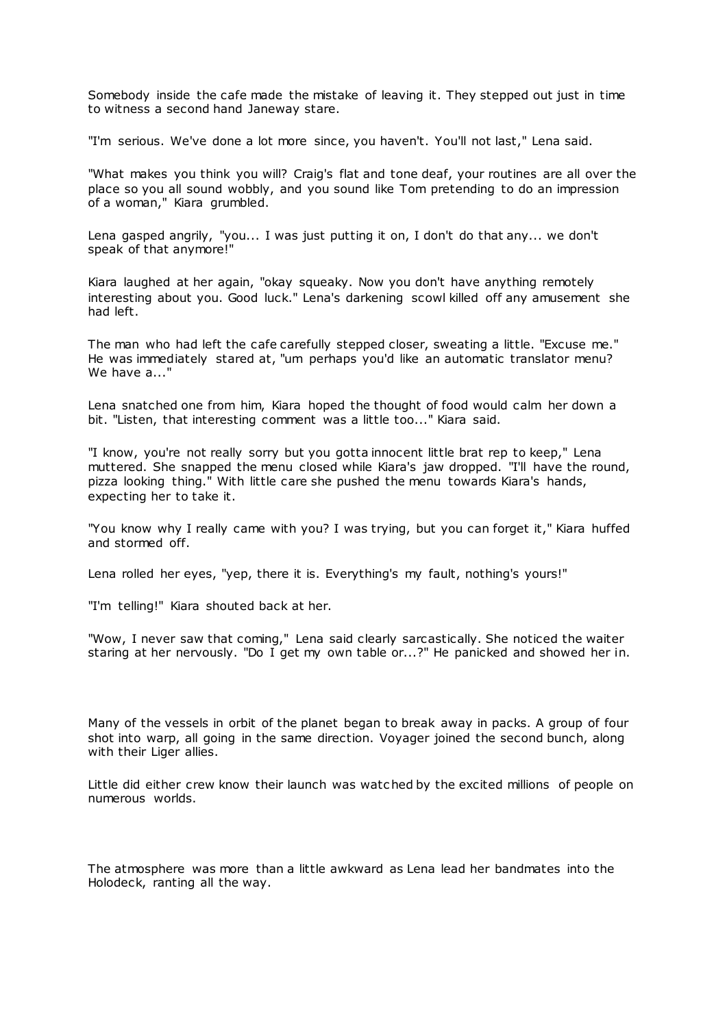Somebody inside the cafe made the mistake of leaving it. They stepped out just in time to witness a second hand Janeway stare.

"I'm serious. We've done a lot more since, you haven't. You'll not last," Lena said.

"What makes you think you will? Craig's flat and tone deaf, your routines are all over the place so you all sound wobbly, and you sound like Tom pretending to do an impression of a woman," Kiara grumbled.

Lena gasped angrily, "you... I was just putting it on, I don't do that any... we don't speak of that anymore!"

Kiara laughed at her again, "okay squeaky. Now you don't have anything remotely interesting about you. Good luck." Lena's darkening scowl killed off any amusement she had left.

The man who had left the cafe carefully stepped closer, sweating a little. "Excuse me." He was immediately stared at, "um perhaps you'd like an automatic translator menu? We have a..."

Lena snatched one from him, Kiara hoped the thought of food would calm her down a bit. "Listen, that interesting comment was a little too..." Kiara said.

"I know, you're not really sorry but you gotta innocent little brat rep to keep," Lena muttered. She snapped the menu closed while Kiara's jaw dropped. "I'll have the round, pizza looking thing." With little care she pushed the menu towards Kiara's hands, expecting her to take it.

"You know why I really came with you? I was trying, but you can forget it," Kiara huffed and stormed off.

Lena rolled her eyes, "yep, there it is. Everything's my fault, nothing's yours!"

"I'm telling!" Kiara shouted back at her.

"Wow, I never saw that coming," Lena said clearly sarcastically. She noticed the waiter staring at her nervously. "Do I get my own table or...?" He panicked and showed her in.

Many of the vessels in orbit of the planet began to break away in packs. A group of four shot into warp, all going in the same direction. Voyager joined the second bunch, along with their Liger allies.

Little did either crew know their launch was watched by the excited millions of people on numerous worlds.

The atmosphere was more than a little awkward as Lena lead her bandmates into the Holodeck, ranting all the way.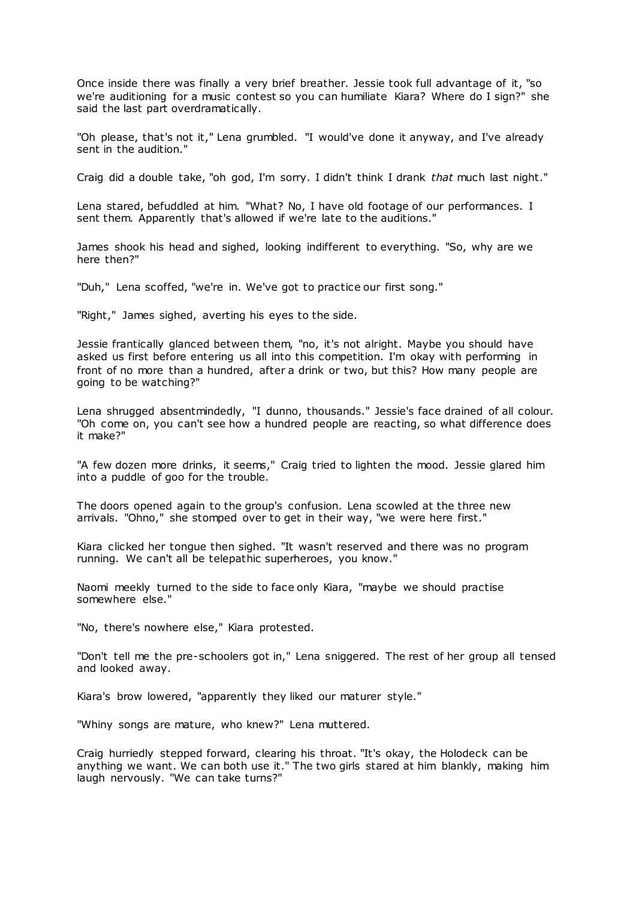Once inside there was finally a very brief breather. Jessie took full advantage of it, "so we're auditioning for a music contest so you can humiliate Kiara? Where do I sign?" she said the last part overdramatically.

"Oh please, that's not it," Lena grumbled. "I would've done it anyway, and I've already sent in the audition."

Craig did a double take, "oh god, I'm sorry. I didn't think I drank *that* much last night."

Lena stared, befuddled at him. "What? No, I have old footage of our performances. I sent them. Apparently that's allowed if we're late to the auditions."

James shook his head and sighed, looking indifferent to everything. "So, why are we here then?"

"Duh," Lena scoffed, "we're in. We've got to practice our first song."

"Right," James sighed, averting his eyes to the side.

Jessie frantically glanced between them, "no, it's not alright. Maybe you should have asked us first before entering us all into this competition. I'm okay with performing in front of no more than a hundred, after a drink or two, but this? How many people are going to be watching?"

Lena shrugged absentmindedly, "I dunno, thousands." Jessie's face drained of all colour. "Oh come on, you can't see how a hundred people are reacting, so what difference does it make?"

"A few dozen more drinks, it seems," Craig tried to lighten the mood. Jessie glared him into a puddle of goo for the trouble.

The doors opened again to the group's confusion. Lena scowled at the three new arrivals. "Ohno," she stomped over to get in their way, "we were here first."

Kiara clicked her tongue then sighed. "It wasn't reserved and there was no program running. We can't all be telepathic superheroes, you know."

Naomi meekly turned to the side to face only Kiara, "maybe we should practise somewhere else."

"No, there's nowhere else," Kiara protested.

"Don't tell me the pre-schoolers got in," Lena sniggered. The rest of her group all tensed and looked away.

Kiara's brow lowered, "apparently they liked our maturer style."

"Whiny songs are mature, who knew?" Lena muttered.

Craig hurriedly stepped forward, clearing his throat. "It's okay, the Holodeck can be anything we want. We can both use it." The two girls stared at him blankly, making him laugh nervously. "We can take turns?"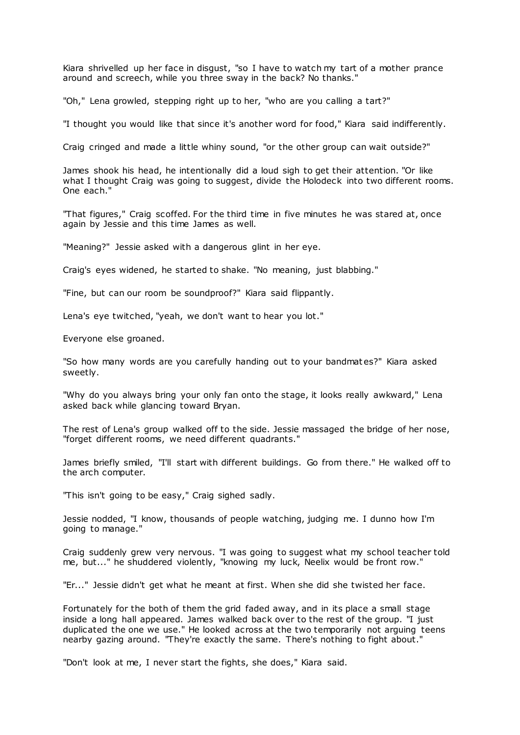Kiara shrivelled up her face in disgust, "so I have to watch my tart of a mother prance around and screech, while you three sway in the back? No thanks."

"Oh," Lena growled, stepping right up to her, "who are you calling a tart?"

"I thought you would like that since it's another word for food," Kiara said indifferently.

Craig cringed and made a little whiny sound, "or the other group can wait outside?"

James shook his head, he intentionally did a loud sigh to get their attention. "Or like what I thought Craig was going to suggest, divide the Holodeck into two different rooms. One each."

"That figures," Craig scoffed. For the third time in five minutes he was stared at, once again by Jessie and this time James as well.

"Meaning?" Jessie asked with a dangerous glint in her eye.

Craig's eyes widened, he started to shake. "No meaning, just blabbing."

"Fine, but can our room be soundproof?" Kiara said flippantly.

Lena's eye twitched, "yeah, we don't want to hear you lot."

Everyone else groaned.

"So how many words are you carefully handing out to your bandmates?" Kiara asked sweetly.

"Why do you always bring your only fan onto the stage, it looks really awkward," Lena asked back while glancing toward Bryan.

The rest of Lena's group walked off to the side. Jessie massaged the bridge of her nose, "forget different rooms, we need different quadrants."

James briefly smiled, "I'll start with different buildings. Go from there." He walked off to the arch computer.

"This isn't going to be easy," Craig sighed sadly.

Jessie nodded, "I know, thousands of people watching, judging me. I dunno how I'm going to manage."

Craig suddenly grew very nervous. "I was going to suggest what my school teacher told me, but..." he shuddered violently, "knowing my luck, Neelix would be front row."

"Er..." Jessie didn't get what he meant at first. When she did she twisted her face.

Fortunately for the both of them the grid faded away, and in its place a small stage inside a long hall appeared. James walked back over to the rest of the group. "I just duplicated the one we use." He looked across at the two temporarily not arguing teens nearby gazing around. "They're exactly the same. There's nothing to fight about."

"Don't look at me, I never start the fights, she does," Kiara said.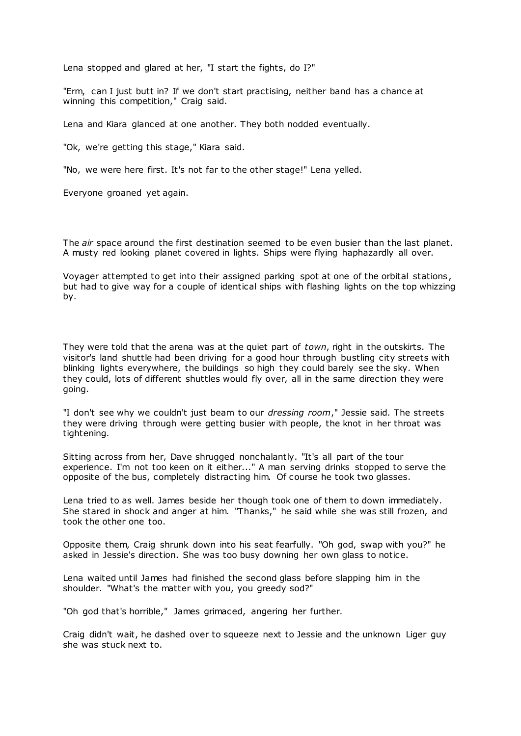Lena stopped and glared at her, "I start the fights, do I?"

"Erm, can I just butt in? If we don't start practising, neither band has a chance at winning this competition," Craig said.

Lena and Kiara glanced at one another. They both nodded eventually.

"Ok, we're getting this stage," Kiara said.

"No, we were here first. It's not far to the other stage!" Lena yelled.

Everyone groaned yet again.

The *air* space around the first destination seemed to be even busier than the last planet. A musty red looking planet covered in lights. Ships were flying haphazardly all over.

Voyager attempted to get into their assigned parking spot at one of the orbital stations, but had to give way for a couple of identical ships with flashing lights on the top whizzing by.

They were told that the arena was at the quiet part of *town*, right in the outskirts. The visitor's land shuttle had been driving for a good hour through bustling city streets with blinking lights everywhere, the buildings so high they could barely see the sky. When they could, lots of different shuttles would fly over, all in the same direction they were going.

"I don't see why we couldn't just beam to our *dressing room*," Jessie said. The streets they were driving through were getting busier with people, the knot in her throat was tightening.

Sitting across from her, Dave shrugged nonchalantly. "It's all part of the tour experience. I'm not too keen on it either..." A man serving drinks stopped to serve the opposite of the bus, completely distracting him. Of course he took two glasses.

Lena tried to as well. James beside her though took one of them to down immediately. She stared in shock and anger at him. "Thanks," he said while she was still frozen, and took the other one too.

Opposite them, Craig shrunk down into his seat fearfully. "Oh god, swap with you?" he asked in Jessie's direction. She was too busy downing her own glass to notice.

Lena waited until James had finished the second glass before slapping him in the shoulder. "What's the matter with you, you greedy sod?"

"Oh god that's horrible," James grimaced, angering her further.

Craig didn't wait, he dashed over to squeeze next to Jessie and the unknown Liger guy she was stuck next to.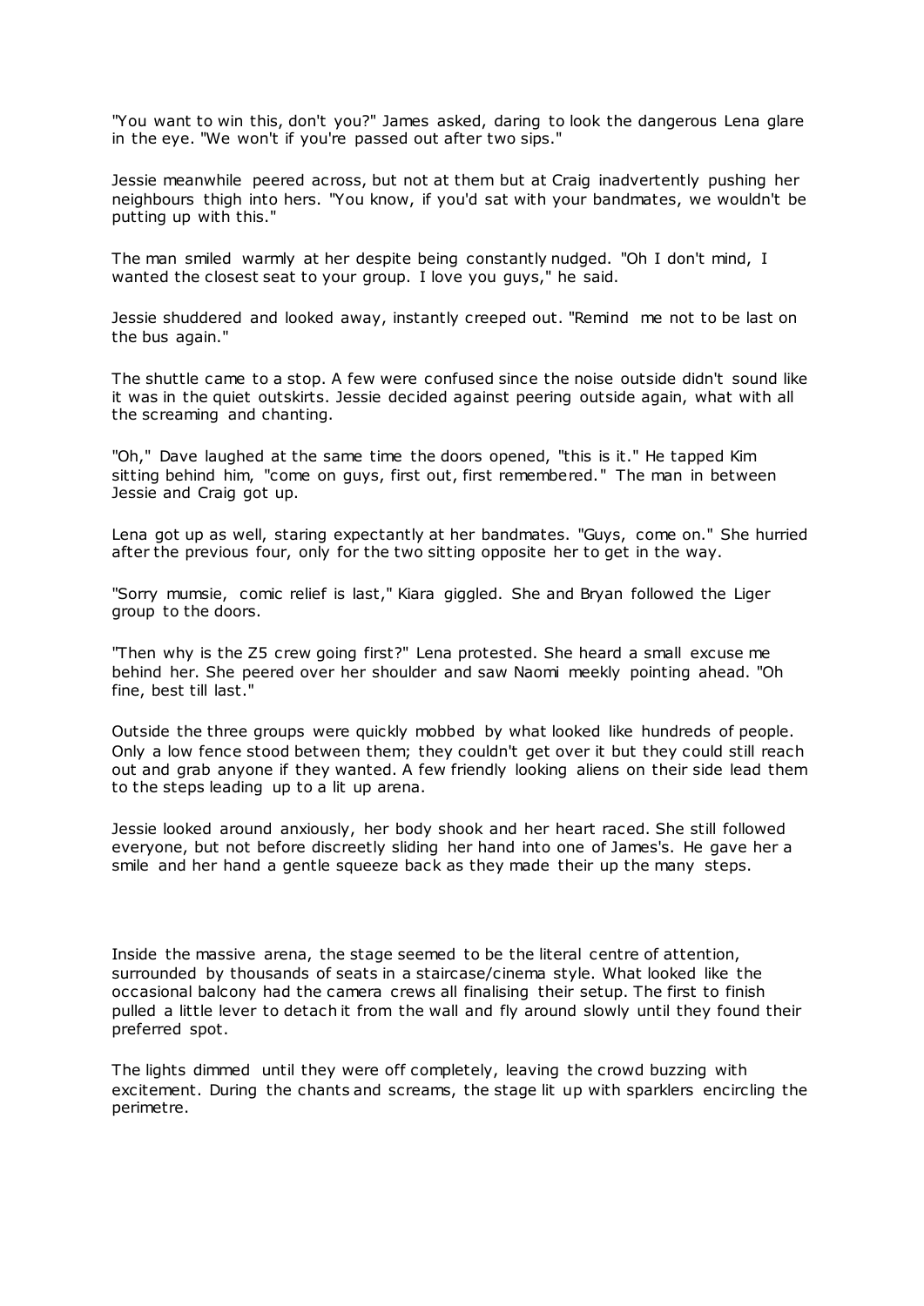"You want to win this, don't you?" James asked, daring to look the dangerous Lena glare in the eye. "We won't if you're passed out after two sips."

Jessie meanwhile peered across, but not at them but at Craig inadvertently pushing her neighbours thigh into hers. "You know, if you'd sat with your bandmates, we wouldn't be putting up with this."

The man smiled warmly at her despite being constantly nudged. "Oh I don't mind, I wanted the closest seat to your group. I love you guys," he said.

Jessie shuddered and looked away, instantly creeped out. "Remind me not to be last on the bus again."

The shuttle came to a stop. A few were confused since the noise outside didn't sound like it was in the quiet outskirts. Jessie decided against peering outside again, what with all the screaming and chanting.

"Oh," Dave laughed at the same time the doors opened, "this is it." He tapped Kim sitting behind him, "come on guys, first out, first remembered." The man in between Jessie and Craig got up.

Lena got up as well, staring expectantly at her bandmates. "Guys, come on." She hurried after the previous four, only for the two sitting opposite her to get in the way.

"Sorry mumsie, comic relief is last," Kiara giggled. She and Bryan followed the Liger group to the doors.

"Then why is the Z5 crew going first?" Lena protested. She heard a small excuse me behind her. She peered over her shoulder and saw Naomi meekly pointing ahead. "Oh fine, best till last."

Outside the three groups were quickly mobbed by what looked like hundreds of people. Only a low fence stood between them; they couldn't get over it but they could still reach out and grab anyone if they wanted. A few friendly looking aliens on their side lead them to the steps leading up to a lit up arena.

Jessie looked around anxiously, her body shook and her heart raced. She still followed everyone, but not before discreetly sliding her hand into one of James's. He gave her a smile and her hand a gentle squeeze back as they made their up the many steps.

Inside the massive arena, the stage seemed to be the literal centre of attention, surrounded by thousands of seats in a staircase/cinema style. What looked like the occasional balcony had the camera crews all finalising their setup. The first to finish pulled a little lever to detach it from the wall and fly around slowly until they found their preferred spot.

The lights dimmed until they were off completely, leaving the crowd buzzing with excitement. During the chants and screams, the stage lit up with sparklers encircling the perimetre.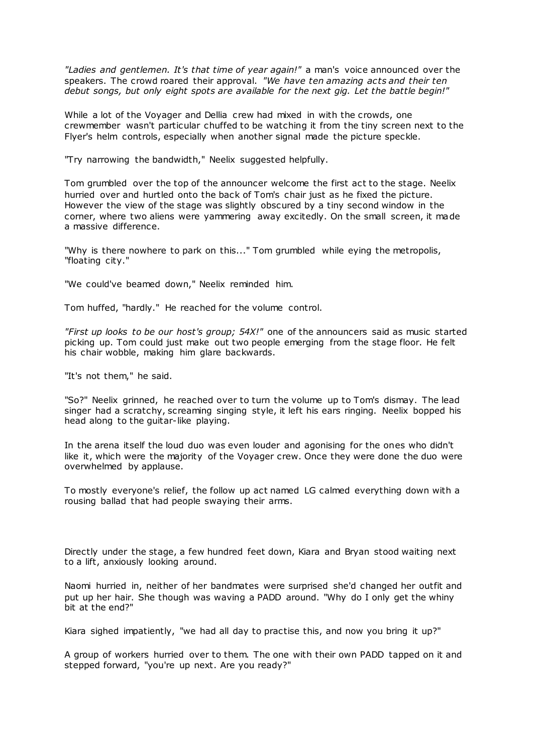*"Ladies and gentlemen. It's that time of year again!"* a man's voice announced over the speakers. The crowd roared their approval. *"We have ten amazing acts and their ten debut songs, but only eight spots are available for the next gig. Let the battle begin!"*

While a lot of the Voyager and Dellia crew had mixed in with the crowds, one crewmember wasn't particular chuffed to be watching it from the tiny screen next to the Flyer's helm controls, especially when another signal made the picture speckle.

"Try narrowing the bandwidth," Neelix suggested helpfully.

Tom grumbled over the top of the announcer welcome the first act to the stage. Neelix hurried over and hurtled onto the back of Tom's chair just as he fixed the picture. However the view of the stage was slightly obscured by a tiny second window in the corner, where two aliens were yammering away excitedly. On the small screen, it made a massive difference.

"Why is there nowhere to park on this..." Tom grumbled while eying the metropolis, "floating city."

"We could've beamed down," Neelix reminded him.

Tom huffed, "hardly." He reached for the volume control.

*"First up looks to be our host's group; 54X!"* one of the announcers said as music started picking up. Tom could just make out two people emerging from the stage floor. He felt his chair wobble, making him glare backwards.

"It's not them," he said.

"So?" Neelix grinned, he reached over to turn the volume up to Tom's dismay. The lead singer had a scratchy, screaming singing style, it left his ears ringing. Neelix bopped his head along to the guitar-like playing.

In the arena itself the loud duo was even louder and agonising for the ones who didn't like it, which were the majority of the Voyager crew. Once they were done the duo were overwhelmed by applause.

To mostly everyone's relief, the follow up act named LG calmed everything down with a rousing ballad that had people swaying their arms.

Directly under the stage, a few hundred feet down, Kiara and Bryan stood waiting next to a lift, anxiously looking around.

Naomi hurried in, neither of her bandmates were surprised she'd changed her outfit and put up her hair. She though was waving a PADD around. "Why do I only get the whiny bit at the end?"

Kiara sighed impatiently, "we had all day to practise this, and now you bring it up?"

A group of workers hurried over to them. The one with their own PADD tapped on it and stepped forward, "you're up next. Are you ready?"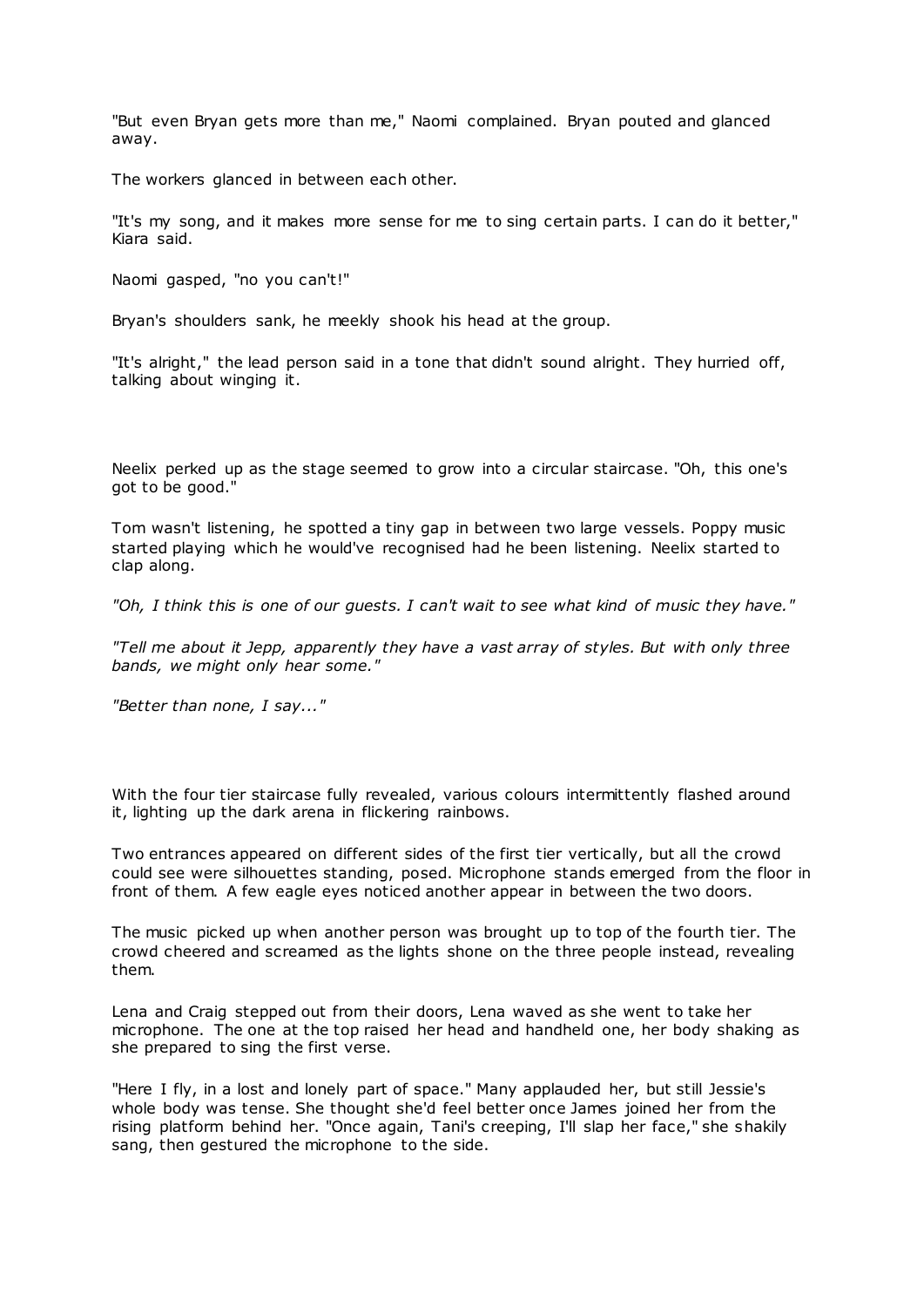"But even Bryan gets more than me," Naomi complained. Bryan pouted and glanced away.

The workers glanced in between each other.

"It's my song, and it makes more sense for me to sing certain parts. I can do it better," Kiara said.

Naomi gasped, "no you can't!"

Bryan's shoulders sank, he meekly shook his head at the group.

"It's alright," the lead person said in a tone that didn't sound alright. They hurried off, talking about winging it.

Neelix perked up as the stage seemed to grow into a circular staircase. "Oh, this one's got to be good."

Tom wasn't listening, he spotted a tiny gap in between two large vessels. Poppy music started playing which he would've recognised had he been listening. Neelix started to clap along.

*"Oh, I think this is one of our guests. I can't wait to see what kind of music they have."*

*"Tell me about it Jepp, apparently they have a vast array of styles. But with only three bands, we might only hear some."*

*"Better than none, I say..."*

With the four tier staircase fully revealed, various colours intermittently flashed around it, lighting up the dark arena in flickering rainbows.

Two entrances appeared on different sides of the first tier vertically, but all the crowd could see were silhouettes standing, posed. Microphone stands emerged from the floor in front of them. A few eagle eyes noticed another appear in between the two doors.

The music picked up when another person was brought up to top of the fourth tier. The crowd cheered and screamed as the lights shone on the three people instead, revealing them.

Lena and Craig stepped out from their doors, Lena waved as she went to take her microphone. The one at the top raised her head and handheld one, her body shaking as she prepared to sing the first verse.

"Here I fly, in a lost and lonely part of space." Many applauded her, but still Jessie's whole body was tense. She thought she'd feel better once James joined her from the rising platform behind her. "Once again, Tani's creeping, I'll slap her face," she shakily sang, then gestured the microphone to the side.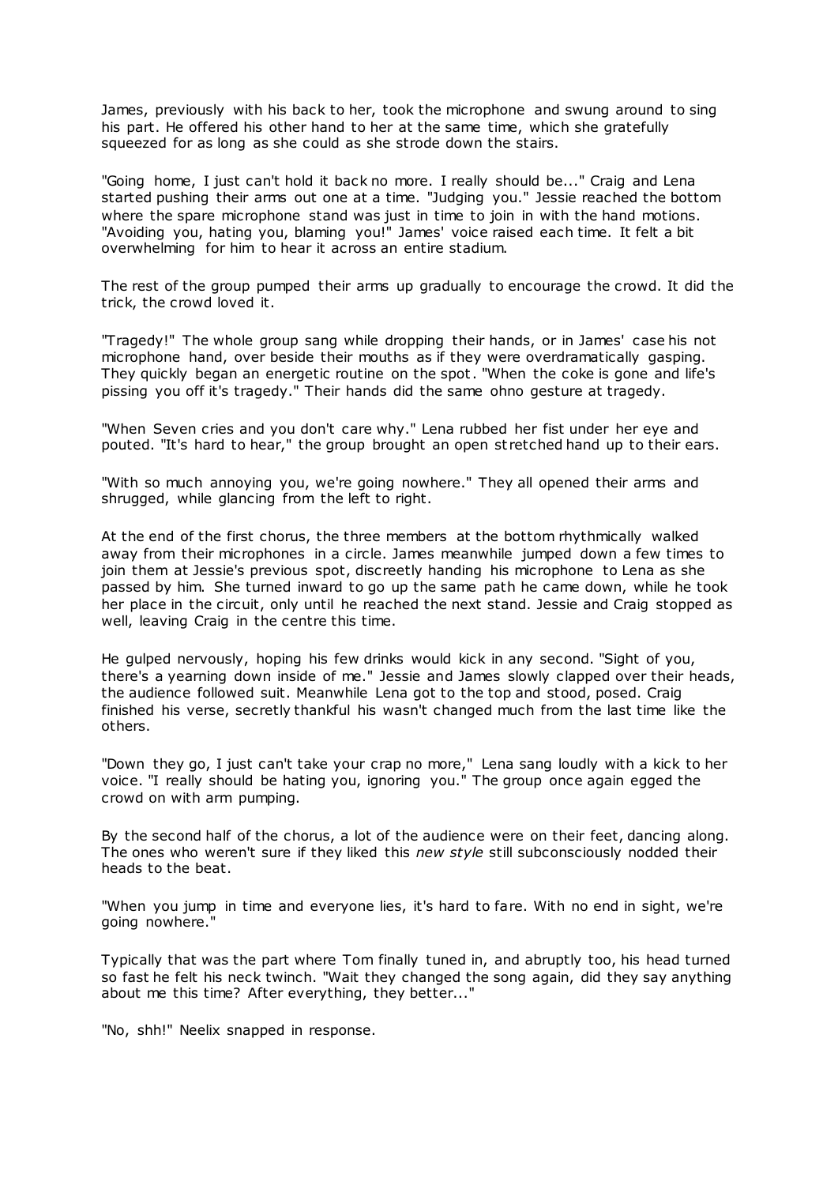James, previously with his back to her, took the microphone and swung around to sing his part. He offered his other hand to her at the same time, which she gratefully squeezed for as long as she could as she strode down the stairs.

"Going home, I just can't hold it back no more. I really should be..." Craig and Lena started pushing their arms out one at a time. "Judging you." Jessie reached the bottom where the spare microphone stand was just in time to join in with the hand motions. "Avoiding you, hating you, blaming you!" James' voice raised each time. It felt a bit overwhelming for him to hear it across an entire stadium.

The rest of the group pumped their arms up gradually to encourage the crowd. It did the trick, the crowd loved it.

"Tragedy!" The whole group sang while dropping their hands, or in James' case his not microphone hand, over beside their mouths as if they were overdramatically gasping. They quickly began an energetic routine on the spot. "When the coke is gone and life's pissing you off it's tragedy." Their hands did the same ohno gesture at tragedy.

"When Seven cries and you don't care why." Lena rubbed her fist under her eye and pouted. "It's hard to hear," the group brought an open stretched hand up to their ears.

"With so much annoying you, we're going nowhere." They all opened their arms and shrugged, while glancing from the left to right.

At the end of the first chorus, the three members at the bottom rhythmically walked away from their microphones in a circle. James meanwhile jumped down a few times to join them at Jessie's previous spot, discreetly handing his microphone to Lena as she passed by him. She turned inward to go up the same path he came down, while he took her place in the circuit, only until he reached the next stand. Jessie and Craig stopped as well, leaving Craig in the centre this time.

He gulped nervously, hoping his few drinks would kick in any second. "Sight of you, there's a yearning down inside of me." Jessie and James slowly clapped over their heads, the audience followed suit. Meanwhile Lena got to the top and stood, posed. Craig finished his verse, secretly thankful his wasn't changed much from the last time like the others.

"Down they go, I just can't take your crap no more," Lena sang loudly with a kick to her voice. "I really should be hating you, ignoring you." The group once again egged the crowd on with arm pumping.

By the second half of the chorus, a lot of the audience were on their feet, dancing along. The ones who weren't sure if they liked this *new style* still subconsciously nodded their heads to the beat.

"When you jump in time and everyone lies, it's hard to fare. With no end in sight, we're going nowhere."

Typically that was the part where Tom finally tuned in, and abruptly too, his head turned so fast he felt his neck twinch. "Wait they changed the song again, did they say anything about me this time? After everything, they better..."

"No, shh!" Neelix snapped in response.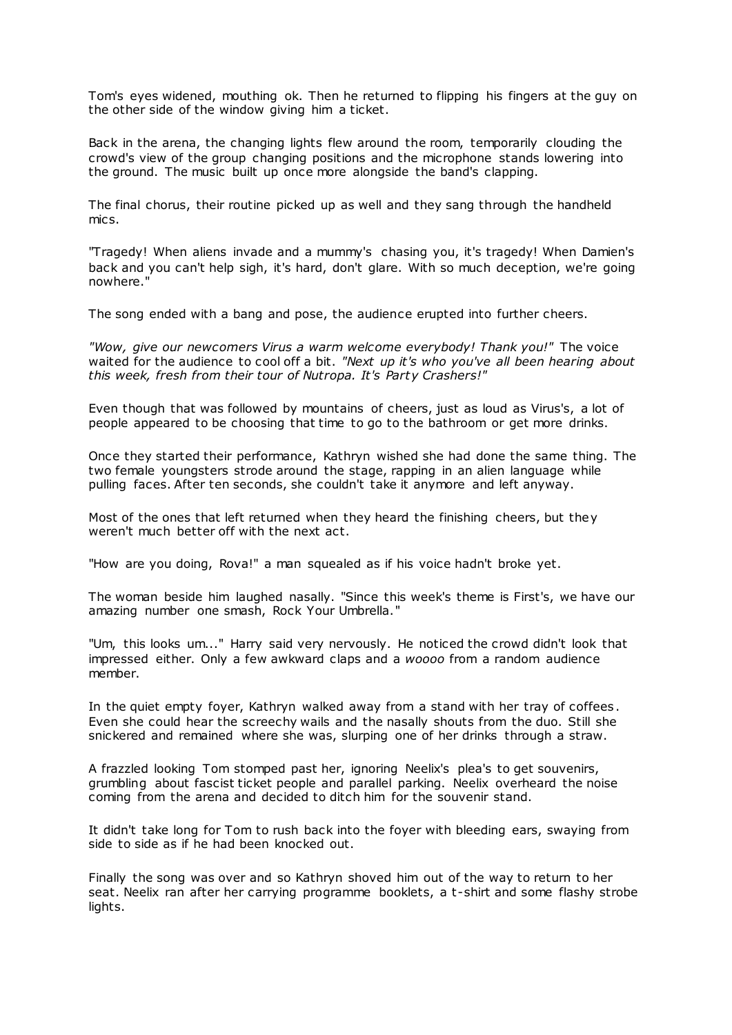Tom's eyes widened, mouthing ok. Then he returned to flipping his fingers at the guy on the other side of the window giving him a ticket.

Back in the arena, the changing lights flew around the room, temporarily clouding the crowd's view of the group changing positions and the microphone stands lowering into the ground. The music built up once more alongside the band's clapping.

The final chorus, their routine picked up as well and they sang through the handheld mics.

"Tragedy! When aliens invade and a mummy's chasing you, it's tragedy! When Damien's back and you can't help sigh, it's hard, don't glare. With so much deception, we're going nowhere."

The song ended with a bang and pose, the audience erupted into further cheers.

*"Wow, give our newcomers Virus a warm welcome everybody! Thank you!"* The voice waited for the audience to cool off a bit. *"Next up it's who you've all been hearing about this week, fresh from their tour of Nutropa. It's Party Crashers!"*

Even though that was followed by mountains of cheers, just as loud as Virus's, a lot of people appeared to be choosing that time to go to the bathroom or get more drinks.

Once they started their performance, Kathryn wished she had done the same thing. The two female youngsters strode around the stage, rapping in an alien language while pulling faces. After ten seconds, she couldn't take it anymore and left anyway.

Most of the ones that left returned when they heard the finishing cheers, but they weren't much better off with the next act.

"How are you doing, Rova!" a man squealed as if his voice hadn't broke yet.

The woman beside him laughed nasally. "Since this week's theme is First's, we have our amazing number one smash, Rock Your Umbrella."

"Um, this looks um..." Harry said very nervously. He noticed the crowd didn't look that impressed either. Only a few awkward claps and a *woooo* from a random audience member.

In the quiet empty foyer, Kathryn walked away from a stand with her tray of coffees. Even she could hear the screechy wails and the nasally shouts from the duo. Still she snickered and remained where she was, slurping one of her drinks through a straw.

A frazzled looking Tom stomped past her, ignoring Neelix's plea's to get souvenirs, grumbling about fascist ticket people and parallel parking. Neelix overheard the noise coming from the arena and decided to ditch him for the souvenir stand.

It didn't take long for Tom to rush back into the foyer with bleeding ears, swaying from side to side as if he had been knocked out.

Finally the song was over and so Kathryn shoved him out of the way to return to her seat. Neelix ran after her carrying programme booklets, a t-shirt and some flashy strobe lights.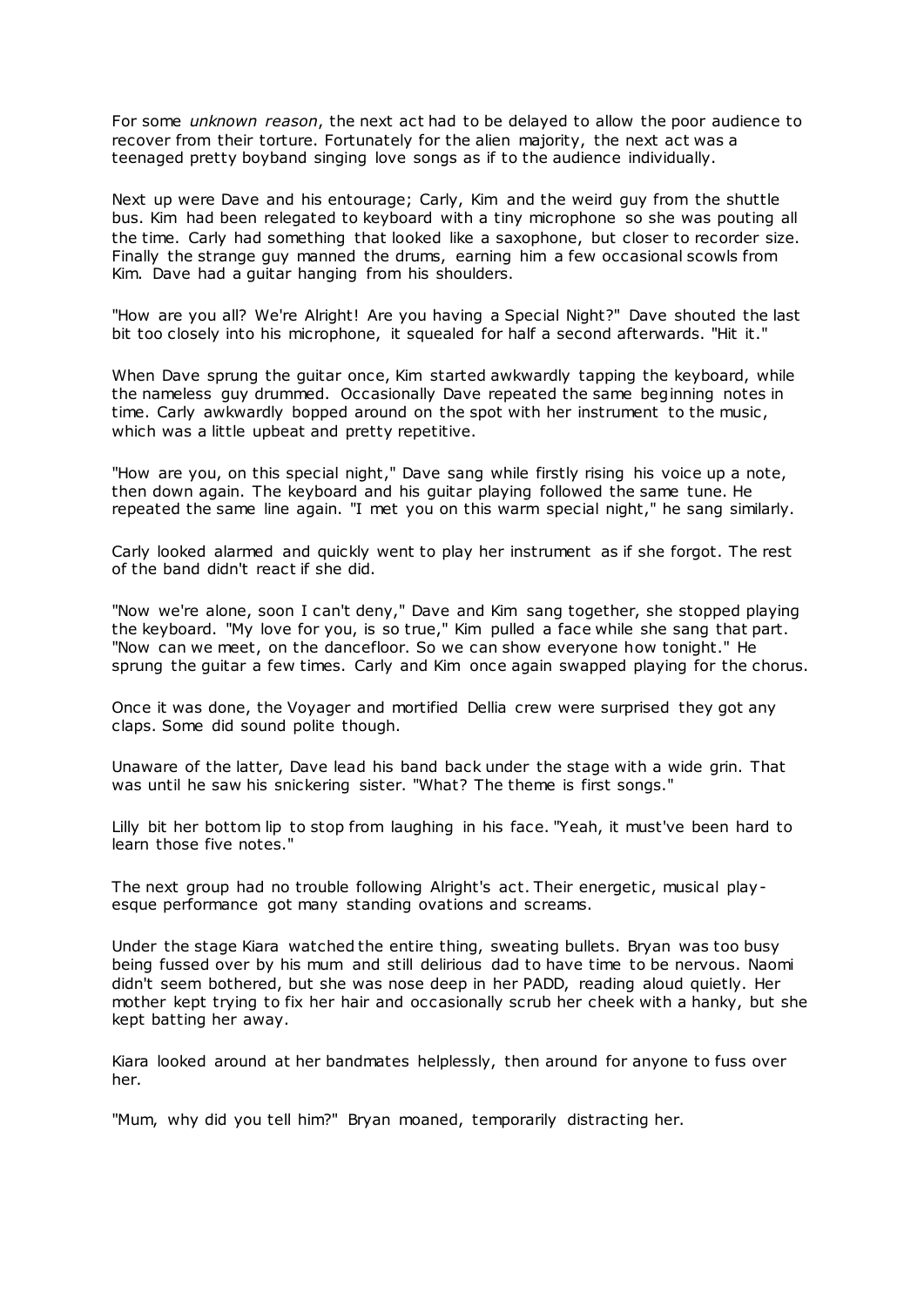For some *unknown reason*, the next act had to be delayed to allow the poor audience to recover from their torture. Fortunately for the alien majority, the next act was a teenaged pretty boyband singing love songs as if to the audience individually.

Next up were Dave and his entourage; Carly, Kim and the weird guy from the shuttle bus. Kim had been relegated to keyboard with a tiny microphone so she was pouting all the time. Carly had something that looked like a saxophone, but closer to recorder size. Finally the strange guy manned the drums, earning him a few occasional scowls from Kim. Dave had a guitar hanging from his shoulders.

"How are you all? We're Alright! Are you having a Special Night?" Dave shouted the last bit too closely into his microphone, it squealed for half a second afterwards. "Hit it."

When Dave sprung the guitar once, Kim started awkwardly tapping the keyboard, while the nameless guy drummed. Occasionally Dave repeated the same beginning notes in time. Carly awkwardly bopped around on the spot with her instrument to the music, which was a little upbeat and pretty repetitive.

"How are you, on this special night," Dave sang while firstly rising his voice up a note, then down again. The keyboard and his guitar playing followed the same tune. He repeated the same line again. "I met you on this warm special night," he sang similarly.

Carly looked alarmed and quickly went to play her instrument as if she forgot. The rest of the band didn't react if she did.

"Now we're alone, soon I can't deny," Dave and Kim sang together, she stopped playing the keyboard. "My love for you, is so true," Kim pulled a face while she sang that part. "Now can we meet, on the dancefloor. So we can show everyone how tonight." He sprung the guitar a few times. Carly and Kim once again swapped playing for the chorus.

Once it was done, the Voyager and mortified Dellia crew were surprised they got any claps. Some did sound polite though.

Unaware of the latter, Dave lead his band back under the stage with a wide grin. That was until he saw his snickering sister. "What? The theme is first songs."

Lilly bit her bottom lip to stop from laughing in his face. "Yeah, it must've been hard to learn those five notes."

The next group had no trouble following Alright's act. Their energetic, musical play-esque performance got many standing ovations and screams.

Under the stage Kiara watched the entire thing, sweating bullets. Bryan was too busy being fussed over by his mum and still delirious dad to have time to be nervous. Naomi didn't seem bothered, but she was nose deep in her PADD, reading aloud quietly. Her mother kept trying to fix her hair and occasionally scrub her cheek with a hanky, but she kept batting her away.

Kiara looked around at her bandmates helplessly, then around for anyone to fuss over her.

"Mum, why did you tell him?" Bryan moaned, temporarily distracting her.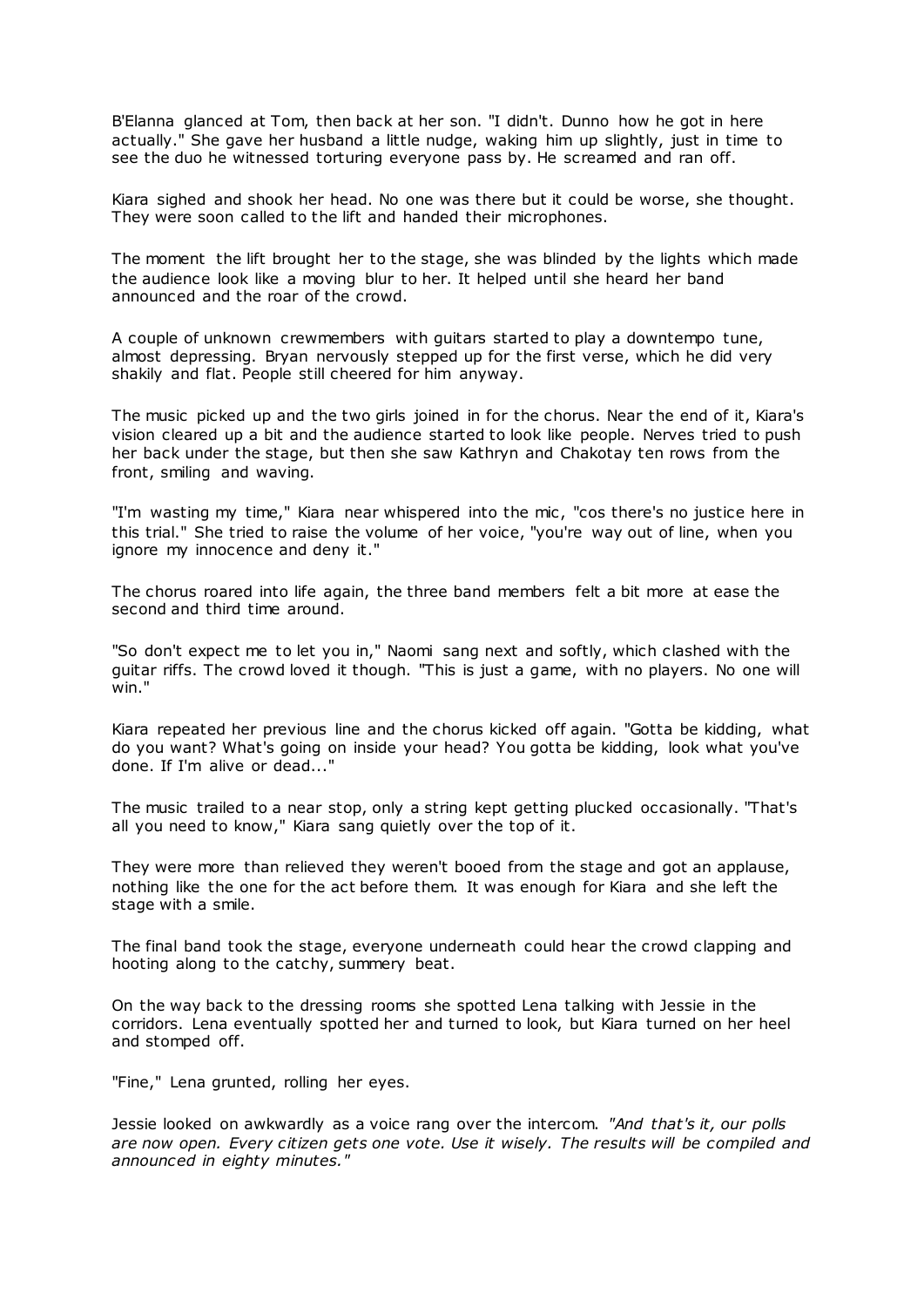B'Elanna glanced at Tom, then back at her son. "I didn't. Dunno how he got in here actually." She gave her husband a little nudge, waking him up slightly, just in time to see the duo he witnessed torturing everyone pass by. He screamed and ran off.

Kiara sighed and shook her head. No one was there but it could be worse, she thought. They were soon called to the lift and handed their microphones.

The moment the lift brought her to the stage, she was blinded by the lights which made the audience look like a moving blur to her. It helped until she heard her band announced and the roar of the crowd.

A couple of unknown crewmembers with guitars started to play a downtempo tune, almost depressing. Bryan nervously stepped up for the first verse, which he did very shakily and flat. People still cheered for him anyway.

The music picked up and the two girls joined in for the chorus. Near the end of it, Kiara's vision cleared up a bit and the audience started to look like people. Nerves tried to push her back under the stage, but then she saw Kathryn and Chakotay ten rows from the front, smiling and waving.

"I'm wasting my time," Kiara near whispered into the mic, "cos there's no justice here in this trial." She tried to raise the volume of her voice, "you're way out of line, when you ignore my innocence and deny it."

The chorus roared into life again, the three band members felt a bit more at ease the second and third time around.

"So don't expect me to let you in," Naomi sang next and softly, which clashed with the guitar riffs. The crowd loved it though. "This is just a game, with no players. No one will win."

Kiara repeated her previous line and the chorus kicked off again. "Gotta be kidding, what do you want? What's going on inside your head? You gotta be kidding, look what you've done. If I'm alive or dead..."

The music trailed to a near stop, only a string kept getting plucked occasionally. "That's all you need to know," Kiara sang quietly over the top of it.

They were more than relieved they weren't booed from the stage and got an applause, nothing like the one for the act before them. It was enough for Kiara and she left the stage with a smile.

The final band took the stage, everyone underneath could hear the crowd clapping and hooting along to the catchy, summery beat.

On the way back to the dressing rooms she spotted Lena talking with Jessie in the corridors. Lena eventually spotted her and turned to look, but Kiara turned on her heel and stomped off.

"Fine," Lena grunted, rolling her eyes.

Jessie looked on awkwardly as a voice rang over the intercom. *"And that's it, our polls are now open. Every citizen gets one vote. Use it wisely. The results will be compiled and announced in eighty minutes."*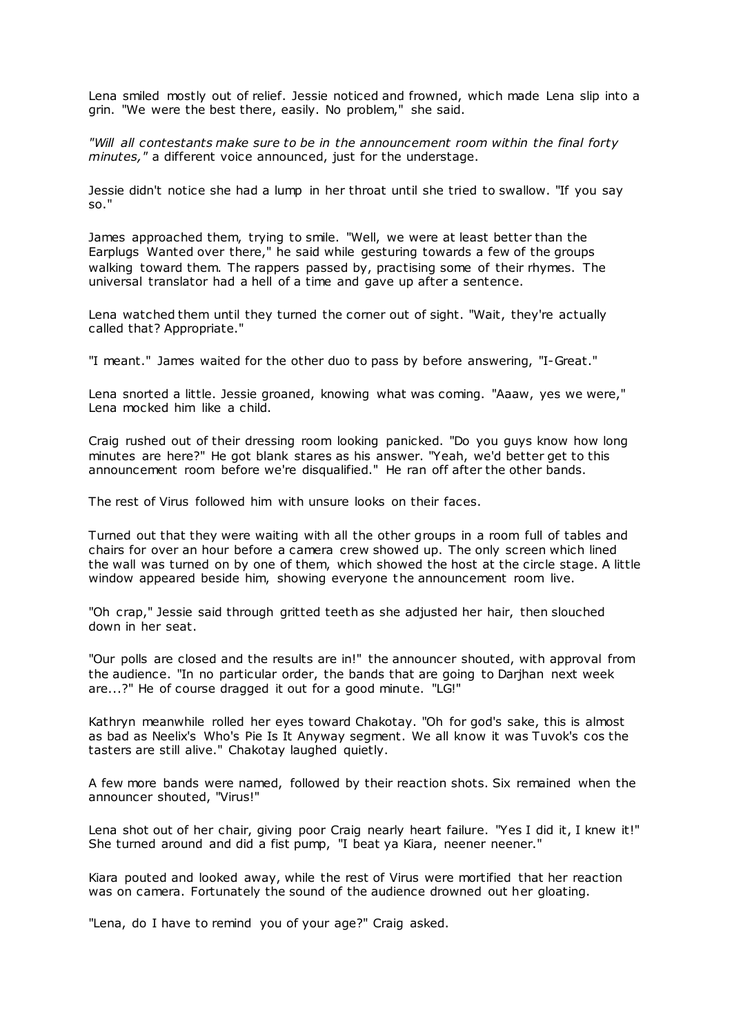Lena smiled mostly out of relief. Jessie noticed and frowned, which made Lena slip into a grin. "We were the best there, easily. No problem," she said.

*"Will all contestants make sure to be in the announcement room within the final forty minutes,"* a different voice announced, just for the understage.

Jessie didn't notice she had a lump in her throat until she tried to swallow. "If you say so."

James approached them, trying to smile. "Well, we were at least better than the Earplugs Wanted over there," he said while gesturing towards a few of the groups walking toward them. The rappers passed by, practising some of their rhymes. The universal translator had a hell of a time and gave up after a sentence.

Lena watched them until they turned the corner out of sight. "Wait, they're actually called that? Appropriate."

"I meant." James waited for the other duo to pass by before answering, "I-Great."

Lena snorted a little. Jessie groaned, knowing what was coming. "Aaaw, yes we were," Lena mocked him like a child.

Craig rushed out of their dressing room looking panicked. "Do you guys know how long minutes are here?" He got blank stares as his answer. "Yeah, we'd better get to this announcement room before we're disqualified." He ran off after the other bands.

The rest of Virus followed him with unsure looks on their faces.

Turned out that they were waiting with all the other groups in a room full of tables and chairs for over an hour before a camera crew showed up. The only screen which lined the wall was turned on by one of them, which showed the host at the circle stage. A little window appeared beside him, showing everyone the announcement room live.

"Oh crap," Jessie said through gritted teeth as she adjusted her hair, then slouched down in her seat.

"Our polls are closed and the results are in!" the announcer shouted, with approval from the audience. "In no particular order, the bands that are going to Darjhan next week are...?" He of course dragged it out for a good minute. "LG!"

Kathryn meanwhile rolled her eyes toward Chakotay. "Oh for god's sake, this is almost as bad as Neelix's Who's Pie Is It Anyway segment. We all know it was Tuvok's cos the tasters are still alive." Chakotay laughed quietly.

A few more bands were named, followed by their reaction shots. Six remained when the announcer shouted, "Virus!"

Lena shot out of her chair, giving poor Craig nearly heart failure. "Yes I did it, I knew it!" She turned around and did a fist pump, "I beat ya Kiara, neener neener."

Kiara pouted and looked away, while the rest of Virus were mortified that her reaction was on camera. Fortunately the sound of the audience drowned out her gloating.

"Lena, do I have to remind you of your age?" Craig asked.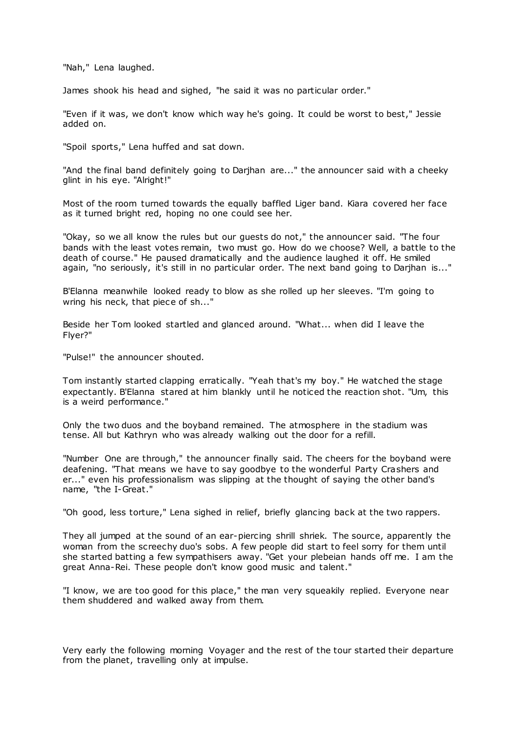"Nah," Lena laughed.

James shook his head and sighed, "he said it was no particular order."

"Even if it was, we don't know which way he's going. It could be worst to best," Jessie added on.

"Spoil sports," Lena huffed and sat down.

"And the final band definitely going to Darjhan are..." the announcer said with a cheeky glint in his eye. "Alright!"

Most of the room turned towards the equally baffled Liger band. Kiara covered her face as it turned bright red, hoping no one could see her.

"Okay, so we all know the rules but our guests do not," the announcer said. "The four bands with the least votes remain, two must go. How do we choose? Well, a battle to the death of course." He paused dramatically and the audience laughed it off. He smiled again, "no seriously, it's still in no particular order. The next band going to Darjhan is..."

B'Elanna meanwhile looked ready to blow as she rolled up her sleeves. "I'm going to wring his neck, that piece of sh..."

Beside her Tom looked startled and glanced around. "What... when did I leave the Flyer?"

"Pulse!" the announcer shouted.

Tom instantly started clapping erratically. "Yeah that's my boy." He watched the stage expectantly. B'Elanna stared at him blankly until he noticed the reaction shot. "Um, this is a weird performance."

Only the two duos and the boyband remained. The atmosphere in the stadium was tense. All but Kathryn who was already walking out the door for a refill.

"Number One are through," the announcer finally said. The cheers for the boyband were deafening. "That means we have to say goodbye to the wonderful Party Crashers and er..." even his professionalism was slipping at the thought of saying the other band's name, "the I-Great."

"Oh good, less torture," Lena sighed in relief, briefly glancing back at the two rappers.

They all jumped at the sound of an ear-piercing shrill shriek. The source, apparently the woman from the screechy duo's sobs. A few people did start to feel sorry for them until she started batting a few sympathisers away. "Get your plebeian hands off me. I am the great Anna-Rei. These people don't know good music and talent."

"I know, we are too good for this place," the man very squeakily replied. Everyone near them shuddered and walked away from them.

Very early the following morning Voyager and the rest of the tour started their departure from the planet, travelling only at impulse.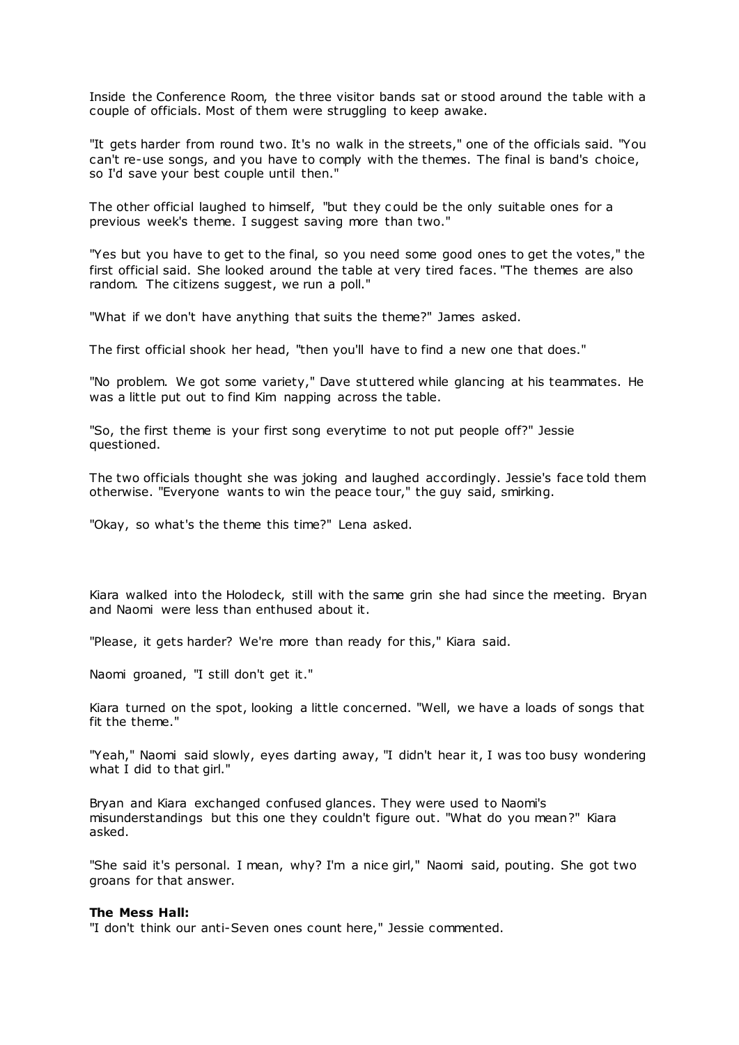Inside the Conference Room, the three visitor bands sat or stood around the table with a couple of officials. Most of them were struggling to keep awake.

"It gets harder from round two. It's no walk in the streets," one of the officials said. "You can't re-use songs, and you have to comply with the themes. The final is band's choice, so I'd save your best couple until then."

The other official laughed to himself, "but they could be the only suitable ones for a previous week's theme. I suggest saving more than two."

"Yes but you have to get to the final, so you need some good ones to get the votes," the first official said. She looked around the table at very tired faces. "The themes are also random. The citizens suggest, we run a poll."

"What if we don't have anything that suits the theme?" James asked.

The first official shook her head, "then you'll have to find a new one that does."

"No problem. We got some variety," Dave stuttered while glancing at his teammates. He was a little put out to find Kim napping across the table.

"So, the first theme is your first song everytime to not put people off?" Jessie questioned.

The two officials thought she was joking and laughed accordingly. Jessie's face told them otherwise. "Everyone wants to win the peace tour," the guy said, smirking.

"Okay, so what's the theme this time?" Lena asked.

Kiara walked into the Holodeck, still with the same grin she had since the meeting. Bryan and Naomi were less than enthused about it.

"Please, it gets harder? We're more than ready for this," Kiara said.

Naomi groaned, "I still don't get it."

Kiara turned on the spot, looking a little concerned. "Well, we have a loads of songs that fit the theme."

"Yeah," Naomi said slowly, eyes darting away, "I didn't hear it, I was too busy wondering what I did to that girl."

Bryan and Kiara exchanged confused glances. They were used to Naomi's misunderstandings but this one they couldn't figure out. "What do you mean?" Kiara asked.

"She said it's personal. I mean, why? I'm a nice girl," Naomi said, pouting. She got two groans for that answer.

**The Mess Hall:**
"I don't think our anti-Seven ones count here," Jessie commented.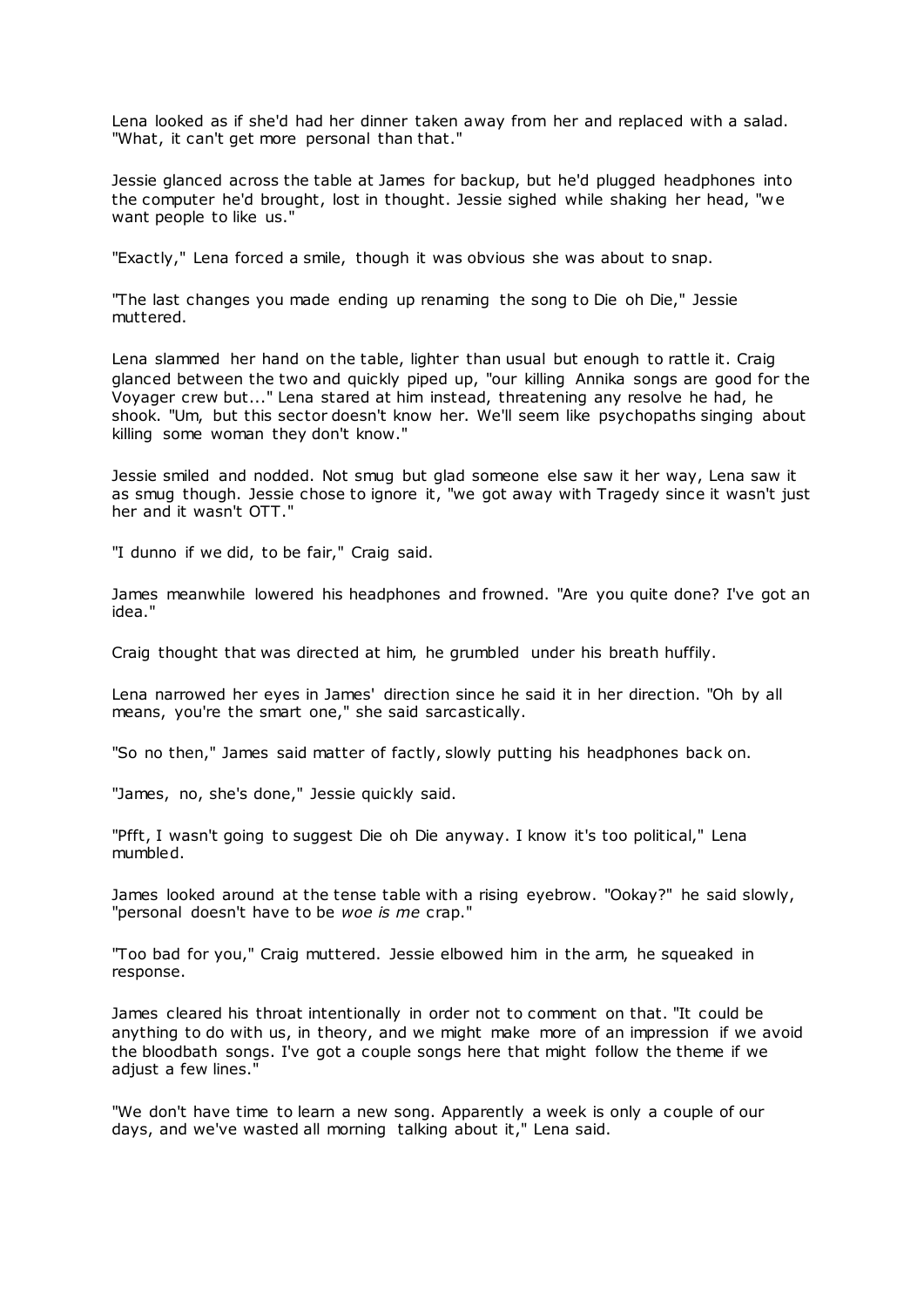Lena looked as if she'd had her dinner taken away from her and replaced with a salad. "What, it can't get more personal than that."

Jessie glanced across the table at James for backup, but he'd plugged headphones into the computer he'd brought, lost in thought. Jessie sighed while shaking her head, "we want people to like us."

"Exactly," Lena forced a smile, though it was obvious she was about to snap.

"The last changes you made ending up renaming the song to Die oh Die," Jessie muttered.

Lena slammed her hand on the table, lighter than usual but enough to rattle it. Craig glanced between the two and quickly piped up, "our killing Annika songs are good for the Voyager crew but..." Lena stared at him instead, threatening any resolve he had, he shook. "Um, but this sector doesn't know her. We'll seem like psychopaths singing about killing some woman they don't know."

Jessie smiled and nodded. Not smug but glad someone else saw it her way, Lena saw it as smug though. Jessie chose to ignore it, "we got away with Tragedy since it wasn't just her and it wasn't OTT."

"I dunno if we did, to be fair," Craig said.

James meanwhile lowered his headphones and frowned. "Are you quite done? I've got an idea."

Craig thought that was directed at him, he grumbled under his breath huffily.

Lena narrowed her eyes in James' direction since he said it in her direction. "Oh by all means, you're the smart one," she said sarcastically.

"So no then," James said matter of factly, slowly putting his headphones back on.

"James, no, she's done," Jessie quickly said.

"Pfft, I wasn't going to suggest Die oh Die anyway. I know it's too political," Lena mumbled.

James looked around at the tense table with a rising eyebrow. "Ookay?" he said slowly, "personal doesn't have to be *woe is me* crap."

"Too bad for you," Craig muttered. Jessie elbowed him in the arm, he squeaked in response.

James cleared his throat intentionally in order not to comment on that. "It could be anything to do with us, in theory, and we might make more of an impression if we avoid the bloodbath songs. I've got a couple songs here that might follow the theme if we adjust a few lines."

"We don't have time to learn a new song. Apparently a week is only a couple of our days, and we've wasted all morning talking about it," Lena said.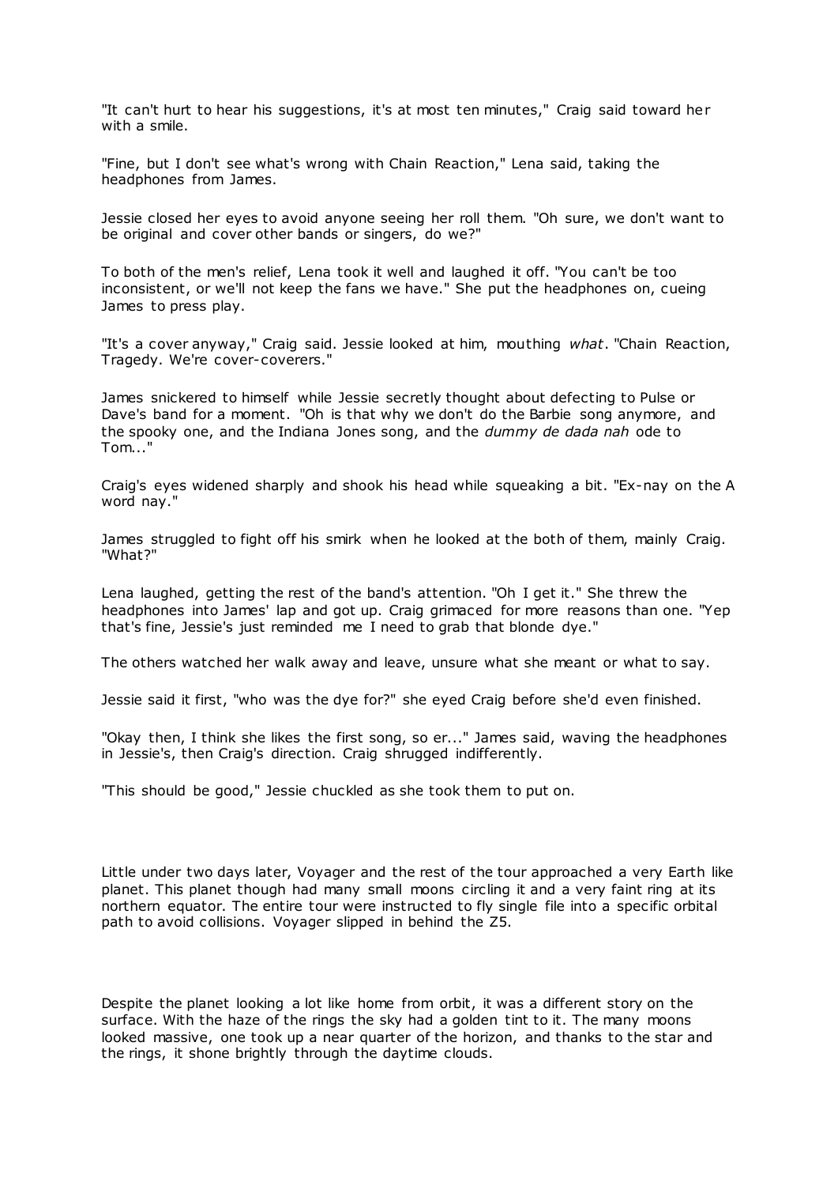"It can't hurt to hear his suggestions, it's at most ten minutes," Craig said toward her with a smile.

"Fine, but I don't see what's wrong with Chain Reaction," Lena said, taking the headphones from James.

Jessie closed her eyes to avoid anyone seeing her roll them. "Oh sure, we don't want to be original and cover other bands or singers, do we?"

To both of the men's relief, Lena took it well and laughed it off. "You can't be too inconsistent, or we'll not keep the fans we have." She put the headphones on, cueing James to press play.

"It's a cover anyway," Craig said. Jessie looked at him, mouthing *what*. "Chain Reaction, Tragedy. We're cover-coverers."

James snickered to himself while Jessie secretly thought about defecting to Pulse or Dave's band for a moment. "Oh is that why we don't do the Barbie song anymore, and the spooky one, and the Indiana Jones song, and the *dummy de dada nah* ode to Tom..."

Craig's eyes widened sharply and shook his head while squeaking a bit. "Ex-nay on the A word nay."

James struggled to fight off his smirk when he looked at the both of them, mainly Craig. "What?"

Lena laughed, getting the rest of the band's attention. "Oh I get it." She threw the headphones into James' lap and got up. Craig grimaced for more reasons than one. "Yep that's fine, Jessie's just reminded me I need to grab that blonde dye."

The others watched her walk away and leave, unsure what she meant or what to say.

Jessie said it first, "who was the dye for?" she eyed Craig before she'd even finished.

"Okay then, I think she likes the first song, so er..." James said, waving the headphones in Jessie's, then Craig's direction. Craig shrugged indifferently.

"This should be good," Jessie chuckled as she took them to put on.

Little under two days later, Voyager and the rest of the tour approached a very Earth like planet. This planet though had many small moons circling it and a very faint ring at its northern equator. The entire tour were instructed to fly single file into a specific orbital path to avoid collisions. Voyager slipped in behind the Z5.

Despite the planet looking a lot like home from orbit, it was a different story on the surface. With the haze of the rings the sky had a golden tint to it. The many moons looked massive, one took up a near quarter of the horizon, and thanks to the star and the rings, it shone brightly through the daytime clouds.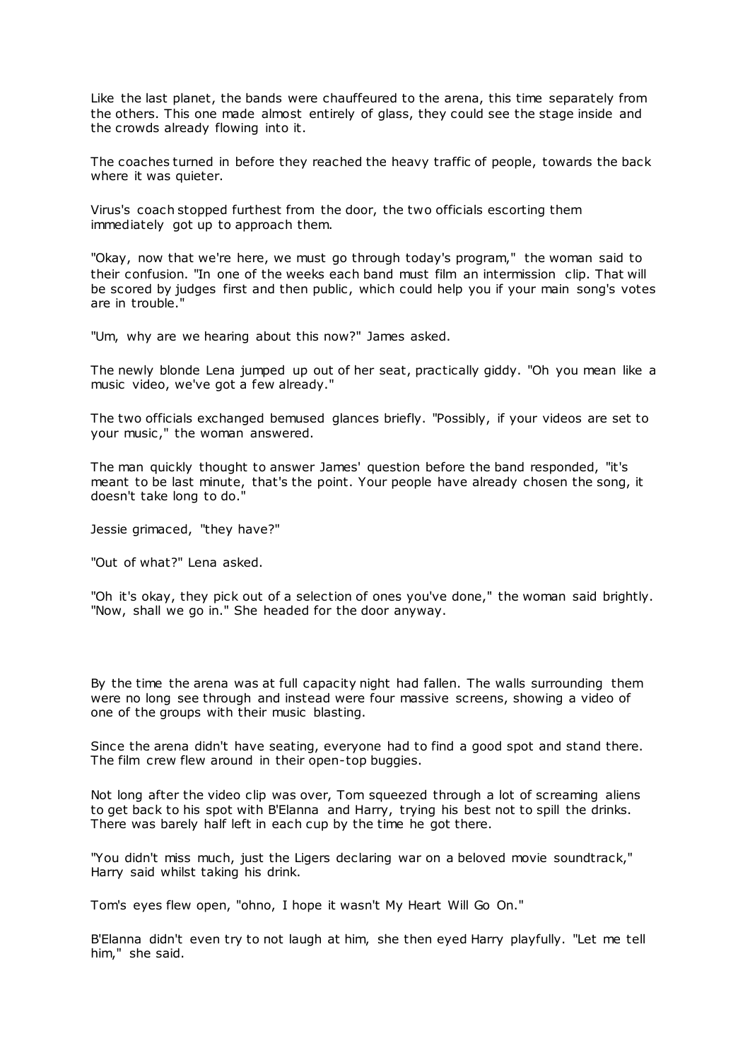Like the last planet, the bands were chauffeured to the arena, this time separately from the others. This one made almost entirely of glass, they could see the stage inside and the crowds already flowing into it.

The coaches turned in before they reached the heavy traffic of people, towards the back where it was quieter.

Virus's coach stopped furthest from the door, the two officials escorting them immediately got up to approach them.

"Okay, now that we're here, we must go through today's program," the woman said to their confusion. "In one of the weeks each band must film an intermission clip. That will be scored by judges first and then public, which could help you if your main song's votes are in trouble."

"Um, why are we hearing about this now?" James asked.

The newly blonde Lena jumped up out of her seat, practically giddy. "Oh you mean like a music video, we've got a few already."

The two officials exchanged bemused glances briefly. "Possibly, if your videos are set to your music," the woman answered.

The man quickly thought to answer James' question before the band responded, "it's meant to be last minute, that's the point. Your people have already chosen the song, it doesn't take long to do."

Jessie grimaced, "they have?"

"Out of what?" Lena asked.

"Oh it's okay, they pick out of a selection of ones you've done," the woman said brightly. "Now, shall we go in." She headed for the door anyway.

By the time the arena was at full capacity night had fallen. The walls surrounding them were no long see through and instead were four massive screens, showing a video of one of the groups with their music blasting.

Since the arena didn't have seating, everyone had to find a good spot and stand there. The film crew flew around in their open-top buggies.

Not long after the video clip was over, Tom squeezed through a lot of screaming aliens to get back to his spot with B'Elanna and Harry, trying his best not to spill the drinks. There was barely half left in each cup by the time he got there.

"You didn't miss much, just the Ligers declaring war on a beloved movie soundtrack," Harry said whilst taking his drink.

Tom's eyes flew open, "ohno, I hope it wasn't My Heart Will Go On."

B'Elanna didn't even try to not laugh at him, she then eyed Harry playfully. "Let me tell him," she said.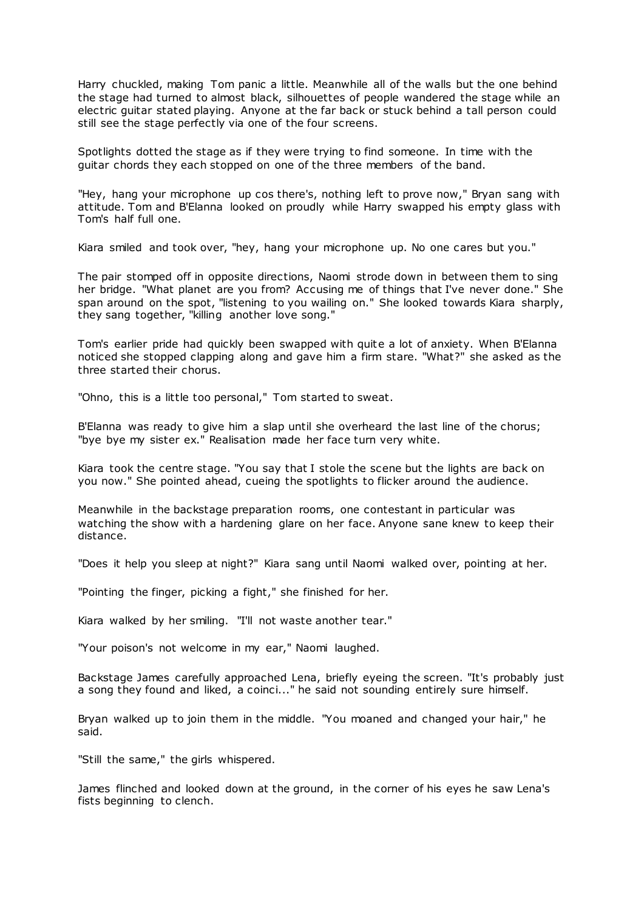Harry chuckled, making Tom panic a little. Meanwhile all of the walls but the one behind the stage had turned to almost black, silhouettes of people wandered the stage while an electric guitar stated playing. Anyone at the far back or stuck behind a tall person could still see the stage perfectly via one of the four screens.

Spotlights dotted the stage as if they were trying to find someone. In time with the guitar chords they each stopped on one of the three members of the band.

"Hey, hang your microphone up cos there's, nothing left to prove now," Bryan sang with attitude. Tom and B'Elanna looked on proudly while Harry swapped his empty glass with Tom's half full one.

Kiara smiled and took over, "hey, hang your microphone up. No one cares but you."

The pair stomped off in opposite directions, Naomi strode down in between them to sing her bridge. "What planet are you from? Accusing me of things that I've never done." She span around on the spot, "listening to you wailing on." She looked towards Kiara sharply, they sang together, "killing another love song."

Tom's earlier pride had quickly been swapped with quite a lot of anxiety. When B'Elanna noticed she stopped clapping along and gave him a firm stare. "What?" she asked as the three started their chorus.

"Ohno, this is a little too personal," Tom started to sweat.

B'Elanna was ready to give him a slap until she overheard the last line of the chorus; "bye bye my sister ex." Realisation made her face turn very white.

Kiara took the centre stage. "You say that I stole the scene but the lights are back on you now." She pointed ahead, cueing the spotlights to flicker around the audience.

Meanwhile in the backstage preparation rooms, one contestant in particular was watching the show with a hardening glare on her face. Anyone sane knew to keep their distance.

"Does it help you sleep at night?" Kiara sang until Naomi walked over, pointing at her.

"Pointing the finger, picking a fight," she finished for her.

Kiara walked by her smiling. "I'll not waste another tear."

"Your poison's not welcome in my ear," Naomi laughed.

Backstage James carefully approached Lena, briefly eyeing the screen. "It's probably just a song they found and liked, a coinci..." he said not sounding entirely sure himself.

Bryan walked up to join them in the middle. "You moaned and changed your hair," he said.

"Still the same," the girls whispered.

James flinched and looked down at the ground, in the corner of his eyes he saw Lena's fists beginning to clench.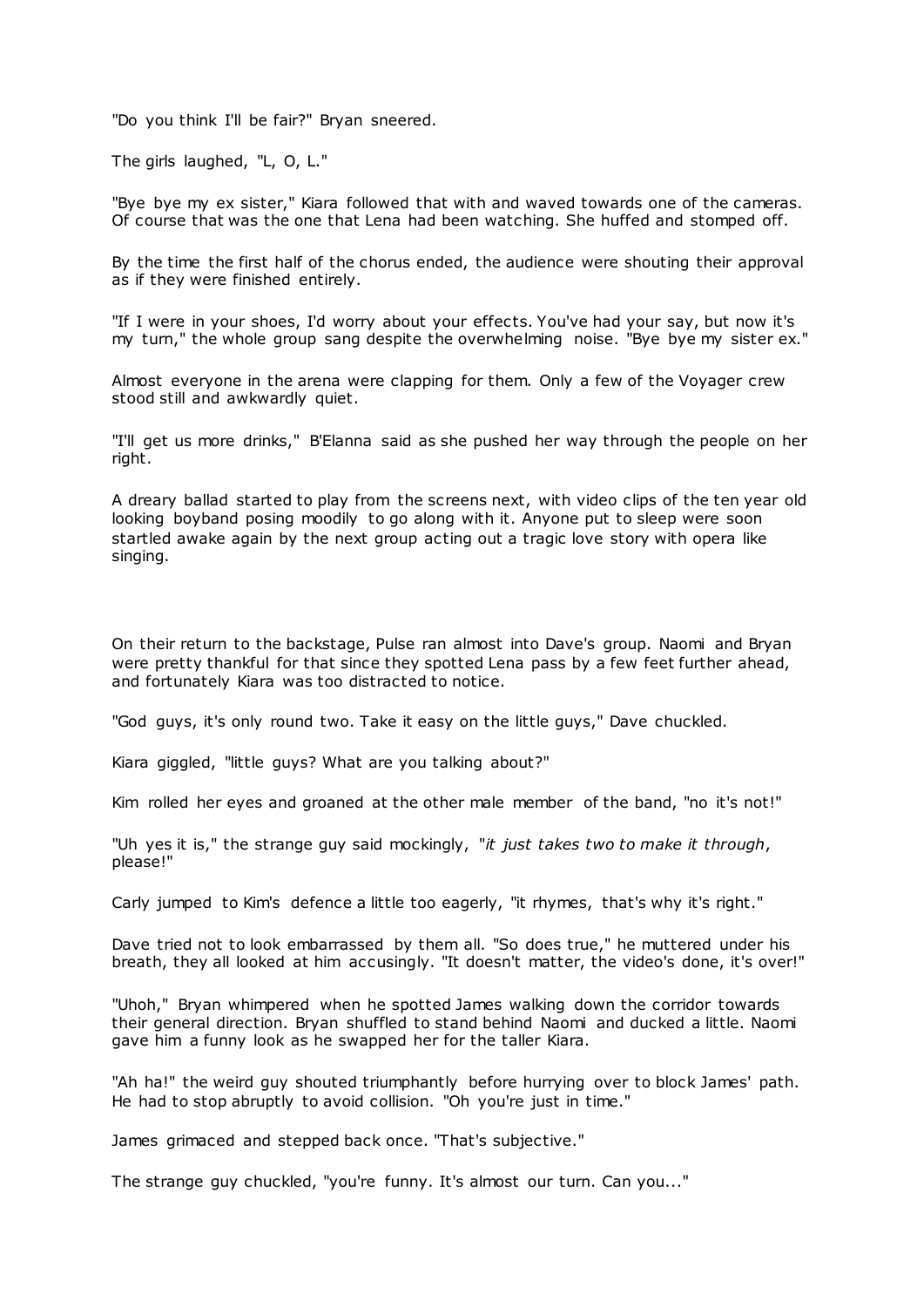"Do you think I'll be fair?" Bryan sneered.

The girls laughed, "L, O, L."

"Bye bye my ex sister," Kiara followed that with and waved towards one of the cameras. Of course that was the one that Lena had been watching. She huffed and stomped off.

By the time the first half of the chorus ended, the audience were shouting their approval as if they were finished entirely.

"If I were in your shoes, I'd worry about your effects. You've had your say, but now it's my turn," the whole group sang despite the overwhelming noise. "Bye bye my sister ex."

Almost everyone in the arena were clapping for them. Only a few of the Voyager crew stood still and awkwardly quiet.

"I'll get us more drinks," B'Elanna said as she pushed her way through the people on her right.

A dreary ballad started to play from the screens next, with video clips of the ten year old looking boyband posing moodily to go along with it. Anyone put to sleep were soon startled awake again by the next group acting out a tragic love story with opera like singing.

On their return to the backstage, Pulse ran almost into Dave's group. Naomi and Bryan were pretty thankful for that since they spotted Lena pass by a few feet further ahead, and fortunately Kiara was too distracted to notice.

"God guys, it's only round two. Take it easy on the little guys," Dave chuckled.

Kiara giggled, "little guys? What are you talking about?"

Kim rolled her eyes and groaned at the other male member of the band, "no it's not!"

"Uh yes it is," the strange guy said mockingly, "*it just takes two to make it through*, please!"

Carly jumped to Kim's defence a little too eagerly, "it rhymes, that's why it's right."

Dave tried not to look embarrassed by them all. "So does true," he muttered under his breath, they all looked at him accusingly. "It doesn't matter, the video's done, it's over!"

"Uhoh," Bryan whimpered when he spotted James walking down the corridor towards their general direction. Bryan shuffled to stand behind Naomi and ducked a little. Naomi gave him a funny look as he swapped her for the taller Kiara.

"Ah ha!" the weird guy shouted triumphantly before hurrying over to block James' path. He had to stop abruptly to avoid collision. "Oh you're just in time."

James grimaced and stepped back once. "That's subjective."

The strange guy chuckled, "you're funny. It's almost our turn. Can you..."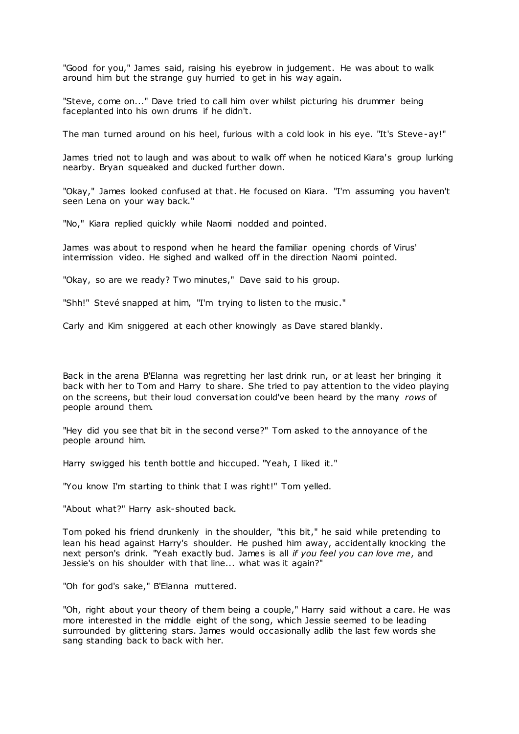"Good for you," James said, raising his eyebrow in judgement. He was about to walk around him but the strange guy hurried to get in his way again.

"Steve, come on..." Dave tried to call him over whilst picturing his drummer being faceplanted into his own drums if he didn't.

The man turned around on his heel, furious with a cold look in his eye. "It's Steve-ay!"

James tried not to laugh and was about to walk off when he noticed Kiara's group lurking nearby. Bryan squeaked and ducked further down.

"Okay," James looked confused at that. He focused on Kiara. "I'm assuming you haven't seen Lena on your way back."

"No," Kiara replied quickly while Naomi nodded and pointed.

James was about to respond when he heard the familiar opening chords of Virus' intermission video. He sighed and walked off in the direction Naomi pointed.

"Okay, so are we ready? Two minutes," Dave said to his group.

"Shh!" Stevé snapped at him, "I'm trying to listen to the music."

Carly and Kim sniggered at each other knowingly as Dave stared blankly.

Back in the arena B'Elanna was regretting her last drink run, or at least her bringing it back with her to Tom and Harry to share. She tried to pay attention to the video playing on the screens, but their loud conversation could've been heard by the many *rows* of people around them.

"Hey did you see that bit in the second verse?" Tom asked to the annoyance of the people around him.

Harry swigged his tenth bottle and hiccuped. "Yeah, I liked it."

"You know I'm starting to think that I was right!" Tom yelled.

"About what?" Harry ask-shouted back.

Tom poked his friend drunkenly in the shoulder, "this bit," he said while pretending to lean his head against Harry's shoulder. He pushed him away, accidentally knocking the next person's drink. "Yeah exactly bud. James is all *if you feel you can love me*, and Jessie's on his shoulder with that line... what was it again?"

"Oh for god's sake," B'Elanna muttered.

"Oh, right about your theory of them being a couple," Harry said without a care. He was more interested in the middle eight of the song, which Jessie seemed to be leading surrounded by glittering stars. James would occasionally adlib the last few words she sang standing back to back with her.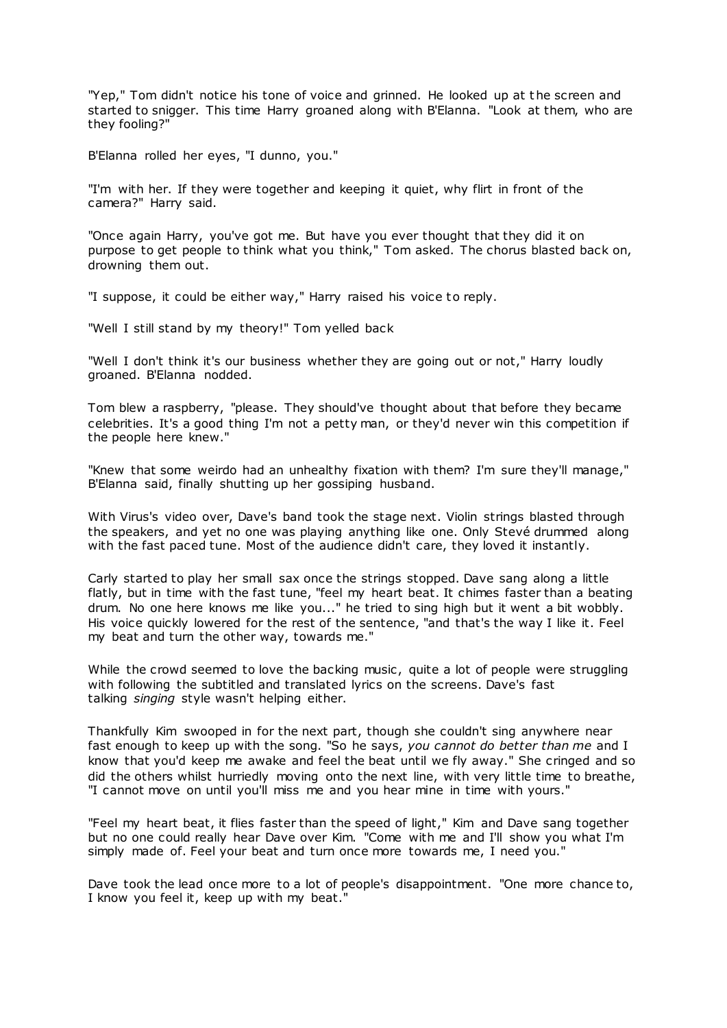"Yep," Tom didn't notice his tone of voice and grinned. He looked up at the screen and started to snigger. This time Harry groaned along with B'Elanna. "Look at them, who are they fooling?"

B'Elanna rolled her eyes, "I dunno, you."

"I'm with her. If they were together and keeping it quiet, why flirt in front of the camera?" Harry said.

"Once again Harry, you've got me. But have you ever thought that they did it on purpose to get people to think what you think," Tom asked. The chorus blasted back on, drowning them out.

"I suppose, it could be either way," Harry raised his voice to reply.

"Well I still stand by my theory!" Tom yelled back

"Well I don't think it's our business whether they are going out or not," Harry loudly groaned. B'Elanna nodded.

Tom blew a raspberry, "please. They should've thought about that before they became celebrities. It's a good thing I'm not a petty man, or they'd never win this competition if the people here knew."

"Knew that some weirdo had an unhealthy fixation with them? I'm sure they'll manage," B'Elanna said, finally shutting up her gossiping husband.

With Virus's video over, Dave's band took the stage next. Violin strings blasted through the speakers, and yet no one was playing anything like one. Only Stevé drummed along with the fast paced tune. Most of the audience didn't care, they loved it instantly.

Carly started to play her small sax once the strings stopped. Dave sang along a little flatly, but in time with the fast tune, "feel my heart beat. It chimes faster than a beating drum. No one here knows me like you..." he tried to sing high but it went a bit wobbly. His voice quickly lowered for the rest of the sentence, "and that's the way I like it. Feel my beat and turn the other way, towards me."

While the crowd seemed to love the backing music, quite a lot of people were struggling with following the subtitled and translated lyrics on the screens. Dave's fast talking *singing* style wasn't helping either.

Thankfully Kim swooped in for the next part, though she couldn't sing anywhere near fast enough to keep up with the song. "So he says, *you cannot do better than me* and I know that you'd keep me awake and feel the beat until we fly away." She cringed and so did the others whilst hurriedly moving onto the next line, with very little time to breathe, "I cannot move on until you'll miss me and you hear mine in time with yours."

"Feel my heart beat, it flies faster than the speed of light," Kim and Dave sang together but no one could really hear Dave over Kim. "Come with me and I'll show you what I'm simply made of. Feel your beat and turn once more towards me, I need you."

Dave took the lead once more to a lot of people's disappointment. "One more chance to, I know you feel it, keep up with my beat."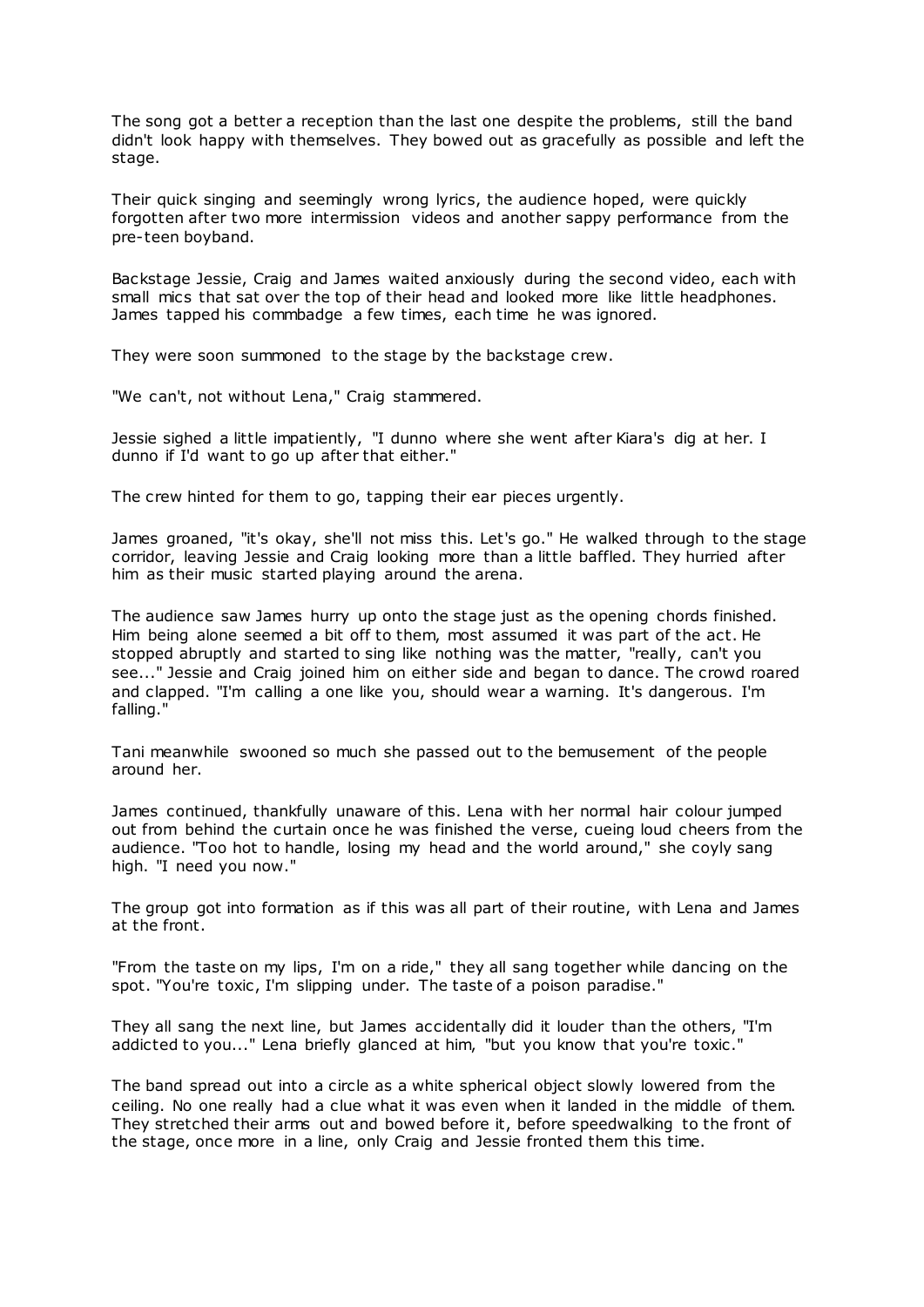The song got a better a reception than the last one despite the problems, still the band didn't look happy with themselves. They bowed out as gracefully as possible and left the stage.

Their quick singing and seemingly wrong lyrics, the audience hoped, were quickly forgotten after two more intermission videos and another sappy performance from the pre-teen boyband.

Backstage Jessie, Craig and James waited anxiously during the second video, each with small mics that sat over the top of their head and looked more like little headphones. James tapped his commbadge a few times, each time he was ignored.

They were soon summoned to the stage by the backstage crew.

"We can't, not without Lena," Craig stammered.

Jessie sighed a little impatiently, "I dunno where she went after Kiara's dig at her. I dunno if I'd want to go up after that either."

The crew hinted for them to go, tapping their ear pieces urgently.

James groaned, "it's okay, she'll not miss this. Let's go." He walked through to the stage corridor, leaving Jessie and Craig looking more than a little baffled. They hurried after him as their music started playing around the arena.

The audience saw James hurry up onto the stage just as the opening chords finished. Him being alone seemed a bit off to them, most assumed it was part of the act. He stopped abruptly and started to sing like nothing was the matter, "really, can't you see..." Jessie and Craig joined him on either side and began to dance. The crowd roared and clapped. "I'm calling a one like you, should wear a warning. It's dangerous. I'm falling."

Tani meanwhile swooned so much she passed out to the bemusement of the people around her.

James continued, thankfully unaware of this. Lena with her normal hair colour jumped out from behind the curtain once he was finished the verse, cueing loud cheers from the audience. "Too hot to handle, losing my head and the world around," she coyly sang high. "I need you now."

The group got into formation as if this was all part of their routine, with Lena and James at the front.

"From the taste on my lips, I'm on a ride," they all sang together while dancing on the spot. "You're toxic, I'm slipping under. The taste of a poison paradise."

They all sang the next line, but James accidentally did it louder than the others, "I'm addicted to you..." Lena briefly glanced at him, "but you know that you're toxic."

The band spread out into a circle as a white spherical object slowly lowered from the ceiling. No one really had a clue what it was even when it landed in the middle of them. They stretched their arms out and bowed before it, before speedwalking to the front of the stage, once more in a line, only Craig and Jessie fronted them this time.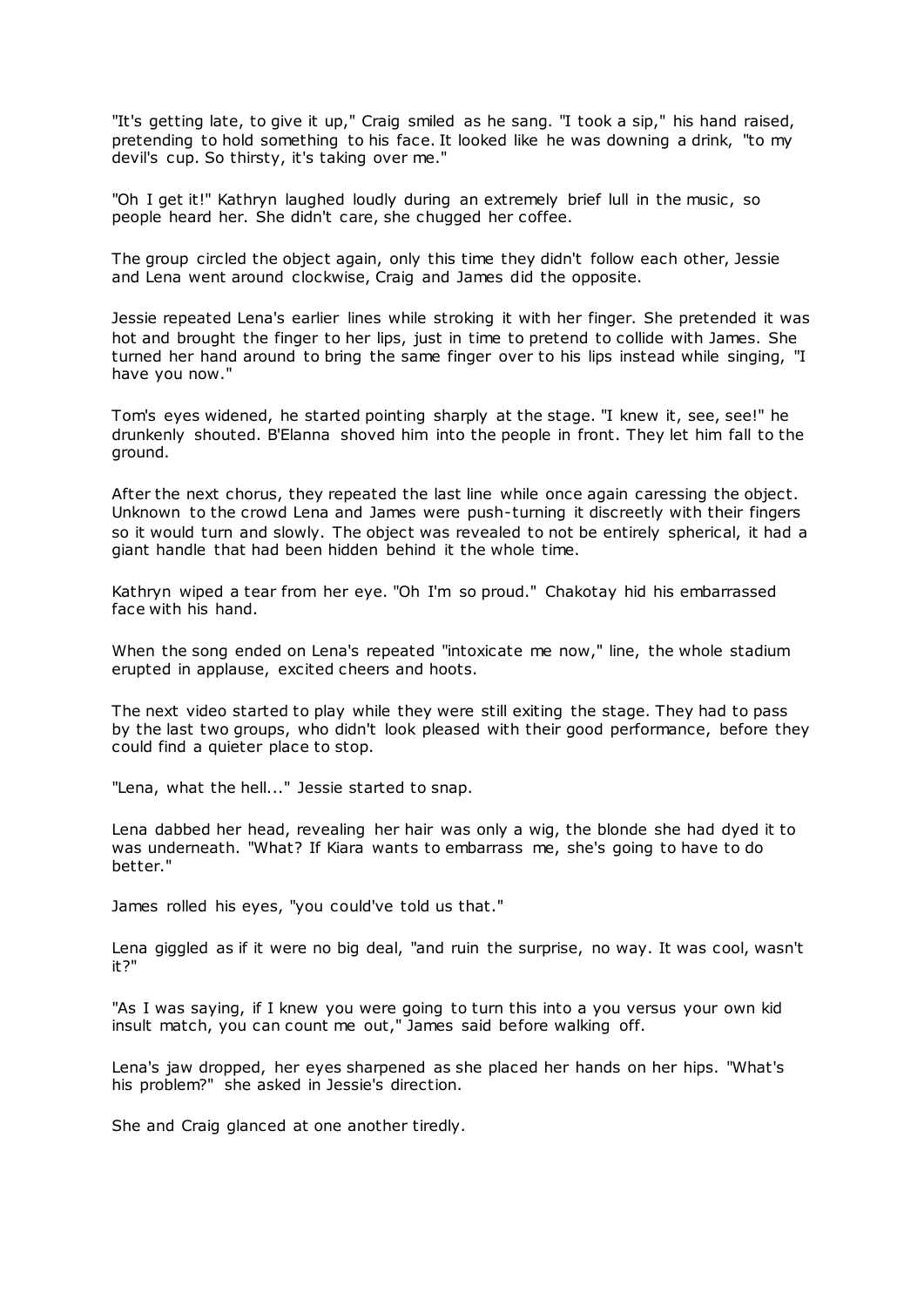"It's getting late, to give it up," Craig smiled as he sang. "I took a sip," his hand raised, pretending to hold something to his face. It looked like he was downing a drink, "to my devil's cup. So thirsty, it's taking over me."

"Oh I get it!" Kathryn laughed loudly during an extremely brief lull in the music, so people heard her. She didn't care, she chugged her coffee.

The group circled the object again, only this time they didn't follow each other, Jessie and Lena went around clockwise, Craig and James did the opposite.

Jessie repeated Lena's earlier lines while stroking it with her finger. She pretended it was hot and brought the finger to her lips, just in time to pretend to collide with James. She turned her hand around to bring the same finger over to his lips instead while singing, "I have you now."

Tom's eyes widened, he started pointing sharply at the stage. "I knew it, see, see!" he drunkenly shouted. B'Elanna shoved him into the people in front. They let him fall to the ground.

After the next chorus, they repeated the last line while once again caressing the object. Unknown to the crowd Lena and James were push-turning it discreetly with their fingers so it would turn and slowly. The object was revealed to not be entirely spherical, it had a giant handle that had been hidden behind it the whole time.

Kathryn wiped a tear from her eye. "Oh I'm so proud." Chakotay hid his embarrassed face with his hand.

When the song ended on Lena's repeated "intoxicate me now," line, the whole stadium erupted in applause, excited cheers and hoots.

The next video started to play while they were still exiting the stage. They had to pass by the last two groups, who didn't look pleased with their good performance, before they could find a quieter place to stop.

"Lena, what the hell..." Jessie started to snap.

Lena dabbed her head, revealing her hair was only a wig, the blonde she had dyed it to was underneath. "What? If Kiara wants to embarrass me, she's going to have to do better."

James rolled his eyes, "you could've told us that."

Lena giggled as if it were no big deal, "and ruin the surprise, no way. It was cool, wasn't it?"

"As I was saying, if I knew you were going to turn this into a you versus your own kid insult match, you can count me out," James said before walking off.

Lena's jaw dropped, her eyes sharpened as she placed her hands on her hips. "What's his problem?" she asked in Jessie's direction.

She and Craig glanced at one another tiredly.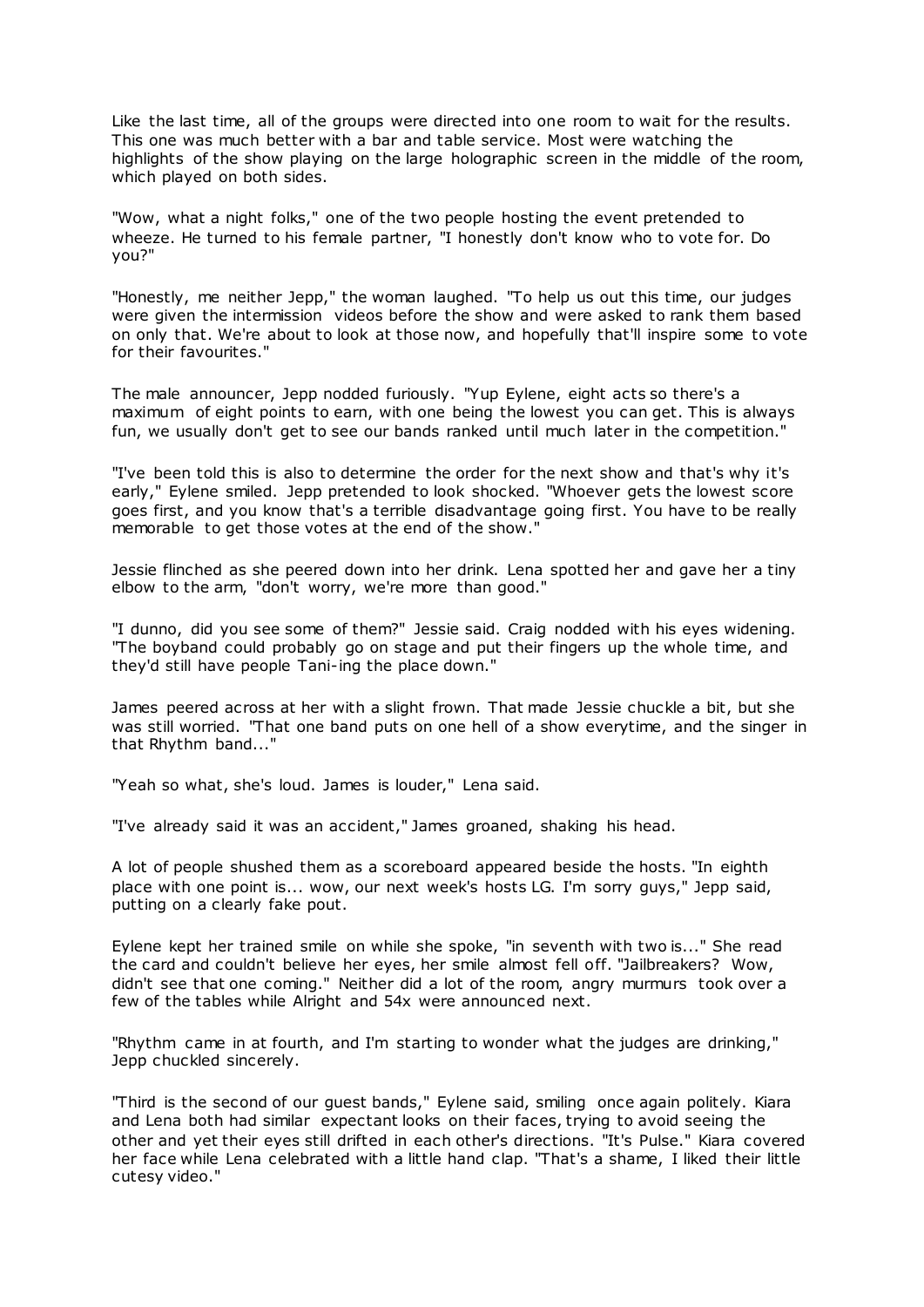Like the last time, all of the groups were directed into one room to wait for the results. This one was much better with a bar and table service. Most were watching the highlights of the show playing on the large holographic screen in the middle of the room, which played on both sides.

"Wow, what a night folks," one of the two people hosting the event pretended to wheeze. He turned to his female partner, "I honestly don't know who to vote for. Do you?"

"Honestly, me neither Jepp," the woman laughed. "To help us out this time, our judges were given the intermission videos before the show and were asked to rank them based on only that. We're about to look at those now, and hopefully that'll inspire some to vote for their favourites."

The male announcer, Jepp nodded furiously. "Yup Eylene, eight acts so there's a maximum of eight points to earn, with one being the lowest you can get. This is always fun, we usually don't get to see our bands ranked until much later in the competition."

"I've been told this is also to determine the order for the next show and that's why it's early," Eylene smiled. Jepp pretended to look shocked. "Whoever gets the lowest score goes first, and you know that's a terrible disadvantage going first. You have to be really memorable to get those votes at the end of the show."

Jessie flinched as she peered down into her drink. Lena spotted her and gave her a tiny elbow to the arm, "don't worry, we're more than good."

"I dunno, did you see some of them?" Jessie said. Craig nodded with his eyes widening. "The boyband could probably go on stage and put their fingers up the whole time, and they'd still have people Tani-ing the place down."

James peered across at her with a slight frown. That made Jessie chuckle a bit, but she was still worried. "That one band puts on one hell of a show everytime, and the singer in that Rhythm band..."

"Yeah so what, she's loud. James is louder," Lena said.

"I've already said it was an accident," James groaned, shaking his head.

A lot of people shushed them as a scoreboard appeared beside the hosts. "In eighth place with one point is... wow, our next week's hosts LG. I'm sorry guys," Jepp said, putting on a clearly fake pout.

Eylene kept her trained smile on while she spoke, "in seventh with two is..." She read the card and couldn't believe her eyes, her smile almost fell off. "Jailbreakers? Wow, didn't see that one coming." Neither did a lot of the room, angry murmurs took over a few of the tables while Alright and 54x were announced next.

"Rhythm came in at fourth, and I'm starting to wonder what the judges are drinking," Jepp chuckled sincerely.

"Third is the second of our guest bands," Eylene said, smiling once again politely. Kiara and Lena both had similar expectant looks on their faces, trying to avoid seeing the other and yet their eyes still drifted in each other's directions. "It's Pulse." Kiara covered her face while Lena celebrated with a little hand clap. "That's a shame, I liked their little cutesy video."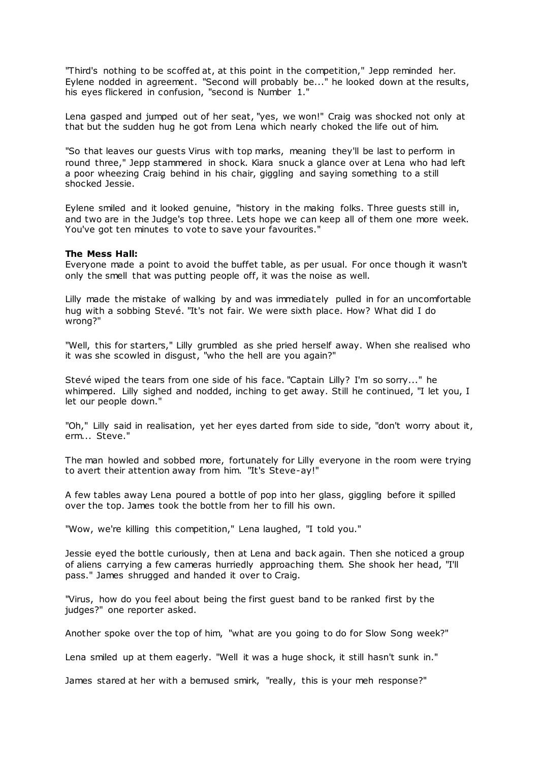"Third's nothing to be scoffed at, at this point in the competition," Jepp reminded her. Eylene nodded in agreement. "Second will probably be..." he looked down at the results, his eyes flickered in confusion, "second is Number 1."

Lena gasped and jumped out of her seat, "yes, we won!" Craig was shocked not only at that but the sudden hug he got from Lena which nearly choked the life out of him.

"So that leaves our guests Virus with top marks, meaning they'll be last to perform in round three," Jepp stammered in shock. Kiara snuck a glance over at Lena who had left a poor wheezing Craig behind in his chair, giggling and saying something to a still shocked Jessie.

Eylene smiled and it looked genuine, "history in the making folks. Three guests still in, and two are in the Judge's top three. Lets hope we can keep all of them one more week. You've got ten minutes to vote to save your favourites."

**The Mess Hall:**
Everyone made a point to avoid the buffet table, as per usual. For once though it wasn't only the smell that was putting people off, it was the noise as well.

Lilly made the mistake of walking by and was immediately pulled in for an uncomfortable hug with a sobbing Stevé. "It's not fair. We were sixth place. How? What did I do wrong?"

"Well, this for starters," Lilly grumbled as she pried herself away. When she realised who it was she scowled in disgust, "who the hell are you again?"

Stevé wiped the tears from one side of his face. "Captain Lilly? I'm so sorry..." he whimpered. Lilly sighed and nodded, inching to get away. Still he continued, "I let you, I let our people down."

"Oh," Lilly said in realisation, yet her eyes darted from side to side, "don't worry about it, erm... Steve."

The man howled and sobbed more, fortunately for Lilly everyone in the room were trying to avert their attention away from him. "It's Steve-ay!"

A few tables away Lena poured a bottle of pop into her glass, giggling before it spilled over the top. James took the bottle from her to fill his own.

"Wow, we're killing this competition," Lena laughed, "I told you."

Jessie eyed the bottle curiously, then at Lena and back again. Then she noticed a group of aliens carrying a few cameras hurriedly approaching them. She shook her head, "I'll pass." James shrugged and handed it over to Craig.

"Virus, how do you feel about being the first guest band to be ranked first by the judges?" one reporter asked.

Another spoke over the top of him, "what are you going to do for Slow Song week?"

Lena smiled up at them eagerly. "Well it was a huge shock, it still hasn't sunk in."

James stared at her with a bemused smirk, "really, this is your meh response?"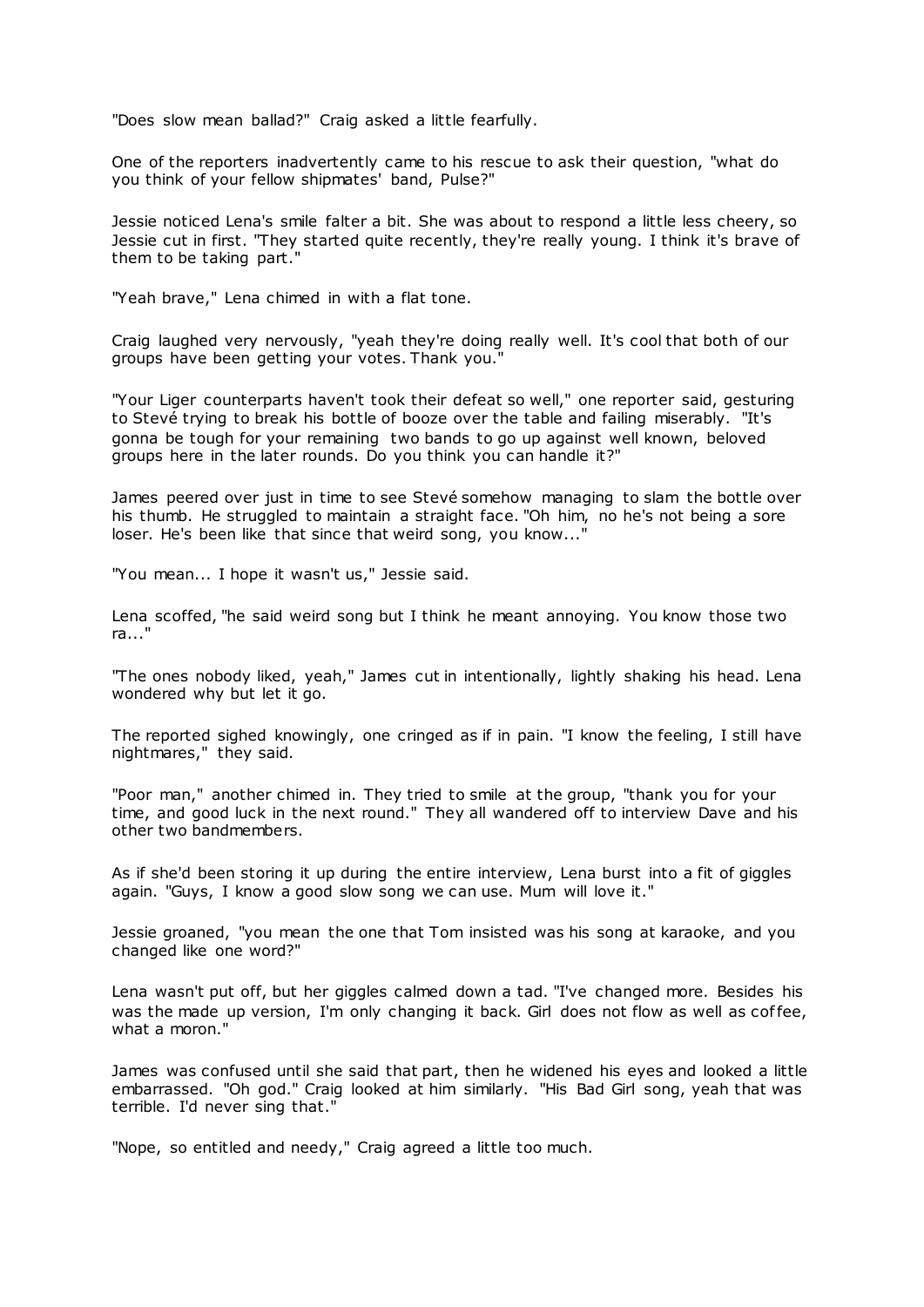"Does slow mean ballad?" Craig asked a little fearfully.

One of the reporters inadvertently came to his rescue to ask their question, "what do you think of your fellow shipmates' band, Pulse?"

Jessie noticed Lena's smile falter a bit. She was about to respond a little less cheery, so Jessie cut in first. "They started quite recently, they're really young. I think it's brave of them to be taking part."

"Yeah brave," Lena chimed in with a flat tone.

Craig laughed very nervously, "yeah they're doing really well. It's cool that both of our groups have been getting your votes. Thank you."

"Your Liger counterparts haven't took their defeat so well," one reporter said, gesturing to Stevé trying to break his bottle of booze over the table and failing miserably. "It's gonna be tough for your remaining two bands to go up against well known, beloved groups here in the later rounds. Do you think you can handle it?"

James peered over just in time to see Stevé somehow managing to slam the bottle over his thumb. He struggled to maintain a straight face. "Oh him, no he's not being a sore loser. He's been like that since that weird song, you know..."

"You mean... I hope it wasn't us," Jessie said.

Lena scoffed, "he said weird song but I think he meant annoying. You know those two ra..."

"The ones nobody liked, yeah," James cut in intentionally, lightly shaking his head. Lena wondered why but let it go.

The reported sighed knowingly, one cringed as if in pain. "I know the feeling, I still have nightmares," they said.

"Poor man," another chimed in. They tried to smile at the group, "thank you for your time, and good luck in the next round." They all wandered off to interview Dave and his other two bandmembers.

As if she'd been storing it up during the entire interview, Lena burst into a fit of giggles again. "Guys, I know a good slow song we can use. Mum will love it."

Jessie groaned, "you mean the one that Tom insisted was his song at karaoke, and you changed like one word?"

Lena wasn't put off, but her giggles calmed down a tad. "I've changed more. Besides his was the made up version, I'm only changing it back. Girl does not flow as well as coffee, what a moron."

James was confused until she said that part, then he widened his eyes and looked a little embarrassed. "Oh god." Craig looked at him similarly. "His Bad Girl song, yeah that was terrible. I'd never sing that."

"Nope, so entitled and needy," Craig agreed a little too much.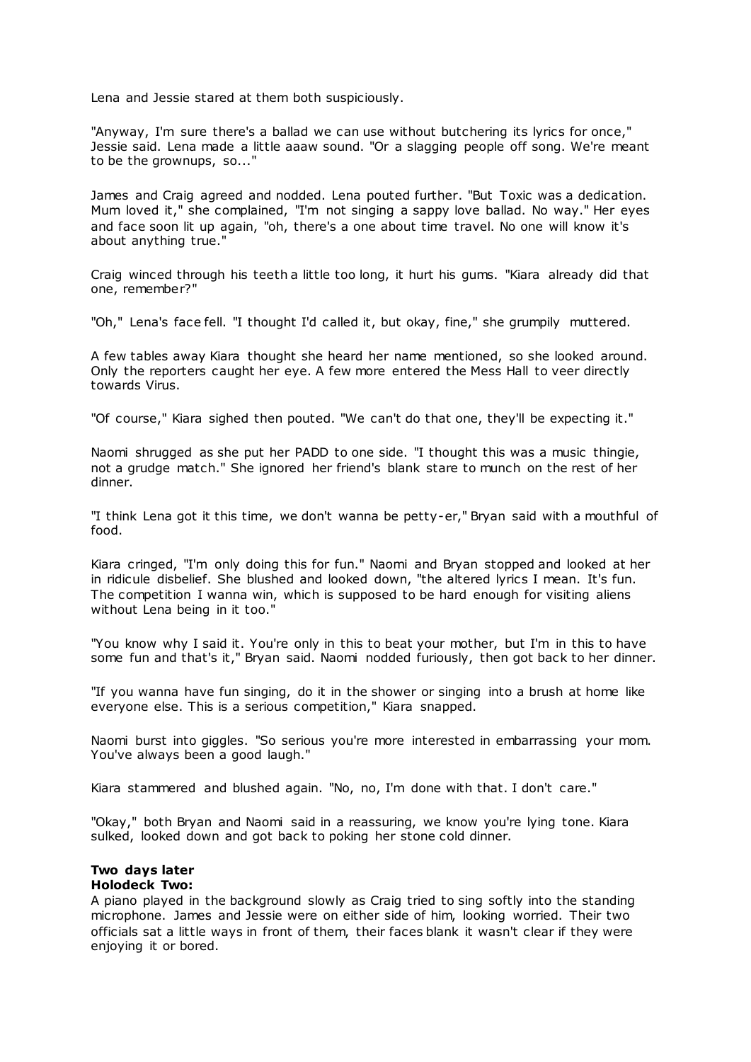Lena and Jessie stared at them both suspiciously.

"Anyway, I'm sure there's a ballad we can use without butchering its lyrics for once," Jessie said. Lena made a little aaaw sound. "Or a slagging people off song. We're meant to be the grownups, so..."

James and Craig agreed and nodded. Lena pouted further. "But Toxic was a dedication. Mum loved it," she complained, "I'm not singing a sappy love ballad. No way." Her eyes and face soon lit up again, "oh, there's a one about time travel. No one will know it's about anything true."

Craig winced through his teeth a little too long, it hurt his gums. "Kiara already did that one, remember?"

"Oh," Lena's face fell. "I thought I'd called it, but okay, fine," she grumpily muttered.

A few tables away Kiara thought she heard her name mentioned, so she looked around. Only the reporters caught her eye. A few more entered the Mess Hall to veer directly towards Virus.

"Of course," Kiara sighed then pouted. "We can't do that one, they'll be expecting it."

Naomi shrugged as she put her PADD to one side. "I thought this was a music thingie, not a grudge match." She ignored her friend's blank stare to munch on the rest of her dinner.

"I think Lena got it this time, we don't wanna be petty-er," Bryan said with a mouthful of food.

Kiara cringed, "I'm only doing this for fun." Naomi and Bryan stopped and looked at her in ridicule disbelief. She blushed and looked down, "the altered lyrics I mean. It's fun. The competition I wanna win, which is supposed to be hard enough for visiting aliens without Lena being in it too."

"You know why I said it. You're only in this to beat your mother, but I'm in this to have some fun and that's it," Bryan said. Naomi nodded furiously, then got back to her dinner.

"If you wanna have fun singing, do it in the shower or singing into a brush at home like everyone else. This is a serious competition," Kiara snapped.

Naomi burst into giggles. "So serious you're more interested in embarrassing your mom. You've always been a good laugh."

Kiara stammered and blushed again. "No, no, I'm done with that. I don't care."

"Okay," both Bryan and Naomi said in a reassuring, we know you're lying tone. Kiara sulked, looked down and got back to poking her stone cold dinner.

**Two days later**
**Holodeck Two:**
A piano played in the background slowly as Craig tried to sing softly into the standing microphone. James and Jessie were on either side of him, looking worried. Their two officials sat a little ways in front of them, their faces blank it wasn't clear if they were enjoying it or bored.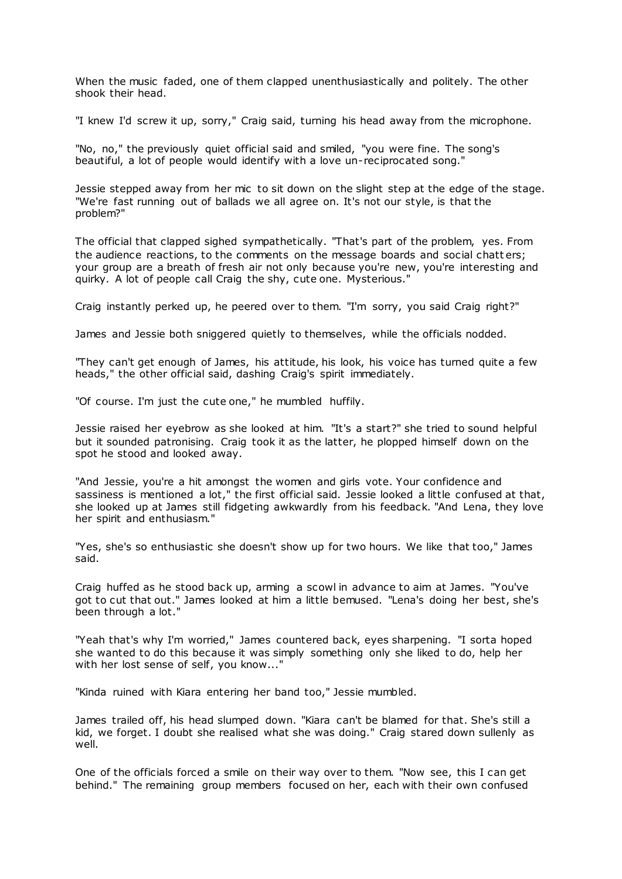When the music faded, one of them clapped unenthusiastically and politely. The other shook their head.

"I knew I'd screw it up, sorry," Craig said, turning his head away from the microphone.

"No, no," the previously quiet official said and smiled, "you were fine. The song's beautiful, a lot of people would identify with a love un-reciprocated song."

Jessie stepped away from her mic to sit down on the slight step at the edge of the stage. "We're fast running out of ballads we all agree on. It's not our style, is that the problem?"

The official that clapped sighed sympathetically. "That's part of the problem, yes. From the audience reactions, to the comments on the message boards and social chatters; your group are a breath of fresh air not only because you're new, you're interesting and quirky. A lot of people call Craig the shy, cute one. Mysterious."

Craig instantly perked up, he peered over to them. "I'm sorry, you said Craig right?"

James and Jessie both sniggered quietly to themselves, while the officials nodded.

"They can't get enough of James, his attitude, his look, his voice has turned quite a few heads," the other official said, dashing Craig's spirit immediately.

"Of course. I'm just the cute one," he mumbled huffily.

Jessie raised her eyebrow as she looked at him. "It's a start?" she tried to sound helpful but it sounded patronising. Craig took it as the latter, he plopped himself down on the spot he stood and looked away.

"And Jessie, you're a hit amongst the women and girls vote. Your confidence and sassiness is mentioned a lot," the first official said. Jessie looked a little confused at that, she looked up at James still fidgeting awkwardly from his feedback. "And Lena, they love her spirit and enthusiasm."

"Yes, she's so enthusiastic she doesn't show up for two hours. We like that too," James said.

Craig huffed as he stood back up, arming a scowl in advance to aim at James. "You've got to cut that out." James looked at him a little bemused. "Lena's doing her best, she's been through a lot."

"Yeah that's why I'm worried," James countered back, eyes sharpening. "I sorta hoped she wanted to do this because it was simply something only she liked to do, help her with her lost sense of self, you know..."

"Kinda ruined with Kiara entering her band too," Jessie mumbled.

James trailed off, his head slumped down. "Kiara can't be blamed for that. She's still a kid, we forget. I doubt she realised what she was doing." Craig stared down sullenly as well.

One of the officials forced a smile on their way over to them. "Now see, this I can get behind." The remaining group members focused on her, each with their own confused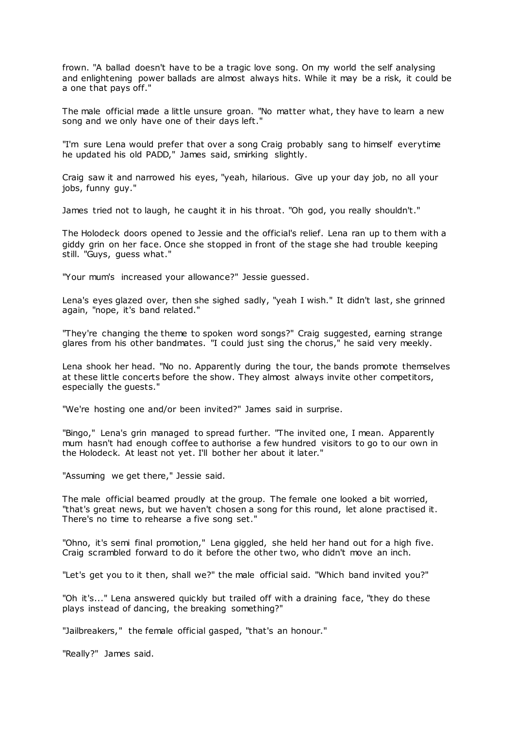frown. "A ballad doesn't have to be a tragic love song. On my world the self analysing and enlightening power ballads are almost always hits. While it may be a risk, it could be a one that pays off."

The male official made a little unsure groan. "No matter what, they have to learn a new song and we only have one of their days left."

"I'm sure Lena would prefer that over a song Craig probably sang to himself everytime he updated his old PADD," James said, smirking slightly.

Craig saw it and narrowed his eyes, "yeah, hilarious. Give up your day job, no all your jobs, funny guy."

James tried not to laugh, he caught it in his throat. "Oh god, you really shouldn't."

The Holodeck doors opened to Jessie and the official's relief. Lena ran up to them with a giddy grin on her face. Once she stopped in front of the stage she had trouble keeping still. "Guys, guess what."

"Your mum's increased your allowance?" Jessie guessed.

Lena's eyes glazed over, then she sighed sadly, "yeah I wish." It didn't last, she grinned again, "nope, it's band related."

"They're changing the theme to spoken word songs?" Craig suggested, earning strange glares from his other bandmates. "I could just sing the chorus," he said very meekly.

Lena shook her head. "No no. Apparently during the tour, the bands promote themselves at these little concerts before the show. They almost always invite other competitors, especially the guests."

"We're hosting one and/or been invited?" James said in surprise.

"Bingo," Lena's grin managed to spread further. "The invited one, I mean. Apparently mum hasn't had enough coffee to authorise a few hundred visitors to go to our own in the Holodeck. At least not yet. I'll bother her about it later."

"Assuming we get there," Jessie said.

The male official beamed proudly at the group. The female one looked a bit worried, "that's great news, but we haven't chosen a song for this round, let alone practised it. There's no time to rehearse a five song set."

"Ohno, it's semi final promotion," Lena giggled, she held her hand out for a high five. Craig scrambled forward to do it before the other two, who didn't move an inch.

"Let's get you to it then, shall we?" the male official said. "Which band invited you?"

"Oh it's..." Lena answered quickly but trailed off with a draining face, "they do these plays instead of dancing, the breaking something?"

"Jailbreakers," the female official gasped, "that's an honour."

"Really?" James said.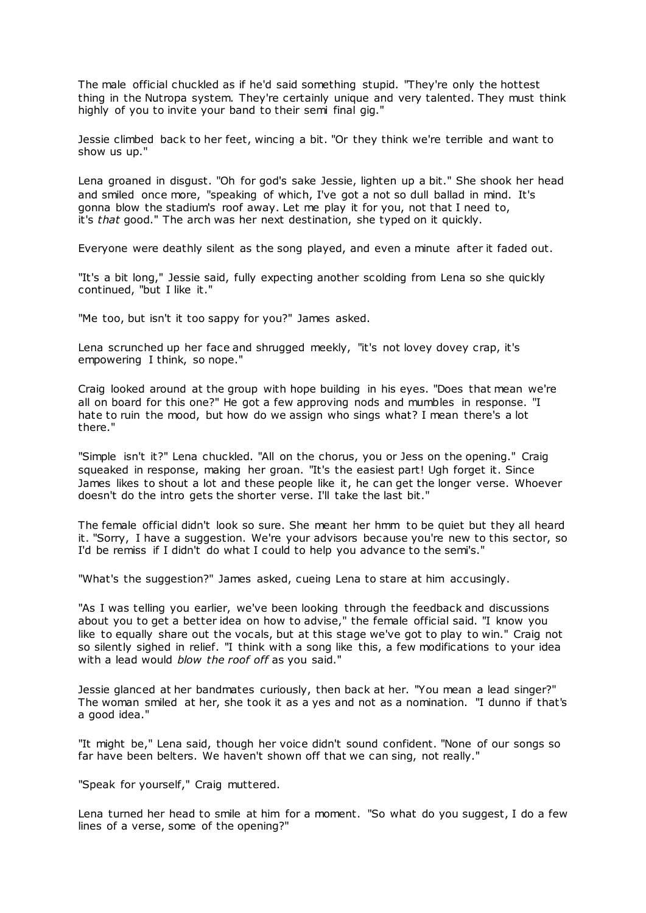The male official chuckled as if he'd said something stupid. "They're only the hottest thing in the Nutropa system. They're certainly unique and very talented. They must think highly of you to invite your band to their semi final gig."

Jessie climbed back to her feet, wincing a bit. "Or they think we're terrible and want to show us up."

Lena groaned in disgust. "Oh for god's sake Jessie, lighten up a bit." She shook her head and smiled once more, "speaking of which, I've got a not so dull ballad in mind. It's gonna blow the stadium's roof away. Let me play it for you, not that I need to, it's *that* good." The arch was her next destination, she typed on it quickly.

Everyone were deathly silent as the song played, and even a minute after it faded out.

"It's a bit long," Jessie said, fully expecting another scolding from Lena so she quickly continued, "but I like it."

"Me too, but isn't it too sappy for you?" James asked.

Lena scrunched up her face and shrugged meekly, "it's not lovey dovey crap, it's empowering I think, so nope."

Craig looked around at the group with hope building in his eyes. "Does that mean we're all on board for this one?" He got a few approving nods and mumbles in response. "I hate to ruin the mood, but how do we assign who sings what? I mean there's a lot there."

"Simple isn't it?" Lena chuckled. "All on the chorus, you or Jess on the opening." Craig squeaked in response, making her groan. "It's the easiest part! Ugh forget it. Since James likes to shout a lot and these people like it, he can get the longer verse. Whoever doesn't do the intro gets the shorter verse. I'll take the last bit."

The female official didn't look so sure. She meant her hmm to be quiet but they all heard it. "Sorry, I have a suggestion. We're your advisors because you're new to this sector, so I'd be remiss if I didn't do what I could to help you advance to the semi's."

"What's the suggestion?" James asked, cueing Lena to stare at him accusingly.

"As I was telling you earlier, we've been looking through the feedback and discussions about you to get a better idea on how to advise," the female official said. "I know you like to equally share out the vocals, but at this stage we've got to play to win." Craig not so silently sighed in relief. "I think with a song like this, a few modifications to your idea with a lead would *blow the roof off* as you said."

Jessie glanced at her bandmates curiously, then back at her. "You mean a lead singer?" The woman smiled at her, she took it as a yes and not as a nomination. "I dunno if that's a good idea."

"It might be," Lena said, though her voice didn't sound confident. "None of our songs so far have been belters. We haven't shown off that we can sing, not really."

"Speak for yourself," Craig muttered.

Lena turned her head to smile at him for a moment. "So what do you suggest, I do a few lines of a verse, some of the opening?"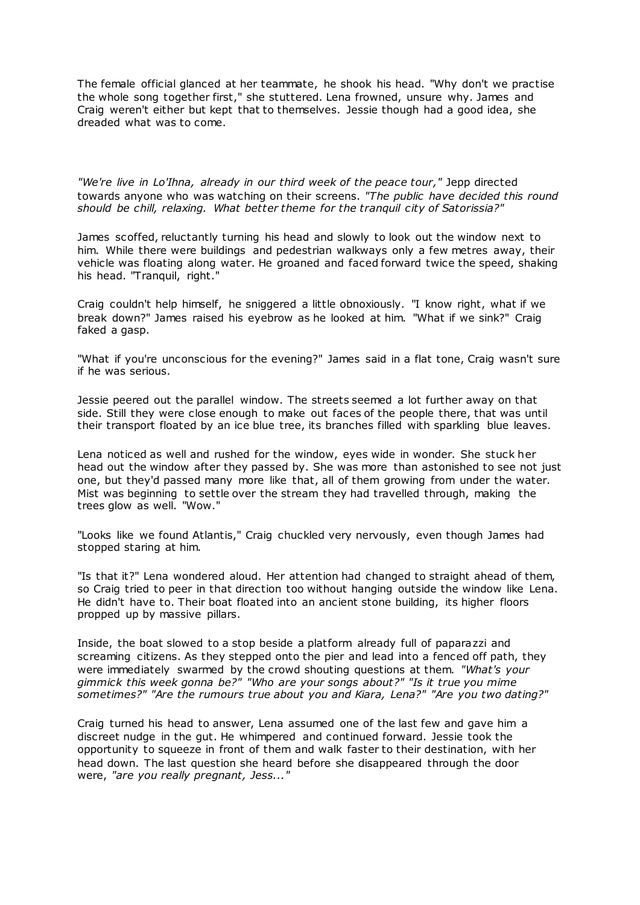The female official glanced at her teammate, he shook his head. "Why don't we practise the whole song together first," she stuttered. Lena frowned, unsure why. James and Craig weren't either but kept that to themselves. Jessie though had a good idea, she dreaded what was to come.

*"We're live in Lo'Ihna, already in our third week of the peace tour,"* Jepp directed towards anyone who was watching on their screens. *"The public have decided this round should be chill, relaxing. What better theme for the tranquil city of Satorissia?"*

James scoffed, reluctantly turning his head and slowly to look out the window next to him. While there were buildings and pedestrian walkways only a few metres away, their vehicle was floating along water. He groaned and faced forward twice the speed, shaking his head. "Tranquil, right."

Craig couldn't help himself, he sniggered a little obnoxiously. "I know right, what if we break down?" James raised his eyebrow as he looked at him. "What if we sink?" Craig faked a gasp.

"What if you're unconscious for the evening?" James said in a flat tone, Craig wasn't sure if he was serious.

Jessie peered out the parallel window. The streets seemed a lot further away on that side. Still they were close enough to make out faces of the people there, that was until their transport floated by an ice blue tree, its branches filled with sparkling blue leaves.

Lena noticed as well and rushed for the window, eyes wide in wonder. She stuck her head out the window after they passed by. She was more than astonished to see not just one, but they'd passed many more like that, all of them growing from under the water. Mist was beginning to settle over the stream they had travelled through, making the trees glow as well. "Wow."

"Looks like we found Atlantis," Craig chuckled very nervously, even though James had stopped staring at him.

"Is that it?" Lena wondered aloud. Her attention had changed to straight ahead of them, so Craig tried to peer in that direction too without hanging outside the window like Lena. He didn't have to. Their boat floated into an ancient stone building, its higher floors propped up by massive pillars.

Inside, the boat slowed to a stop beside a platform already full of paparazzi and screaming citizens. As they stepped onto the pier and lead into a fenced off path, they were immediately swarmed by the crowd shouting questions at them. *"What's your gimmick this week gonna be?" "Who are your songs about?" "Is it true you mime sometimes?" "Are the rumours true about you and Kiara, Lena?" "Are you two dating?"*

Craig turned his head to answer, Lena assumed one of the last few and gave him a discreet nudge in the gut. He whimpered and continued forward. Jessie took the opportunity to squeeze in front of them and walk faster to their destination, with her head down. The last question she heard before she disappeared through the door were, *"are you really pregnant, Jess..."*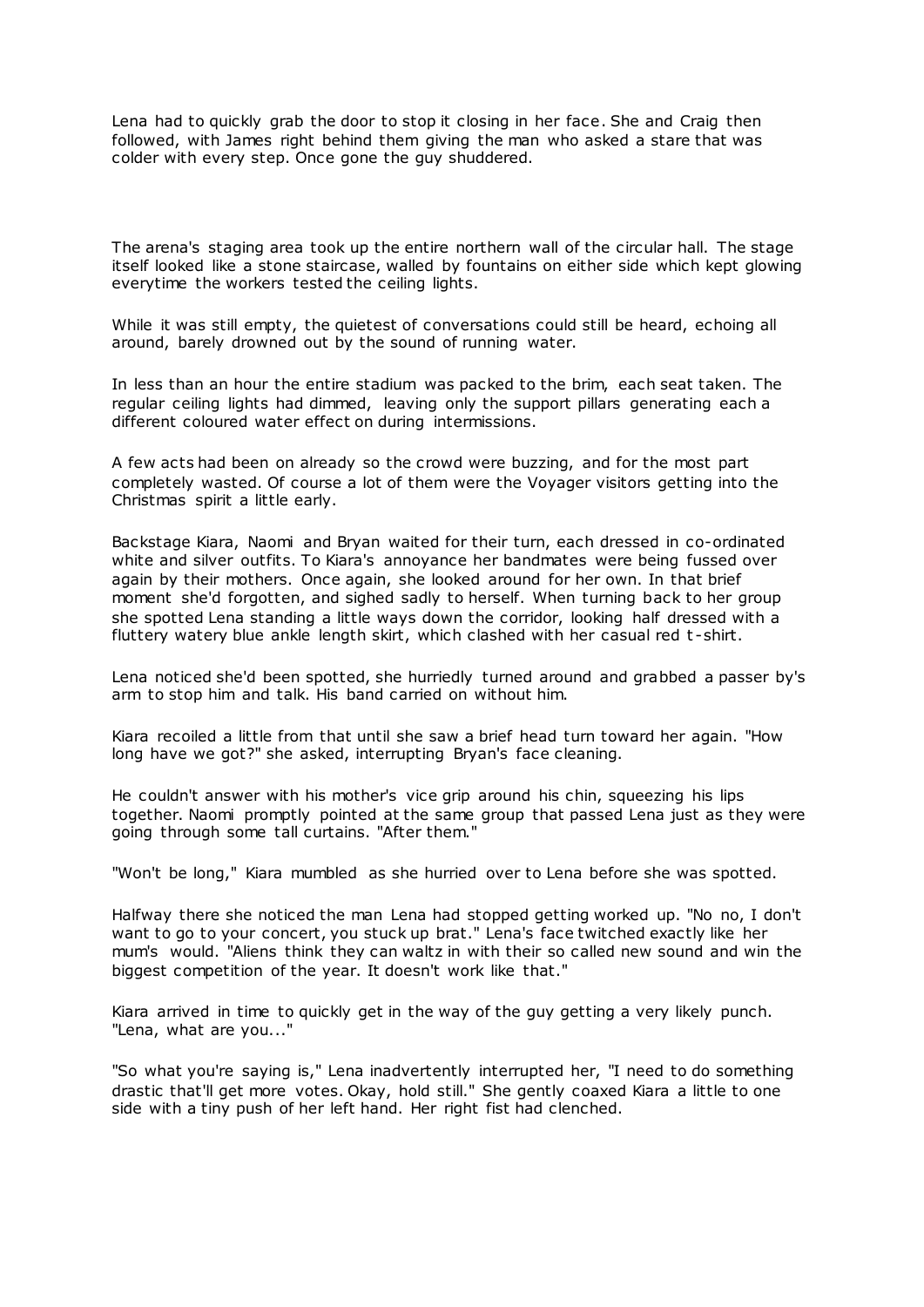Lena had to quickly grab the door to stop it closing in her face. She and Craig then followed, with James right behind them giving the man who asked a stare that was colder with every step. Once gone the guy shuddered.

The arena's staging area took up the entire northern wall of the circular hall. The stage itself looked like a stone staircase, walled by fountains on either side which kept glowing everytime the workers tested the ceiling lights.

While it was still empty, the quietest of conversations could still be heard, echoing all around, barely drowned out by the sound of running water.

In less than an hour the entire stadium was packed to the brim, each seat taken. The regular ceiling lights had dimmed, leaving only the support pillars generating each a different coloured water effect on during intermissions.

A few acts had been on already so the crowd were buzzing, and for the most part completely wasted. Of course a lot of them were the Voyager visitors getting into the Christmas spirit a little early.

Backstage Kiara, Naomi and Bryan waited for their turn, each dressed in co-ordinated white and silver outfits. To Kiara's annoyance her bandmates were being fussed over again by their mothers. Once again, she looked around for her own. In that brief moment she'd forgotten, and sighed sadly to herself. When turning back to her group she spotted Lena standing a little ways down the corridor, looking half dressed with a fluttery watery blue ankle length skirt, which clashed with her casual red t-shirt.

Lena noticed she'd been spotted, she hurriedly turned around and grabbed a passer by's arm to stop him and talk. His band carried on without him.

Kiara recoiled a little from that until she saw a brief head turn toward her again. "How long have we got?" she asked, interrupting Bryan's face cleaning.

He couldn't answer with his mother's vice grip around his chin, squeezing his lips together. Naomi promptly pointed at the same group that passed Lena just as they were going through some tall curtains. "After them."

"Won't be long," Kiara mumbled as she hurried over to Lena before she was spotted.

Halfway there she noticed the man Lena had stopped getting worked up. "No no, I don't want to go to your concert, you stuck up brat." Lena's face twitched exactly like her mum's would. "Aliens think they can waltz in with their so called new sound and win the biggest competition of the year. It doesn't work like that."

Kiara arrived in time to quickly get in the way of the guy getting a very likely punch. "Lena, what are you..."

"So what you're saying is," Lena inadvertently interrupted her, "I need to do something drastic that'll get more votes. Okay, hold still." She gently coaxed Kiara a little to one side with a tiny push of her left hand. Her right fist had clenched.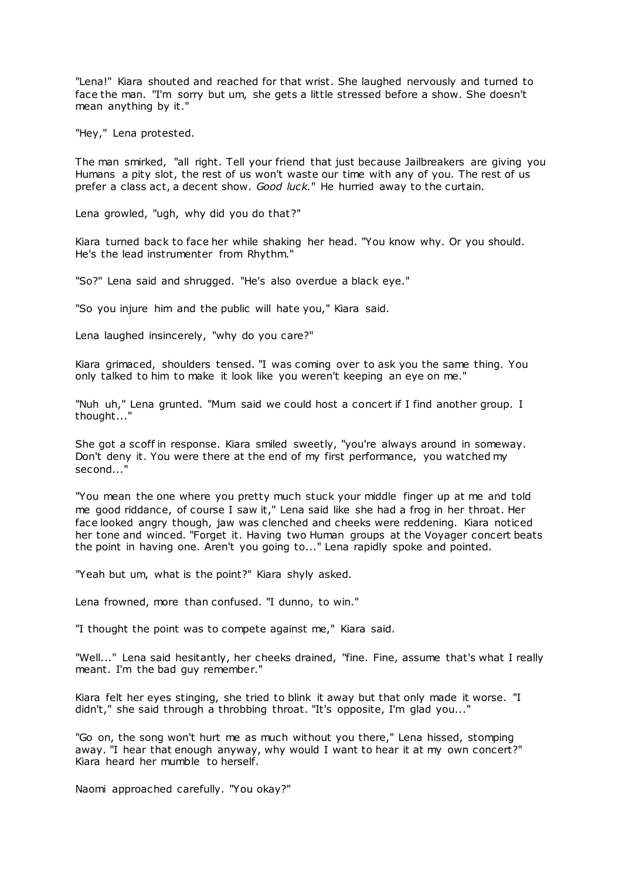"Lena!" Kiara shouted and reached for that wrist. She laughed nervously and turned to face the man. "I'm sorry but um, she gets a little stressed before a show. She doesn't mean anything by it."

"Hey," Lena protested.

The man smirked, "all right. Tell your friend that just because Jailbreakers are giving you Humans a pity slot, the rest of us won't waste our time with any of you. The rest of us prefer a class act, a decent show. *Good luck.*" He hurried away to the curtain.

Lena growled, "ugh, why did you do that?"

Kiara turned back to face her while shaking her head. "You know why. Or you should. He's the lead instrumenter from Rhythm."

"So?" Lena said and shrugged. "He's also overdue a black eye."

"So you injure him and the public will hate you," Kiara said.

Lena laughed insincerely, "why do you care?"

Kiara grimaced, shoulders tensed. "I was coming over to ask you the same thing. You only talked to him to make it look like you weren't keeping an eye on me."

"Nuh uh," Lena grunted. "Mum said we could host a concert if I find another group. I thought..."

She got a scoff in response. Kiara smiled sweetly, "you're always around in someway. Don't deny it. You were there at the end of my first performance, you watched my second..."

"You mean the one where you pretty much stuck your middle finger up at me and told me good riddance, of course I saw it," Lena said like she had a frog in her throat. Her face looked angry though, jaw was clenched and cheeks were reddening. Kiara noticed her tone and winced. "Forget it. Having two Human groups at the Voyager concert beats the point in having one. Aren't you going to..." Lena rapidly spoke and pointed.

"Yeah but um, what is the point?" Kiara shyly asked.

Lena frowned, more than confused. "I dunno, to win."

"I thought the point was to compete against me," Kiara said.

"Well..." Lena said hesitantly, her cheeks drained, "fine. Fine, assume that's what I really meant. I'm the bad guy remember."

Kiara felt her eyes stinging, she tried to blink it away but that only made it worse. "I didn't," she said through a throbbing throat. "It's opposite, I'm glad you..."

"Go on, the song won't hurt me as much without you there," Lena hissed, stomping away. "I hear that enough anyway, why would I want to hear it at my own concert?" Kiara heard her mumble to herself.

Naomi approached carefully. "You okay?"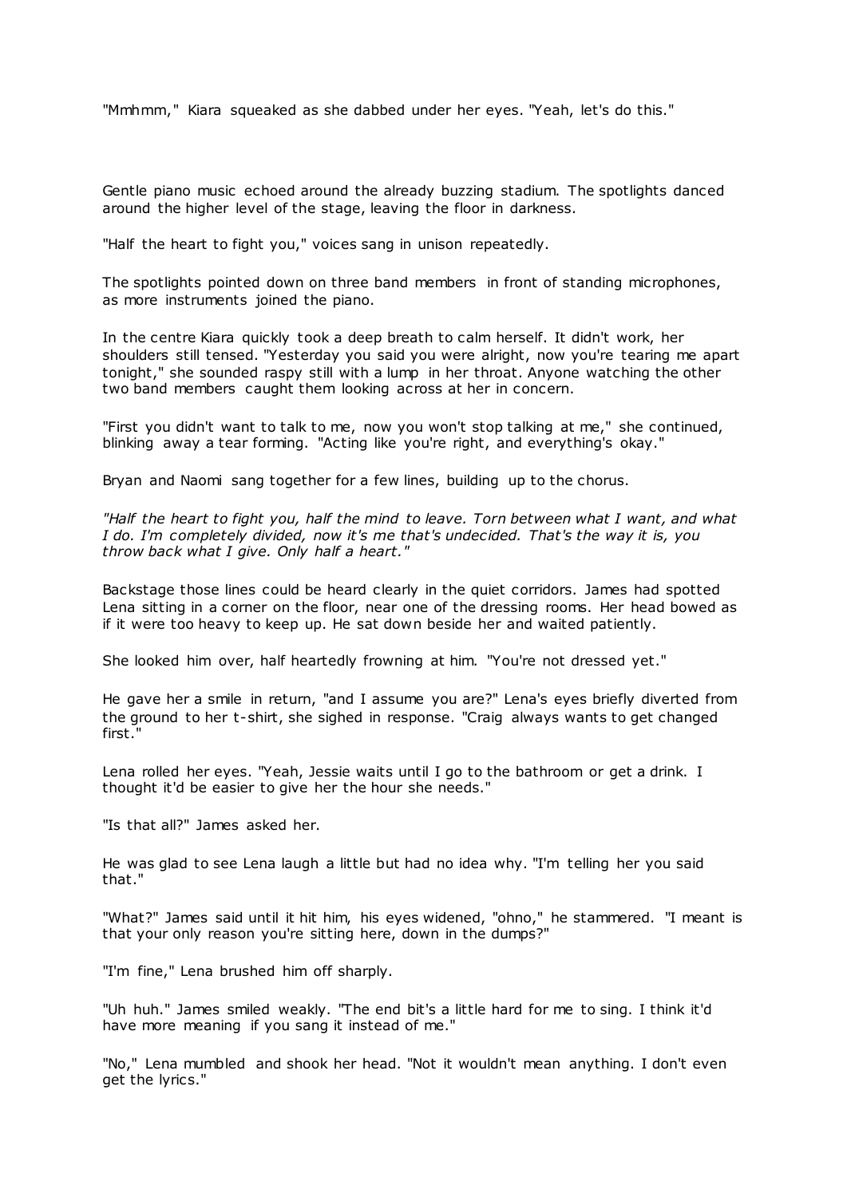"Mmhmm," Kiara squeaked as she dabbed under her eyes. "Yeah, let's do this."

Gentle piano music echoed around the already buzzing stadium. The spotlights danced around the higher level of the stage, leaving the floor in darkness.

"Half the heart to fight you," voices sang in unison repeatedly.

The spotlights pointed down on three band members in front of standing microphones, as more instruments joined the piano.

In the centre Kiara quickly took a deep breath to calm herself. It didn't work, her shoulders still tensed. "Yesterday you said you were alright, now you're tearing me apart tonight," she sounded raspy still with a lump in her throat. Anyone watching the other two band members caught them looking across at her in concern.

"First you didn't want to talk to me, now you won't stop talking at me," she continued, blinking away a tear forming. "Acting like you're right, and everything's okay."

Bryan and Naomi sang together for a few lines, building up to the chorus.

*"Half the heart to fight you, half the mind to leave. Torn between what I want, and what I do. I'm completely divided, now it's me that's undecided. That's the way it is, you throw back what I give. Only half a heart."*

Backstage those lines could be heard clearly in the quiet corridors. James had spotted Lena sitting in a corner on the floor, near one of the dressing rooms. Her head bowed as if it were too heavy to keep up. He sat down beside her and waited patiently.

She looked him over, half heartedly frowning at him. "You're not dressed yet."

He gave her a smile in return, "and I assume you are?" Lena's eyes briefly diverted from the ground to her t-shirt, she sighed in response. "Craig always wants to get changed first."

Lena rolled her eyes. "Yeah, Jessie waits until I go to the bathroom or get a drink. I thought it'd be easier to give her the hour she needs."

"Is that all?" James asked her.

He was glad to see Lena laugh a little but had no idea why. "I'm telling her you said that."

"What?" James said until it hit him, his eyes widened, "ohno," he stammered. "I meant is that your only reason you're sitting here, down in the dumps?"

"I'm fine," Lena brushed him off sharply.

"Uh huh." James smiled weakly. "The end bit's a little hard for me to sing. I think it'd have more meaning if you sang it instead of me."

"No," Lena mumbled and shook her head. "Not it wouldn't mean anything. I don't even get the lyrics."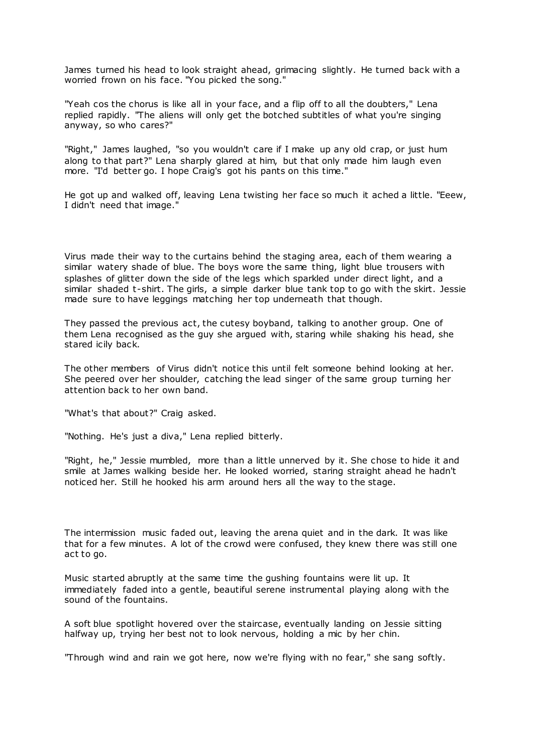James turned his head to look straight ahead, grimacing slightly. He turned back with a worried frown on his face. "You picked the song."

"Yeah cos the chorus is like all in your face, and a flip off to all the doubters," Lena replied rapidly. "The aliens will only get the botched subtitles of what you're singing anyway, so who cares?"

"Right," James laughed, "so you wouldn't care if I make up any old crap, or just hum along to that part?" Lena sharply glared at him, but that only made him laugh even more. "I'd better go. I hope Craig's got his pants on this time."

He got up and walked off, leaving Lena twisting her face so much it ached a little. "Eeew, I didn't need that image."

Virus made their way to the curtains behind the staging area, each of them wearing a similar watery shade of blue. The boys wore the same thing, light blue trousers with splashes of glitter down the side of the legs which sparkled under direct light, and a similar shaded t-shirt. The girls, a simple darker blue tank top to go with the skirt. Jessie made sure to have leggings matching her top underneath that though.

They passed the previous act, the cutesy boyband, talking to another group. One of them Lena recognised as the guy she argued with, staring while shaking his head, she stared icily back.

The other members of Virus didn't notice this until felt someone behind looking at her. She peered over her shoulder, catching the lead singer of the same group turning her attention back to her own band.

"What's that about?" Craig asked.

"Nothing. He's just a diva," Lena replied bitterly.

"Right, he," Jessie mumbled, more than a little unnerved by it. She chose to hide it and smile at James walking beside her. He looked worried, staring straight ahead he hadn't noticed her. Still he hooked his arm around hers all the way to the stage.

The intermission music faded out, leaving the arena quiet and in the dark. It was like that for a few minutes. A lot of the crowd were confused, they knew there was still one act to go.

Music started abruptly at the same time the gushing fountains were lit up. It immediately faded into a gentle, beautiful serene instrumental playing along with the sound of the fountains.

A soft blue spotlight hovered over the staircase, eventually landing on Jessie sitting halfway up, trying her best not to look nervous, holding a mic by her chin.

"Through wind and rain we got here, now we're flying with no fear," she sang softly.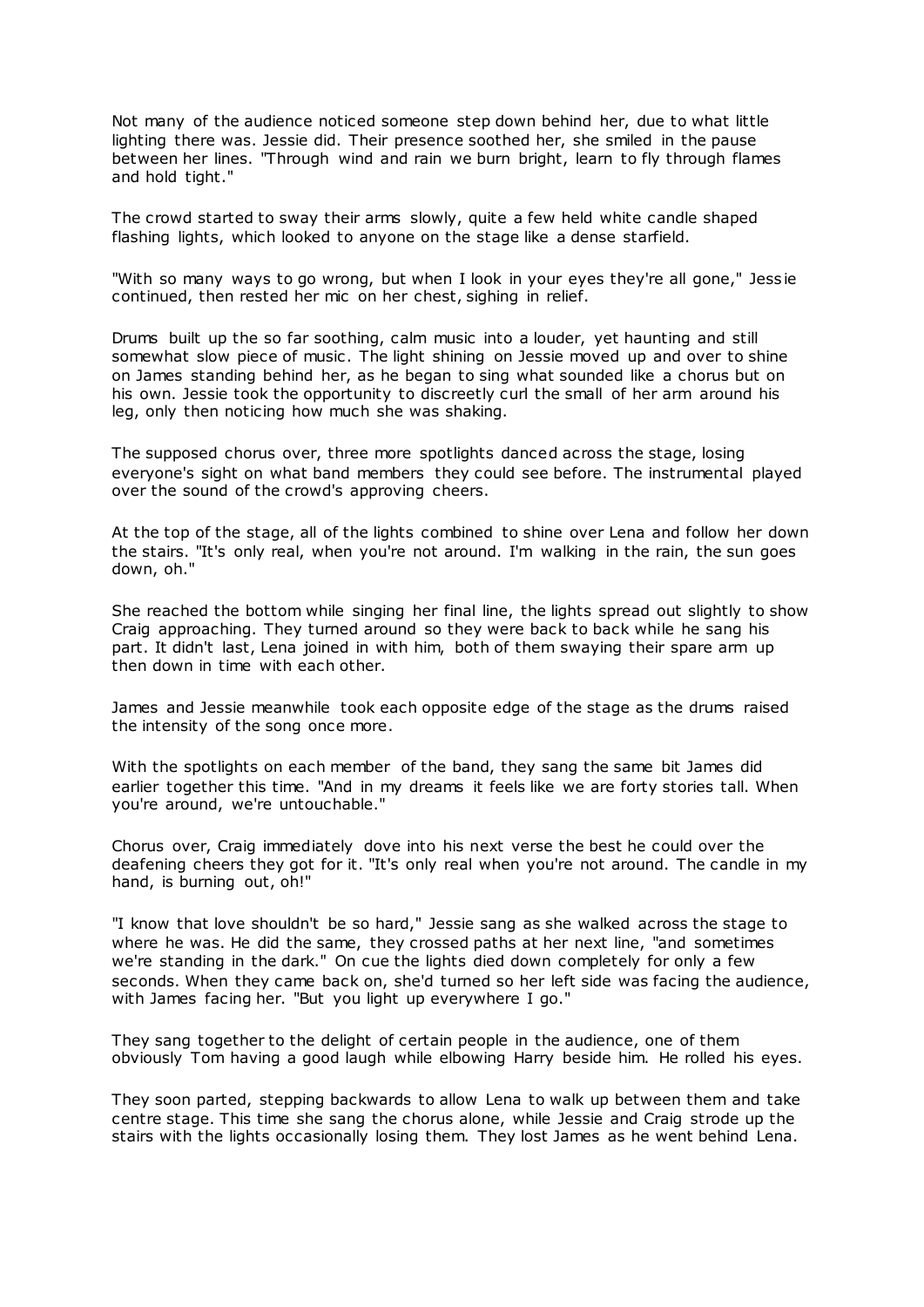Not many of the audience noticed someone step down behind her, due to what little lighting there was. Jessie did. Their presence soothed her, she smiled in the pause between her lines. "Through wind and rain we burn bright, learn to fly through flames and hold tight."

The crowd started to sway their arms slowly, quite a few held white candle shaped flashing lights, which looked to anyone on the stage like a dense starfield.

"With so many ways to go wrong, but when I look in your eyes they're all gone," Jessie continued, then rested her mic on her chest, sighing in relief.

Drums built up the so far soothing, calm music into a louder, yet haunting and still somewhat slow piece of music. The light shining on Jessie moved up and over to shine on James standing behind her, as he began to sing what sounded like a chorus but on his own. Jessie took the opportunity to discreetly curl the small of her arm around his leg, only then noticing how much she was shaking.

The supposed chorus over, three more spotlights danced across the stage, losing everyone's sight on what band members they could see before. The instrumental played over the sound of the crowd's approving cheers.

At the top of the stage, all of the lights combined to shine over Lena and follow her down the stairs. "It's only real, when you're not around. I'm walking in the rain, the sun goes down, oh."

She reached the bottom while singing her final line, the lights spread out slightly to show Craig approaching. They turned around so they were back to back while he sang his part. It didn't last, Lena joined in with him, both of them swaying their spare arm up then down in time with each other.

James and Jessie meanwhile took each opposite edge of the stage as the drums raised the intensity of the song once more.

With the spotlights on each member of the band, they sang the same bit James did earlier together this time. "And in my dreams it feels like we are forty stories tall. When you're around, we're untouchable."

Chorus over, Craig immediately dove into his next verse the best he could over the deafening cheers they got for it. "It's only real when you're not around. The candle in my hand, is burning out, oh!"

"I know that love shouldn't be so hard," Jessie sang as she walked across the stage to where he was. He did the same, they crossed paths at her next line, "and sometimes we're standing in the dark." On cue the lights died down completely for only a few seconds. When they came back on, she'd turned so her left side was facing the audience, with James facing her. "But you light up everywhere I go."

They sang together to the delight of certain people in the audience, one of them obviously Tom having a good laugh while elbowing Harry beside him. He rolled his eyes.

They soon parted, stepping backwards to allow Lena to walk up between them and take centre stage. This time she sang the chorus alone, while Jessie and Craig strode up the stairs with the lights occasionally losing them. They lost James as he went behind Lena.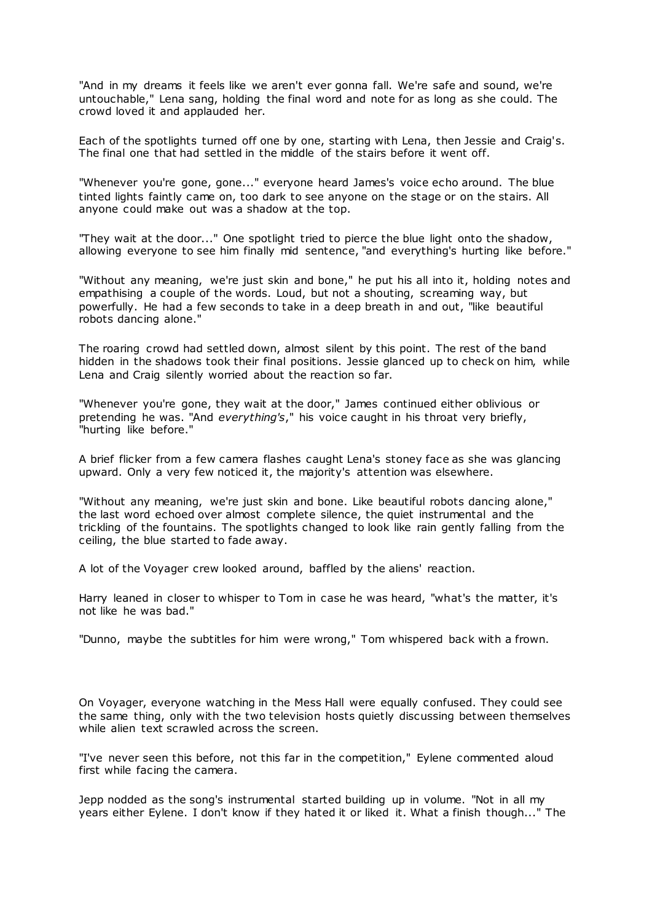"And in my dreams it feels like we aren't ever gonna fall. We're safe and sound, we're untouchable," Lena sang, holding the final word and note for as long as she could. The crowd loved it and applauded her.

Each of the spotlights turned off one by one, starting with Lena, then Jessie and Craig's. The final one that had settled in the middle of the stairs before it went off.

"Whenever you're gone, gone..." everyone heard James's voice echo around. The blue tinted lights faintly came on, too dark to see anyone on the stage or on the stairs. All anyone could make out was a shadow at the top.

"They wait at the door..." One spotlight tried to pierce the blue light onto the shadow, allowing everyone to see him finally mid sentence, "and everything's hurting like before."

"Without any meaning, we're just skin and bone," he put his all into it, holding notes and empathising a couple of the words. Loud, but not a shouting, screaming way, but powerfully. He had a few seconds to take in a deep breath in and out, "like beautiful robots dancing alone."

The roaring crowd had settled down, almost silent by this point. The rest of the band hidden in the shadows took their final positions. Jessie glanced up to check on him, while Lena and Craig silently worried about the reaction so far.

"Whenever you're gone, they wait at the door," James continued either oblivious or pretending he was. "And *everything's*," his voice caught in his throat very briefly, "hurting like before."

A brief flicker from a few camera flashes caught Lena's stoney face as she was glancing upward. Only a very few noticed it, the majority's attention was elsewhere.

"Without any meaning, we're just skin and bone. Like beautiful robots dancing alone," the last word echoed over almost complete silence, the quiet instrumental and the trickling of the fountains. The spotlights changed to look like rain gently falling from the ceiling, the blue started to fade away.

A lot of the Voyager crew looked around, baffled by the aliens' reaction.

Harry leaned in closer to whisper to Tom in case he was heard, "what's the matter, it's not like he was bad."

"Dunno, maybe the subtitles for him were wrong," Tom whispered back with a frown.

On Voyager, everyone watching in the Mess Hall were equally confused. They could see the same thing, only with the two television hosts quietly discussing between themselves while alien text scrawled across the screen.

"I've never seen this before, not this far in the competition," Eylene commented aloud first while facing the camera.

Jepp nodded as the song's instrumental started building up in volume. "Not in all my years either Eylene. I don't know if they hated it or liked it. What a finish though..." The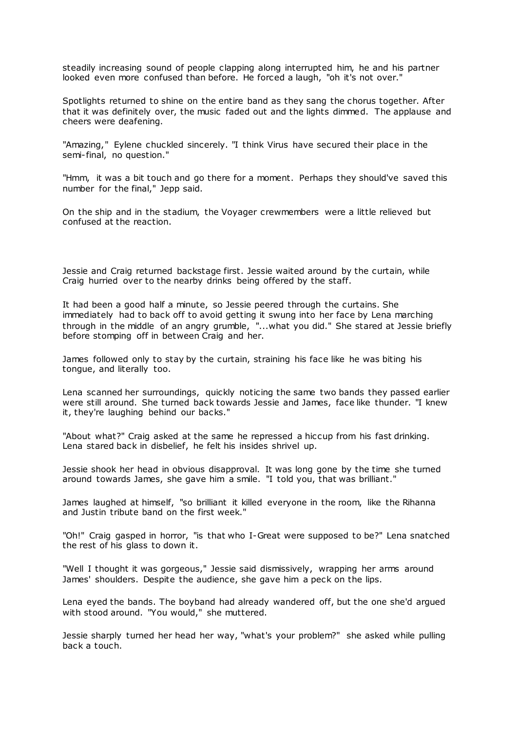steadily increasing sound of people clapping along interrupted him, he and his partner looked even more confused than before. He forced a laugh, "oh it's not over."

Spotlights returned to shine on the entire band as they sang the chorus together. After that it was definitely over, the music faded out and the lights dimmed. The applause and cheers were deafening.

"Amazing," Eylene chuckled sincerely. "I think Virus have secured their place in the semi-final, no question."

"Hmm, it was a bit touch and go there for a moment. Perhaps they should've saved this number for the final," Jepp said.

On the ship and in the stadium, the Voyager crewmembers were a little relieved but confused at the reaction.

Jessie and Craig returned backstage first. Jessie waited around by the curtain, while Craig hurried over to the nearby drinks being offered by the staff.

It had been a good half a minute, so Jessie peered through the curtains. She immediately had to back off to avoid getting it swung into her face by Lena marching through in the middle of an angry grumble, "...what you did." She stared at Jessie briefly before stomping off in between Craig and her.

James followed only to stay by the curtain, straining his face like he was biting his tongue, and literally too.

Lena scanned her surroundings, quickly noticing the same two bands they passed earlier were still around. She turned back towards Jessie and James, face like thunder. "I knew it, they're laughing behind our backs."

"About what?" Craig asked at the same he repressed a hiccup from his fast drinking. Lena stared back in disbelief, he felt his insides shrivel up.

Jessie shook her head in obvious disapproval. It was long gone by the time she turned around towards James, she gave him a smile. "I told you, that was brilliant."

James laughed at himself, "so brilliant it killed everyone in the room, like the Rihanna and Justin tribute band on the first week."

"Oh!" Craig gasped in horror, "is that who I-Great were supposed to be?" Lena snatched the rest of his glass to down it.

"Well I thought it was gorgeous," Jessie said dismissively, wrapping her arms around James' shoulders. Despite the audience, she gave him a peck on the lips.

Lena eyed the bands. The boyband had already wandered off, but the one she'd argued with stood around. "You would," she muttered.

Jessie sharply turned her head her way, "what's your problem?" she asked while pulling back a touch.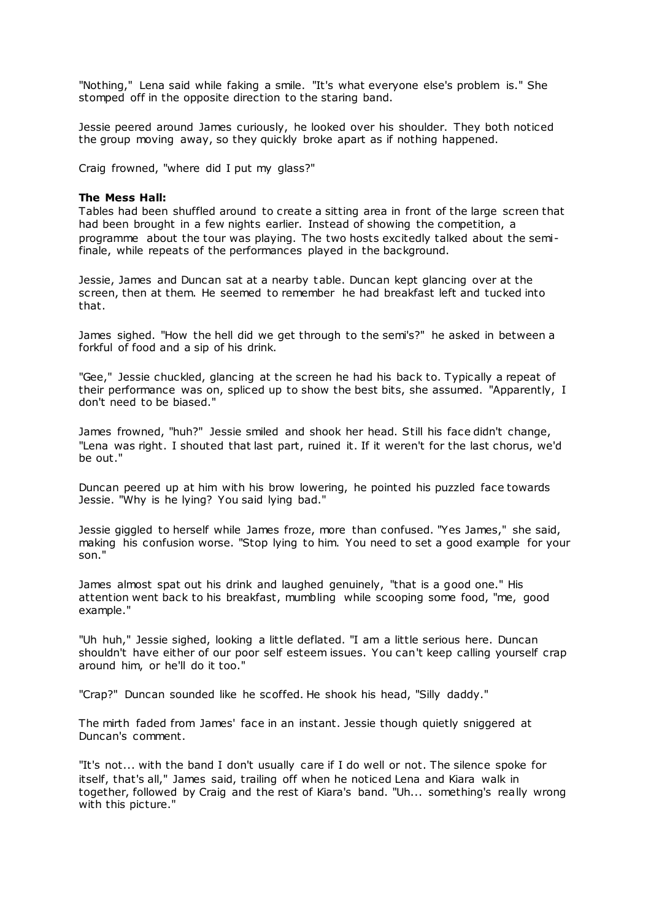"Nothing," Lena said while faking a smile. "It's what everyone else's problem is." She stomped off in the opposite direction to the staring band.

Jessie peered around James curiously, he looked over his shoulder. They both noticed the group moving away, so they quickly broke apart as if nothing happened.

Craig frowned, "where did I put my glass?"

**The Mess Hall:**

Tables had been shuffled around to create a sitting area in front of the large screen that had been brought in a few nights earlier. Instead of showing the competition, a programme about the tour was playing. The two hosts excitedly talked about the semi-finale, while repeats of the performances played in the background.

Jessie, James and Duncan sat at a nearby table. Duncan kept glancing over at the screen, then at them. He seemed to remember he had breakfast left and tucked into that.

James sighed. "How the hell did we get through to the semi's?" he asked in between a forkful of food and a sip of his drink.

"Gee," Jessie chuckled, glancing at the screen he had his back to. Typically a repeat of their performance was on, spliced up to show the best bits, she assumed. "Apparently, I don't need to be biased."

James frowned, "huh?" Jessie smiled and shook her head. Still his face didn't change, "Lena was right. I shouted that last part, ruined it. If it weren't for the last chorus, we'd be out."

Duncan peered up at him with his brow lowering, he pointed his puzzled face towards Jessie. "Why is he lying? You said lying bad."

Jessie giggled to herself while James froze, more than confused. "Yes James," she said, making his confusion worse. "Stop lying to him. You need to set a good example for your son."

James almost spat out his drink and laughed genuinely, "that is a good one." His attention went back to his breakfast, mumbling while scooping some food, "me, good example."

"Uh huh," Jessie sighed, looking a little deflated. "I am a little serious here. Duncan shouldn't have either of our poor self esteem issues. You can't keep calling yourself crap around him, or he'll do it too."

"Crap?" Duncan sounded like he scoffed. He shook his head, "Silly daddy."

The mirth faded from James' face in an instant. Jessie though quietly sniggered at Duncan's comment.

"It's not... with the band I don't usually care if I do well or not. The silence spoke for itself, that's all," James said, trailing off when he noticed Lena and Kiara walk in together, followed by Craig and the rest of Kiara's band. "Uh... something's really wrong with this picture."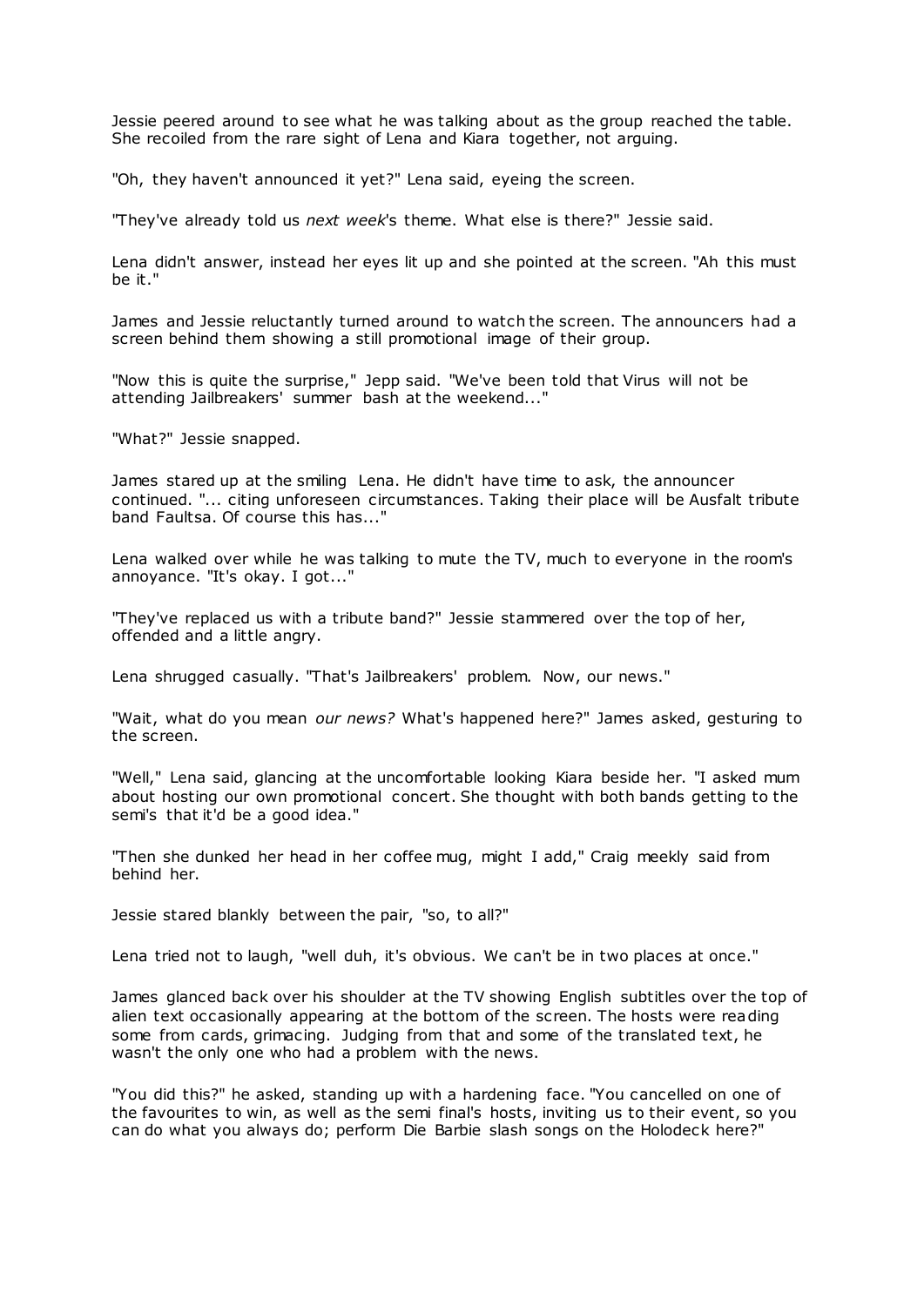Jessie peered around to see what he was talking about as the group reached the table. She recoiled from the rare sight of Lena and Kiara together, not arguing.

"Oh, they haven't announced it yet?" Lena said, eyeing the screen.

"They've already told us *next week*'s theme. What else is there?" Jessie said.

Lena didn't answer, instead her eyes lit up and she pointed at the screen. "Ah this must be it."

James and Jessie reluctantly turned around to watch the screen. The announcers had a screen behind them showing a still promotional image of their group.

"Now this is quite the surprise," Jepp said. "We've been told that Virus will not be attending Jailbreakers' summer bash at the weekend..."

"What?" Jessie snapped.

James stared up at the smiling Lena. He didn't have time to ask, the announcer continued. "... citing unforeseen circumstances. Taking their place will be Ausfalt tribute band Faultsa. Of course this has..."

Lena walked over while he was talking to mute the TV, much to everyone in the room's annoyance. "It's okay. I got..."

"They've replaced us with a tribute band?" Jessie stammered over the top of her, offended and a little angry.

Lena shrugged casually. "That's Jailbreakers' problem. Now, our news."

"Wait, what do you mean *our news?* What's happened here?" James asked, gesturing to the screen.

"Well," Lena said, glancing at the uncomfortable looking Kiara beside her. "I asked mum about hosting our own promotional concert. She thought with both bands getting to the semi's that it'd be a good idea."

"Then she dunked her head in her coffee mug, might I add," Craig meekly said from behind her.

Jessie stared blankly between the pair, "so, to all?"

Lena tried not to laugh, "well duh, it's obvious. We can't be in two places at once."

James glanced back over his shoulder at the TV showing English subtitles over the top of alien text occasionally appearing at the bottom of the screen. The hosts were reading some from cards, grimacing. Judging from that and some of the translated text, he wasn't the only one who had a problem with the news.

"You did this?" he asked, standing up with a hardening face. "You cancelled on one of the favourites to win, as well as the semi final's hosts, inviting us to their event, so you can do what you always do; perform Die Barbie slash songs on the Holodeck here?"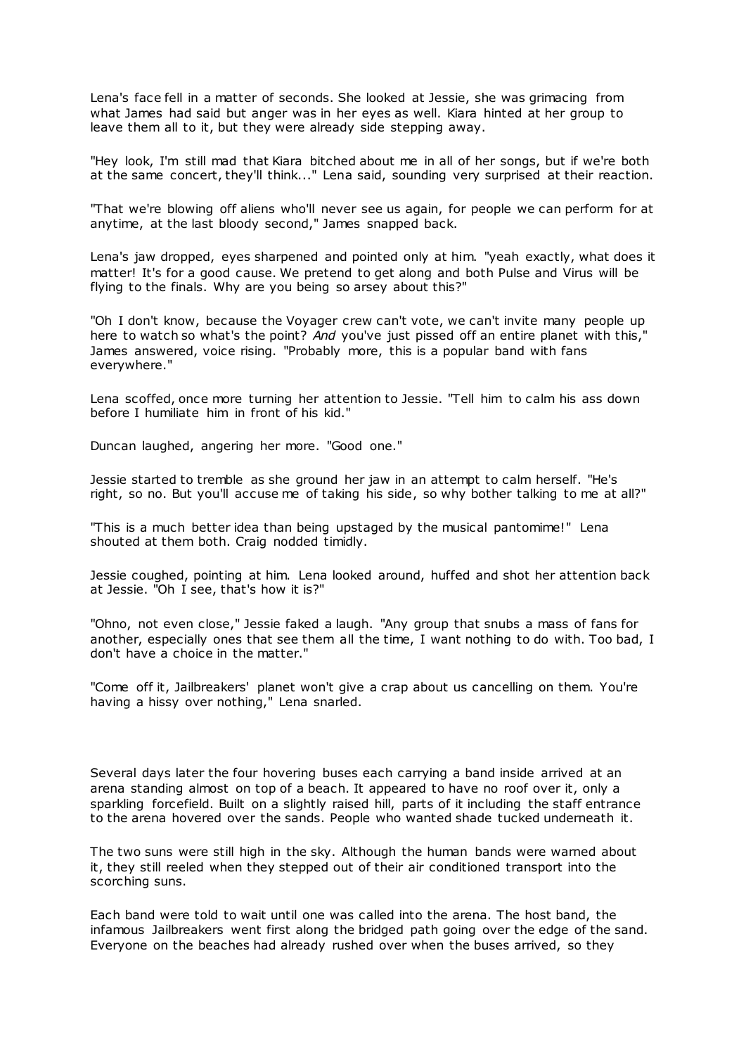Lena's face fell in a matter of seconds. She looked at Jessie, she was grimacing from what James had said but anger was in her eyes as well. Kiara hinted at her group to leave them all to it, but they were already side stepping away.

"Hey look, I'm still mad that Kiara bitched about me in all of her songs, but if we're both at the same concert, they'll think..." Lena said, sounding very surprised at their reaction.

"That we're blowing off aliens who'll never see us again, for people we can perform for at anytime, at the last bloody second," James snapped back.

Lena's jaw dropped, eyes sharpened and pointed only at him. "yeah exactly, what does it matter! It's for a good cause. We pretend to get along and both Pulse and Virus will be flying to the finals. Why are you being so arsey about this?"

"Oh I don't know, because the Voyager crew can't vote, we can't invite many people up here to watch so what's the point? *And* you've just pissed off an entire planet with this," James answered, voice rising. "Probably more, this is a popular band with fans everywhere."

Lena scoffed, once more turning her attention to Jessie. "Tell him to calm his ass down before I humiliate him in front of his kid."

Duncan laughed, angering her more. "Good one."

Jessie started to tremble as she ground her jaw in an attempt to calm herself. "He's right, so no. But you'll accuse me of taking his side, so why bother talking to me at all?"

"This is a much better idea than being upstaged by the musical pantomime!" Lena shouted at them both. Craig nodded timidly.

Jessie coughed, pointing at him. Lena looked around, huffed and shot her attention back at Jessie. "Oh I see, that's how it is?"

"Ohno, not even close," Jessie faked a laugh. "Any group that snubs a mass of fans for another, especially ones that see them all the time, I want nothing to do with. Too bad, I don't have a choice in the matter."

"Come off it, Jailbreakers' planet won't give a crap about us cancelling on them. You're having a hissy over nothing," Lena snarled.

Several days later the four hovering buses each carrying a band inside arrived at an arena standing almost on top of a beach. It appeared to have no roof over it, only a sparkling forcefield. Built on a slightly raised hill, parts of it including the staff entrance to the arena hovered over the sands. People who wanted shade tucked underneath it.

The two suns were still high in the sky. Although the human bands were warned about it, they still reeled when they stepped out of their air conditioned transport into the scorching suns.

Each band were told to wait until one was called into the arena. The host band, the infamous Jailbreakers went first along the bridged path going over the edge of the sand. Everyone on the beaches had already rushed over when the buses arrived, so they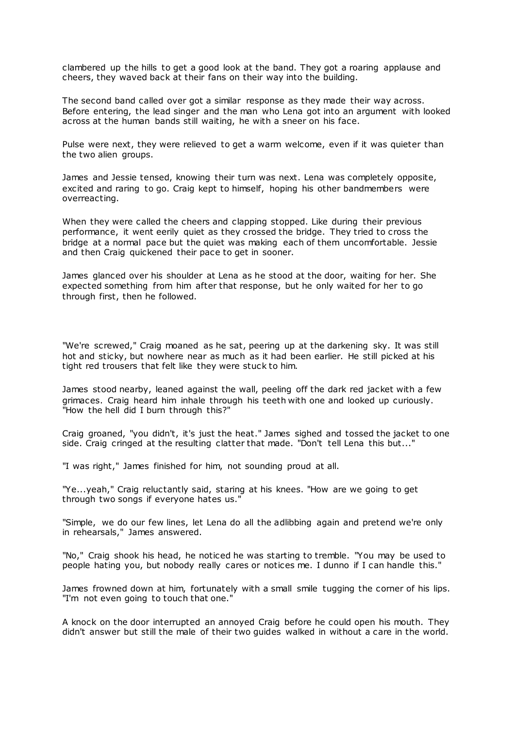clambered up the hills to get a good look at the band. They got a roaring applause and cheers, they waved back at their fans on their way into the building.

The second band called over got a similar response as they made their way across. Before entering, the lead singer and the man who Lena got into an argument with looked across at the human bands still waiting, he with a sneer on his face.

Pulse were next, they were relieved to get a warm welcome, even if it was quieter than the two alien groups.

James and Jessie tensed, knowing their turn was next. Lena was completely opposite, excited and raring to go. Craig kept to himself, hoping his other bandmembers were overreacting.

When they were called the cheers and clapping stopped. Like during their previous performance, it went eerily quiet as they crossed the bridge. They tried to cross the bridge at a normal pace but the quiet was making each of them uncomfortable. Jessie and then Craig quickened their pace to get in sooner.

James glanced over his shoulder at Lena as he stood at the door, waiting for her. She expected something from him after that response, but he only waited for her to go through first, then he followed.

"We're screwed," Craig moaned as he sat, peering up at the darkening sky. It was still hot and sticky, but nowhere near as much as it had been earlier. He still picked at his tight red trousers that felt like they were stuck to him.

James stood nearby, leaned against the wall, peeling off the dark red jacket with a few grimaces. Craig heard him inhale through his teeth with one and looked up curiously. "How the hell did I burn through this?"

Craig groaned, "you didn't, it's just the heat." James sighed and tossed the jacket to one side. Craig cringed at the resulting clatter that made. "Don't tell Lena this but..."

"I was right," James finished for him, not sounding proud at all.

"Ye...yeah," Craig reluctantly said, staring at his knees. "How are we going to get through two songs if everyone hates us."

"Simple, we do our few lines, let Lena do all the adlibbing again and pretend we're only in rehearsals," James answered.

"No," Craig shook his head, he noticed he was starting to tremble. "You may be used to people hating you, but nobody really cares or notices me. I dunno if I can handle this."

James frowned down at him, fortunately with a small smile tugging the corner of his lips. "I'm not even going to touch that one."

A knock on the door interrupted an annoyed Craig before he could open his mouth. They didn't answer but still the male of their two guides walked in without a care in the world.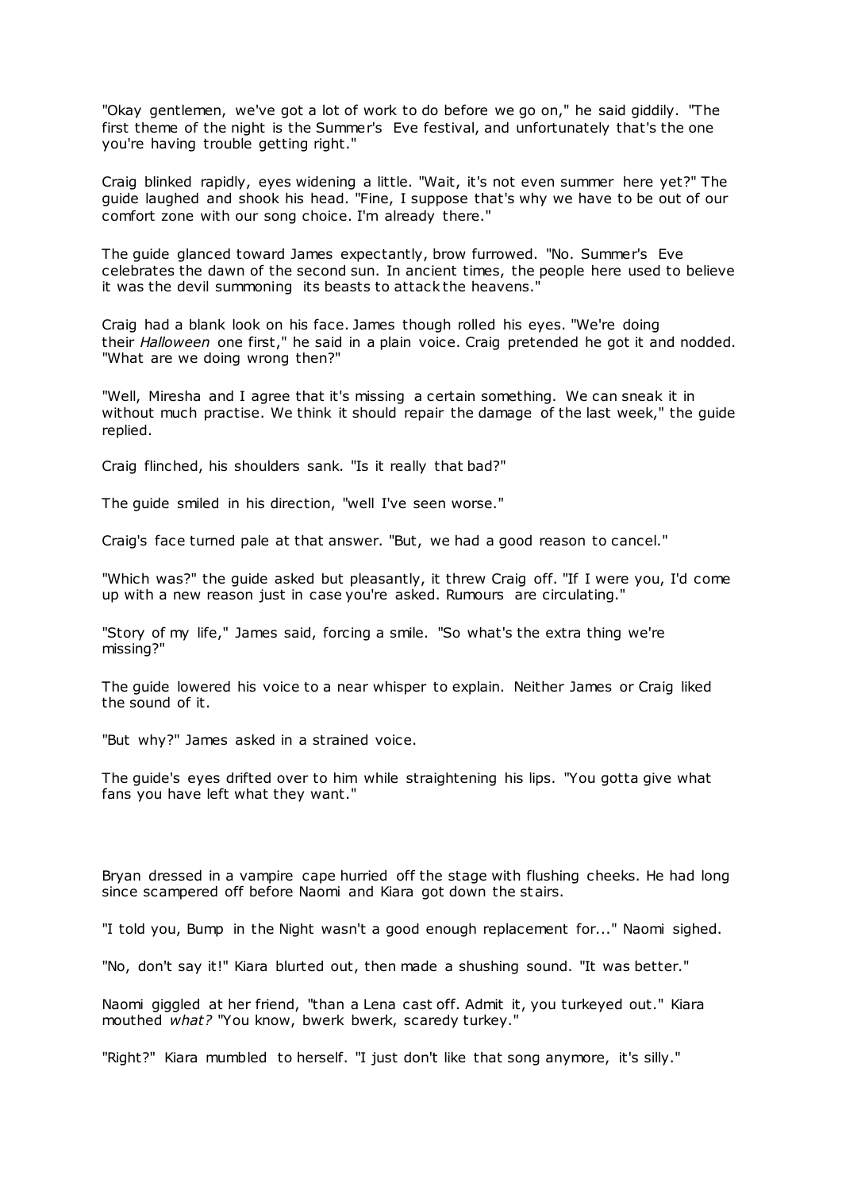"Okay gentlemen, we've got a lot of work to do before we go on," he said giddily. "The first theme of the night is the Summer's Eve festival, and unfortunately that's the one you're having trouble getting right."

Craig blinked rapidly, eyes widening a little. "Wait, it's not even summer here yet?" The guide laughed and shook his head. "Fine, I suppose that's why we have to be out of our comfort zone with our song choice. I'm already there."

The guide glanced toward James expectantly, brow furrowed. "No. Summer's Eve celebrates the dawn of the second sun. In ancient times, the people here used to believe it was the devil summoning its beasts to attack the heavens."

Craig had a blank look on his face. James though rolled his eyes. "We're doing their *Halloween* one first," he said in a plain voice. Craig pretended he got it and nodded. "What are we doing wrong then?"

"Well, Miresha and I agree that it's missing a certain something. We can sneak it in without much practise. We think it should repair the damage of the last week," the guide replied.

Craig flinched, his shoulders sank. "Is it really that bad?"

The guide smiled in his direction, "well I've seen worse."

Craig's face turned pale at that answer. "But, we had a good reason to cancel."

"Which was?" the guide asked but pleasantly, it threw Craig off. "If I were you, I'd come up with a new reason just in case you're asked. Rumours are circulating."

"Story of my life," James said, forcing a smile. "So what's the extra thing we're missing?"

The guide lowered his voice to a near whisper to explain. Neither James or Craig liked the sound of it.

"But why?" James asked in a strained voice.

The guide's eyes drifted over to him while straightening his lips. "You gotta give what fans you have left what they want."

Bryan dressed in a vampire cape hurried off the stage with flushing cheeks. He had long since scampered off before Naomi and Kiara got down the stairs.

"I told you, Bump in the Night wasn't a good enough replacement for..." Naomi sighed.

"No, don't say it!" Kiara blurted out, then made a shushing sound. "It was better."

Naomi giggled at her friend, "than a Lena cast off. Admit it, you turkeyed out." Kiara mouthed *what?* "You know, bwerk bwerk, scaredy turkey."

"Right?" Kiara mumbled to herself. "I just don't like that song anymore, it's silly."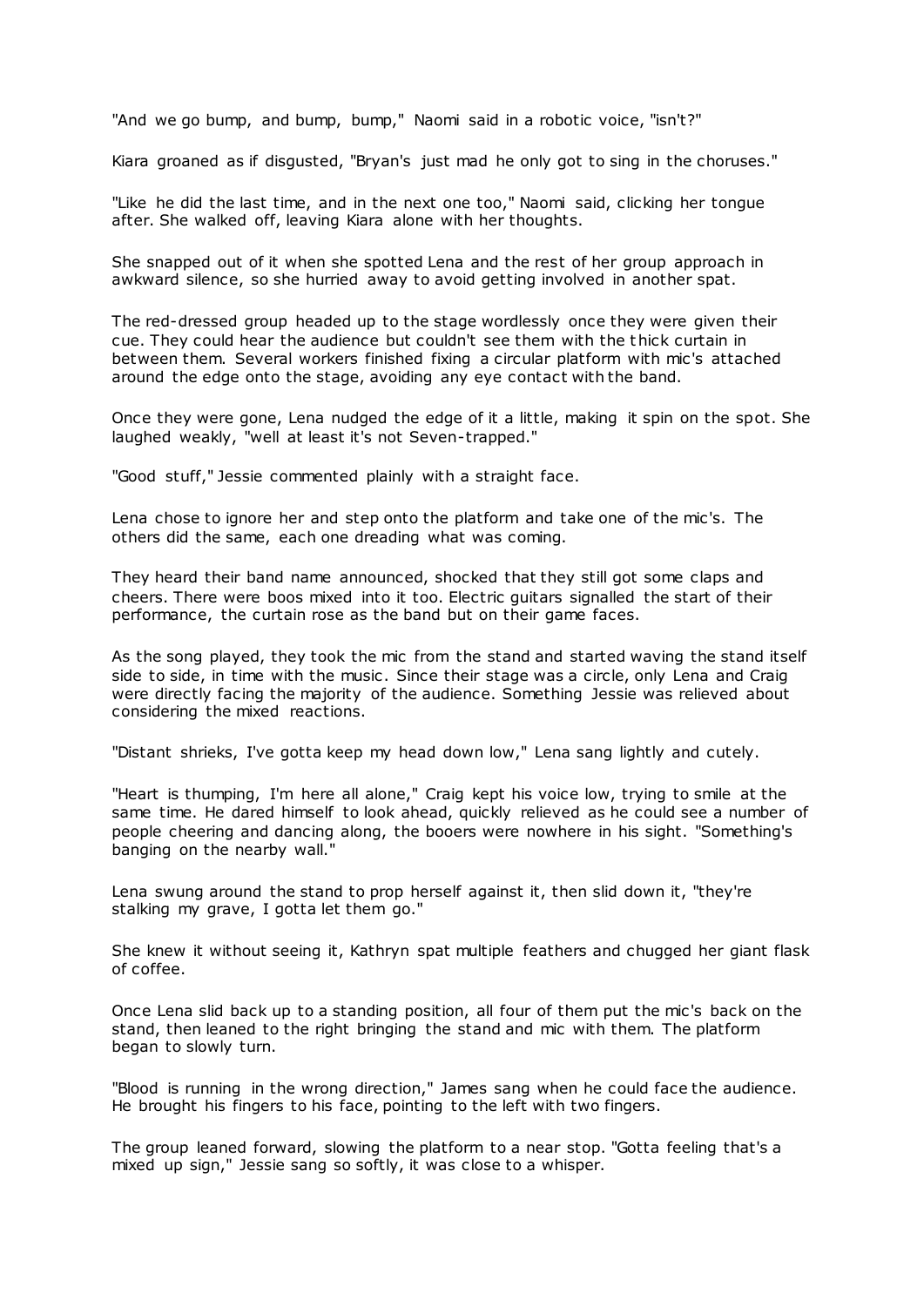"And we go bump, and bump, bump," Naomi said in a robotic voice, "isn't?"

Kiara groaned as if disgusted, "Bryan's just mad he only got to sing in the choruses."

"Like he did the last time, and in the next one too," Naomi said, clicking her tongue after. She walked off, leaving Kiara alone with her thoughts.

She snapped out of it when she spotted Lena and the rest of her group approach in awkward silence, so she hurried away to avoid getting involved in another spat.

The red-dressed group headed up to the stage wordlessly once they were given their cue. They could hear the audience but couldn't see them with the thick curtain in between them. Several workers finished fixing a circular platform with mic's attached around the edge onto the stage, avoiding any eye contact with the band.

Once they were gone, Lena nudged the edge of it a little, making it spin on the spot. She laughed weakly, "well at least it's not Seven-trapped."

"Good stuff," Jessie commented plainly with a straight face.

Lena chose to ignore her and step onto the platform and take one of the mic's. The others did the same, each one dreading what was coming.

They heard their band name announced, shocked that they still got some claps and cheers. There were boos mixed into it too. Electric guitars signalled the start of their performance, the curtain rose as the band but on their game faces.

As the song played, they took the mic from the stand and started waving the stand itself side to side, in time with the music. Since their stage was a circle, only Lena and Craig were directly facing the majority of the audience. Something Jessie was relieved about considering the mixed reactions.

"Distant shrieks, I've gotta keep my head down low," Lena sang lightly and cutely.

"Heart is thumping, I'm here all alone," Craig kept his voice low, trying to smile at the same time. He dared himself to look ahead, quickly relieved as he could see a number of people cheering and dancing along, the booers were nowhere in his sight. "Something's banging on the nearby wall."

Lena swung around the stand to prop herself against it, then slid down it, "they're stalking my grave, I gotta let them go."

She knew it without seeing it, Kathryn spat multiple feathers and chugged her giant flask of coffee.

Once Lena slid back up to a standing position, all four of them put the mic's back on the stand, then leaned to the right bringing the stand and mic with them. The platform began to slowly turn.

"Blood is running in the wrong direction," James sang when he could face the audience. He brought his fingers to his face, pointing to the left with two fingers.

The group leaned forward, slowing the platform to a near stop. "Gotta feeling that's a mixed up sign," Jessie sang so softly, it was close to a whisper.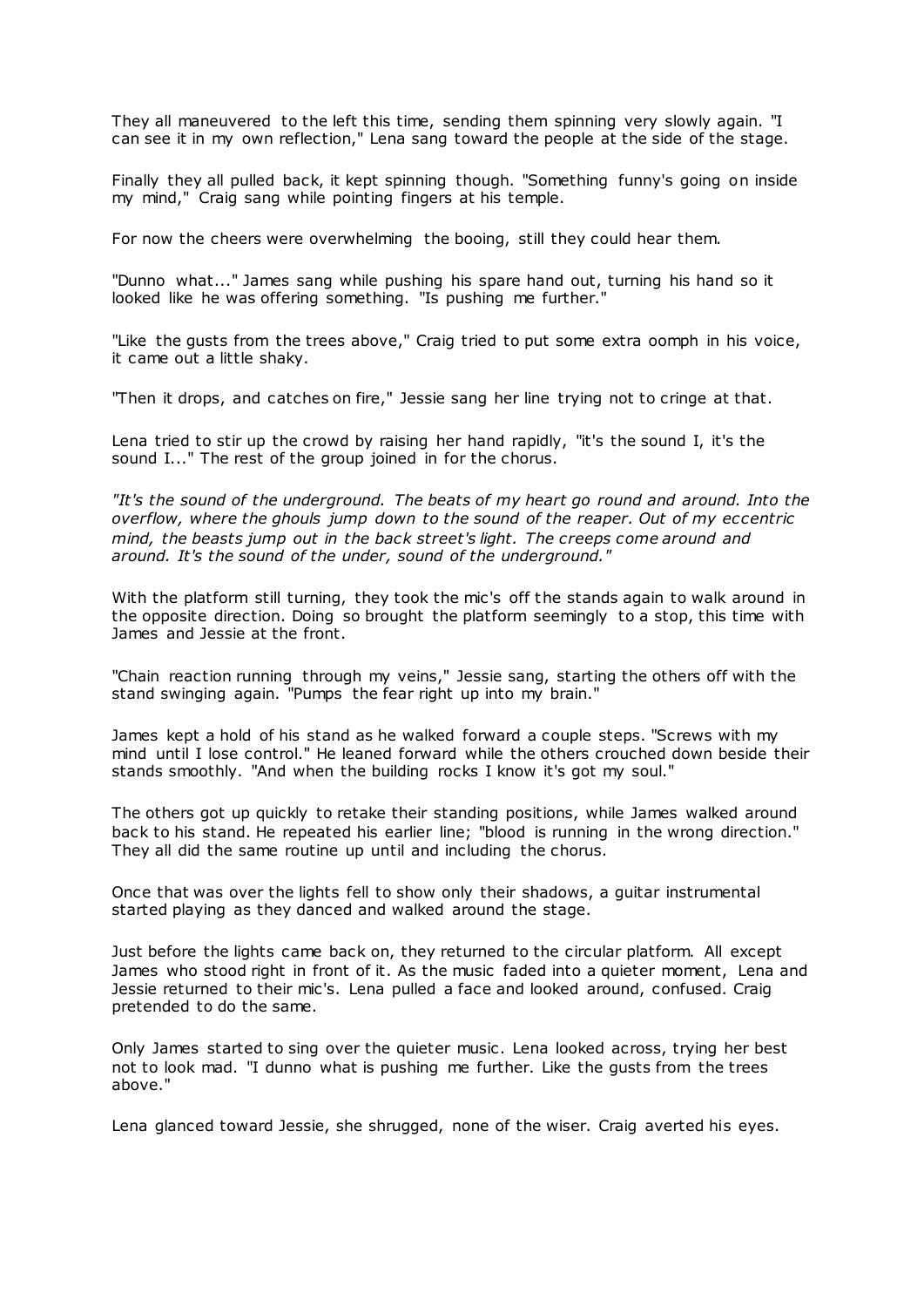They all maneuvered to the left this time, sending them spinning very slowly again. "I can see it in my own reflection," Lena sang toward the people at the side of the stage.

Finally they all pulled back, it kept spinning though. "Something funny's going on inside my mind," Craig sang while pointing fingers at his temple.

For now the cheers were overwhelming the booing, still they could hear them.

"Dunno what..." James sang while pushing his spare hand out, turning his hand so it looked like he was offering something. "Is pushing me further."

"Like the gusts from the trees above," Craig tried to put some extra oomph in his voice, it came out a little shaky.

"Then it drops, and catches on fire," Jessie sang her line trying not to cringe at that.

Lena tried to stir up the crowd by raising her hand rapidly, "it's the sound I, it's the sound I..." The rest of the group joined in for the chorus.

*"It's the sound of the underground. The beats of my heart go round and around. Into the overflow, where the ghouls jump down to the sound of the reaper. Out of my eccentric mind, the beasts jump out in the back street's light. The creeps come around and around. It's the sound of the under, sound of the underground."*

With the platform still turning, they took the mic's off the stands again to walk around in the opposite direction. Doing so brought the platform seemingly to a stop, this time with James and Jessie at the front.

"Chain reaction running through my veins," Jessie sang, starting the others off with the stand swinging again. "Pumps the fear right up into my brain."

James kept a hold of his stand as he walked forward a couple steps. "Screws with my mind until I lose control." He leaned forward while the others crouched down beside their stands smoothly. "And when the building rocks I know it's got my soul."

The others got up quickly to retake their standing positions, while James walked around back to his stand. He repeated his earlier line; "blood is running in the wrong direction." They all did the same routine up until and including the chorus.

Once that was over the lights fell to show only their shadows, a guitar instrumental started playing as they danced and walked around the stage.

Just before the lights came back on, they returned to the circular platform. All except James who stood right in front of it. As the music faded into a quieter moment, Lena and Jessie returned to their mic's. Lena pulled a face and looked around, confused. Craig pretended to do the same.

Only James started to sing over the quieter music. Lena looked across, trying her best not to look mad. "I dunno what is pushing me further. Like the gusts from the trees above."

Lena glanced toward Jessie, she shrugged, none of the wiser. Craig averted his eyes.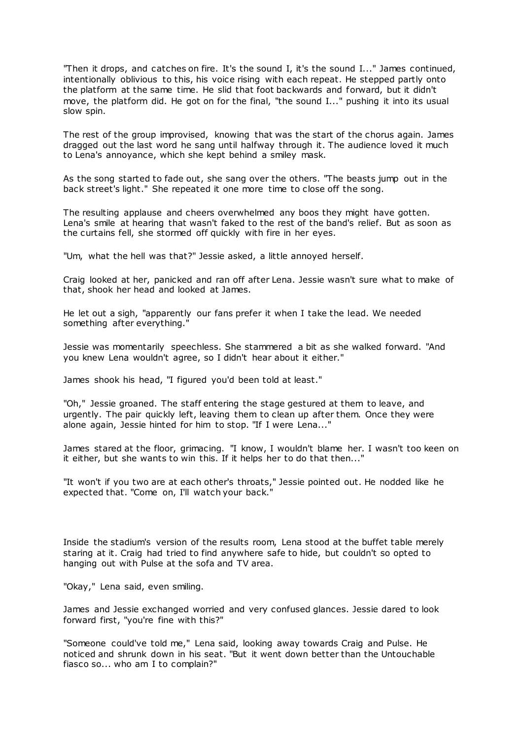"Then it drops, and catches on fire. It's the sound I, it's the sound I..." James continued, intentionally oblivious to this, his voice rising with each repeat. He stepped partly onto the platform at the same time. He slid that foot backwards and forward, but it didn't move, the platform did. He got on for the final, "the sound I..." pushing it into its usual slow spin.

The rest of the group improvised, knowing that was the start of the chorus again. James dragged out the last word he sang until halfway through it. The audience loved it much to Lena's annoyance, which she kept behind a smiley mask.

As the song started to fade out, she sang over the others. "The beasts jump out in the back street's light." She repeated it one more time to close off the song.

The resulting applause and cheers overwhelmed any boos they might have gotten. Lena's smile at hearing that wasn't faked to the rest of the band's relief. But as soon as the curtains fell, she stormed off quickly with fire in her eyes.

"Um, what the hell was that?" Jessie asked, a little annoyed herself.

Craig looked at her, panicked and ran off after Lena. Jessie wasn't sure what to make of that, shook her head and looked at James.

He let out a sigh, "apparently our fans prefer it when I take the lead. We needed something after everything."

Jessie was momentarily speechless. She stammered a bit as she walked forward. "And you knew Lena wouldn't agree, so I didn't hear about it either."

James shook his head, "I figured you'd been told at least."

"Oh," Jessie groaned. The staff entering the stage gestured at them to leave, and urgently. The pair quickly left, leaving them to clean up after them. Once they were alone again, Jessie hinted for him to stop. "If I were Lena..."

James stared at the floor, grimacing. "I know, I wouldn't blame her. I wasn't too keen on it either, but she wants to win this. If it helps her to do that then..."

"It won't if you two are at each other's throats," Jessie pointed out. He nodded like he expected that. "Come on, I'll watch your back."

Inside the stadium's version of the results room, Lena stood at the buffet table merely staring at it. Craig had tried to find anywhere safe to hide, but couldn't so opted to hanging out with Pulse at the sofa and TV area.

"Okay," Lena said, even smiling.

James and Jessie exchanged worried and very confused glances. Jessie dared to look forward first, "you're fine with this?"

"Someone could've told me," Lena said, looking away towards Craig and Pulse. He noticed and shrunk down in his seat. "But it went down better than the Untouchable fiasco so... who am I to complain?"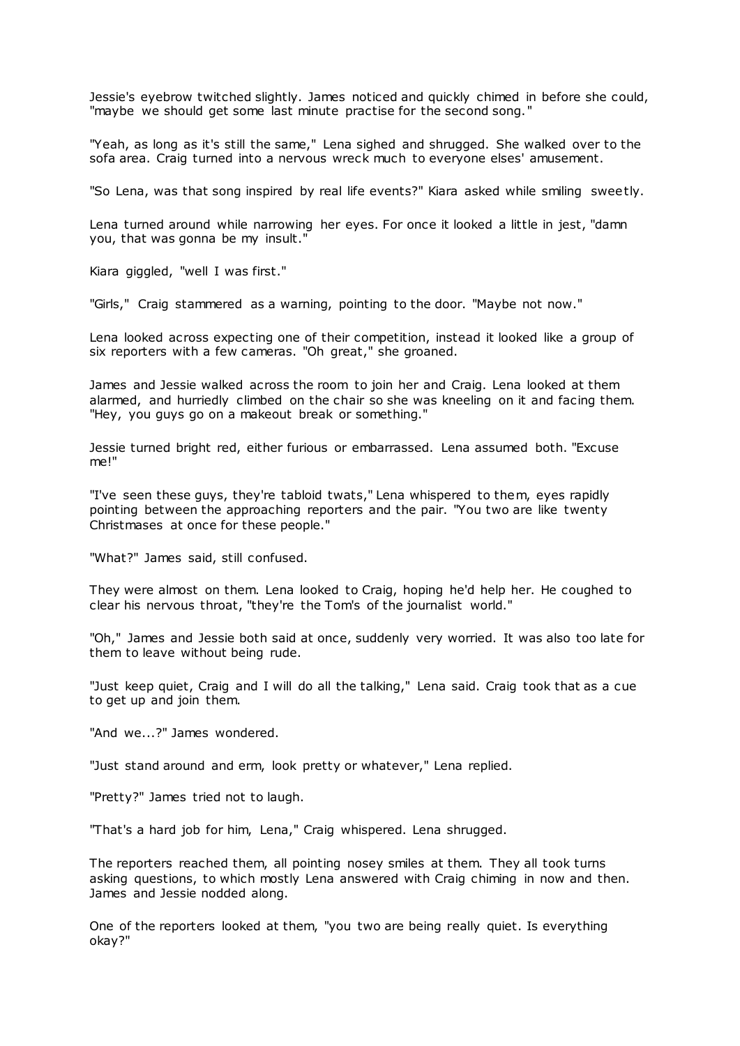Jessie's eyebrow twitched slightly. James noticed and quickly chimed in before she could, "maybe we should get some last minute practise for the second song."

"Yeah, as long as it's still the same," Lena sighed and shrugged. She walked over to the sofa area. Craig turned into a nervous wreck much to everyone elses' amusement.

"So Lena, was that song inspired by real life events?" Kiara asked while smiling sweetly.

Lena turned around while narrowing her eyes. For once it looked a little in jest, "damn you, that was gonna be my insult."

Kiara giggled, "well I was first."

"Girls," Craig stammered as a warning, pointing to the door. "Maybe not now."

Lena looked across expecting one of their competition, instead it looked like a group of six reporters with a few cameras. "Oh great," she groaned.

James and Jessie walked across the room to join her and Craig. Lena looked at them alarmed, and hurriedly climbed on the chair so she was kneeling on it and facing them. "Hey, you guys go on a makeout break or something."

Jessie turned bright red, either furious or embarrassed. Lena assumed both. "Excuse me!"

"I've seen these guys, they're tabloid twats," Lena whispered to them, eyes rapidly pointing between the approaching reporters and the pair. "You two are like twenty Christmases at once for these people."

"What?" James said, still confused.

They were almost on them. Lena looked to Craig, hoping he'd help her. He coughed to clear his nervous throat, "they're the Tom's of the journalist world."

"Oh," James and Jessie both said at once, suddenly very worried. It was also too late for them to leave without being rude.

"Just keep quiet, Craig and I will do all the talking," Lena said. Craig took that as a cue to get up and join them.

"And we...?" James wondered.

"Just stand around and erm, look pretty or whatever," Lena replied.

"Pretty?" James tried not to laugh.

"That's a hard job for him, Lena," Craig whispered. Lena shrugged.

The reporters reached them, all pointing nosey smiles at them. They all took turns asking questions, to which mostly Lena answered with Craig chiming in now and then. James and Jessie nodded along.

One of the reporters looked at them, "you two are being really quiet. Is everything okay?"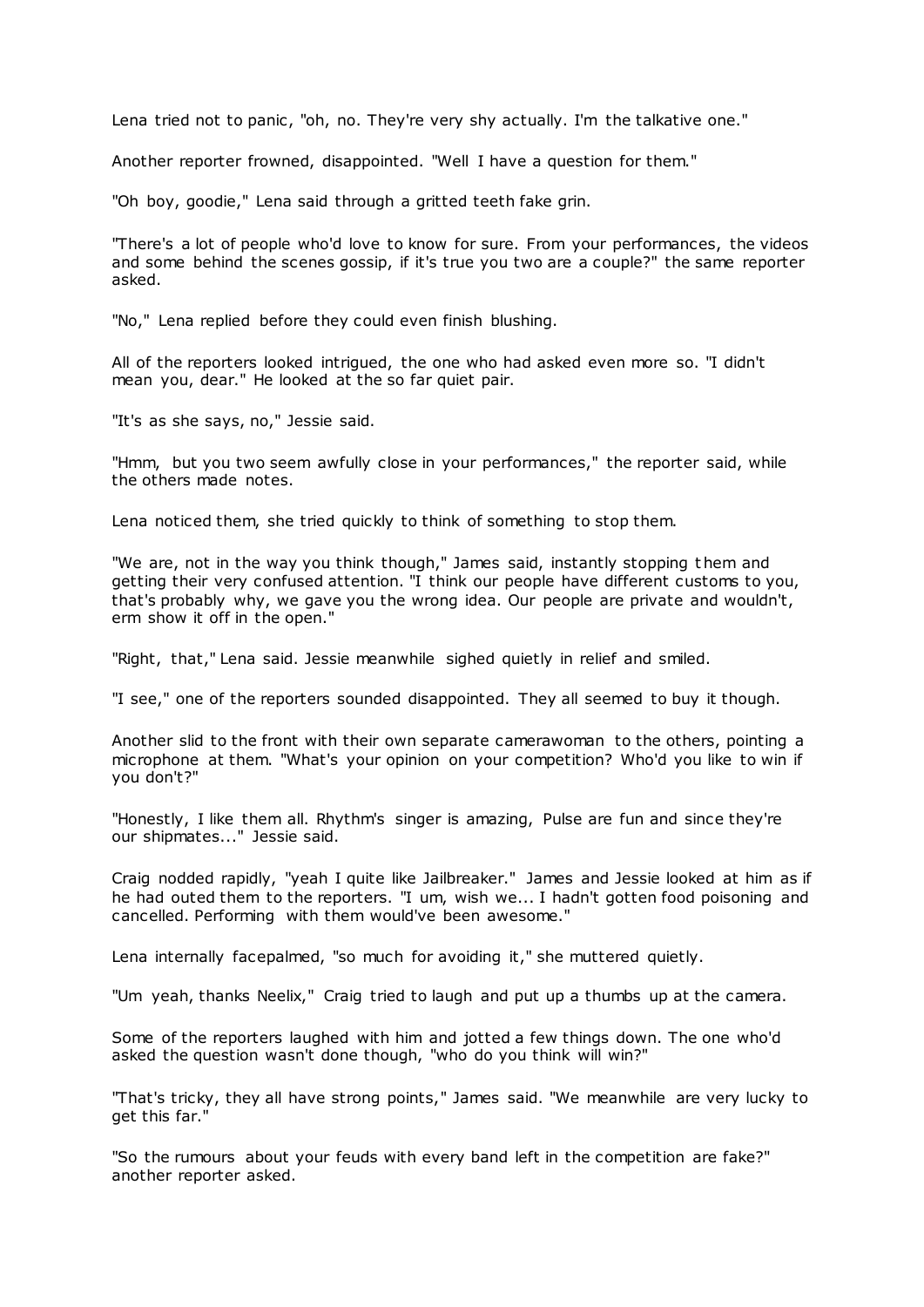Lena tried not to panic, "oh, no. They're very shy actually. I'm the talkative one."

Another reporter frowned, disappointed. "Well I have a question for them."

"Oh boy, goodie," Lena said through a gritted teeth fake grin.

"There's a lot of people who'd love to know for sure. From your performances, the videos and some behind the scenes gossip, if it's true you two are a couple?" the same reporter asked.

"No," Lena replied before they could even finish blushing.

All of the reporters looked intrigued, the one who had asked even more so. "I didn't mean you, dear." He looked at the so far quiet pair.

"It's as she says, no," Jessie said.

"Hmm, but you two seem awfully close in your performances," the reporter said, while the others made notes.

Lena noticed them, she tried quickly to think of something to stop them.

"We are, not in the way you think though," James said, instantly stopping them and getting their very confused attention. "I think our people have different customs to you, that's probably why, we gave you the wrong idea. Our people are private and wouldn't, erm show it off in the open."

"Right, that," Lena said. Jessie meanwhile sighed quietly in relief and smiled.

"I see," one of the reporters sounded disappointed. They all seemed to buy it though.

Another slid to the front with their own separate camerawoman to the others, pointing a microphone at them. "What's your opinion on your competition? Who'd you like to win if you don't?"

"Honestly, I like them all. Rhythm's singer is amazing, Pulse are fun and since they're our shipmates..." Jessie said.

Craig nodded rapidly, "yeah I quite like Jailbreaker." James and Jessie looked at him as if he had outed them to the reporters. "I um, wish we... I hadn't gotten food poisoning and cancelled. Performing with them would've been awesome."

Lena internally facepalmed, "so much for avoiding it," she muttered quietly.

"Um yeah, thanks Neelix," Craig tried to laugh and put up a thumbs up at the camera.

Some of the reporters laughed with him and jotted a few things down. The one who'd asked the question wasn't done though, "who do you think will win?"

"That's tricky, they all have strong points," James said. "We meanwhile are very lucky to get this far."

"So the rumours about your feuds with every band left in the competition are fake?" another reporter asked.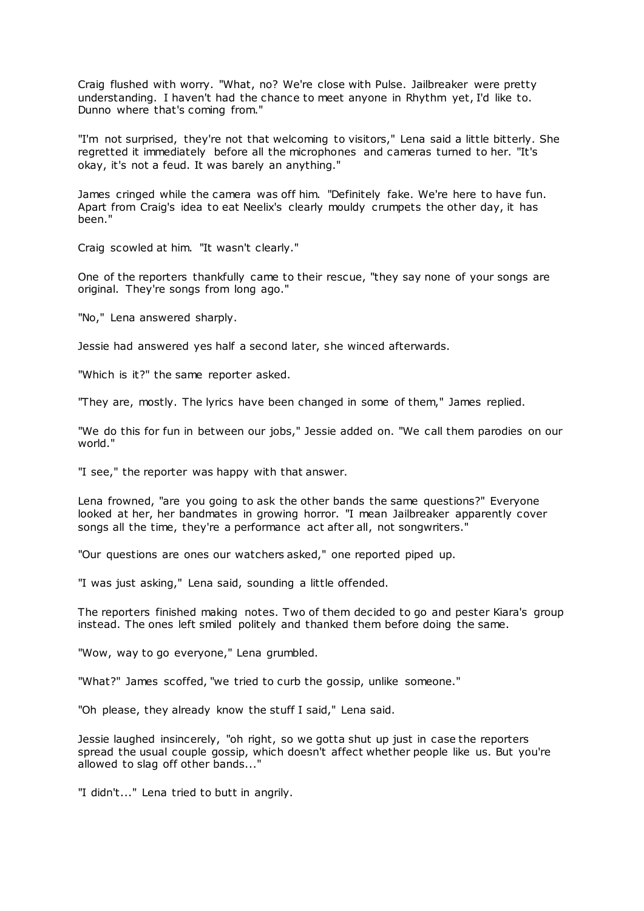Craig flushed with worry. "What, no? We're close with Pulse. Jailbreaker were pretty understanding. I haven't had the chance to meet anyone in Rhythm yet, I'd like to. Dunno where that's coming from."

"I'm not surprised, they're not that welcoming to visitors," Lena said a little bitterly. She regretted it immediately before all the microphones and cameras turned to her. "It's okay, it's not a feud. It was barely an anything."

James cringed while the camera was off him. "Definitely fake. We're here to have fun. Apart from Craig's idea to eat Neelix's clearly mouldy crumpets the other day, it has been."

Craig scowled at him. "It wasn't clearly."

One of the reporters thankfully came to their rescue, "they say none of your songs are original. They're songs from long ago."

"No," Lena answered sharply.

Jessie had answered yes half a second later, she winced afterwards.

"Which is it?" the same reporter asked.

"They are, mostly. The lyrics have been changed in some of them," James replied.

"We do this for fun in between our jobs," Jessie added on. "We call them parodies on our world."

"I see," the reporter was happy with that answer.

Lena frowned, "are you going to ask the other bands the same questions?" Everyone looked at her, her bandmates in growing horror. "I mean Jailbreaker apparently cover songs all the time, they're a performance act after all, not songwriters."

"Our questions are ones our watchers asked," one reported piped up.

"I was just asking," Lena said, sounding a little offended.

The reporters finished making notes. Two of them decided to go and pester Kiara's group instead. The ones left smiled politely and thanked them before doing the same.

"Wow, way to go everyone," Lena grumbled.

"What?" James scoffed, "we tried to curb the gossip, unlike someone."

"Oh please, they already know the stuff I said," Lena said.

Jessie laughed insincerely, "oh right, so we gotta shut up just in case the reporters spread the usual couple gossip, which doesn't affect whether people like us. But you're allowed to slag off other bands..."

"I didn't..." Lena tried to butt in angrily.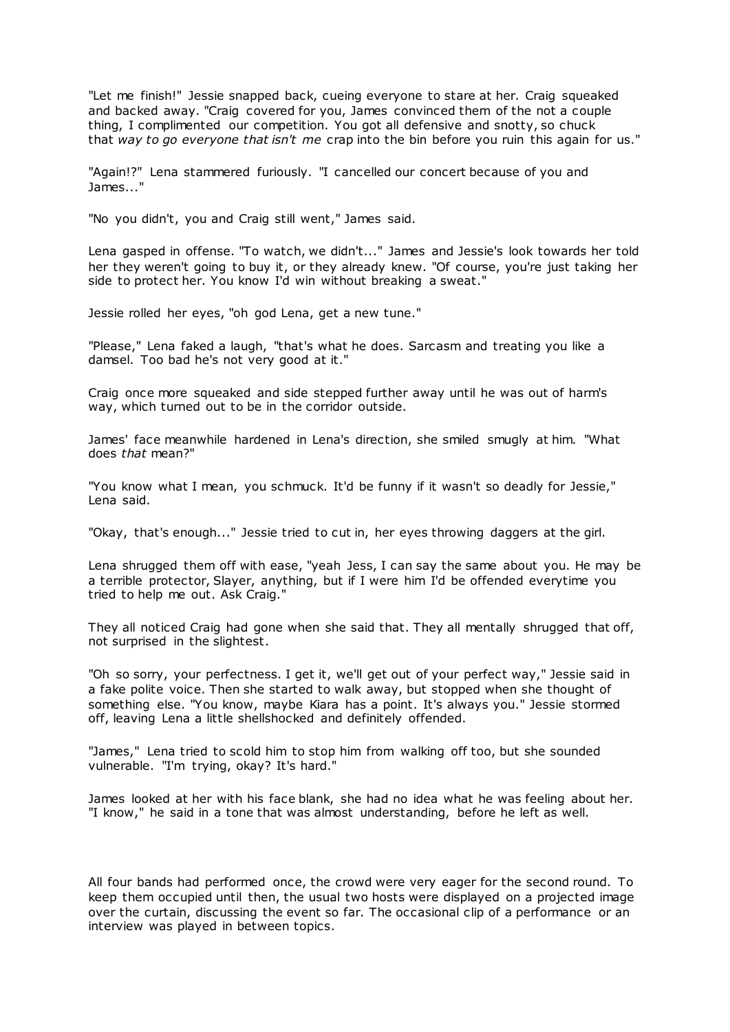"Let me finish!" Jessie snapped back, cueing everyone to stare at her. Craig squeaked and backed away. "Craig covered for you, James convinced them of the not a couple thing, I complimented our competition. You got all defensive and snotty, so chuck that *way to go everyone that isn't me* crap into the bin before you ruin this again for us."

"Again!?" Lena stammered furiously. "I cancelled our concert because of you and James..."

"No you didn't, you and Craig still went," James said.

Lena gasped in offense. "To watch, we didn't..." James and Jessie's look towards her told her they weren't going to buy it, or they already knew. "Of course, you're just taking her side to protect her. You know I'd win without breaking a sweat."

Jessie rolled her eyes, "oh god Lena, get a new tune."

"Please," Lena faked a laugh, "that's what he does. Sarcasm and treating you like a damsel. Too bad he's not very good at it."

Craig once more squeaked and side stepped further away until he was out of harm's way, which turned out to be in the corridor outside.

James' face meanwhile hardened in Lena's direction, she smiled smugly at him. "What does *that* mean?"

"You know what I mean, you schmuck. It'd be funny if it wasn't so deadly for Jessie," Lena said.

"Okay, that's enough..." Jessie tried to cut in, her eyes throwing daggers at the girl.

Lena shrugged them off with ease, "yeah Jess, I can say the same about you. He may be a terrible protector, Slayer, anything, but if I were him I'd be offended everytime you tried to help me out. Ask Craig."

They all noticed Craig had gone when she said that. They all mentally shrugged that off, not surprised in the slightest.

"Oh so sorry, your perfectness. I get it, we'll get out of your perfect way," Jessie said in a fake polite voice. Then she started to walk away, but stopped when she thought of something else. "You know, maybe Kiara has a point. It's always you." Jessie stormed off, leaving Lena a little shellshocked and definitely offended.

"James," Lena tried to scold him to stop him from walking off too, but she sounded vulnerable. "I'm trying, okay? It's hard."

James looked at her with his face blank, she had no idea what he was feeling about her. "I know," he said in a tone that was almost understanding, before he left as well.

All four bands had performed once, the crowd were very eager for the second round. To keep them occupied until then, the usual two hosts were displayed on a projected image over the curtain, discussing the event so far. The occasional clip of a performance or an interview was played in between topics.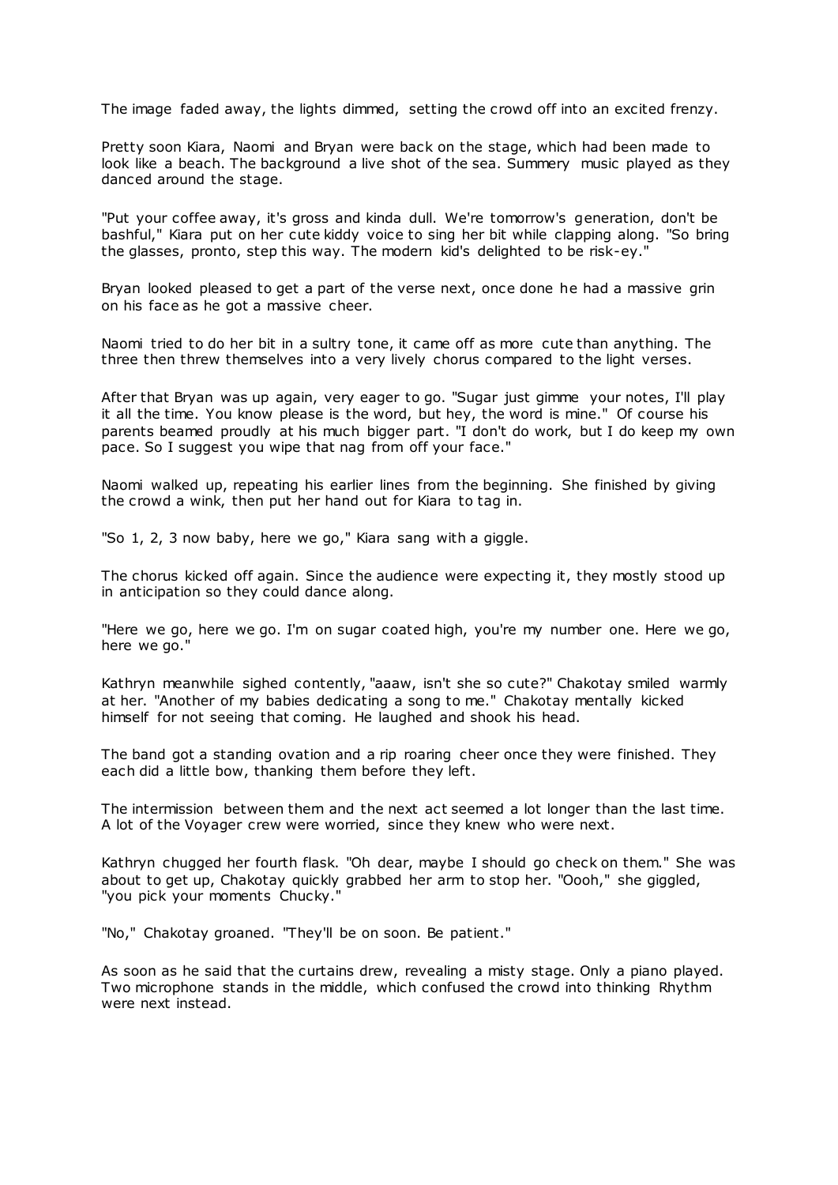The image faded away, the lights dimmed, setting the crowd off into an excited frenzy.

Pretty soon Kiara, Naomi and Bryan were back on the stage, which had been made to look like a beach. The background a live shot of the sea. Summery music played as they danced around the stage.

"Put your coffee away, it's gross and kinda dull. We're tomorrow's generation, don't be bashful," Kiara put on her cute kiddy voice to sing her bit while clapping along. "So bring the glasses, pronto, step this way. The modern kid's delighted to be risk-ey."

Bryan looked pleased to get a part of the verse next, once done he had a massive grin on his face as he got a massive cheer.

Naomi tried to do her bit in a sultry tone, it came off as more cute than anything. The three then threw themselves into a very lively chorus compared to the light verses.

After that Bryan was up again, very eager to go. "Sugar just gimme your notes, I'll play it all the time. You know please is the word, but hey, the word is mine." Of course his parents beamed proudly at his much bigger part. "I don't do work, but I do keep my own pace. So I suggest you wipe that nag from off your face."

Naomi walked up, repeating his earlier lines from the beginning. She finished by giving the crowd a wink, then put her hand out for Kiara to tag in.

"So 1, 2, 3 now baby, here we go," Kiara sang with a giggle.

The chorus kicked off again. Since the audience were expecting it, they mostly stood up in anticipation so they could dance along.

"Here we go, here we go. I'm on sugar coated high, you're my number one. Here we go, here we go."

Kathryn meanwhile sighed contently, "aaaw, isn't she so cute?" Chakotay smiled warmly at her. "Another of my babies dedicating a song to me." Chakotay mentally kicked himself for not seeing that coming. He laughed and shook his head.

The band got a standing ovation and a rip roaring cheer once they were finished. They each did a little bow, thanking them before they left.

The intermission between them and the next act seemed a lot longer than the last time. A lot of the Voyager crew were worried, since they knew who were next.

Kathryn chugged her fourth flask. "Oh dear, maybe I should go check on them." She was about to get up, Chakotay quickly grabbed her arm to stop her. "Oooh," she giggled, "you pick your moments Chucky."

"No," Chakotay groaned. "They'll be on soon. Be patient."

As soon as he said that the curtains drew, revealing a misty stage. Only a piano played. Two microphone stands in the middle, which confused the crowd into thinking Rhythm were next instead.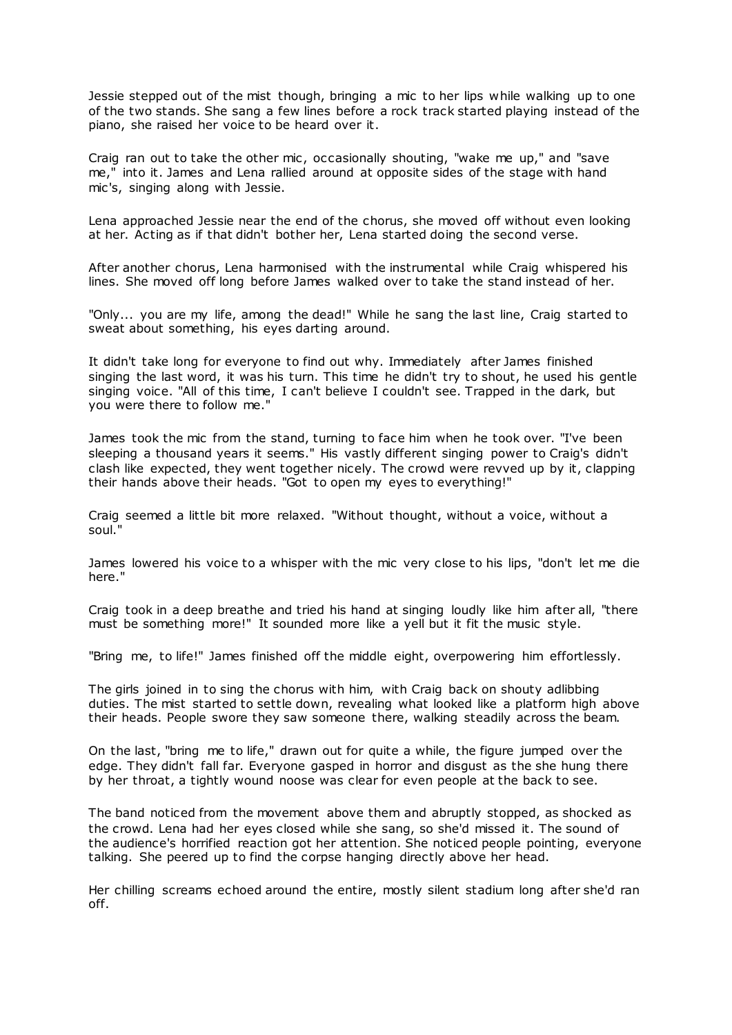Jessie stepped out of the mist though, bringing a mic to her lips while walking up to one of the two stands. She sang a few lines before a rock track started playing instead of the piano, she raised her voice to be heard over it.

Craig ran out to take the other mic, occasionally shouting, "wake me up," and "save me," into it. James and Lena rallied around at opposite sides of the stage with hand mic's, singing along with Jessie.

Lena approached Jessie near the end of the chorus, she moved off without even looking at her. Acting as if that didn't bother her, Lena started doing the second verse.

After another chorus, Lena harmonised with the instrumental while Craig whispered his lines. She moved off long before James walked over to take the stand instead of her.

"Only... you are my life, among the dead!" While he sang the last line, Craig started to sweat about something, his eyes darting around.

It didn't take long for everyone to find out why. Immediately after James finished singing the last word, it was his turn. This time he didn't try to shout, he used his gentle singing voice. "All of this time, I can't believe I couldn't see. Trapped in the dark, but you were there to follow me."

James took the mic from the stand, turning to face him when he took over. "I've been sleeping a thousand years it seems." His vastly different singing power to Craig's didn't clash like expected, they went together nicely. The crowd were revved up by it, clapping their hands above their heads. "Got to open my eyes to everything!"

Craig seemed a little bit more relaxed. "Without thought, without a voice, without a soul."

James lowered his voice to a whisper with the mic very close to his lips, "don't let me die here."

Craig took in a deep breathe and tried his hand at singing loudly like him after all, "there must be something more!" It sounded more like a yell but it fit the music style.

"Bring me, to life!" James finished off the middle eight, overpowering him effortlessly.

The girls joined in to sing the chorus with him, with Craig back on shouty adlibbing duties. The mist started to settle down, revealing what looked like a platform high above their heads. People swore they saw someone there, walking steadily across the beam.

On the last, "bring me to life," drawn out for quite a while, the figure jumped over the edge. They didn't fall far. Everyone gasped in horror and disgust as the she hung there by her throat, a tightly wound noose was clear for even people at the back to see.

The band noticed from the movement above them and abruptly stopped, as shocked as the crowd. Lena had her eyes closed while she sang, so she'd missed it. The sound of the audience's horrified reaction got her attention. She noticed people pointing, everyone talking. She peered up to find the corpse hanging directly above her head.

Her chilling screams echoed around the entire, mostly silent stadium long after she'd ran off.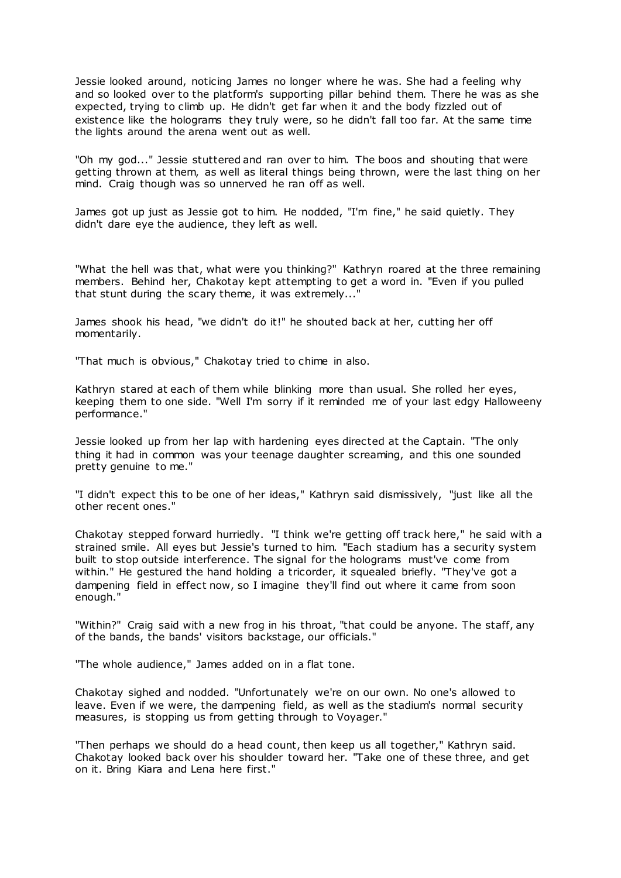Jessie looked around, noticing James no longer where he was. She had a feeling why and so looked over to the platform's supporting pillar behind them. There he was as she expected, trying to climb up. He didn't get far when it and the body fizzled out of existence like the holograms they truly were, so he didn't fall too far. At the same time the lights around the arena went out as well.

"Oh my god..." Jessie stuttered and ran over to him. The boos and shouting that were getting thrown at them, as well as literal things being thrown, were the last thing on her mind. Craig though was so unnerved he ran off as well.

James got up just as Jessie got to him. He nodded, "I'm fine," he said quietly. They didn't dare eye the audience, they left as well.

"What the hell was that, what were you thinking?" Kathryn roared at the three remaining members. Behind her, Chakotay kept attempting to get a word in. "Even if you pulled that stunt during the scary theme, it was extremely..."

James shook his head, "we didn't do it!" he shouted back at her, cutting her off momentarily.

"That much is obvious," Chakotay tried to chime in also.

Kathryn stared at each of them while blinking more than usual. She rolled her eyes, keeping them to one side. "Well I'm sorry if it reminded me of your last edgy Halloweeny performance."

Jessie looked up from her lap with hardening eyes directed at the Captain. "The only thing it had in common was your teenage daughter screaming, and this one sounded pretty genuine to me."

"I didn't expect this to be one of her ideas," Kathryn said dismissively, "just like all the other recent ones."

Chakotay stepped forward hurriedly. "I think we're getting off track here," he said with a strained smile. All eyes but Jessie's turned to him. "Each stadium has a security system built to stop outside interference. The signal for the holograms must've come from within." He gestured the hand holding a tricorder, it squealed briefly. "They've got a dampening field in effect now, so I imagine they'll find out where it came from soon enough."

"Within?" Craig said with a new frog in his throat, "that could be anyone. The staff, any of the bands, the bands' visitors backstage, our officials."

"The whole audience," James added on in a flat tone.

Chakotay sighed and nodded. "Unfortunately we're on our own. No one's allowed to leave. Even if we were, the dampening field, as well as the stadium's normal security measures, is stopping us from getting through to Voyager."

"Then perhaps we should do a head count, then keep us all together," Kathryn said. Chakotay looked back over his shoulder toward her. "Take one of these three, and get on it. Bring Kiara and Lena here first."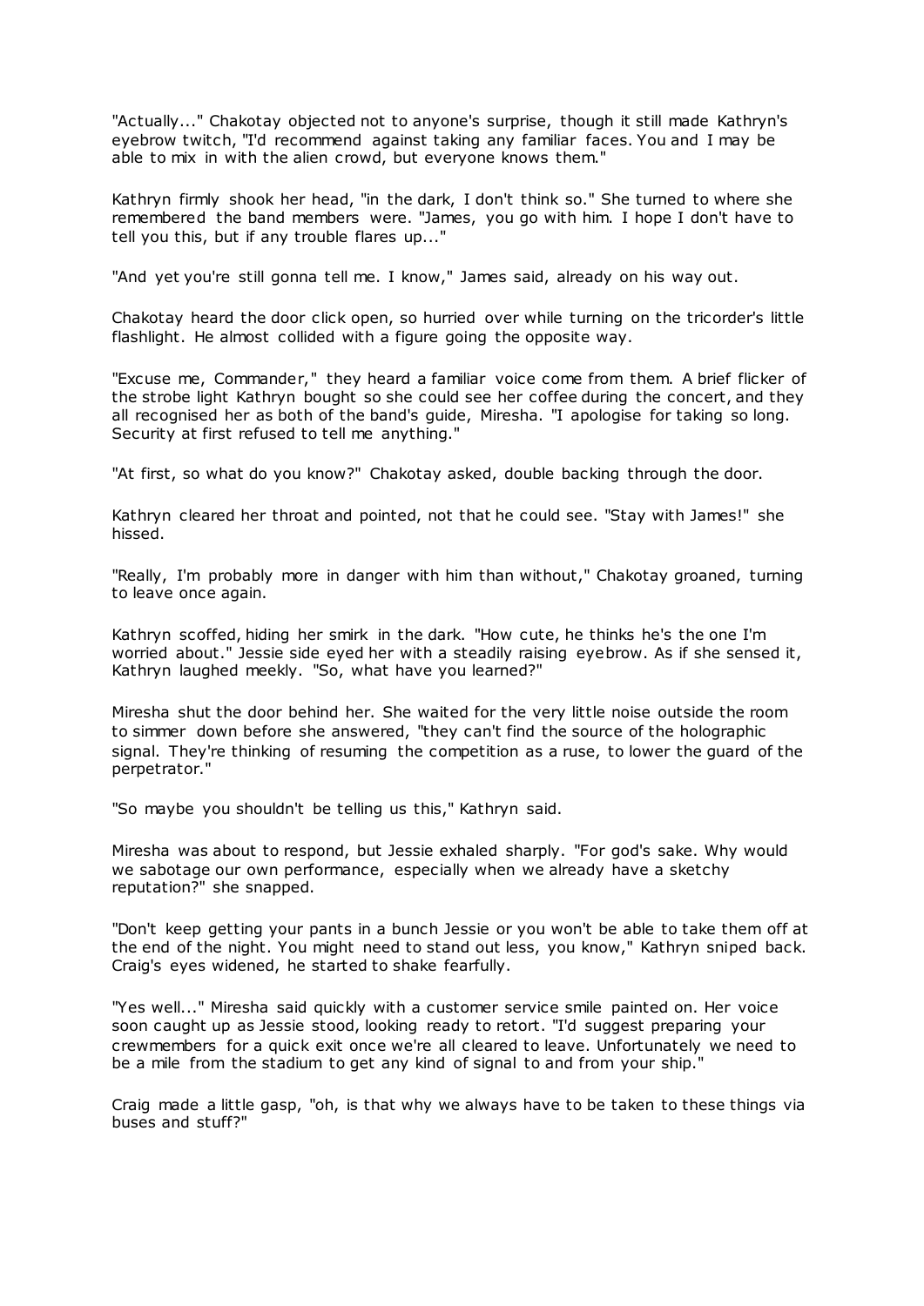"Actually..." Chakotay objected not to anyone's surprise, though it still made Kathryn's eyebrow twitch, "I'd recommend against taking any familiar faces. You and I may be able to mix in with the alien crowd, but everyone knows them."

Kathryn firmly shook her head, "in the dark, I don't think so." She turned to where she remembered the band members were. "James, you go with him. I hope I don't have to tell you this, but if any trouble flares up..."

"And yet you're still gonna tell me. I know," James said, already on his way out.

Chakotay heard the door click open, so hurried over while turning on the tricorder's little flashlight. He almost collided with a figure going the opposite way.

"Excuse me, Commander," they heard a familiar voice come from them. A brief flicker of the strobe light Kathryn bought so she could see her coffee during the concert, and they all recognised her as both of the band's guide, Miresha. "I apologise for taking so long. Security at first refused to tell me anything."

"At first, so what do you know?" Chakotay asked, double backing through the door.

Kathryn cleared her throat and pointed, not that he could see. "Stay with James!" she hissed.

"Really, I'm probably more in danger with him than without," Chakotay groaned, turning to leave once again.

Kathryn scoffed, hiding her smirk in the dark. "How cute, he thinks he's the one I'm worried about." Jessie side eyed her with a steadily raising eyebrow. As if she sensed it, Kathryn laughed meekly. "So, what have you learned?"

Miresha shut the door behind her. She waited for the very little noise outside the room to simmer down before she answered, "they can't find the source of the holographic signal. They're thinking of resuming the competition as a ruse, to lower the guard of the perpetrator."

"So maybe you shouldn't be telling us this," Kathryn said.

Miresha was about to respond, but Jessie exhaled sharply. "For god's sake. Why would we sabotage our own performance, especially when we already have a sketchy reputation?" she snapped.

"Don't keep getting your pants in a bunch Jessie or you won't be able to take them off at the end of the night. You might need to stand out less, you know," Kathryn sniped back. Craig's eyes widened, he started to shake fearfully.

"Yes well..." Miresha said quickly with a customer service smile painted on. Her voice soon caught up as Jessie stood, looking ready to retort. "I'd suggest preparing your crewmembers for a quick exit once we're all cleared to leave. Unfortunately we need to be a mile from the stadium to get any kind of signal to and from your ship."

Craig made a little gasp, "oh, is that why we always have to be taken to these things via buses and stuff?"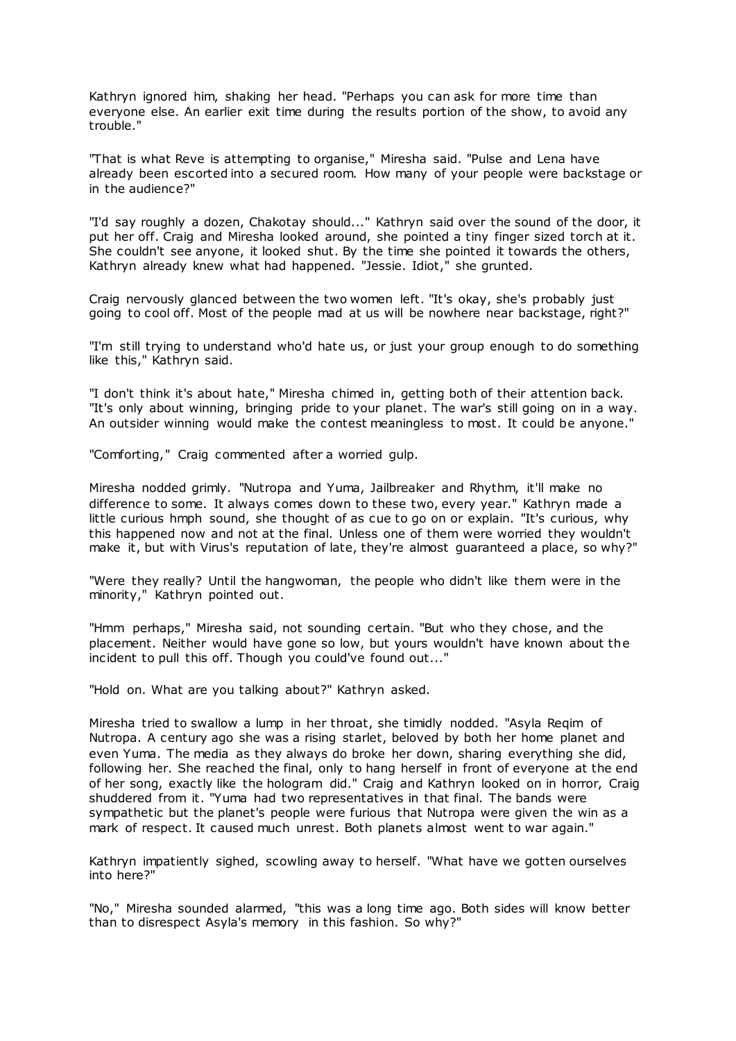Kathryn ignored him, shaking her head. "Perhaps you can ask for more time than everyone else. An earlier exit time during the results portion of the show, to avoid any trouble."

"That is what Reve is attempting to organise," Miresha said. "Pulse and Lena have already been escorted into a secured room. How many of your people were backstage or in the audience?"

"I'd say roughly a dozen, Chakotay should..." Kathryn said over the sound of the door, it put her off. Craig and Miresha looked around, she pointed a tiny finger sized torch at it. She couldn't see anyone, it looked shut. By the time she pointed it towards the others, Kathryn already knew what had happened. "Jessie. Idiot," she grunted.

Craig nervously glanced between the two women left. "It's okay, she's probably just going to cool off. Most of the people mad at us will be nowhere near backstage, right?"

"I'm still trying to understand who'd hate us, or just your group enough to do something like this," Kathryn said.

"I don't think it's about hate," Miresha chimed in, getting both of their attention back. "It's only about winning, bringing pride to your planet. The war's still going on in a way. An outsider winning would make the contest meaningless to most. It could be anyone."

"Comforting," Craig commented after a worried gulp.

Miresha nodded grimly. "Nutropa and Yuma, Jailbreaker and Rhythm, it'll make no difference to some. It always comes down to these two, every year." Kathryn made a little curious hmph sound, she thought of as cue to go on or explain. "It's curious, why this happened now and not at the final. Unless one of them were worried they wouldn't make it, but with Virus's reputation of late, they're almost guaranteed a place, so why?"

"Were they really? Until the hangwoman, the people who didn't like them were in the minority," Kathryn pointed out.

"Hmm perhaps," Miresha said, not sounding certain. "But who they chose, and the placement. Neither would have gone so low, but yours wouldn't have known about the incident to pull this off. Though you could've found out..."

"Hold on. What are you talking about?" Kathryn asked.

Miresha tried to swallow a lump in her throat, she timidly nodded. "Asyla Reqim of Nutropa. A century ago she was a rising starlet, beloved by both her home planet and even Yuma. The media as they always do broke her down, sharing everything she did, following her. She reached the final, only to hang herself in front of everyone at the end of her song, exactly like the hologram did." Craig and Kathryn looked on in horror, Craig shuddered from it. "Yuma had two representatives in that final. The bands were sympathetic but the planet's people were furious that Nutropa were given the win as a mark of respect. It caused much unrest. Both planets almost went to war again."

Kathryn impatiently sighed, scowling away to herself. "What have we gotten ourselves into here?"

"No," Miresha sounded alarmed, "this was a long time ago. Both sides will know better than to disrespect Asyla's memory in this fashion. So why?"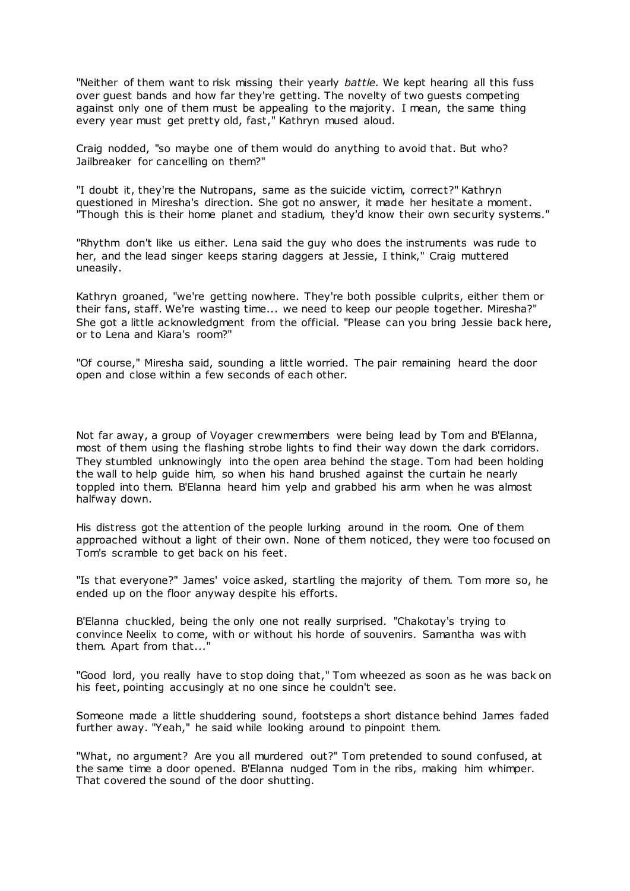"Neither of them want to risk missing their yearly *battle.* We kept hearing all this fuss over guest bands and how far they're getting. The novelty of two guests competing against only one of them must be appealing to the majority. I mean, the same thing every year must get pretty old, fast," Kathryn mused aloud.

Craig nodded, "so maybe one of them would do anything to avoid that. But who? Jailbreaker for cancelling on them?"

"I doubt it, they're the Nutropans, same as the suicide victim, correct?" Kathryn questioned in Miresha's direction. She got no answer, it made her hesitate a moment. "Though this is their home planet and stadium, they'd know their own security systems."

"Rhythm don't like us either. Lena said the guy who does the instruments was rude to her, and the lead singer keeps staring daggers at Jessie, I think," Craig muttered uneasily.

Kathryn groaned, "we're getting nowhere. They're both possible culprits, either them or their fans, staff. We're wasting time... we need to keep our people together. Miresha?" She got a little acknowledgment from the official. "Please can you bring Jessie back here, or to Lena and Kiara's room?"

"Of course," Miresha said, sounding a little worried. The pair remaining heard the door open and close within a few seconds of each other.

Not far away, a group of Voyager crewmembers were being lead by Tom and B'Elanna, most of them using the flashing strobe lights to find their way down the dark corridors. They stumbled unknowingly into the open area behind the stage. Tom had been holding the wall to help guide him, so when his hand brushed against the curtain he nearly toppled into them. B'Elanna heard him yelp and grabbed his arm when he was almost halfway down.

His distress got the attention of the people lurking around in the room. One of them approached without a light of their own. None of them noticed, they were too focused on Tom's scramble to get back on his feet.

"Is that everyone?" James' voice asked, startling the majority of them. Tom more so, he ended up on the floor anyway despite his efforts.

B'Elanna chuckled, being the only one not really surprised. "Chakotay's trying to convince Neelix to come, with or without his horde of souvenirs. Samantha was with them. Apart from that..."

"Good lord, you really have to stop doing that," Tom wheezed as soon as he was back on his feet, pointing accusingly at no one since he couldn't see.

Someone made a little shuddering sound, footsteps a short distance behind James faded further away. "Yeah," he said while looking around to pinpoint them.

"What, no argument? Are you all murdered out?" Tom pretended to sound confused, at the same time a door opened. B'Elanna nudged Tom in the ribs, making him whimper. That covered the sound of the door shutting.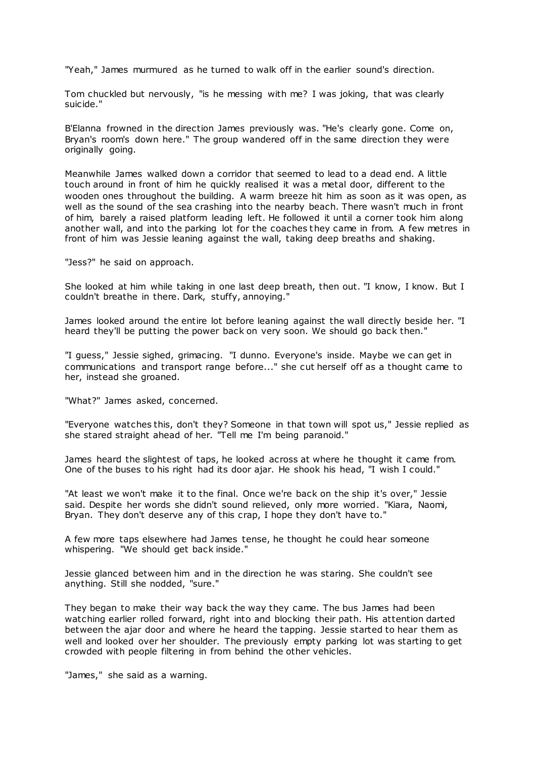"Yeah," James murmured as he turned to walk off in the earlier sound's direction.

Tom chuckled but nervously, "is he messing with me? I was joking, that was clearly suicide."

B'Elanna frowned in the direction James previously was. "He's clearly gone. Come on, Bryan's room's down here." The group wandered off in the same direction they were originally going.

Meanwhile James walked down a corridor that seemed to lead to a dead end. A little touch around in front of him he quickly realised it was a metal door, different to the wooden ones throughout the building. A warm breeze hit him as soon as it was open, as well as the sound of the sea crashing into the nearby beach. There wasn't much in front of him, barely a raised platform leading left. He followed it until a corner took him along another wall, and into the parking lot for the coaches they came in from. A few metres in front of him was Jessie leaning against the wall, taking deep breaths and shaking.

"Jess?" he said on approach.

She looked at him while taking in one last deep breath, then out. "I know, I know. But I couldn't breathe in there. Dark, stuffy, annoying."

James looked around the entire lot before leaning against the wall directly beside her. "I heard they'll be putting the power back on very soon. We should go back then."

"I guess," Jessie sighed, grimacing. "I dunno. Everyone's inside. Maybe we can get in communications and transport range before..." she cut herself off as a thought came to her, instead she groaned.

"What?" James asked, concerned.

"Everyone watches this, don't they? Someone in that town will spot us," Jessie replied as she stared straight ahead of her. "Tell me I'm being paranoid."

James heard the slightest of taps, he looked across at where he thought it came from. One of the buses to his right had its door ajar. He shook his head, "I wish I could."

"At least we won't make it to the final. Once we're back on the ship it's over," Jessie said. Despite her words she didn't sound relieved, only more worried. "Kiara, Naomi, Bryan. They don't deserve any of this crap, I hope they don't have to."

A few more taps elsewhere had James tense, he thought he could hear someone whispering. "We should get back inside."

Jessie glanced between him and in the direction he was staring. She couldn't see anything. Still she nodded, "sure."

They began to make their way back the way they came. The bus James had been watching earlier rolled forward, right into and blocking their path. His attention darted between the ajar door and where he heard the tapping. Jessie started to hear them as well and looked over her shoulder. The previously empty parking lot was starting to get crowded with people filtering in from behind the other vehicles.

"James," she said as a warning.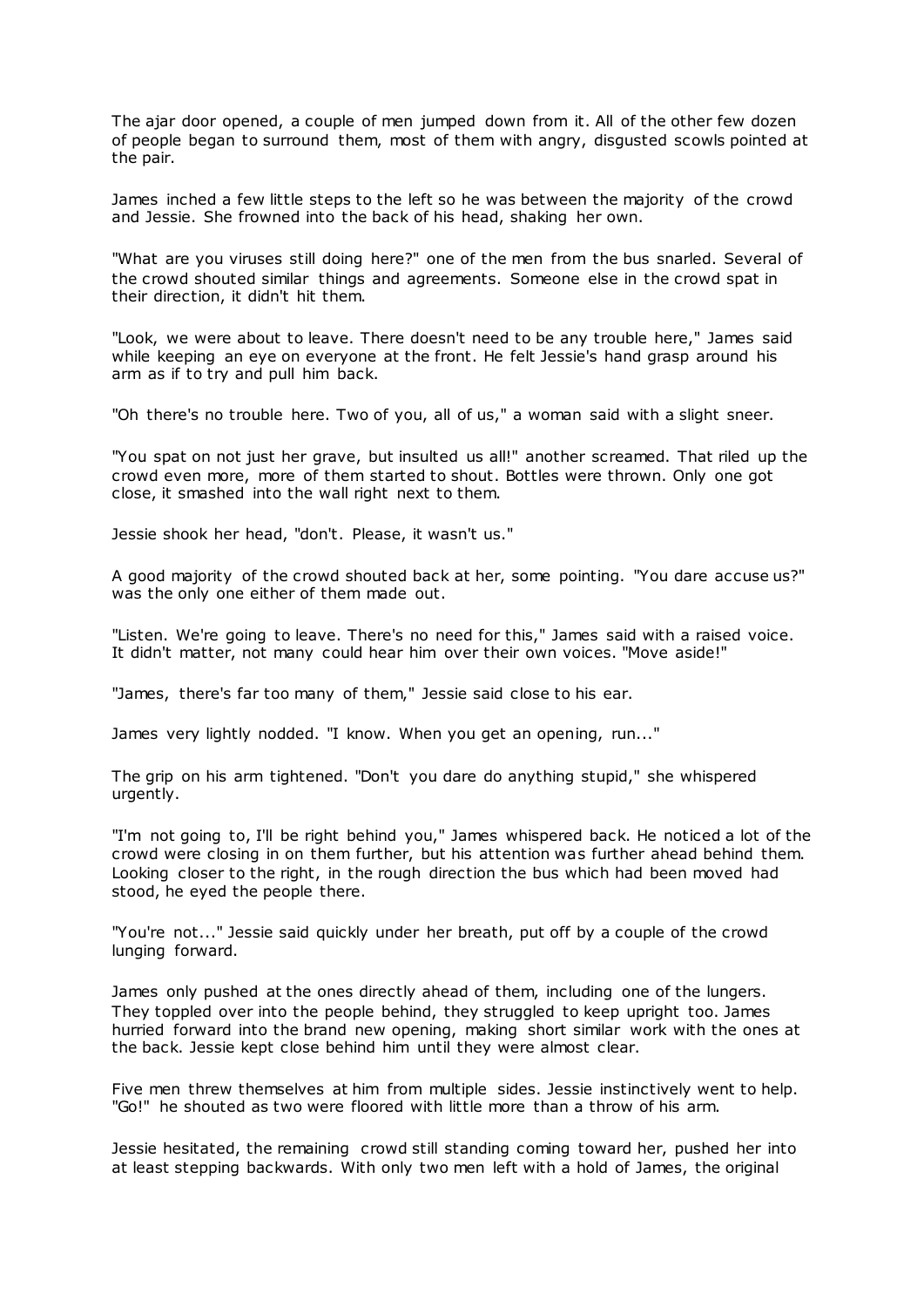The ajar door opened, a couple of men jumped down from it. All of the other few dozen of people began to surround them, most of them with angry, disgusted scowls pointed at the pair.

James inched a few little steps to the left so he was between the majority of the crowd and Jessie. She frowned into the back of his head, shaking her own.

"What are you viruses still doing here?" one of the men from the bus snarled. Several of the crowd shouted similar things and agreements. Someone else in the crowd spat in their direction, it didn't hit them.

"Look, we were about to leave. There doesn't need to be any trouble here," James said while keeping an eye on everyone at the front. He felt Jessie's hand grasp around his arm as if to try and pull him back.

"Oh there's no trouble here. Two of you, all of us," a woman said with a slight sneer.

"You spat on not just her grave, but insulted us all!" another screamed. That riled up the crowd even more, more of them started to shout. Bottles were thrown. Only one got close, it smashed into the wall right next to them.

Jessie shook her head, "don't. Please, it wasn't us."

A good majority of the crowd shouted back at her, some pointing. "You dare accuse us?" was the only one either of them made out.

"Listen. We're going to leave. There's no need for this," James said with a raised voice. It didn't matter, not many could hear him over their own voices. "Move aside!"

"James, there's far too many of them," Jessie said close to his ear.

James very lightly nodded. "I know. When you get an opening, run..."

The grip on his arm tightened. "Don't you dare do anything stupid," she whispered urgently.

"I'm not going to, I'll be right behind you," James whispered back. He noticed a lot of the crowd were closing in on them further, but his attention was further ahead behind them. Looking closer to the right, in the rough direction the bus which had been moved had stood, he eyed the people there.

"You're not..." Jessie said quickly under her breath, put off by a couple of the crowd lunging forward.

James only pushed at the ones directly ahead of them, including one of the lungers. They toppled over into the people behind, they struggled to keep upright too. James hurried forward into the brand new opening, making short similar work with the ones at the back. Jessie kept close behind him until they were almost clear.

Five men threw themselves at him from multiple sides. Jessie instinctively went to help. "Go!" he shouted as two were floored with little more than a throw of his arm.

Jessie hesitated, the remaining crowd still standing coming toward her, pushed her into at least stepping backwards. With only two men left with a hold of James, the original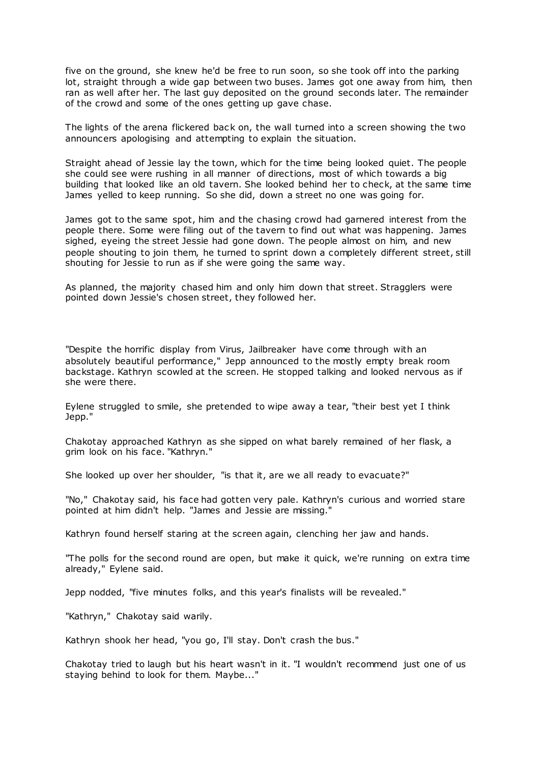five on the ground, she knew he'd be free to run soon, so she took off into the parking lot, straight through a wide gap between two buses. James got one away from him, then ran as well after her. The last guy deposited on the ground seconds later. The remainder of the crowd and some of the ones getting up gave chase.

The lights of the arena flickered back on, the wall turned into a screen showing the two announcers apologising and attempting to explain the situation.

Straight ahead of Jessie lay the town, which for the time being looked quiet. The people she could see were rushing in all manner of directions, most of which towards a big building that looked like an old tavern. She looked behind her to check, at the same time James yelled to keep running. So she did, down a street no one was going for.

James got to the same spot, him and the chasing crowd had garnered interest from the people there. Some were filing out of the tavern to find out what was happening. James sighed, eyeing the street Jessie had gone down. The people almost on him, and new people shouting to join them, he turned to sprint down a completely different street, still shouting for Jessie to run as if she were going the same way.

As planned, the majority chased him and only him down that street. Stragglers were pointed down Jessie's chosen street, they followed her.

"Despite the horrific display from Virus, Jailbreaker have come through with an absolutely beautiful performance," Jepp announced to the mostly empty break room backstage. Kathryn scowled at the screen. He stopped talking and looked nervous as if she were there.

Eylene struggled to smile, she pretended to wipe away a tear, "their best yet I think Jepp."

Chakotay approached Kathryn as she sipped on what barely remained of her flask, a grim look on his face. "Kathryn."

She looked up over her shoulder, "is that it, are we all ready to evacuate?"

"No," Chakotay said, his face had gotten very pale. Kathryn's curious and worried stare pointed at him didn't help. "James and Jessie are missing."

Kathryn found herself staring at the screen again, clenching her jaw and hands.

"The polls for the second round are open, but make it quick, we're running on extra time already," Eylene said.

Jepp nodded, "five minutes folks, and this year's finalists will be revealed."

"Kathryn," Chakotay said warily.

Kathryn shook her head, "you go, I'll stay. Don't crash the bus."

Chakotay tried to laugh but his heart wasn't in it. "I wouldn't recommend just one of us staying behind to look for them. Maybe..."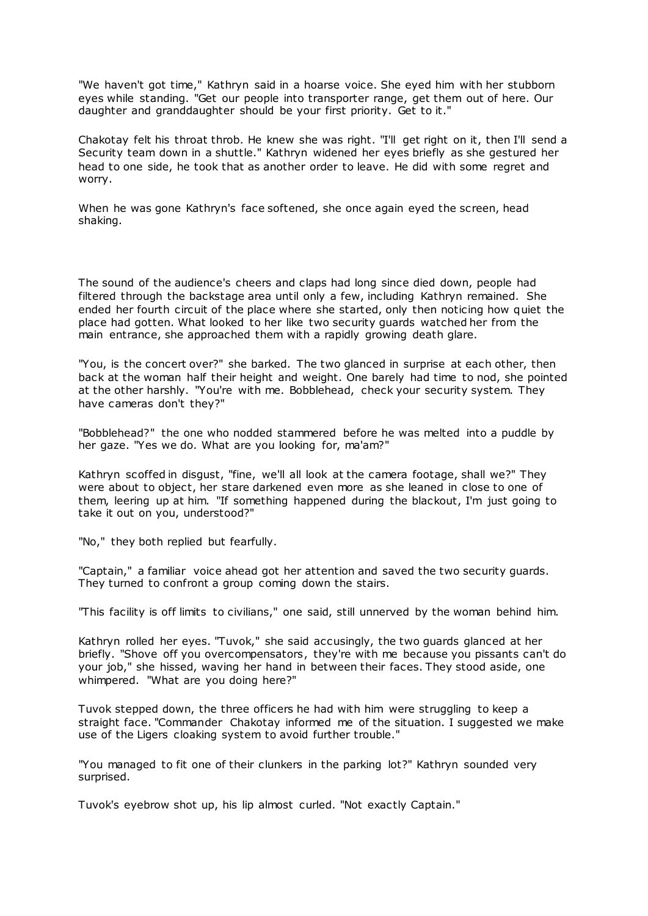"We haven't got time," Kathryn said in a hoarse voice. She eyed him with her stubborn eyes while standing. "Get our people into transporter range, get them out of here. Our daughter and granddaughter should be your first priority. Get to it."

Chakotay felt his throat throb. He knew she was right. "I'll get right on it, then I'll send a Security team down in a shuttle." Kathryn widened her eyes briefly as she gestured her head to one side, he took that as another order to leave. He did with some regret and worry.

When he was gone Kathryn's face softened, she once again eyed the screen, head shaking.

The sound of the audience's cheers and claps had long since died down, people had filtered through the backstage area until only a few, including Kathryn remained. She ended her fourth circuit of the place where she started, only then noticing how quiet the place had gotten. What looked to her like two security guards watched her from the main entrance, she approached them with a rapidly growing death glare.

"You, is the concert over?" she barked. The two glanced in surprise at each other, then back at the woman half their height and weight. One barely had time to nod, she pointed at the other harshly. "You're with me. Bobblehead, check your security system. They have cameras don't they?"

"Bobblehead?" the one who nodded stammered before he was melted into a puddle by her gaze. "Yes we do. What are you looking for, ma'am?"

Kathryn scoffed in disgust, "fine, we'll all look at the camera footage, shall we?" They were about to object, her stare darkened even more as she leaned in close to one of them, leering up at him. "If something happened during the blackout, I'm just going to take it out on you, understood?"

"No," they both replied but fearfully.

"Captain," a familiar voice ahead got her attention and saved the two security guards. They turned to confront a group coming down the stairs.

"This facility is off limits to civilians," one said, still unnerved by the woman behind him.

Kathryn rolled her eyes. "Tuvok," she said accusingly, the two guards glanced at her briefly. "Shove off you overcompensators, they're with me because you pissants can't do your job," she hissed, waving her hand in between their faces. They stood aside, one whimpered. "What are you doing here?"

Tuvok stepped down, the three officers he had with him were struggling to keep a straight face. "Commander Chakotay informed me of the situation. I suggested we make use of the Ligers cloaking system to avoid further trouble."

"You managed to fit one of their clunkers in the parking lot?" Kathryn sounded very surprised.

Tuvok's eyebrow shot up, his lip almost curled. "Not exactly Captain."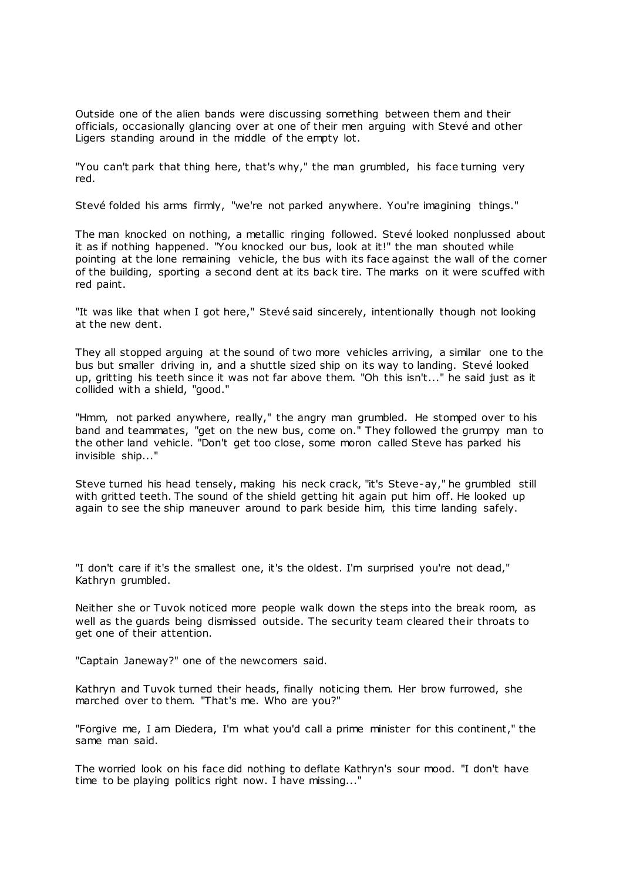Outside one of the alien bands were discussing something between them and their officials, occasionally glancing over at one of their men arguing with Stevé and other Ligers standing around in the middle of the empty lot.

"You can't park that thing here, that's why," the man grumbled, his face turning very red.

Stevé folded his arms firmly, "we're not parked anywhere. You're imagining things."

The man knocked on nothing, a metallic ringing followed. Stevé looked nonplussed about it as if nothing happened. "You knocked our bus, look at it!" the man shouted while pointing at the lone remaining vehicle, the bus with its face against the wall of the corner of the building, sporting a second dent at its back tire. The marks on it were scuffed with red paint.

"It was like that when I got here," Stevé said sincerely, intentionally though not looking at the new dent.

They all stopped arguing at the sound of two more vehicles arriving, a similar one to the bus but smaller driving in, and a shuttle sized ship on its way to landing. Stevé looked up, gritting his teeth since it was not far above them. "Oh this isn't..." he said just as it collided with a shield, "good."

"Hmm, not parked anywhere, really," the angry man grumbled. He stomped over to his band and teammates, "get on the new bus, come on." They followed the grumpy man to the other land vehicle. "Don't get too close, some moron called Steve has parked his invisible ship..."

Steve turned his head tensely, making his neck crack, "it's Steve-ay," he grumbled still with gritted teeth. The sound of the shield getting hit again put him off. He looked up again to see the ship maneuver around to park beside him, this time landing safely.

"I don't care if it's the smallest one, it's the oldest. I'm surprised you're not dead," Kathryn grumbled.

Neither she or Tuvok noticed more people walk down the steps into the break room, as well as the guards being dismissed outside. The security team cleared their throats to get one of their attention.

"Captain Janeway?" one of the newcomers said.

Kathryn and Tuvok turned their heads, finally noticing them. Her brow furrowed, she marched over to them. "That's me. Who are you?"

"Forgive me, I am Diedera, I'm what you'd call a prime minister for this continent," the same man said.

The worried look on his face did nothing to deflate Kathryn's sour mood. "I don't have time to be playing politics right now. I have missing..."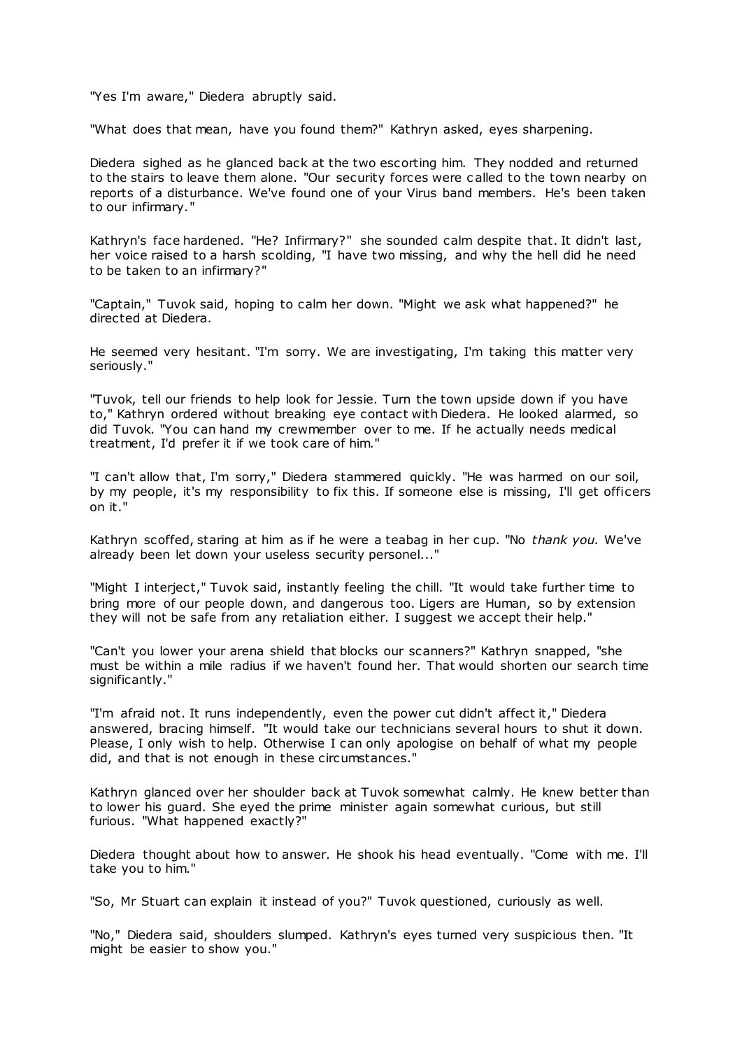"Yes I'm aware," Diedera abruptly said.

"What does that mean, have you found them?" Kathryn asked, eyes sharpening.

Diedera sighed as he glanced back at the two escorting him. They nodded and returned to the stairs to leave them alone. "Our security forces were called to the town nearby on reports of a disturbance. We've found one of your Virus band members. He's been taken to our infirmary."

Kathryn's face hardened. "He? Infirmary?" she sounded calm despite that. It didn't last, her voice raised to a harsh scolding, "I have two missing, and why the hell did he need to be taken to an infirmary?"

"Captain," Tuvok said, hoping to calm her down. "Might we ask what happened?" he directed at Diedera.

He seemed very hesitant. "I'm sorry. We are investigating, I'm taking this matter very seriously."

"Tuvok, tell our friends to help look for Jessie. Turn the town upside down if you have to," Kathryn ordered without breaking eye contact with Diedera. He looked alarmed, so did Tuvok. "You can hand my crewmember over to me. If he actually needs medical treatment, I'd prefer it if we took care of him."

"I can't allow that, I'm sorry," Diedera stammered quickly. "He was harmed on our soil, by my people, it's my responsibility to fix this. If someone else is missing, I'll get officers on it."

Kathryn scoffed, staring at him as if he were a teabag in her cup. "No *thank you.* We've already been let down your useless security personel..."

"Might I interject," Tuvok said, instantly feeling the chill. "It would take further time to bring more of our people down, and dangerous too. Ligers are Human, so by extension they will not be safe from any retaliation either. I suggest we accept their help."

"Can't you lower your arena shield that blocks our scanners?" Kathryn snapped, "she must be within a mile radius if we haven't found her. That would shorten our search time significantly."

"I'm afraid not. It runs independently, even the power cut didn't affect it," Diedera answered, bracing himself. "It would take our technicians several hours to shut it down. Please, I only wish to help. Otherwise I can only apologise on behalf of what my people did, and that is not enough in these circumstances."

Kathryn glanced over her shoulder back at Tuvok somewhat calmly. He knew better than to lower his guard. She eyed the prime minister again somewhat curious, but still furious. "What happened exactly?"

Diedera thought about how to answer. He shook his head eventually. "Come with me. I'll take you to him."

"So, Mr Stuart can explain it instead of you?" Tuvok questioned, curiously as well.

"No," Diedera said, shoulders slumped. Kathryn's eyes turned very suspicious then. "It might be easier to show you."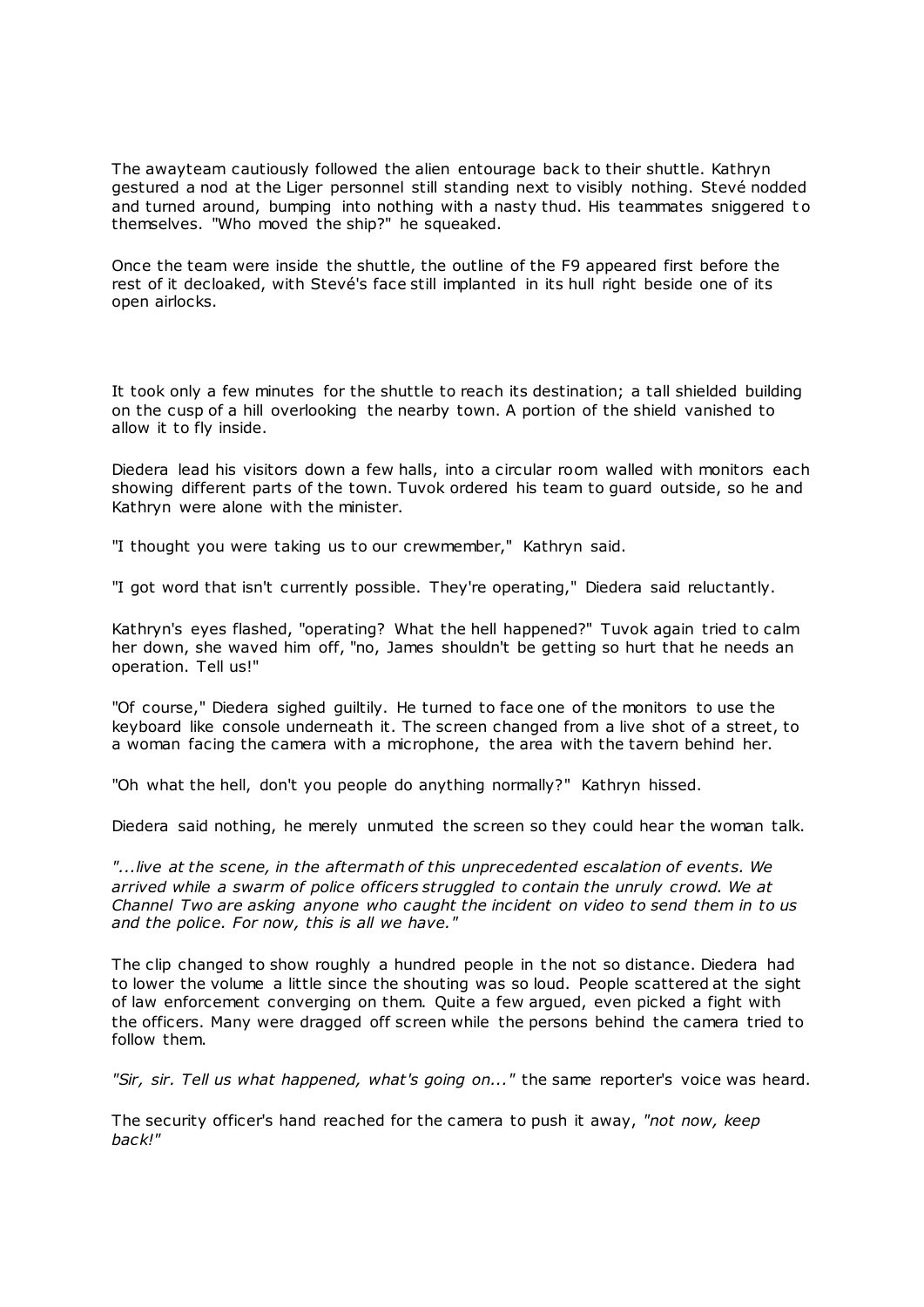The awayteam cautiously followed the alien entourage back to their shuttle. Kathryn gestured a nod at the Liger personnel still standing next to visibly nothing. Stevé nodded and turned around, bumping into nothing with a nasty thud. His teammates sniggered to themselves. "Who moved the ship?" he squeaked.

Once the team were inside the shuttle, the outline of the F9 appeared first before the rest of it decloaked, with Stevé's face still implanted in its hull right beside one of its open airlocks.

It took only a few minutes for the shuttle to reach its destination; a tall shielded building on the cusp of a hill overlooking the nearby town. A portion of the shield vanished to allow it to fly inside.

Diedera lead his visitors down a few halls, into a circular room walled with monitors each showing different parts of the town. Tuvok ordered his team to guard outside, so he and Kathryn were alone with the minister.

"I thought you were taking us to our crewmember," Kathryn said.

"I got word that isn't currently possible. They're operating," Diedera said reluctantly.

Kathryn's eyes flashed, "operating? What the hell happened?" Tuvok again tried to calm her down, she waved him off, "no, James shouldn't be getting so hurt that he needs an operation. Tell us!"

"Of course," Diedera sighed guiltily. He turned to face one of the monitors to use the keyboard like console underneath it. The screen changed from a live shot of a street, to a woman facing the camera with a microphone, the area with the tavern behind her.

"Oh what the hell, don't you people do anything normally?" Kathryn hissed.

Diedera said nothing, he merely unmuted the screen so they could hear the woman talk.

*"...live at the scene, in the aftermath of this unprecedented escalation of events. We arrived while a swarm of police officers struggled to contain the unruly crowd. We at Channel Two are asking anyone who caught the incident on video to send them in to us and the police. For now, this is all we have."*

The clip changed to show roughly a hundred people in the not so distance. Diedera had to lower the volume a little since the shouting was so loud. People scattered at the sight of law enforcement converging on them. Quite a few argued, even picked a fight with the officers. Many were dragged off screen while the persons behind the camera tried to follow them.

*"Sir, sir. Tell us what happened, what's going on..."* the same reporter's voice was heard.

The security officer's hand reached for the camera to push it away, *"not now, keep back!"*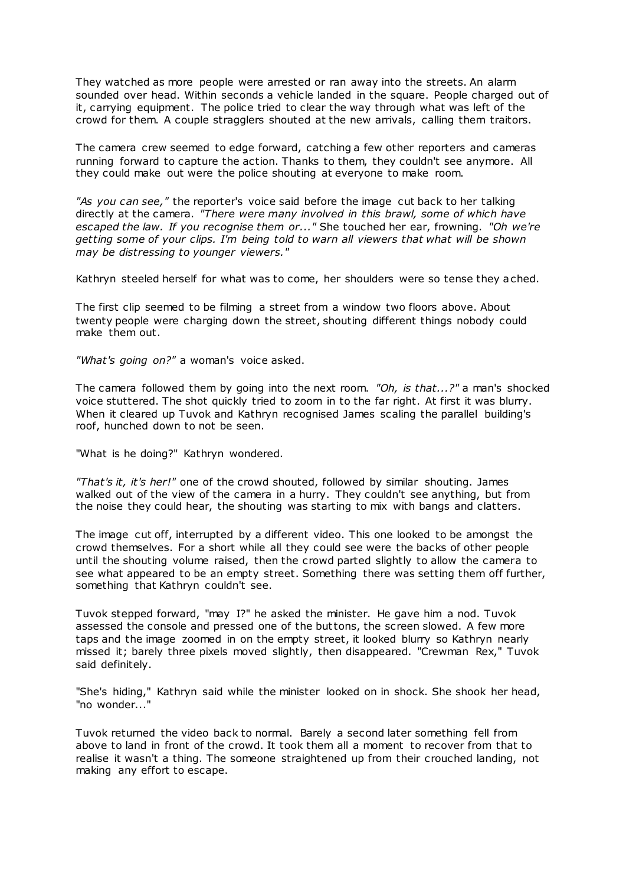They watched as more people were arrested or ran away into the streets. An alarm sounded over head. Within seconds a vehicle landed in the square. People charged out of it, carrying equipment. The police tried to clear the way through what was left of the crowd for them. A couple stragglers shouted at the new arrivals, calling them traitors.

The camera crew seemed to edge forward, catching a few other reporters and cameras running forward to capture the action. Thanks to them, they couldn't see anymore. All they could make out were the police shouting at everyone to make room.

*"As you can see,"* the reporter's voice said before the image cut back to her talking directly at the camera. *"There were many involved in this brawl, some of which have escaped the law. If you recognise them or..."* She touched her ear, frowning. *"Oh we're getting some of your clips. I'm being told to warn all viewers that what will be shown may be distressing to younger viewers."*

Kathryn steeled herself for what was to come, her shoulders were so tense they ached.

The first clip seemed to be filming a street from a window two floors above. About twenty people were charging down the street, shouting different things nobody could make them out.

*"What's going on?"* a woman's voice asked.

The camera followed them by going into the next room. *"Oh, is that...?"* a man's shocked voice stuttered. The shot quickly tried to zoom in to the far right. At first it was blurry. When it cleared up Tuvok and Kathryn recognised James scaling the parallel building's roof, hunched down to not be seen.

"What is he doing?" Kathryn wondered.

*"That's it, it's her!"* one of the crowd shouted, followed by similar shouting. James walked out of the view of the camera in a hurry. They couldn't see anything, but from the noise they could hear, the shouting was starting to mix with bangs and clatters.

The image cut off, interrupted by a different video. This one looked to be amongst the crowd themselves. For a short while all they could see were the backs of other people until the shouting volume raised, then the crowd parted slightly to allow the camera to see what appeared to be an empty street. Something there was setting them off further, something that Kathryn couldn't see.

Tuvok stepped forward, "may I?" he asked the minister. He gave him a nod. Tuvok assessed the console and pressed one of the buttons, the screen slowed. A few more taps and the image zoomed in on the empty street, it looked blurry so Kathryn nearly missed it; barely three pixels moved slightly, then disappeared. "Crewman Rex," Tuvok said definitely.

"She's hiding," Kathryn said while the minister looked on in shock. She shook her head, "no wonder..."

Tuvok returned the video back to normal. Barely a second later something fell from above to land in front of the crowd. It took them all a moment to recover from that to realise it wasn't a thing. The someone straightened up from their crouched landing, not making any effort to escape.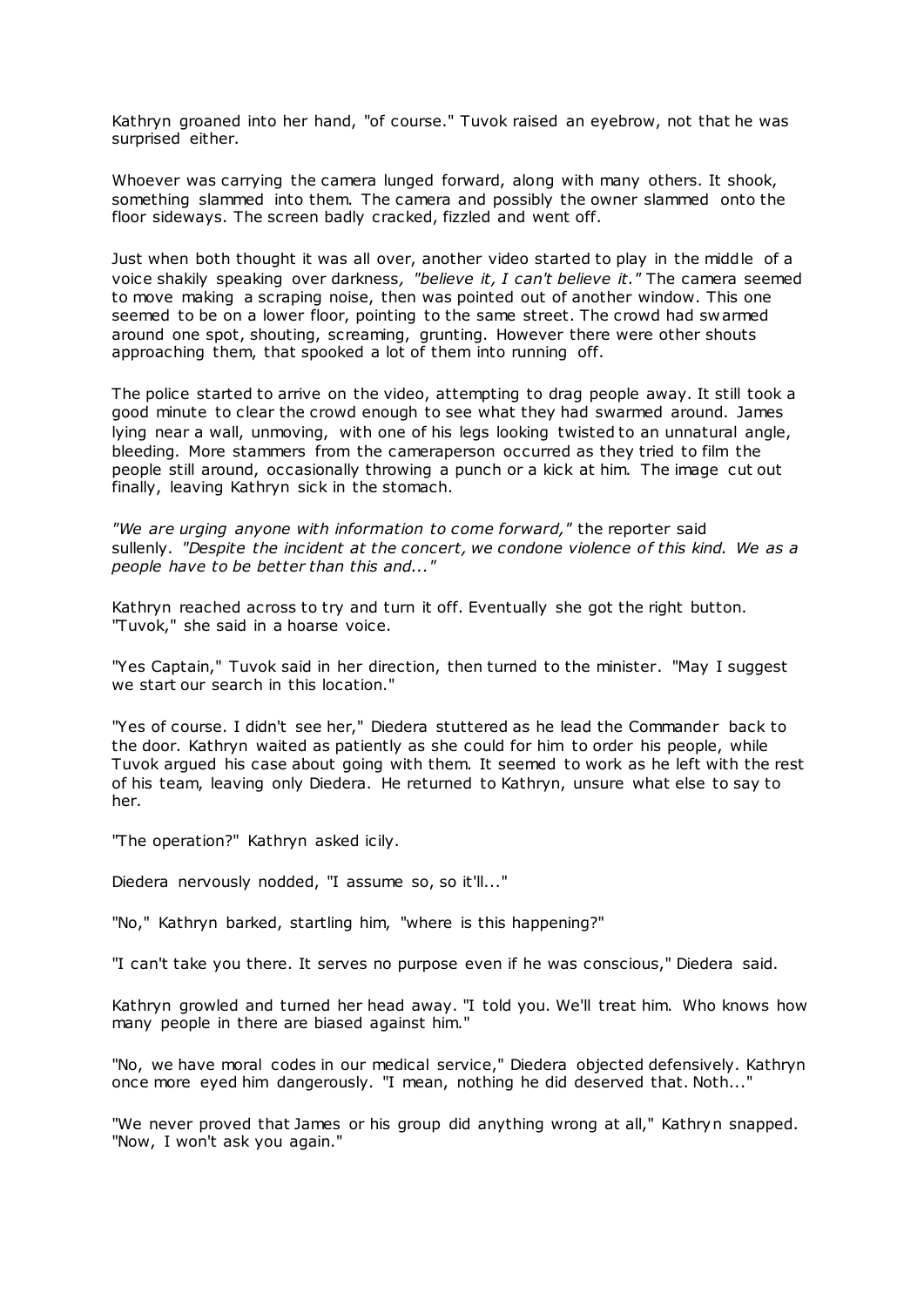Kathryn groaned into her hand, "of course." Tuvok raised an eyebrow, not that he was surprised either.

Whoever was carrying the camera lunged forward, along with many others. It shook, something slammed into them. The camera and possibly the owner slammed onto the floor sideways. The screen badly cracked, fizzled and went off.

Just when both thought it was all over, another video started to play in the middle of a voice shakily speaking over darkness, *"believe it, I can't believe it."* The camera seemed to move making a scraping noise, then was pointed out of another window. This one seemed to be on a lower floor, pointing to the same street. The crowd had swarmed around one spot, shouting, screaming, grunting. However there were other shouts approaching them, that spooked a lot of them into running off.

The police started to arrive on the video, attempting to drag people away. It still took a good minute to clear the crowd enough to see what they had swarmed around. James lying near a wall, unmoving, with one of his legs looking twisted to an unnatural angle, bleeding. More stammers from the cameraperson occurred as they tried to film the people still around, occasionally throwing a punch or a kick at him. The image cut out finally, leaving Kathryn sick in the stomach.

*"We are urging anyone with information to come forward,"* the reporter said sullenly. *"Despite the incident at the concert, we condone violence of this kind. We as a people have to be better than this and..."*

Kathryn reached across to try and turn it off. Eventually she got the right button. "Tuvok," she said in a hoarse voice.

"Yes Captain," Tuvok said in her direction, then turned to the minister. "May I suggest we start our search in this location."

"Yes of course. I didn't see her," Diedera stuttered as he lead the Commander back to the door. Kathryn waited as patiently as she could for him to order his people, while Tuvok argued his case about going with them. It seemed to work as he left with the rest of his team, leaving only Diedera. He returned to Kathryn, unsure what else to say to her.

"The operation?" Kathryn asked icily.

Diedera nervously nodded, "I assume so, so it'll..."

"No," Kathryn barked, startling him, "where is this happening?"

"I can't take you there. It serves no purpose even if he was conscious," Diedera said.

Kathryn growled and turned her head away. "I told you. We'll treat him. Who knows how many people in there are biased against him."

"No, we have moral codes in our medical service," Diedera objected defensively. Kathryn once more eyed him dangerously. "I mean, nothing he did deserved that. Noth..."

"We never proved that James or his group did anything wrong at all," Kathryn snapped. "Now, I won't ask you again."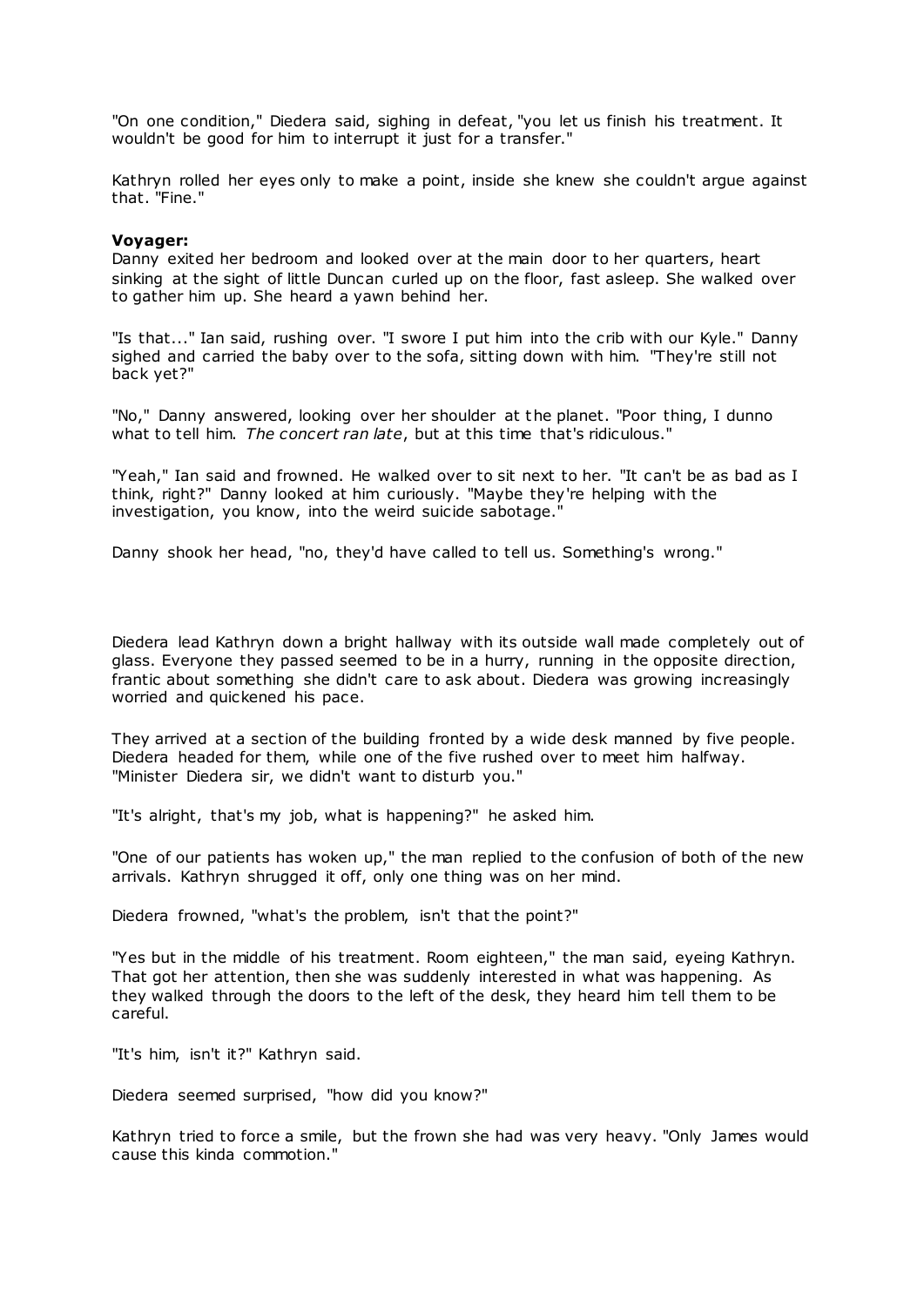"On one condition," Diedera said, sighing in defeat, "you let us finish his treatment. It wouldn't be good for him to interrupt it just for a transfer."

Kathryn rolled her eyes only to make a point, inside she knew she couldn't argue against that. "Fine."

**Voyager:**
Danny exited her bedroom and looked over at the main door to her quarters, heart sinking at the sight of little Duncan curled up on the floor, fast asleep. She walked over to gather him up. She heard a yawn behind her.

"Is that..." Ian said, rushing over. "I swore I put him into the crib with our Kyle." Danny sighed and carried the baby over to the sofa, sitting down with him. "They're still not back yet?"

"No," Danny answered, looking over her shoulder at the planet. "Poor thing, I dunno what to tell him. *The concert ran late*, but at this time that's ridiculous."

"Yeah," Ian said and frowned. He walked over to sit next to her. "It can't be as bad as I think, right?" Danny looked at him curiously. "Maybe they're helping with the investigation, you know, into the weird suicide sabotage."

Danny shook her head, "no, they'd have called to tell us. Something's wrong."

Diedera lead Kathryn down a bright hallway with its outside wall made completely out of glass. Everyone they passed seemed to be in a hurry, running in the opposite direction, frantic about something she didn't care to ask about. Diedera was growing increasingly worried and quickened his pace.

They arrived at a section of the building fronted by a wide desk manned by five people. Diedera headed for them, while one of the five rushed over to meet him halfway. "Minister Diedera sir, we didn't want to disturb you."

"It's alright, that's my job, what is happening?" he asked him.

"One of our patients has woken up," the man replied to the confusion of both of the new arrivals. Kathryn shrugged it off, only one thing was on her mind.

Diedera frowned, "what's the problem, isn't that the point?"

"Yes but in the middle of his treatment. Room eighteen," the man said, eyeing Kathryn. That got her attention, then she was suddenly interested in what was happening. As they walked through the doors to the left of the desk, they heard him tell them to be careful.

"It's him, isn't it?" Kathryn said.

Diedera seemed surprised, "how did you know?"

Kathryn tried to force a smile, but the frown she had was very heavy. "Only James would cause this kinda commotion."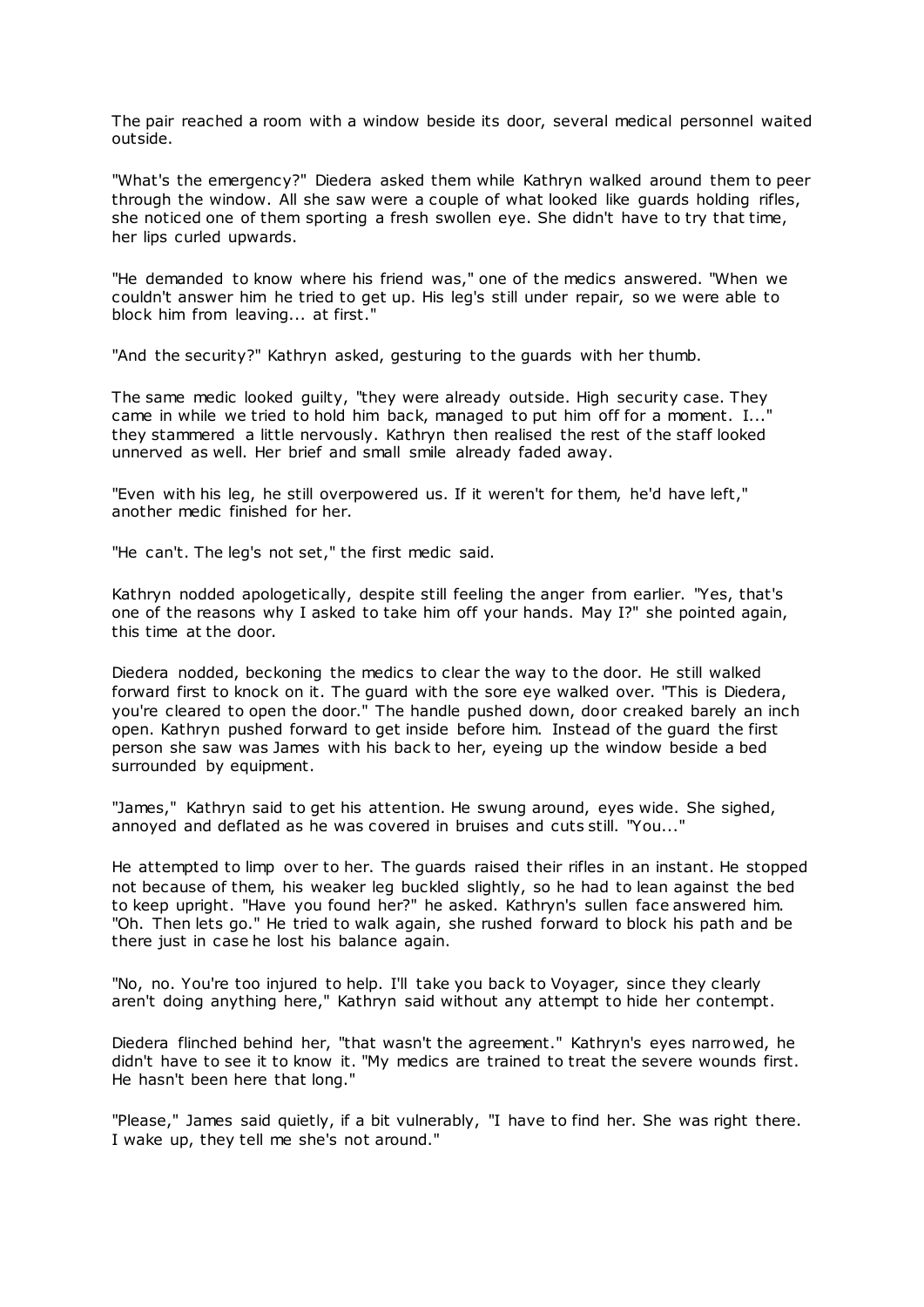The pair reached a room with a window beside its door, several medical personnel waited outside.

"What's the emergency?" Diedera asked them while Kathryn walked around them to peer through the window. All she saw were a couple of what looked like guards holding rifles, she noticed one of them sporting a fresh swollen eye. She didn't have to try that time, her lips curled upwards.

"He demanded to know where his friend was," one of the medics answered. "When we couldn't answer him he tried to get up. His leg's still under repair, so we were able to block him from leaving... at first."

"And the security?" Kathryn asked, gesturing to the guards with her thumb.

The same medic looked guilty, "they were already outside. High security case. They came in while we tried to hold him back, managed to put him off for a moment. I..." they stammered a little nervously. Kathryn then realised the rest of the staff looked unnerved as well. Her brief and small smile already faded away.

"Even with his leg, he still overpowered us. If it weren't for them, he'd have left," another medic finished for her.

"He can't. The leg's not set," the first medic said.

Kathryn nodded apologetically, despite still feeling the anger from earlier. "Yes, that's one of the reasons why I asked to take him off your hands. May I?" she pointed again, this time at the door.

Diedera nodded, beckoning the medics to clear the way to the door. He still walked forward first to knock on it. The guard with the sore eye walked over. "This is Diedera, you're cleared to open the door." The handle pushed down, door creaked barely an inch open. Kathryn pushed forward to get inside before him. Instead of the guard the first person she saw was James with his back to her, eyeing up the window beside a bed surrounded by equipment.

"James," Kathryn said to get his attention. He swung around, eyes wide. She sighed, annoyed and deflated as he was covered in bruises and cuts still. "You..."

He attempted to limp over to her. The guards raised their rifles in an instant. He stopped not because of them, his weaker leg buckled slightly, so he had to lean against the bed to keep upright. "Have you found her?" he asked. Kathryn's sullen face answered him. "Oh. Then lets go." He tried to walk again, she rushed forward to block his path and be there just in case he lost his balance again.

"No, no. You're too injured to help. I'll take you back to Voyager, since they clearly aren't doing anything here," Kathryn said without any attempt to hide her contempt.

Diedera flinched behind her, "that wasn't the agreement." Kathryn's eyes narrowed, he didn't have to see it to know it. "My medics are trained to treat the severe wounds first. He hasn't been here that long."

"Please," James said quietly, if a bit vulnerably, "I have to find her. She was right there. I wake up, they tell me she's not around."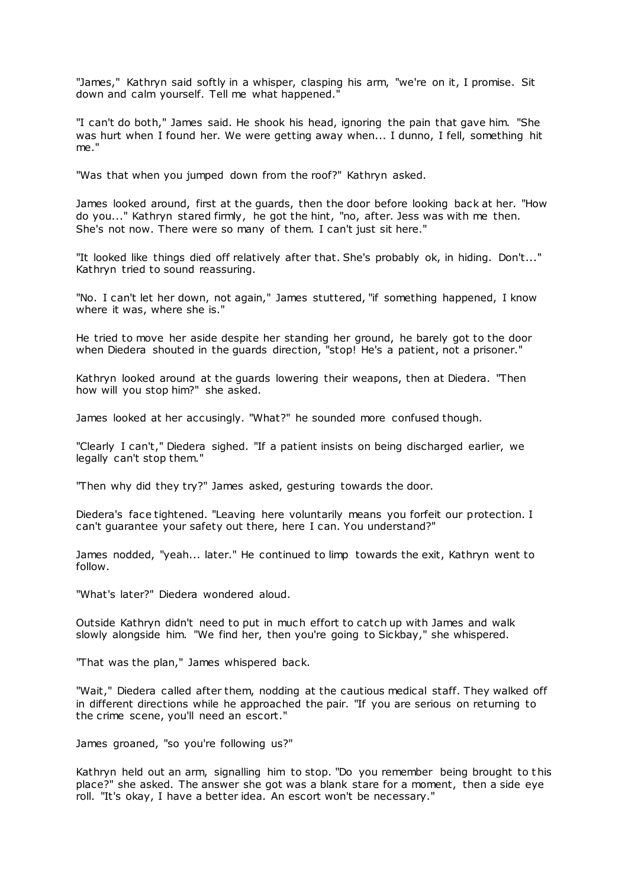"James," Kathryn said softly in a whisper, clasping his arm, "we're on it, I promise. Sit down and calm yourself. Tell me what happened."

"I can't do both," James said. He shook his head, ignoring the pain that gave him. "She was hurt when I found her. We were getting away when... I dunno, I fell, something hit me."

"Was that when you jumped down from the roof?" Kathryn asked.

James looked around, first at the guards, then the door before looking back at her. "How do you..." Kathryn stared firmly, he got the hint, "no, after. Jess was with me then. She's not now. There were so many of them. I can't just sit here."

"It looked like things died off relatively after that. She's probably ok, in hiding. Don't..." Kathryn tried to sound reassuring.

"No. I can't let her down, not again," James stuttered, "if something happened, I know where it was, where she is."

He tried to move her aside despite her standing her ground, he barely got to the door when Diedera shouted in the guards direction, "stop! He's a patient, not a prisoner."

Kathryn looked around at the guards lowering their weapons, then at Diedera. "Then how will you stop him?" she asked.

James looked at her accusingly. "What?" he sounded more confused though.

"Clearly I can't," Diedera sighed. "If a patient insists on being discharged earlier, we legally can't stop them."

"Then why did they try?" James asked, gesturing towards the door.

Diedera's face tightened. "Leaving here voluntarily means you forfeit our protection. I can't guarantee your safety out there, here I can. You understand?"

James nodded, "yeah... later." He continued to limp towards the exit, Kathryn went to follow.

"What's later?" Diedera wondered aloud.

Outside Kathryn didn't need to put in much effort to catch up with James and walk slowly alongside him. "We find her, then you're going to Sickbay," she whispered.

"That was the plan," James whispered back.

"Wait," Diedera called after them, nodding at the cautious medical staff. They walked off in different directions while he approached the pair. "If you are serious on returning to the crime scene, you'll need an escort."

James groaned, "so you're following us?"

Kathryn held out an arm, signalling him to stop. "Do you remember being brought to this place?" she asked. The answer she got was a blank stare for a moment, then a side eye roll. "It's okay, I have a better idea. An escort won't be necessary."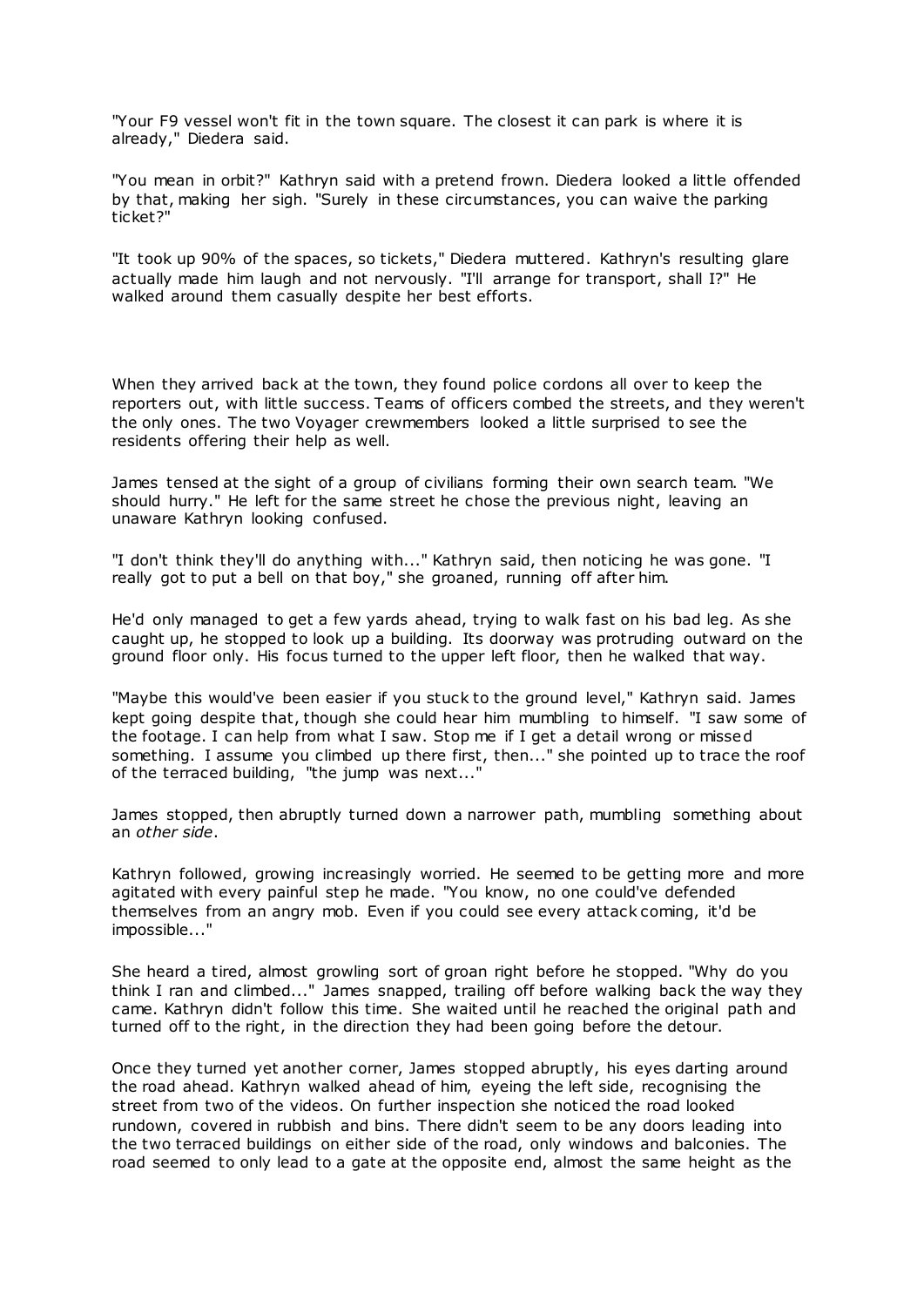"Your F9 vessel won't fit in the town square. The closest it can park is where it is already," Diedera said.

"You mean in orbit?" Kathryn said with a pretend frown. Diedera looked a little offended by that, making her sigh. "Surely in these circumstances, you can waive the parking ticket?"

"It took up 90% of the spaces, so tickets," Diedera muttered. Kathryn's resulting glare actually made him laugh and not nervously. "I'll arrange for transport, shall I?" He walked around them casually despite her best efforts.

When they arrived back at the town, they found police cordons all over to keep the reporters out, with little success. Teams of officers combed the streets, and they weren't the only ones. The two Voyager crewmembers looked a little surprised to see the residents offering their help as well.

James tensed at the sight of a group of civilians forming their own search team. "We should hurry." He left for the same street he chose the previous night, leaving an unaware Kathryn looking confused.

"I don't think they'll do anything with..." Kathryn said, then noticing he was gone. "I really got to put a bell on that boy," she groaned, running off after him.

He'd only managed to get a few yards ahead, trying to walk fast on his bad leg. As she caught up, he stopped to look up a building. Its doorway was protruding outward on the ground floor only. His focus turned to the upper left floor, then he walked that way.

"Maybe this would've been easier if you stuck to the ground level," Kathryn said. James kept going despite that, though she could hear him mumbling to himself. "I saw some of the footage. I can help from what I saw. Stop me if I get a detail wrong or missed something. I assume you climbed up there first, then..." she pointed up to trace the roof of the terraced building, "the jump was next..."

James stopped, then abruptly turned down a narrower path, mumbling something about an *other side*.

Kathryn followed, growing increasingly worried. He seemed to be getting more and more agitated with every painful step he made. "You know, no one could've defended themselves from an angry mob. Even if you could see every attack coming, it'd be impossible..."

She heard a tired, almost growling sort of groan right before he stopped. "Why do you think I ran and climbed..." James snapped, trailing off before walking back the way they came. Kathryn didn't follow this time. She waited until he reached the original path and turned off to the right, in the direction they had been going before the detour.

Once they turned yet another corner, James stopped abruptly, his eyes darting around the road ahead. Kathryn walked ahead of him, eyeing the left side, recognising the street from two of the videos. On further inspection she noticed the road looked rundown, covered in rubbish and bins. There didn't seem to be any doors leading into the two terraced buildings on either side of the road, only windows and balconies. The road seemed to only lead to a gate at the opposite end, almost the same height as the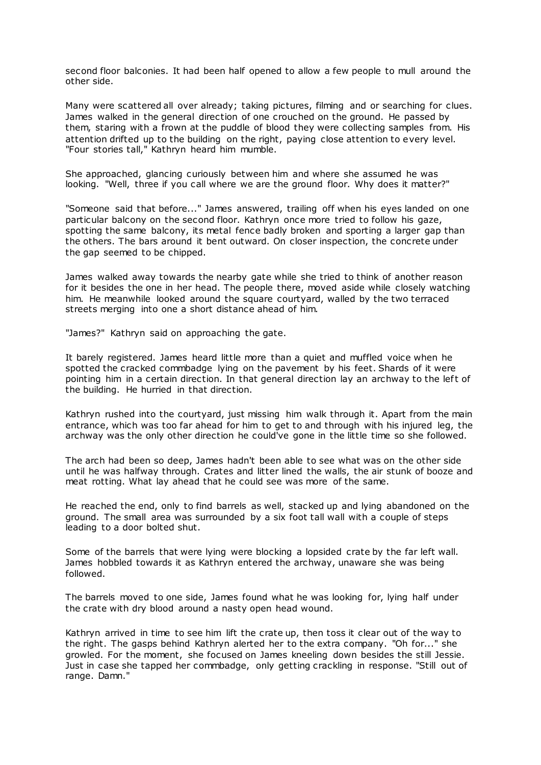second floor balconies. It had been half opened to allow a few people to mull around the other side.

Many were scattered all over already; taking pictures, filming and or searching for clues. James walked in the general direction of one crouched on the ground. He passed by them, staring with a frown at the puddle of blood they were collecting samples from. His attention drifted up to the building on the right, paying close attention to every level. "Four stories tall," Kathryn heard him mumble.

She approached, glancing curiously between him and where she assumed he was looking. "Well, three if you call where we are the ground floor. Why does it matter?"

"Someone said that before..." James answered, trailing off when his eyes landed on one particular balcony on the second floor. Kathryn once more tried to follow his gaze, spotting the same balcony, its metal fence badly broken and sporting a larger gap than the others. The bars around it bent outward. On closer inspection, the concrete under the gap seemed to be chipped.

James walked away towards the nearby gate while she tried to think of another reason for it besides the one in her head. The people there, moved aside while closely watching him. He meanwhile looked around the square courtyard, walled by the two terraced streets merging into one a short distance ahead of him.

"James?" Kathryn said on approaching the gate.

It barely registered. James heard little more than a quiet and muffled voice when he spotted the cracked commbadge lying on the pavement by his feet. Shards of it were pointing him in a certain direction. In that general direction lay an archway to the left of the building. He hurried in that direction.

Kathryn rushed into the courtyard, just missing him walk through it. Apart from the main entrance, which was too far ahead for him to get to and through with his injured leg, the archway was the only other direction he could've gone in the little time so she followed.

The arch had been so deep, James hadn't been able to see what was on the other side until he was halfway through. Crates and litter lined the walls, the air stunk of booze and meat rotting. What lay ahead that he could see was more of the same.

He reached the end, only to find barrels as well, stacked up and lying abandoned on the ground. The small area was surrounded by a six foot tall wall with a couple of steps leading to a door bolted shut.

Some of the barrels that were lying were blocking a lopsided crate by the far left wall. James hobbled towards it as Kathryn entered the archway, unaware she was being followed.

The barrels moved to one side, James found what he was looking for, lying half under the crate with dry blood around a nasty open head wound.

Kathryn arrived in time to see him lift the crate up, then toss it clear out of the way to the right. The gasps behind Kathryn alerted her to the extra company. "Oh for..." she growled. For the moment, she focused on James kneeling down besides the still Jessie. Just in case she tapped her commbadge, only getting crackling in response. "Still out of range. Damn."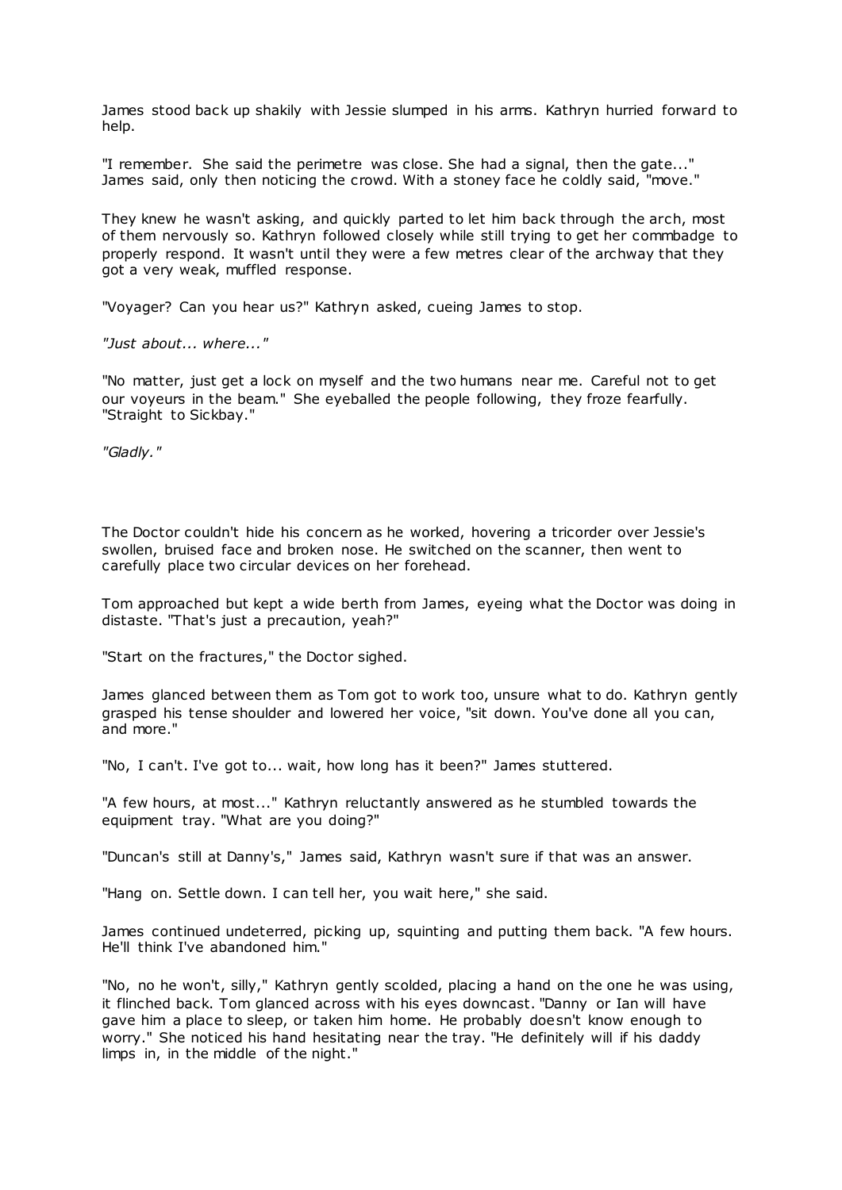James stood back up shakily with Jessie slumped in his arms. Kathryn hurried forward to help.

"I remember. She said the perimetre was close. She had a signal, then the gate..." James said, only then noticing the crowd. With a stoney face he coldly said, "move."

They knew he wasn't asking, and quickly parted to let him back through the arch, most of them nervously so. Kathryn followed closely while still trying to get her commbadge to properly respond. It wasn't until they were a few metres clear of the archway that they got a very weak, muffled response.

"Voyager? Can you hear us?" Kathryn asked, cueing James to stop.

*"Just about... where..."*

"No matter, just get a lock on myself and the two humans near me. Careful not to get our voyeurs in the beam." She eyeballed the people following, they froze fearfully. "Straight to Sickbay."

*"Gladly."*

The Doctor couldn't hide his concern as he worked, hovering a tricorder over Jessie's swollen, bruised face and broken nose. He switched on the scanner, then went to carefully place two circular devices on her forehead.

Tom approached but kept a wide berth from James, eyeing what the Doctor was doing in distaste. "That's just a precaution, yeah?"

"Start on the fractures," the Doctor sighed.

James glanced between them as Tom got to work too, unsure what to do. Kathryn gently grasped his tense shoulder and lowered her voice, "sit down. You've done all you can, and more."

"No, I can't. I've got to... wait, how long has it been?" James stuttered.

"A few hours, at most..." Kathryn reluctantly answered as he stumbled towards the equipment tray. "What are you doing?"

"Duncan's still at Danny's," James said, Kathryn wasn't sure if that was an answer.

"Hang on. Settle down. I can tell her, you wait here," she said.

James continued undeterred, picking up, squinting and putting them back. "A few hours. He'll think I've abandoned him."

"No, no he won't, silly," Kathryn gently scolded, placing a hand on the one he was using, it flinched back. Tom glanced across with his eyes downcast. "Danny or Ian will have gave him a place to sleep, or taken him home. He probably doesn't know enough to worry." She noticed his hand hesitating near the tray. "He definitely will if his daddy limps in, in the middle of the night."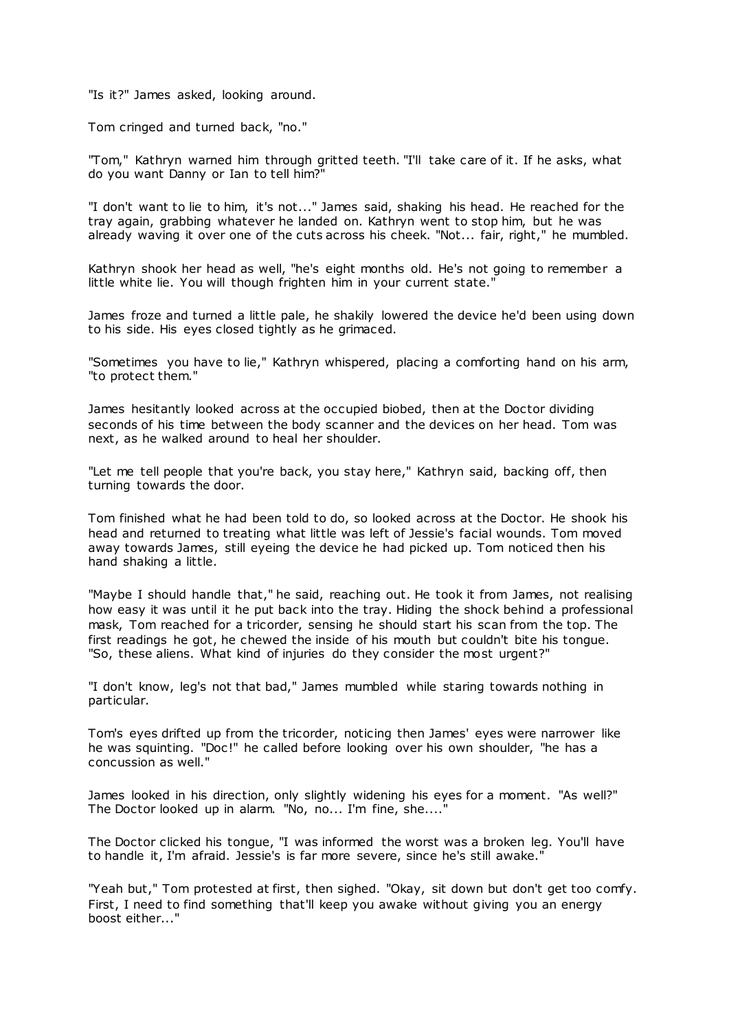"Is it?" James asked, looking around.

Tom cringed and turned back, "no."

"Tom," Kathryn warned him through gritted teeth. "I'll take care of it. If he asks, what do you want Danny or Ian to tell him?"

"I don't want to lie to him, it's not..." James said, shaking his head. He reached for the tray again, grabbing whatever he landed on. Kathryn went to stop him, but he was already waving it over one of the cuts across his cheek. "Not... fair, right," he mumbled.

Kathryn shook her head as well, "he's eight months old. He's not going to remember a little white lie. You will though frighten him in your current state."

James froze and turned a little pale, he shakily lowered the device he'd been using down to his side. His eyes closed tightly as he grimaced.

"Sometimes you have to lie," Kathryn whispered, placing a comforting hand on his arm, "to protect them."

James hesitantly looked across at the occupied biobed, then at the Doctor dividing seconds of his time between the body scanner and the devices on her head. Tom was next, as he walked around to heal her shoulder.

"Let me tell people that you're back, you stay here," Kathryn said, backing off, then turning towards the door.

Tom finished what he had been told to do, so looked across at the Doctor. He shook his head and returned to treating what little was left of Jessie's facial wounds. Tom moved away towards James, still eyeing the device he had picked up. Tom noticed then his hand shaking a little.

"Maybe I should handle that," he said, reaching out. He took it from James, not realising how easy it was until it he put back into the tray. Hiding the shock behind a professional mask, Tom reached for a tricorder, sensing he should start his scan from the top. The first readings he got, he chewed the inside of his mouth but couldn't bite his tongue. "So, these aliens. What kind of injuries do they consider the most urgent?"

"I don't know, leg's not that bad," James mumbled while staring towards nothing in particular.

Tom's eyes drifted up from the tricorder, noticing then James' eyes were narrower like he was squinting. "Doc!" he called before looking over his own shoulder, "he has a concussion as well."

James looked in his direction, only slightly widening his eyes for a moment. "As well?" The Doctor looked up in alarm. "No, no... I'm fine, she...."

The Doctor clicked his tongue, "I was informed the worst was a broken leg. You'll have to handle it, I'm afraid. Jessie's is far more severe, since he's still awake."

"Yeah but," Tom protested at first, then sighed. "Okay, sit down but don't get too comfy. First, I need to find something that'll keep you awake without giving you an energy boost either..."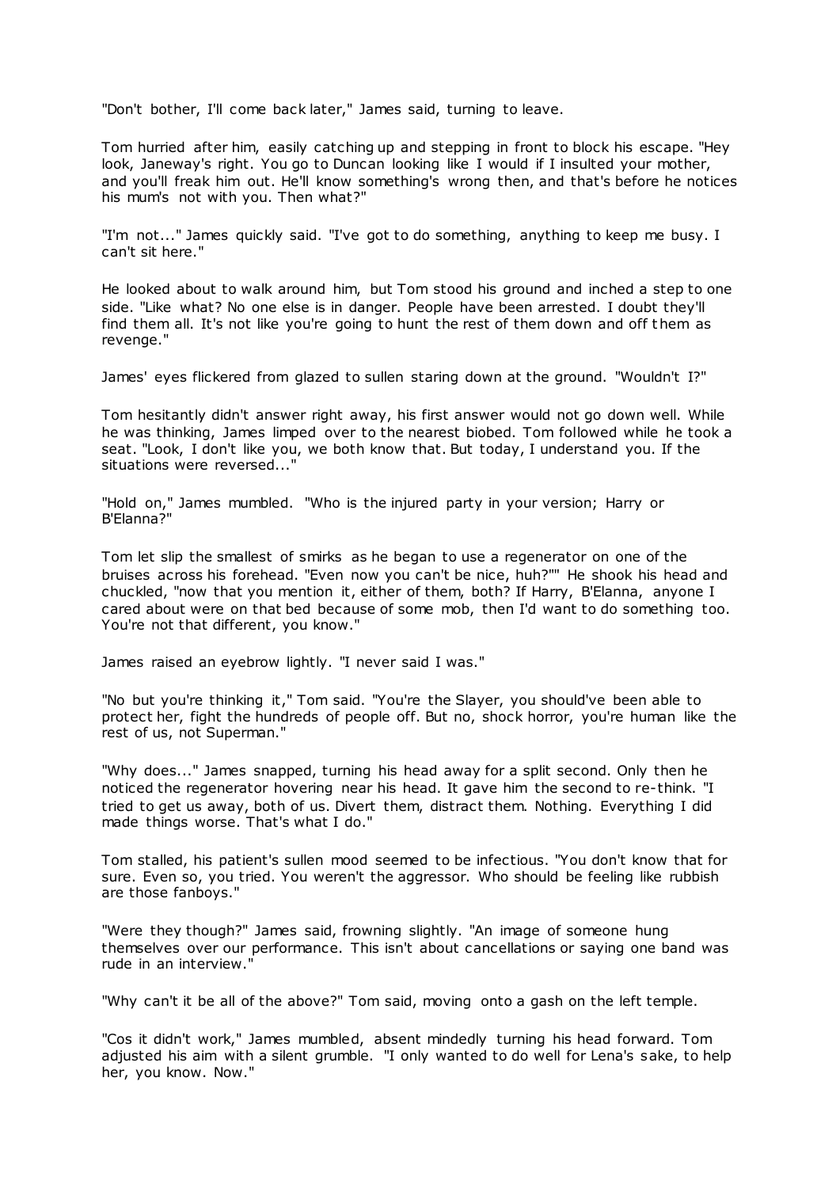"Don't bother, I'll come back later," James said, turning to leave.

Tom hurried after him, easily catching up and stepping in front to block his escape. "Hey look, Janeway's right. You go to Duncan looking like I would if I insulted your mother, and you'll freak him out. He'll know something's wrong then, and that's before he notices his mum's not with you. Then what?"

"I'm not..." James quickly said. "I've got to do something, anything to keep me busy. I can't sit here."

He looked about to walk around him, but Tom stood his ground and inched a step to one side. "Like what? No one else is in danger. People have been arrested. I doubt they'll find them all. It's not like you're going to hunt the rest of them down and off them as revenge."

James' eyes flickered from glazed to sullen staring down at the ground. "Wouldn't I?"

Tom hesitantly didn't answer right away, his first answer would not go down well. While he was thinking, James limped over to the nearest biobed. Tom followed while he took a seat. "Look, I don't like you, we both know that. But today, I understand you. If the situations were reversed..."

"Hold on," James mumbled. "Who is the injured party in your version; Harry or B'Elanna?"

Tom let slip the smallest of smirks as he began to use a regenerator on one of the bruises across his forehead. "Even now you can't be nice, huh?"" He shook his head and chuckled, "now that you mention it, either of them, both? If Harry, B'Elanna, anyone I cared about were on that bed because of some mob, then I'd want to do something too. You're not that different, you know."

James raised an eyebrow lightly. "I never said I was."

"No but you're thinking it," Tom said. "You're the Slayer, you should've been able to protect her, fight the hundreds of people off. But no, shock horror, you're human like the rest of us, not Superman."

"Why does..." James snapped, turning his head away for a split second. Only then he noticed the regenerator hovering near his head. It gave him the second to re-think. "I tried to get us away, both of us. Divert them, distract them. Nothing. Everything I did made things worse. That's what I do."

Tom stalled, his patient's sullen mood seemed to be infectious. "You don't know that for sure. Even so, you tried. You weren't the aggressor. Who should be feeling like rubbish are those fanboys."

"Were they though?" James said, frowning slightly. "An image of someone hung themselves over our performance. This isn't about cancellations or saying one band was rude in an interview."

"Why can't it be all of the above?" Tom said, moving onto a gash on the left temple.

"Cos it didn't work," James mumbled, absent mindedly turning his head forward. Tom adjusted his aim with a silent grumble. "I only wanted to do well for Lena's sake, to help her, you know. Now."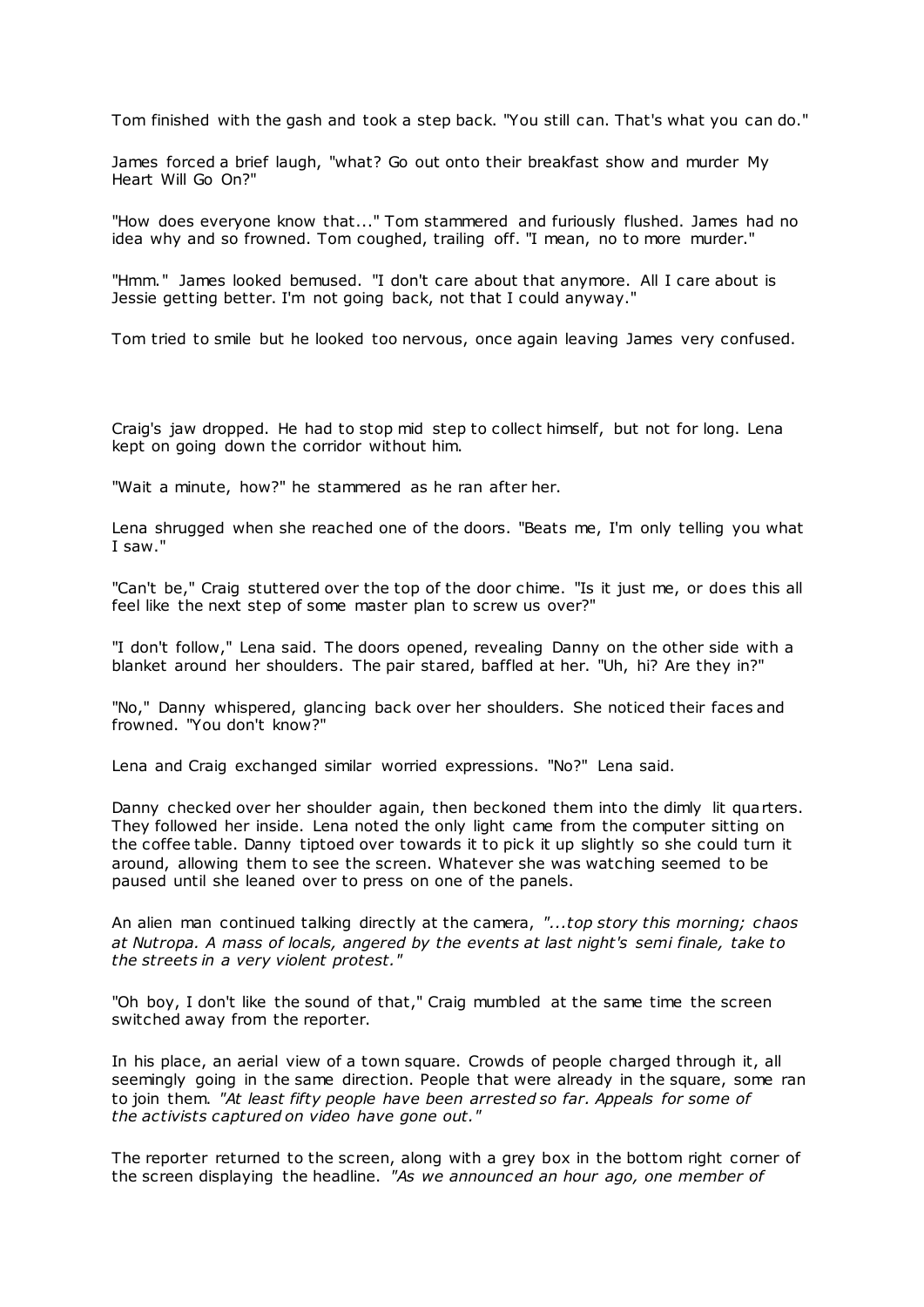Tom finished with the gash and took a step back. "You still can. That's what you can do."

James forced a brief laugh, "what? Go out onto their breakfast show and murder My Heart Will Go On?"

"How does everyone know that..." Tom stammered and furiously flushed. James had no idea why and so frowned. Tom coughed, trailing off. "I mean, no to more murder."

"Hmm." James looked bemused. "I don't care about that anymore. All I care about is Jessie getting better. I'm not going back, not that I could anyway."

Tom tried to smile but he looked too nervous, once again leaving James very confused.

Craig's jaw dropped. He had to stop mid step to collect himself, but not for long. Lena kept on going down the corridor without him.

"Wait a minute, how?" he stammered as he ran after her.

Lena shrugged when she reached one of the doors. "Beats me, I'm only telling you what I saw."

"Can't be," Craig stuttered over the top of the door chime. "Is it just me, or does this all feel like the next step of some master plan to screw us over?"

"I don't follow," Lena said. The doors opened, revealing Danny on the other side with a blanket around her shoulders. The pair stared, baffled at her. "Uh, hi? Are they in?"

"No," Danny whispered, glancing back over her shoulders. She noticed their faces and frowned. "You don't know?"

Lena and Craig exchanged similar worried expressions. "No?" Lena said.

Danny checked over her shoulder again, then beckoned them into the dimly lit quarters. They followed her inside. Lena noted the only light came from the computer sitting on the coffee table. Danny tiptoed over towards it to pick it up slightly so she could turn it around, allowing them to see the screen. Whatever she was watching seemed to be paused until she leaned over to press on one of the panels.

An alien man continued talking directly at the camera, *"...top story this morning; chaos at Nutropa. A mass of locals, angered by the events at last night's semi finale, take to the streets in a very violent protest."*

"Oh boy, I don't like the sound of that," Craig mumbled at the same time the screen switched away from the reporter.

In his place, an aerial view of a town square. Crowds of people charged through it, all seemingly going in the same direction. People that were already in the square, some ran to join them. *"At least fifty people have been arrested so far. Appeals for some of the activists captured on video have gone out."*

The reporter returned to the screen, along with a grey box in the bottom right corner of the screen displaying the headline. *"As we announced an hour ago, one member of*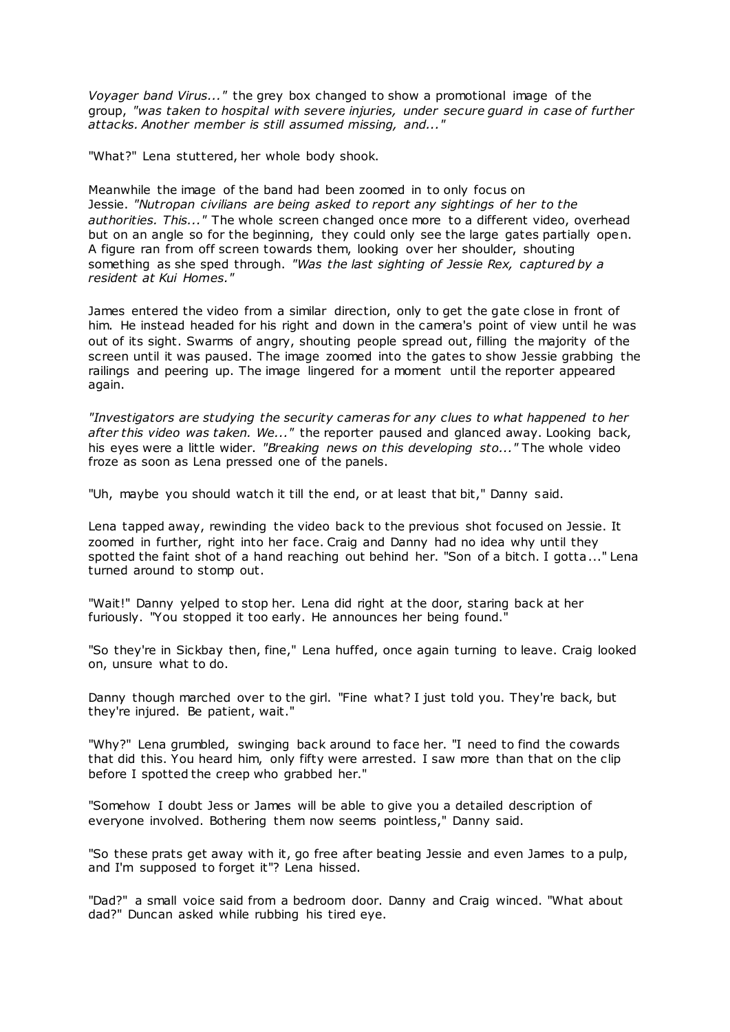*Voyager band Virus..."* the grey box changed to show a promotional image of the group, *"was taken to hospital with severe injuries, under secure guard in case of further attacks. Another member is still assumed missing, and..."*

"What?" Lena stuttered, her whole body shook.

Meanwhile the image of the band had been zoomed in to only focus on Jessie. *"Nutropan civilians are being asked to report any sightings of her to the authorities. This..."* The whole screen changed once more to a different video, overhead but on an angle so for the beginning, they could only see the large gates partially open. A figure ran from off screen towards them, looking over her shoulder, shouting something as she sped through. *"Was the last sighting of Jessie Rex, captured by a resident at Kui Homes."*

James entered the video from a similar direction, only to get the gate close in front of him. He instead headed for his right and down in the camera's point of view until he was out of its sight. Swarms of angry, shouting people spread out, filling the majority of the screen until it was paused. The image zoomed into the gates to show Jessie grabbing the railings and peering up. The image lingered for a moment until the reporter appeared again.

*"Investigators are studying the security cameras for any clues to what happened to her after this video was taken. We..."* the reporter paused and glanced away. Looking back, his eyes were a little wider. *"Breaking news on this developing sto..."* The whole video froze as soon as Lena pressed one of the panels.

"Uh, maybe you should watch it till the end, or at least that bit," Danny said.

Lena tapped away, rewinding the video back to the previous shot focused on Jessie. It zoomed in further, right into her face. Craig and Danny had no idea why until they spotted the faint shot of a hand reaching out behind her. "Son of a bitch. I gotta..." Lena turned around to stomp out.

"Wait!" Danny yelped to stop her. Lena did right at the door, staring back at her furiously. "You stopped it too early. He announces her being found."

"So they're in Sickbay then, fine," Lena huffed, once again turning to leave. Craig looked on, unsure what to do.

Danny though marched over to the girl. "Fine what? I just told you. They're back, but they're injured. Be patient, wait."

"Why?" Lena grumbled, swinging back around to face her. "I need to find the cowards that did this. You heard him, only fifty were arrested. I saw more than that on the clip before I spotted the creep who grabbed her."

"Somehow I doubt Jess or James will be able to give you a detailed description of everyone involved. Bothering them now seems pointless," Danny said.

"So these prats get away with it, go free after beating Jessie and even James to a pulp, and I'm supposed to forget it"? Lena hissed.

"Dad?" a small voice said from a bedroom door. Danny and Craig winced. "What about dad?" Duncan asked while rubbing his tired eye.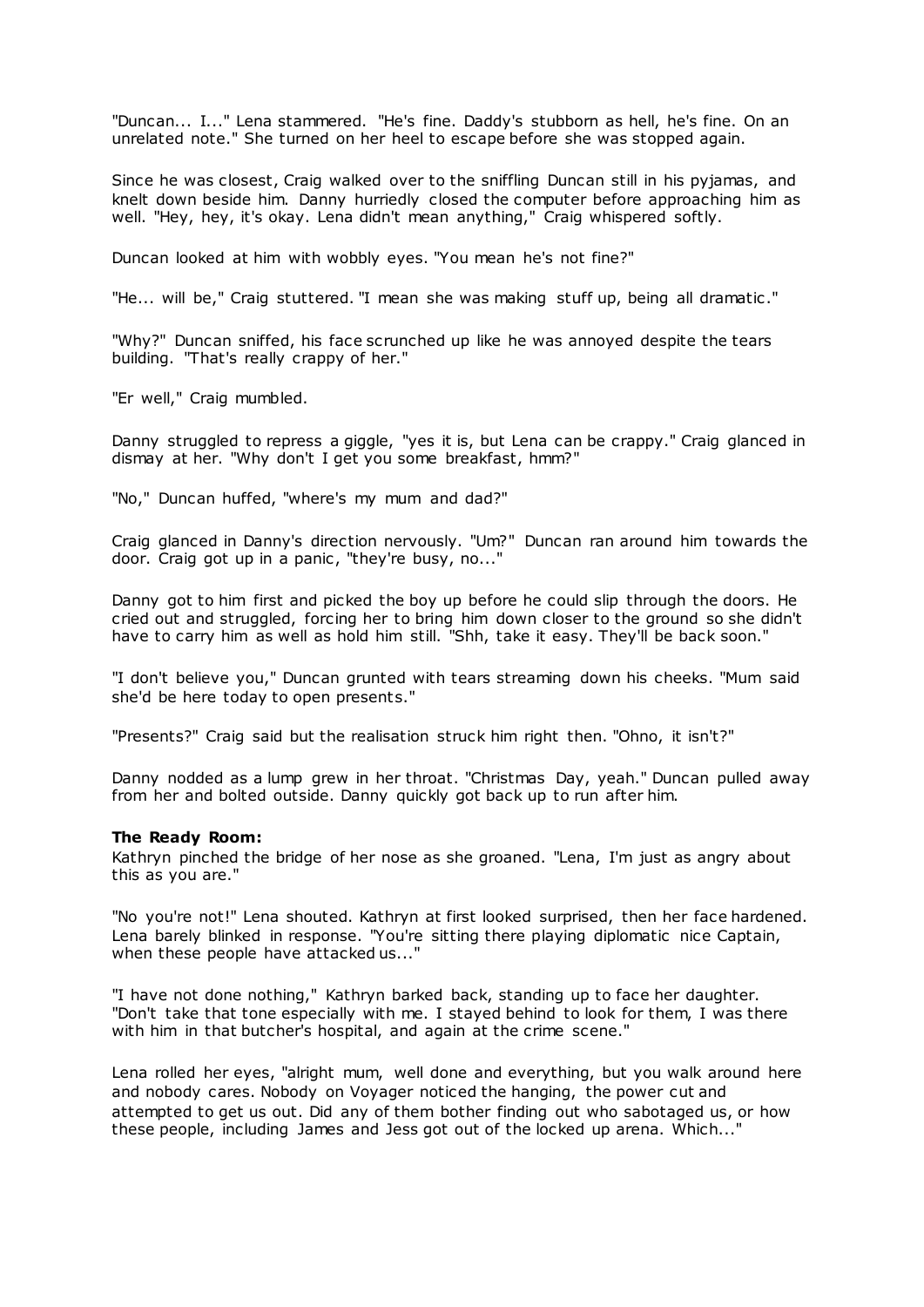"Duncan... I..." Lena stammered. "He's fine. Daddy's stubborn as hell, he's fine. On an unrelated note." She turned on her heel to escape before she was stopped again.

Since he was closest, Craig walked over to the sniffling Duncan still in his pyjamas, and knelt down beside him. Danny hurriedly closed the computer before approaching him as well. "Hey, hey, it's okay. Lena didn't mean anything," Craig whispered softly.

Duncan looked at him with wobbly eyes. "You mean he's not fine?"

"He... will be," Craig stuttered. "I mean she was making stuff up, being all dramatic."

"Why?" Duncan sniffed, his face scrunched up like he was annoyed despite the tears building. "That's really crappy of her."

"Er well," Craig mumbled.

Danny struggled to repress a giggle, "yes it is, but Lena can be crappy." Craig glanced in dismay at her. "Why don't I get you some breakfast, hmm?"

"No," Duncan huffed, "where's my mum and dad?"

Craig glanced in Danny's direction nervously. "Um?" Duncan ran around him towards the door. Craig got up in a panic, "they're busy, no..."

Danny got to him first and picked the boy up before he could slip through the doors. He cried out and struggled, forcing her to bring him down closer to the ground so she didn't have to carry him as well as hold him still. "Shh, take it easy. They'll be back soon."

"I don't believe you," Duncan grunted with tears streaming down his cheeks. "Mum said she'd be here today to open presents."

"Presents?" Craig said but the realisation struck him right then. "Ohno, it isn't?"

Danny nodded as a lump grew in her throat. "Christmas Day, yeah." Duncan pulled away from her and bolted outside. Danny quickly got back up to run after him.

**The Ready Room:**
Kathryn pinched the bridge of her nose as she groaned. "Lena, I'm just as angry about this as you are."

"No you're not!" Lena shouted. Kathryn at first looked surprised, then her face hardened. Lena barely blinked in response. "You're sitting there playing diplomatic nice Captain, when these people have attacked us..."

"I have not done nothing," Kathryn barked back, standing up to face her daughter. "Don't take that tone especially with me. I stayed behind to look for them, I was there with him in that butcher's hospital, and again at the crime scene."

Lena rolled her eyes, "alright mum, well done and everything, but you walk around here and nobody cares. Nobody on Voyager noticed the hanging, the power cut and attempted to get us out. Did any of them bother finding out who sabotaged us, or how these people, including James and Jess got out of the locked up arena. Which..."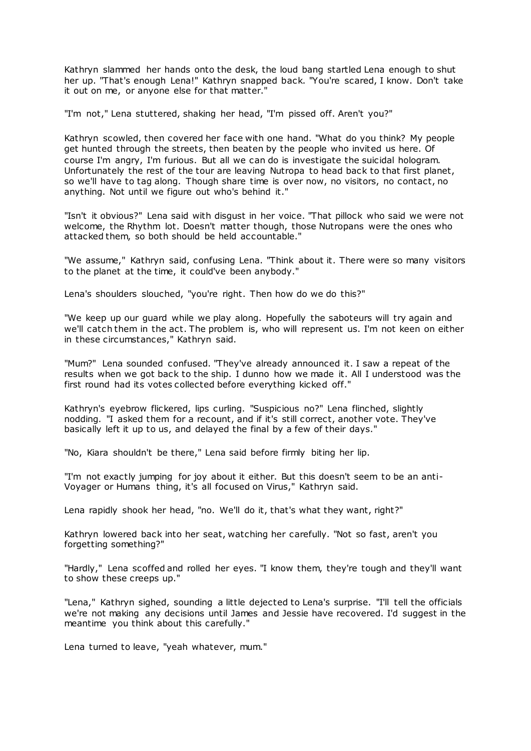Kathryn slammed her hands onto the desk, the loud bang startled Lena enough to shut her up. "That's enough Lena!" Kathryn snapped back. "You're scared, I know. Don't take it out on me, or anyone else for that matter."

"I'm not," Lena stuttered, shaking her head, "I'm pissed off. Aren't you?"

Kathryn scowled, then covered her face with one hand. "What do you think? My people get hunted through the streets, then beaten by the people who invited us here. Of course I'm angry, I'm furious. But all we can do is investigate the suicidal hologram. Unfortunately the rest of the tour are leaving Nutropa to head back to that first planet, so we'll have to tag along. Though share time is over now, no visitors, no contact, no anything. Not until we figure out who's behind it."

"Isn't it obvious?" Lena said with disgust in her voice. "That pillock who said we were not welcome, the Rhythm lot. Doesn't matter though, those Nutropans were the ones who attacked them, so both should be held accountable."

"We assume," Kathryn said, confusing Lena. "Think about it. There were so many visitors to the planet at the time, it could've been anybody."

Lena's shoulders slouched, "you're right. Then how do we do this?"

"We keep up our guard while we play along. Hopefully the saboteurs will try again and we'll catch them in the act. The problem is, who will represent us. I'm not keen on either in these circumstances," Kathryn said.

"Mum?" Lena sounded confused. "They've already announced it. I saw a repeat of the results when we got back to the ship. I dunno how we made it. All I understood was the first round had its votes collected before everything kicked off."

Kathryn's eyebrow flickered, lips curling. "Suspicious no?" Lena flinched, slightly nodding. "I asked them for a recount, and if it's still correct, another vote. They've basically left it up to us, and delayed the final by a few of their days."

"No, Kiara shouldn't be there," Lena said before firmly biting her lip.

"I'm not exactly jumping for joy about it either. But this doesn't seem to be an anti-Voyager or Humans thing, it's all focused on Virus," Kathryn said.

Lena rapidly shook her head, "no. We'll do it, that's what they want, right?"

Kathryn lowered back into her seat, watching her carefully. "Not so fast, aren't you forgetting something?"

"Hardly," Lena scoffed and rolled her eyes. "I know them, they're tough and they'll want to show these creeps up."

"Lena," Kathryn sighed, sounding a little dejected to Lena's surprise. "I'll tell the officials we're not making any decisions until James and Jessie have recovered. I'd suggest in the meantime you think about this carefully."

Lena turned to leave, "yeah whatever, mum."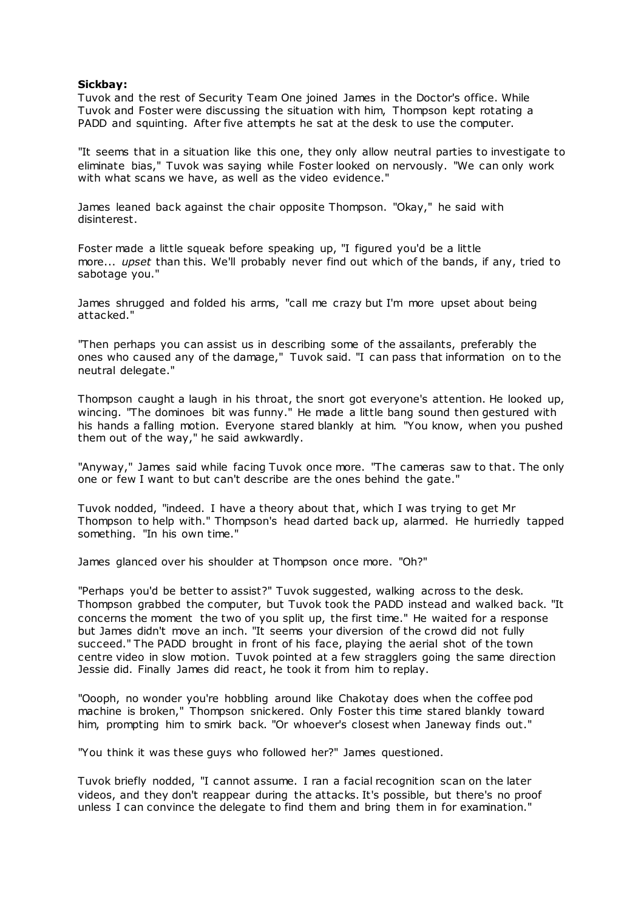**Sickbay:**

Tuvok and the rest of Security Team One joined James in the Doctor's office. While Tuvok and Foster were discussing the situation with him, Thompson kept rotating a PADD and squinting. After five attempts he sat at the desk to use the computer.

"It seems that in a situation like this one, they only allow neutral parties to investigate to eliminate bias," Tuvok was saying while Foster looked on nervously. "We can only work with what scans we have, as well as the video evidence."

James leaned back against the chair opposite Thompson. "Okay," he said with disinterest.

Foster made a little squeak before speaking up, "I figured you'd be a little more... *upset* than this. We'll probably never find out which of the bands, if any, tried to sabotage you."

James shrugged and folded his arms, "call me crazy but I'm more upset about being attacked."

"Then perhaps you can assist us in describing some of the assailants, preferably the ones who caused any of the damage," Tuvok said. "I can pass that information on to the neutral delegate."

Thompson caught a laugh in his throat, the snort got everyone's attention. He looked up, wincing. "The dominoes bit was funny." He made a little bang sound then gestured with his hands a falling motion. Everyone stared blankly at him. "You know, when you pushed them out of the way," he said awkwardly.

"Anyway," James said while facing Tuvok once more. "The cameras saw to that. The only one or few I want to but can't describe are the ones behind the gate."

Tuvok nodded, "indeed. I have a theory about that, which I was trying to get Mr Thompson to help with." Thompson's head darted back up, alarmed. He hurriedly tapped something. "In his own time."

James glanced over his shoulder at Thompson once more. "Oh?"

"Perhaps you'd be better to assist?" Tuvok suggested, walking across to the desk. Thompson grabbed the computer, but Tuvok took the PADD instead and walked back. "It concerns the moment the two of you split up, the first time." He waited for a response but James didn't move an inch. "It seems your diversion of the crowd did not fully succeed." The PADD brought in front of his face, playing the aerial shot of the town centre video in slow motion. Tuvok pointed at a few stragglers going the same direction Jessie did. Finally James did react, he took it from him to replay.

"Oooph, no wonder you're hobbling around like Chakotay does when the coffee pod machine is broken," Thompson snickered. Only Foster this time stared blankly toward him, prompting him to smirk back. "Or whoever's closest when Janeway finds out."

"You think it was these guys who followed her?" James questioned.

Tuvok briefly nodded, "I cannot assume. I ran a facial recognition scan on the later videos, and they don't reappear during the attacks. It's possible, but there's no proof unless I can convince the delegate to find them and bring them in for examination."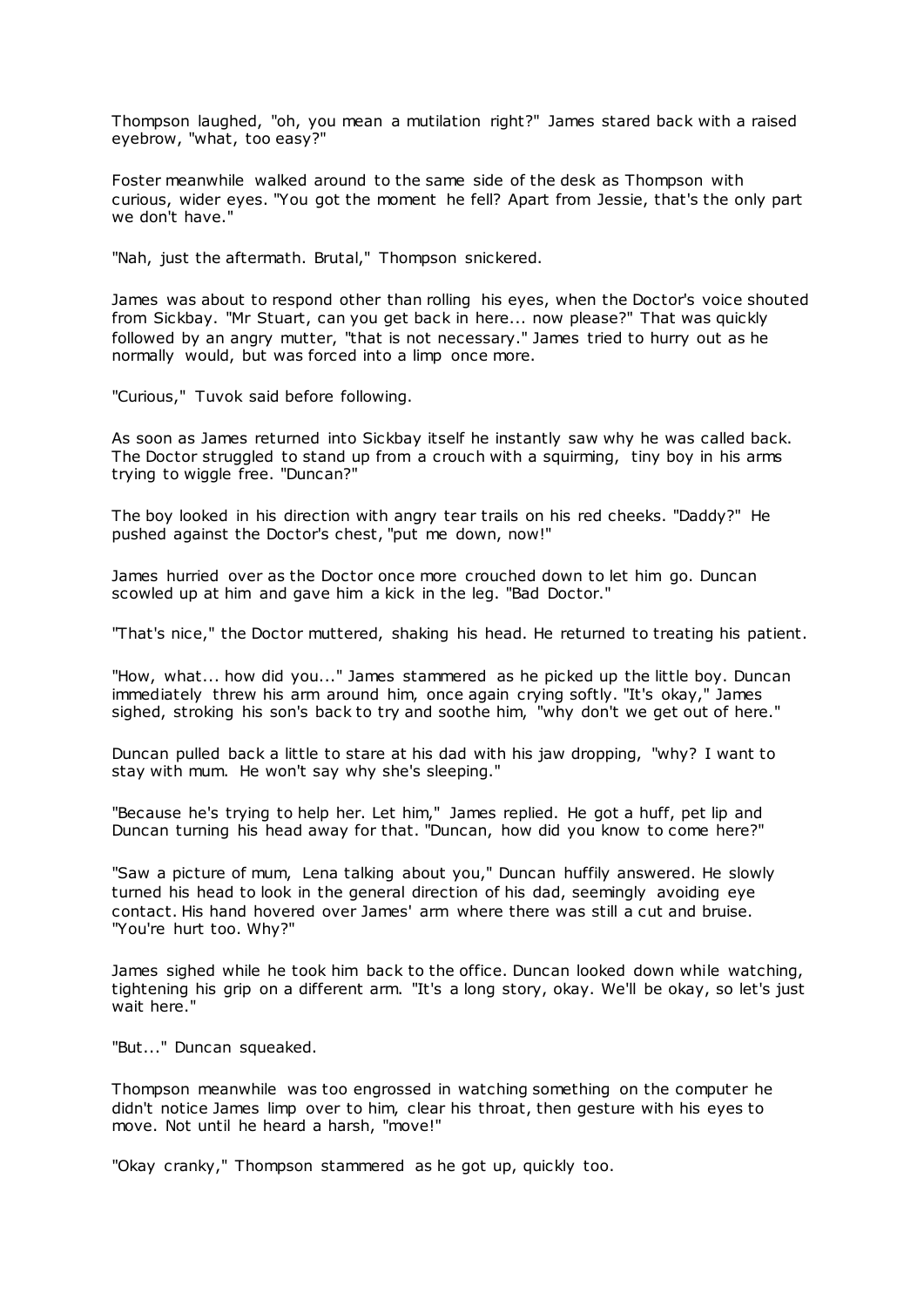Thompson laughed, "oh, you mean a mutilation right?" James stared back with a raised eyebrow, "what, too easy?"

Foster meanwhile walked around to the same side of the desk as Thompson with curious, wider eyes. "You got the moment he fell? Apart from Jessie, that's the only part we don't have."

"Nah, just the aftermath. Brutal," Thompson snickered.

James was about to respond other than rolling his eyes, when the Doctor's voice shouted from Sickbay. "Mr Stuart, can you get back in here... now please?" That was quickly followed by an angry mutter, "that is not necessary." James tried to hurry out as he normally would, but was forced into a limp once more.

"Curious," Tuvok said before following.

As soon as James returned into Sickbay itself he instantly saw why he was called back. The Doctor struggled to stand up from a crouch with a squirming, tiny boy in his arms trying to wiggle free. "Duncan?"

The boy looked in his direction with angry tear trails on his red cheeks. "Daddy?" He pushed against the Doctor's chest, "put me down, now!"

James hurried over as the Doctor once more crouched down to let him go. Duncan scowled up at him and gave him a kick in the leg. "Bad Doctor."

"That's nice," the Doctor muttered, shaking his head. He returned to treating his patient.

"How, what... how did you..." James stammered as he picked up the little boy. Duncan immediately threw his arm around him, once again crying softly. "It's okay," James sighed, stroking his son's back to try and soothe him, "why don't we get out of here."

Duncan pulled back a little to stare at his dad with his jaw dropping, "why? I want to stay with mum. He won't say why she's sleeping."

"Because he's trying to help her. Let him," James replied. He got a huff, pet lip and Duncan turning his head away for that. "Duncan, how did you know to come here?"

"Saw a picture of mum, Lena talking about you," Duncan huffily answered. He slowly turned his head to look in the general direction of his dad, seemingly avoiding eye contact. His hand hovered over James' arm where there was still a cut and bruise. "You're hurt too. Why?"

James sighed while he took him back to the office. Duncan looked down while watching, tightening his grip on a different arm. "It's a long story, okay. We'll be okay, so let's just wait here."

"But..." Duncan squeaked.

Thompson meanwhile was too engrossed in watching something on the computer he didn't notice James limp over to him, clear his throat, then gesture with his eyes to move. Not until he heard a harsh, "move!"

"Okay cranky," Thompson stammered as he got up, quickly too.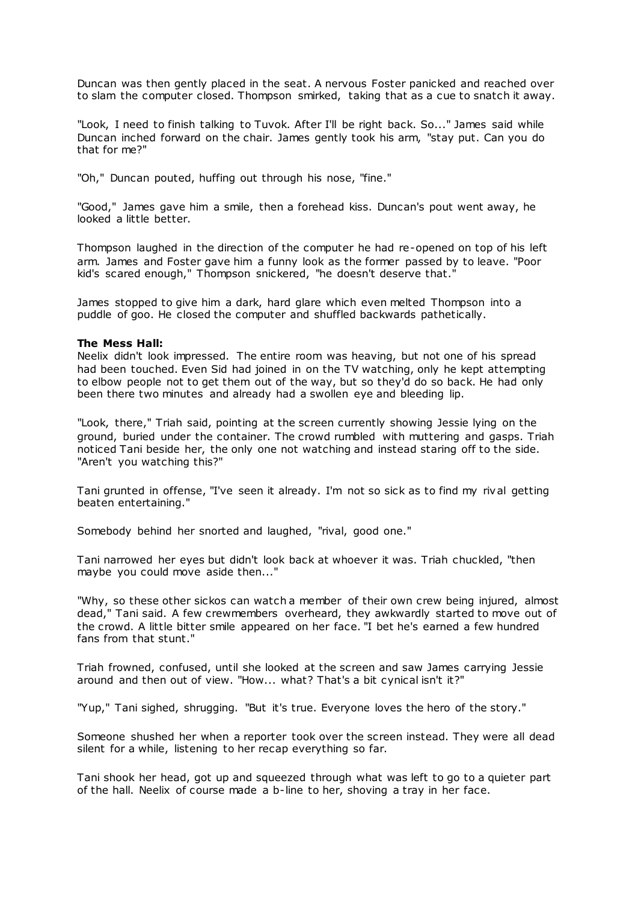Duncan was then gently placed in the seat. A nervous Foster panicked and reached over to slam the computer closed. Thompson smirked, taking that as a cue to snatch it away.

"Look, I need to finish talking to Tuvok. After I'll be right back. So..." James said while Duncan inched forward on the chair. James gently took his arm, "stay put. Can you do that for me?"

"Oh," Duncan pouted, huffing out through his nose, "fine."

"Good," James gave him a smile, then a forehead kiss. Duncan's pout went away, he looked a little better.

Thompson laughed in the direction of the computer he had re-opened on top of his left arm. James and Foster gave him a funny look as the former passed by to leave. "Poor kid's scared enough," Thompson snickered, "he doesn't deserve that."

James stopped to give him a dark, hard glare which even melted Thompson into a puddle of goo. He closed the computer and shuffled backwards pathetically.

**The Mess Hall:**

Neelix didn't look impressed. The entire room was heaving, but not one of his spread had been touched. Even Sid had joined in on the TV watching, only he kept attempting to elbow people not to get them out of the way, but so they'd do so back. He had only been there two minutes and already had a swollen eye and bleeding lip.

"Look, there," Triah said, pointing at the screen currently showing Jessie lying on the ground, buried under the container. The crowd rumbled with muttering and gasps. Triah noticed Tani beside her, the only one not watching and instead staring off to the side. "Aren't you watching this?"

Tani grunted in offense, "I've seen it already. I'm not so sick as to find my rival getting beaten entertaining."

Somebody behind her snorted and laughed, "rival, good one."

Tani narrowed her eyes but didn't look back at whoever it was. Triah chuckled, "then maybe you could move aside then..."

"Why, so these other sickos can watch a member of their own crew being injured, almost dead," Tani said. A few crewmembers overheard, they awkwardly started to move out of the crowd. A little bitter smile appeared on her face. "I bet he's earned a few hundred fans from that stunt."

Triah frowned, confused, until she looked at the screen and saw James carrying Jessie around and then out of view. "How... what? That's a bit cynical isn't it?"

"Yup," Tani sighed, shrugging. "But it's true. Everyone loves the hero of the story."

Someone shushed her when a reporter took over the screen instead. They were all dead silent for a while, listening to her recap everything so far.

Tani shook her head, got up and squeezed through what was left to go to a quieter part of the hall. Neelix of course made a b-line to her, shoving a tray in her face.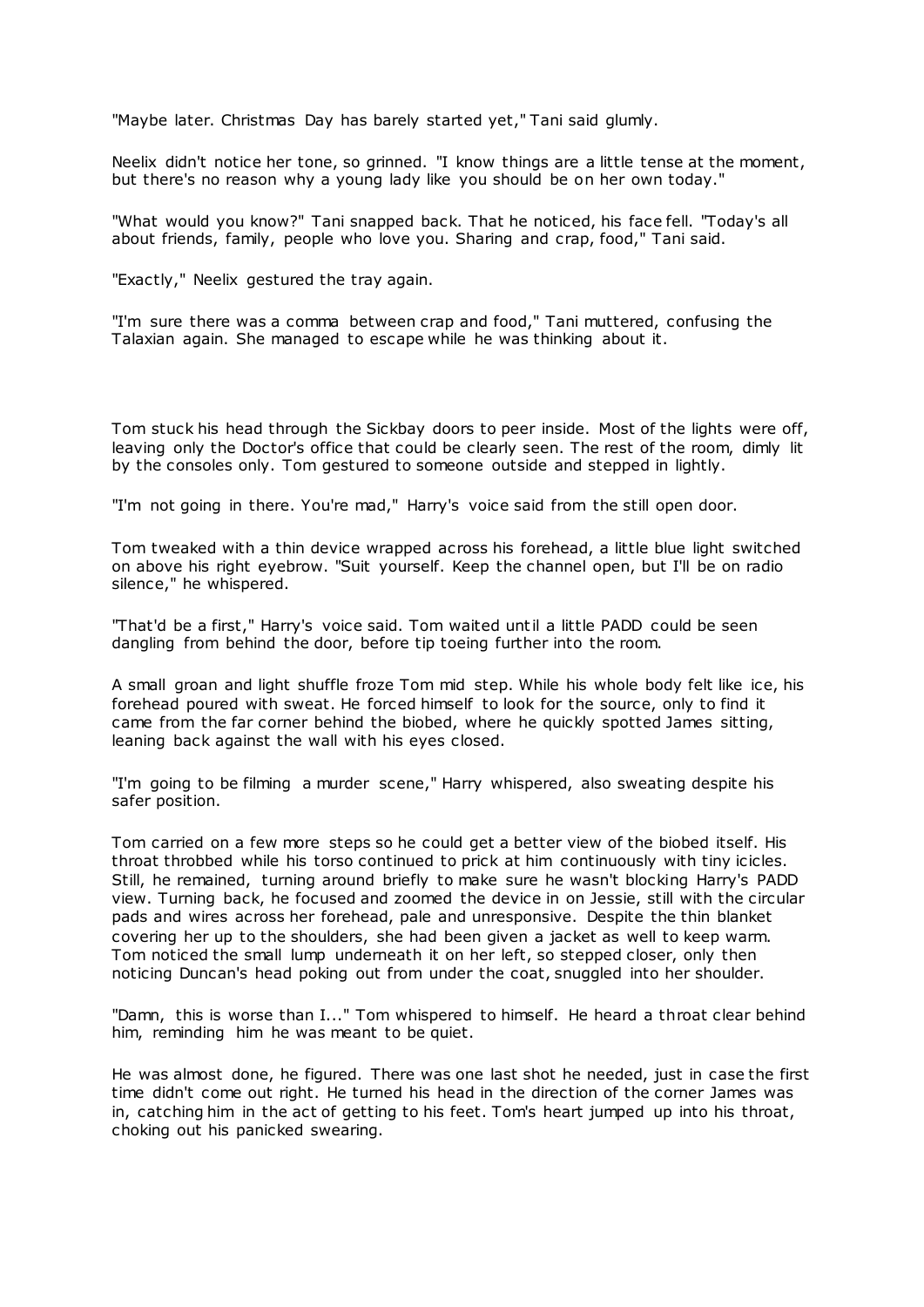"Maybe later. Christmas Day has barely started yet," Tani said glumly.

Neelix didn't notice her tone, so grinned. "I know things are a little tense at the moment, but there's no reason why a young lady like you should be on her own today."

"What would you know?" Tani snapped back. That he noticed, his face fell. "Today's all about friends, family, people who love you. Sharing and crap, food," Tani said.

"Exactly," Neelix gestured the tray again.

"I'm sure there was a comma between crap and food," Tani muttered, confusing the Talaxian again. She managed to escape while he was thinking about it.

Tom stuck his head through the Sickbay doors to peer inside. Most of the lights were off, leaving only the Doctor's office that could be clearly seen. The rest of the room, dimly lit by the consoles only. Tom gestured to someone outside and stepped in lightly.

"I'm not going in there. You're mad," Harry's voice said from the still open door.

Tom tweaked with a thin device wrapped across his forehead, a little blue light switched on above his right eyebrow. "Suit yourself. Keep the channel open, but I'll be on radio silence," he whispered.

"That'd be a first," Harry's voice said. Tom waited until a little PADD could be seen dangling from behind the door, before tip toeing further into the room.

A small groan and light shuffle froze Tom mid step. While his whole body felt like ice, his forehead poured with sweat. He forced himself to look for the source, only to find it came from the far corner behind the biobed, where he quickly spotted James sitting, leaning back against the wall with his eyes closed.

"I'm going to be filming a murder scene," Harry whispered, also sweating despite his safer position.

Tom carried on a few more steps so he could get a better view of the biobed itself. His throat throbbed while his torso continued to prick at him continuously with tiny icicles. Still, he remained, turning around briefly to make sure he wasn't blocking Harry's PADD view. Turning back, he focused and zoomed the device in on Jessie, still with the circular pads and wires across her forehead, pale and unresponsive. Despite the thin blanket covering her up to the shoulders, she had been given a jacket as well to keep warm. Tom noticed the small lump underneath it on her left, so stepped closer, only then noticing Duncan's head poking out from under the coat, snuggled into her shoulder.

"Damn, this is worse than I..." Tom whispered to himself. He heard a throat clear behind him, reminding him he was meant to be quiet.

He was almost done, he figured. There was one last shot he needed, just in case the first time didn't come out right. He turned his head in the direction of the corner James was in, catching him in the act of getting to his feet. Tom's heart jumped up into his throat, choking out his panicked swearing.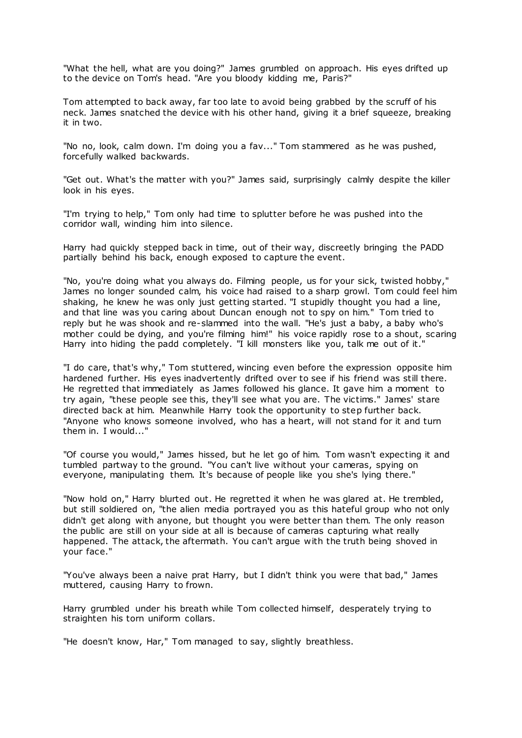"What the hell, what are you doing?" James grumbled on approach. His eyes drifted up to the device on Tom's head. "Are you bloody kidding me, Paris?"

Tom attempted to back away, far too late to avoid being grabbed by the scruff of his neck. James snatched the device with his other hand, giving it a brief squeeze, breaking it in two.

"No no, look, calm down. I'm doing you a fav..." Tom stammered as he was pushed, forcefully walked backwards.

"Get out. What's the matter with you?" James said, surprisingly calmly despite the killer look in his eyes.

"I'm trying to help," Tom only had time to splutter before he was pushed into the corridor wall, winding him into silence.

Harry had quickly stepped back in time, out of their way, discreetly bringing the PADD partially behind his back, enough exposed to capture the event.

"No, you're doing what you always do. Filming people, us for your sick, twisted hobby," James no longer sounded calm, his voice had raised to a sharp growl. Tom could feel him shaking, he knew he was only just getting started. "I stupidly thought you had a line, and that line was you caring about Duncan enough not to spy on him." Tom tried to reply but he was shook and re-slammed into the wall. "He's just a baby, a baby who's mother could be dying, and you're filming him!" his voice rapidly rose to a shout, scaring Harry into hiding the padd completely. "I kill monsters like you, talk me out of it."

"I do care, that's why," Tom stuttered, wincing even before the expression opposite him hardened further. His eyes inadvertently drifted over to see if his friend was still there. He regretted that immediately as James followed his glance. It gave him a moment to try again, "these people see this, they'll see what you are. The victims." James' stare directed back at him. Meanwhile Harry took the opportunity to step further back. "Anyone who knows someone involved, who has a heart, will not stand for it and turn them in. I would..."

"Of course you would," James hissed, but he let go of him. Tom wasn't expecting it and tumbled partway to the ground. "You can't live without your cameras, spying on everyone, manipulating them. It's because of people like you she's lying there."

"Now hold on," Harry blurted out. He regretted it when he was glared at. He trembled, but still soldiered on, "the alien media portrayed you as this hateful group who not only didn't get along with anyone, but thought you were better than them. The only reason the public are still on your side at all is because of cameras capturing what really happened. The attack, the aftermath. You can't argue with the truth being shoved in your face."

"You've always been a naive prat Harry, but I didn't think you were that bad," James muttered, causing Harry to frown.

Harry grumbled under his breath while Tom collected himself, desperately trying to straighten his torn uniform collars.

"He doesn't know, Har," Tom managed to say, slightly breathless.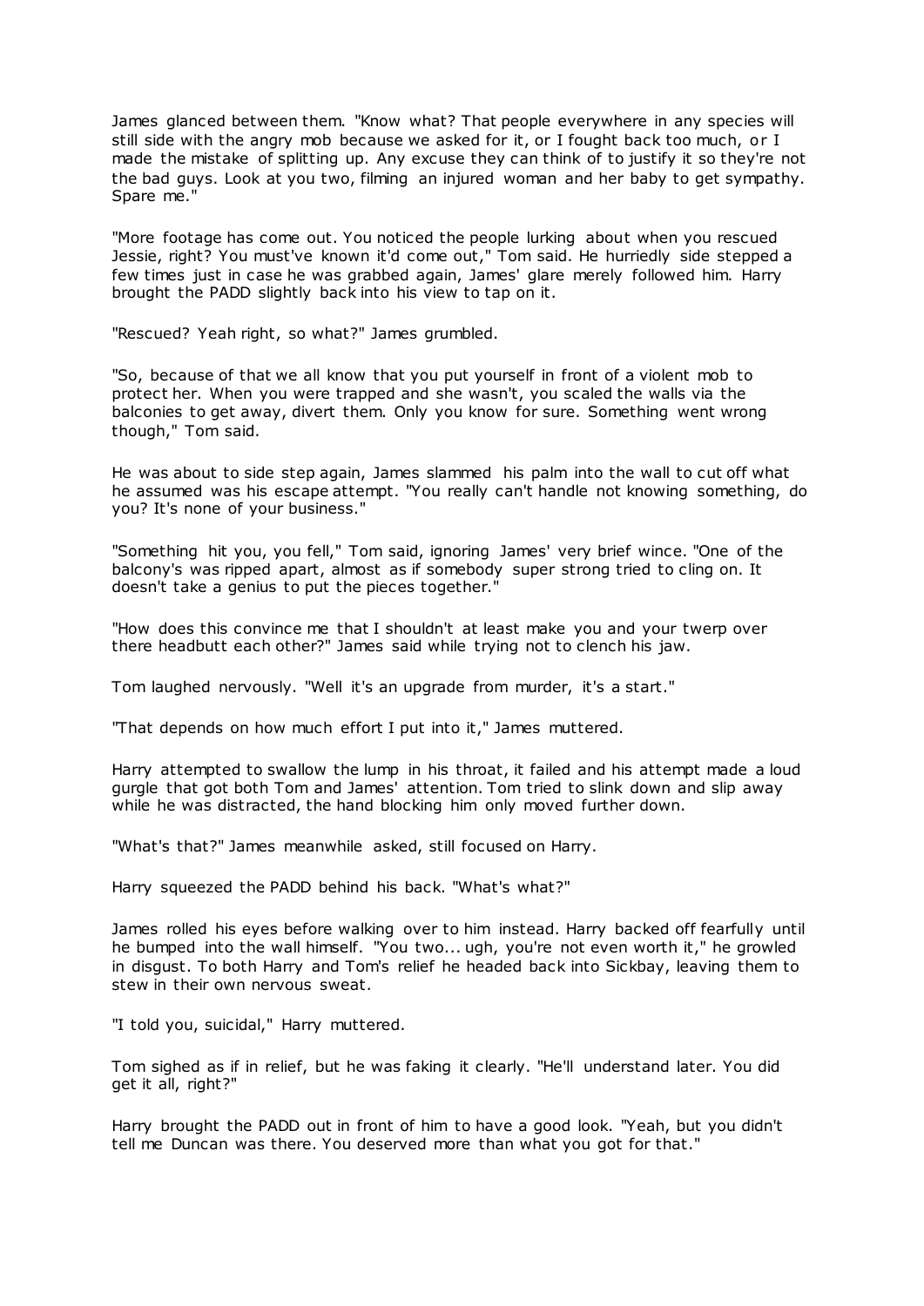James glanced between them. "Know what? That people everywhere in any species will still side with the angry mob because we asked for it, or I fought back too much, or I made the mistake of splitting up. Any excuse they can think of to justify it so they're not the bad guys. Look at you two, filming an injured woman and her baby to get sympathy. Spare me."

"More footage has come out. You noticed the people lurking about when you rescued Jessie, right? You must've known it'd come out," Tom said. He hurriedly side stepped a few times just in case he was grabbed again, James' glare merely followed him. Harry brought the PADD slightly back into his view to tap on it.

"Rescued? Yeah right, so what?" James grumbled.

"So, because of that we all know that you put yourself in front of a violent mob to protect her. When you were trapped and she wasn't, you scaled the walls via the balconies to get away, divert them. Only you know for sure. Something went wrong though," Tom said.

He was about to side step again, James slammed his palm into the wall to cut off what he assumed was his escape attempt. "You really can't handle not knowing something, do you? It's none of your business."

"Something hit you, you fell," Tom said, ignoring James' very brief wince. "One of the balcony's was ripped apart, almost as if somebody super strong tried to cling on. It doesn't take a genius to put the pieces together."

"How does this convince me that I shouldn't at least make you and your twerp over there headbutt each other?" James said while trying not to clench his jaw.

Tom laughed nervously. "Well it's an upgrade from murder, it's a start."

"That depends on how much effort I put into it," James muttered.

Harry attempted to swallow the lump in his throat, it failed and his attempt made a loud gurgle that got both Tom and James' attention. Tom tried to slink down and slip away while he was distracted, the hand blocking him only moved further down.

"What's that?" James meanwhile asked, still focused on Harry.

Harry squeezed the PADD behind his back. "What's what?"

James rolled his eyes before walking over to him instead. Harry backed off fearfully until he bumped into the wall himself. "You two... ugh, you're not even worth it," he growled in disgust. To both Harry and Tom's relief he headed back into Sickbay, leaving them to stew in their own nervous sweat.

"I told you, suicidal," Harry muttered.

Tom sighed as if in relief, but he was faking it clearly. "He'll understand later. You did get it all, right?"

Harry brought the PADD out in front of him to have a good look. "Yeah, but you didn't tell me Duncan was there. You deserved more than what you got for that."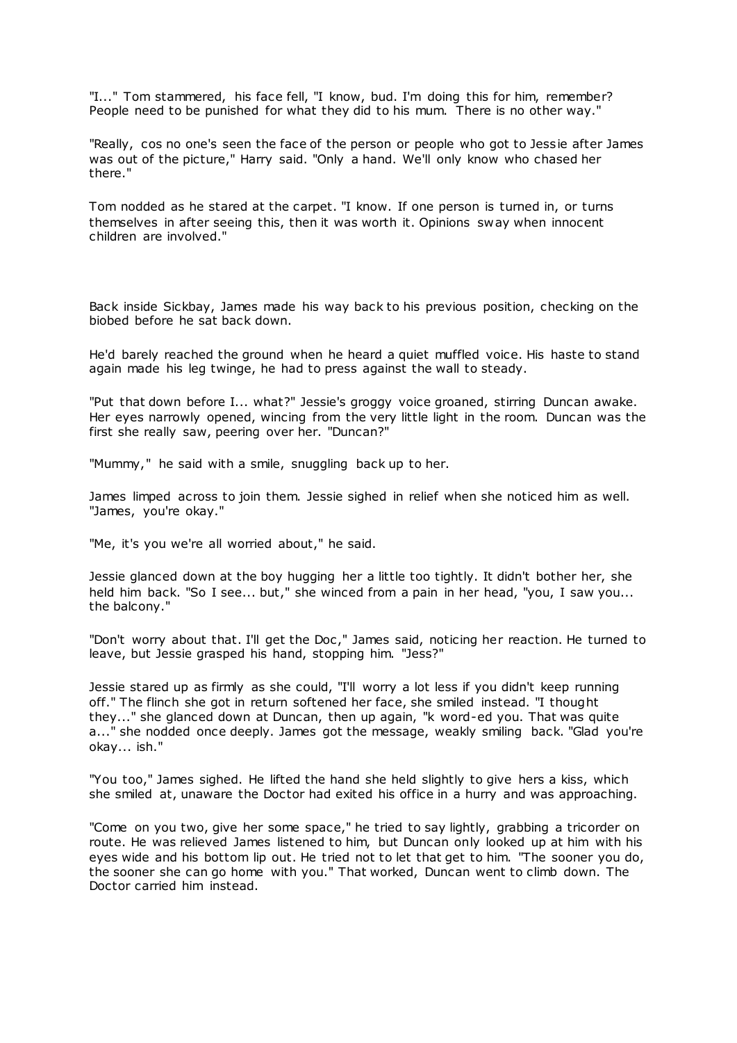"I..." Tom stammered, his face fell, "I know, bud. I'm doing this for him, remember? People need to be punished for what they did to his mum. There is no other way."

"Really, cos no one's seen the face of the person or people who got to Jessie after James was out of the picture," Harry said. "Only a hand. We'll only know who chased her there."

Tom nodded as he stared at the carpet. "I know. If one person is turned in, or turns themselves in after seeing this, then it was worth it. Opinions sway when innocent children are involved."

Back inside Sickbay, James made his way back to his previous position, checking on the biobed before he sat back down.

He'd barely reached the ground when he heard a quiet muffled voice. His haste to stand again made his leg twinge, he had to press against the wall to steady.

"Put that down before I... what?" Jessie's groggy voice groaned, stirring Duncan awake. Her eyes narrowly opened, wincing from the very little light in the room. Duncan was the first she really saw, peering over her. "Duncan?"

"Mummy," he said with a smile, snuggling back up to her.

James limped across to join them. Jessie sighed in relief when she noticed him as well. "James, you're okay."

"Me, it's you we're all worried about," he said.

Jessie glanced down at the boy hugging her a little too tightly. It didn't bother her, she held him back. "So I see... but," she winced from a pain in her head, "you, I saw you... the balcony."

"Don't worry about that. I'll get the Doc," James said, noticing her reaction. He turned to leave, but Jessie grasped his hand, stopping him. "Jess?"

Jessie stared up as firmly as she could, "I'll worry a lot less if you didn't keep running off." The flinch she got in return softened her face, she smiled instead. "I thought they..." she glanced down at Duncan, then up again, "k word-ed you. That was quite a..." she nodded once deeply. James got the message, weakly smiling back. "Glad you're okay... ish."

"You too," James sighed. He lifted the hand she held slightly to give hers a kiss, which she smiled at, unaware the Doctor had exited his office in a hurry and was approaching.

"Come on you two, give her some space," he tried to say lightly, grabbing a tricorder on route. He was relieved James listened to him, but Duncan only looked up at him with his eyes wide and his bottom lip out. He tried not to let that get to him. "The sooner you do, the sooner she can go home with you." That worked, Duncan went to climb down. The Doctor carried him instead.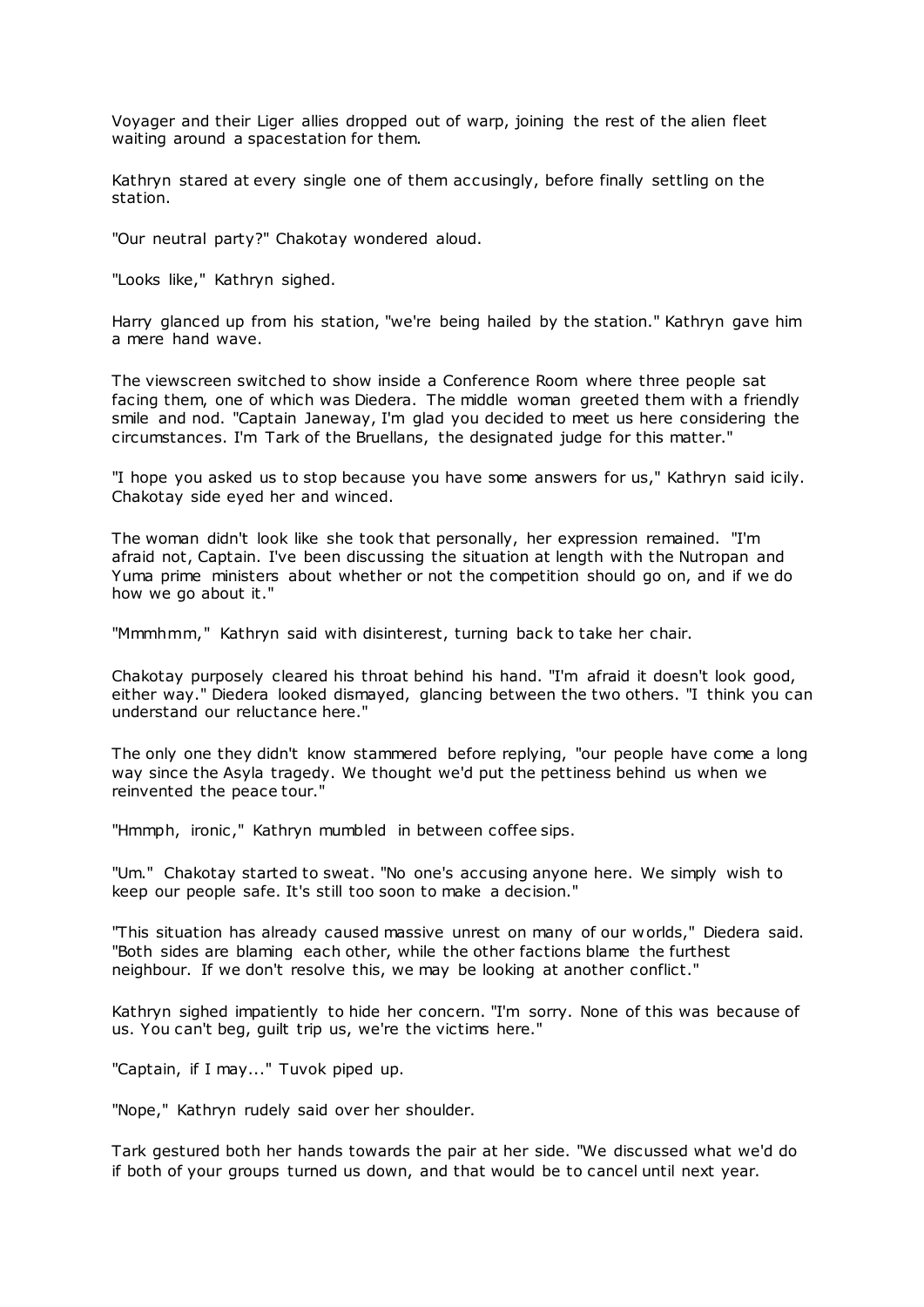Voyager and their Liger allies dropped out of warp, joining the rest of the alien fleet waiting around a spacestation for them.

Kathryn stared at every single one of them accusingly, before finally settling on the station.

"Our neutral party?" Chakotay wondered aloud.

"Looks like," Kathryn sighed.

Harry glanced up from his station, "we're being hailed by the station." Kathryn gave him a mere hand wave.

The viewscreen switched to show inside a Conference Room where three people sat facing them, one of which was Diedera. The middle woman greeted them with a friendly smile and nod. "Captain Janeway, I'm glad you decided to meet us here considering the circumstances. I'm Tark of the Bruellans, the designated judge for this matter."

"I hope you asked us to stop because you have some answers for us," Kathryn said icily. Chakotay side eyed her and winced.

The woman didn't look like she took that personally, her expression remained. "I'm afraid not, Captain. I've been discussing the situation at length with the Nutropan and Yuma prime ministers about whether or not the competition should go on, and if we do how we go about it."

"Mmmhmm," Kathryn said with disinterest, turning back to take her chair.

Chakotay purposely cleared his throat behind his hand. "I'm afraid it doesn't look good, either way." Diedera looked dismayed, glancing between the two others. "I think you can understand our reluctance here."

The only one they didn't know stammered before replying, "our people have come a long way since the Asyla tragedy. We thought we'd put the pettiness behind us when we reinvented the peace tour."

"Hmmph, ironic," Kathryn mumbled in between coffee sips.

"Um." Chakotay started to sweat. "No one's accusing anyone here. We simply wish to keep our people safe. It's still too soon to make a decision."

"This situation has already caused massive unrest on many of our worlds," Diedera said. "Both sides are blaming each other, while the other factions blame the furthest neighbour. If we don't resolve this, we may be looking at another conflict."

Kathryn sighed impatiently to hide her concern. "I'm sorry. None of this was because of us. You can't beg, guilt trip us, we're the victims here."

"Captain, if I may..." Tuvok piped up.

"Nope," Kathryn rudely said over her shoulder.

Tark gestured both her hands towards the pair at her side. "We discussed what we'd do if both of your groups turned us down, and that would be to cancel until next year.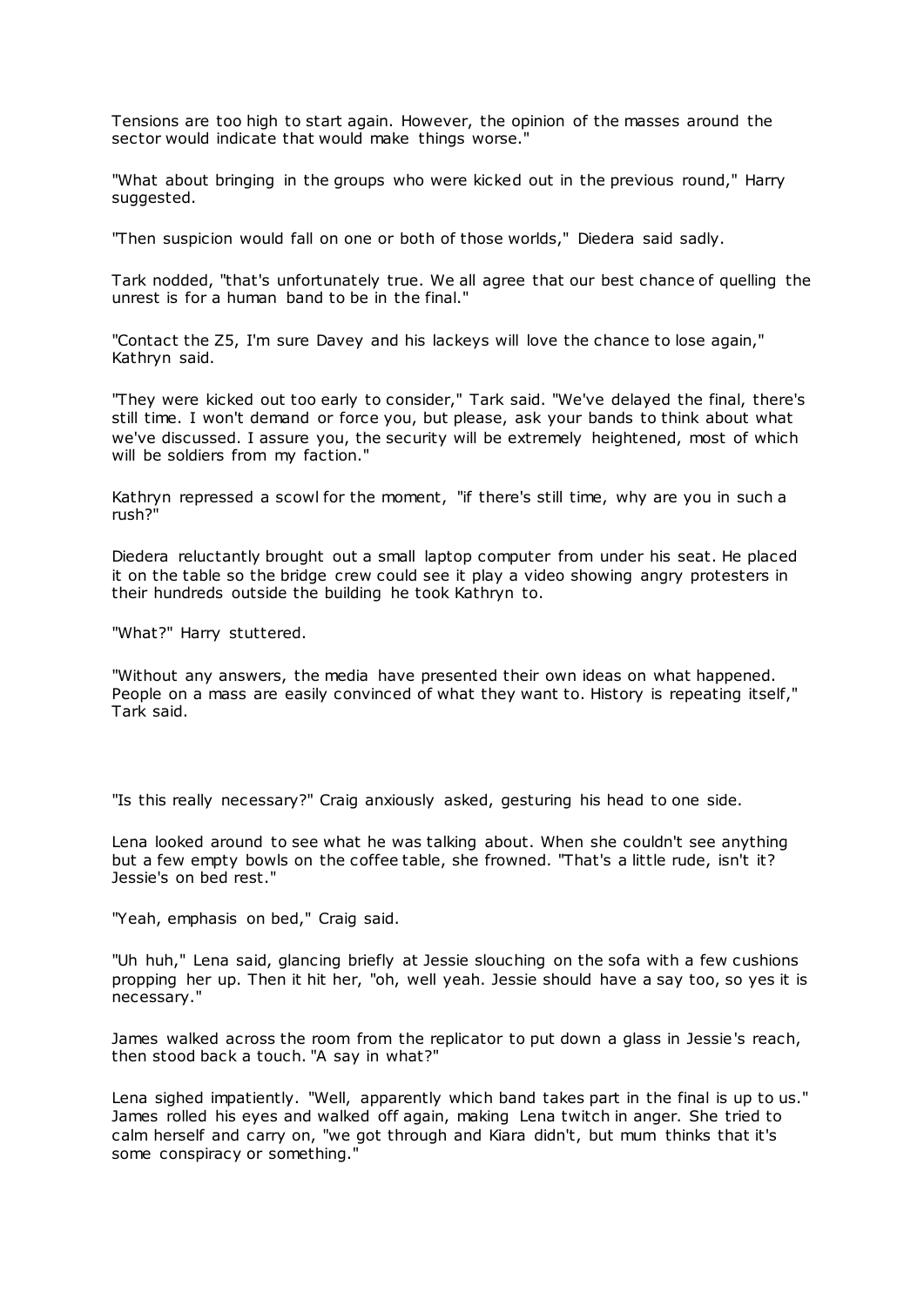Tensions are too high to start again. However, the opinion of the masses around the sector would indicate that would make things worse."

"What about bringing in the groups who were kicked out in the previous round," Harry suggested.

"Then suspicion would fall on one or both of those worlds," Diedera said sadly.

Tark nodded, "that's unfortunately true. We all agree that our best chance of quelling the unrest is for a human band to be in the final."

"Contact the Z5, I'm sure Davey and his lackeys will love the chance to lose again," Kathryn said.

"They were kicked out too early to consider," Tark said. "We've delayed the final, there's still time. I won't demand or force you, but please, ask your bands to think about what we've discussed. I assure you, the security will be extremely heightened, most of which will be soldiers from my faction."

Kathryn repressed a scowl for the moment, "if there's still time, why are you in such a rush?"

Diedera reluctantly brought out a small laptop computer from under his seat. He placed it on the table so the bridge crew could see it play a video showing angry protesters in their hundreds outside the building he took Kathryn to.

"What?" Harry stuttered.

"Without any answers, the media have presented their own ideas on what happened. People on a mass are easily convinced of what they want to. History is repeating itself," Tark said.

"Is this really necessary?" Craig anxiously asked, gesturing his head to one side.

Lena looked around to see what he was talking about. When she couldn't see anything but a few empty bowls on the coffee table, she frowned. "That's a little rude, isn't it? Jessie's on bed rest."

"Yeah, emphasis on bed," Craig said.

"Uh huh," Lena said, glancing briefly at Jessie slouching on the sofa with a few cushions propping her up. Then it hit her, "oh, well yeah. Jessie should have a say too, so yes it is necessary."

James walked across the room from the replicator to put down a glass in Jessie's reach, then stood back a touch. "A say in what?"

Lena sighed impatiently. "Well, apparently which band takes part in the final is up to us." James rolled his eyes and walked off again, making Lena twitch in anger. She tried to calm herself and carry on, "we got through and Kiara didn't, but mum thinks that it's some conspiracy or something."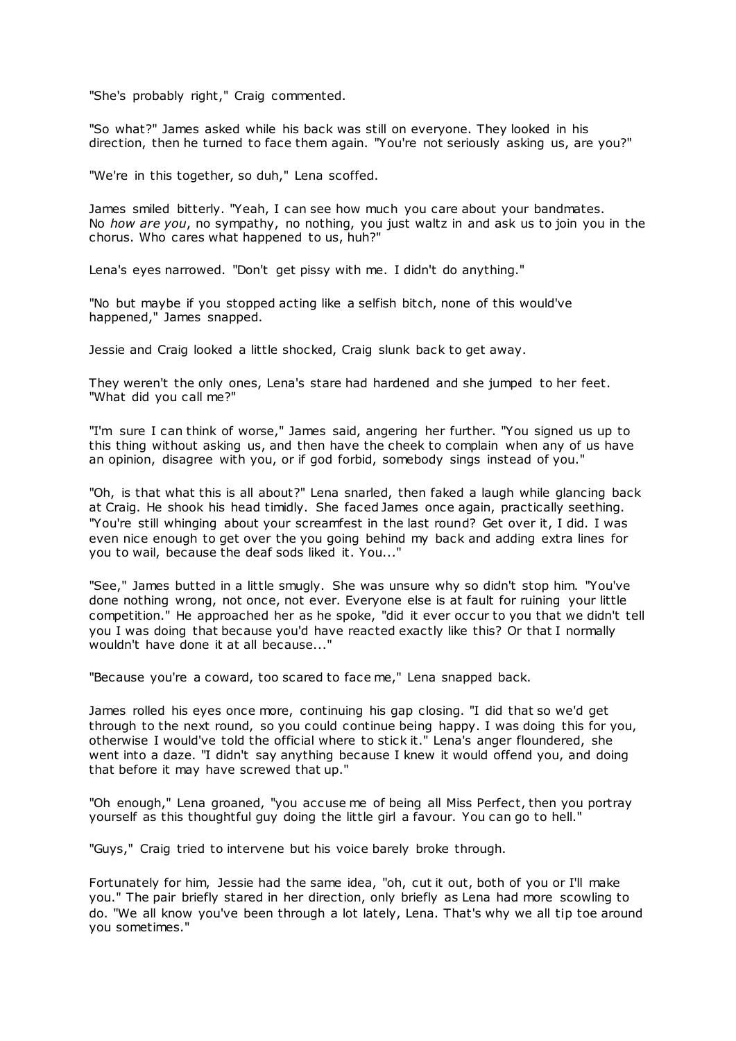"She's probably right," Craig commented.

"So what?" James asked while his back was still on everyone. They looked in his direction, then he turned to face them again. "You're not seriously asking us, are you?"

"We're in this together, so duh," Lena scoffed.

James smiled bitterly. "Yeah, I can see how much you care about your bandmates. No *how are you*, no sympathy, no nothing, you just waltz in and ask us to join you in the chorus. Who cares what happened to us, huh?"

Lena's eyes narrowed. "Don't get pissy with me. I didn't do anything."

"No but maybe if you stopped acting like a selfish bitch, none of this would've happened," James snapped.

Jessie and Craig looked a little shocked, Craig slunk back to get away.

They weren't the only ones, Lena's stare had hardened and she jumped to her feet. "What did you call me?"

"I'm sure I can think of worse," James said, angering her further. "You signed us up to this thing without asking us, and then have the cheek to complain when any of us have an opinion, disagree with you, or if god forbid, somebody sings instead of you."

"Oh, is that what this is all about?" Lena snarled, then faked a laugh while glancing back at Craig. He shook his head timidly. She faced James once again, practically seething. "You're still whinging about your screamfest in the last round? Get over it, I did. I was even nice enough to get over the you going behind my back and adding extra lines for you to wail, because the deaf sods liked it. You..."

"See," James butted in a little smugly. She was unsure why so didn't stop him. "You've done nothing wrong, not once, not ever. Everyone else is at fault for ruining your little competition." He approached her as he spoke, "did it ever occur to you that we didn't tell you I was doing that because you'd have reacted exactly like this? Or that I normally wouldn't have done it at all because..."

"Because you're a coward, too scared to face me," Lena snapped back.

James rolled his eyes once more, continuing his gap closing. "I did that so we'd get through to the next round, so you could continue being happy. I was doing this for you, otherwise I would've told the official where to stick it." Lena's anger floundered, she went into a daze. "I didn't say anything because I knew it would offend you, and doing that before it may have screwed that up."

"Oh enough," Lena groaned, "you accuse me of being all Miss Perfect, then you portray yourself as this thoughtful guy doing the little girl a favour. You can go to hell."

"Guys," Craig tried to intervene but his voice barely broke through.

Fortunately for him, Jessie had the same idea, "oh, cut it out, both of you or I'll make you." The pair briefly stared in her direction, only briefly as Lena had more scowling to do. "We all know you've been through a lot lately, Lena. That's why we all tip toe around you sometimes."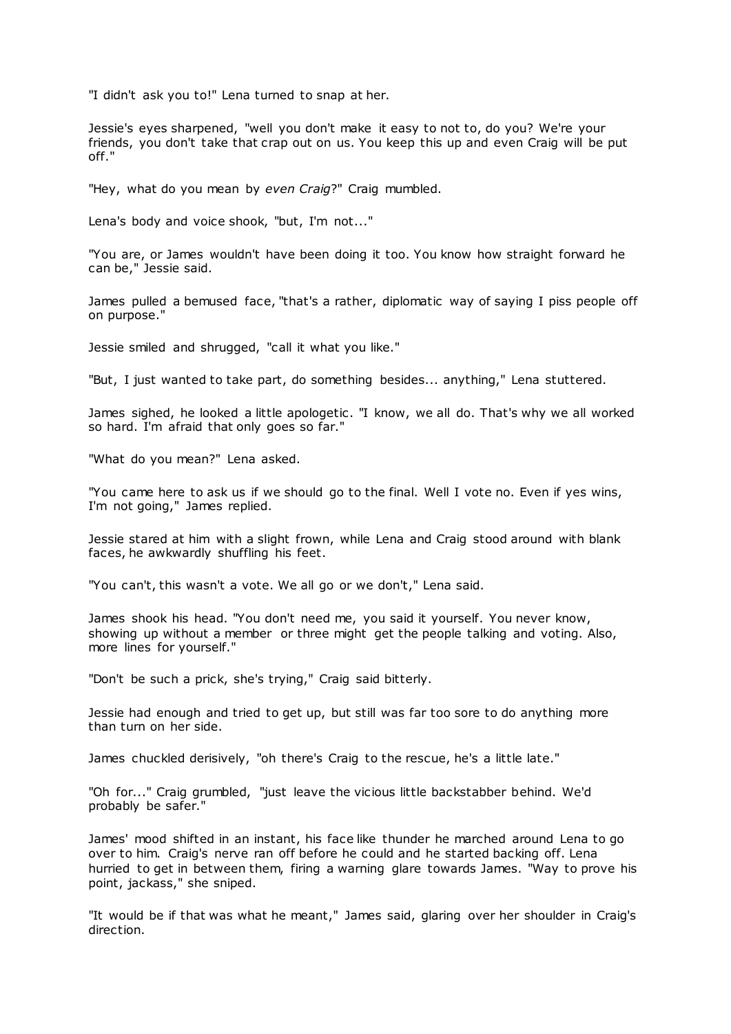"I didn't ask you to!" Lena turned to snap at her.

Jessie's eyes sharpened, "well you don't make it easy to not to, do you? We're your friends, you don't take that crap out on us. You keep this up and even Craig will be put off."

"Hey, what do you mean by *even Craig*?" Craig mumbled.

Lena's body and voice shook, "but, I'm not..."

"You are, or James wouldn't have been doing it too. You know how straight forward he can be," Jessie said.

James pulled a bemused face, "that's a rather, diplomatic way of saying I piss people off on purpose."

Jessie smiled and shrugged, "call it what you like."

"But, I just wanted to take part, do something besides... anything," Lena stuttered.

James sighed, he looked a little apologetic. "I know, we all do. That's why we all worked so hard. I'm afraid that only goes so far."

"What do you mean?" Lena asked.

"You came here to ask us if we should go to the final. Well I vote no. Even if yes wins, I'm not going," James replied.

Jessie stared at him with a slight frown, while Lena and Craig stood around with blank faces, he awkwardly shuffling his feet.

"You can't, this wasn't a vote. We all go or we don't," Lena said.

James shook his head. "You don't need me, you said it yourself. You never know, showing up without a member or three might get the people talking and voting. Also, more lines for yourself."

"Don't be such a prick, she's trying," Craig said bitterly.

Jessie had enough and tried to get up, but still was far too sore to do anything more than turn on her side.

James chuckled derisively, "oh there's Craig to the rescue, he's a little late."

"Oh for..." Craig grumbled, "just leave the vicious little backstabber behind. We'd probably be safer."

James' mood shifted in an instant, his face like thunder he marched around Lena to go over to him. Craig's nerve ran off before he could and he started backing off. Lena hurried to get in between them, firing a warning glare towards James. "Way to prove his point, jackass," she sniped.

"It would be if that was what he meant," James said, glaring over her shoulder in Craig's direction.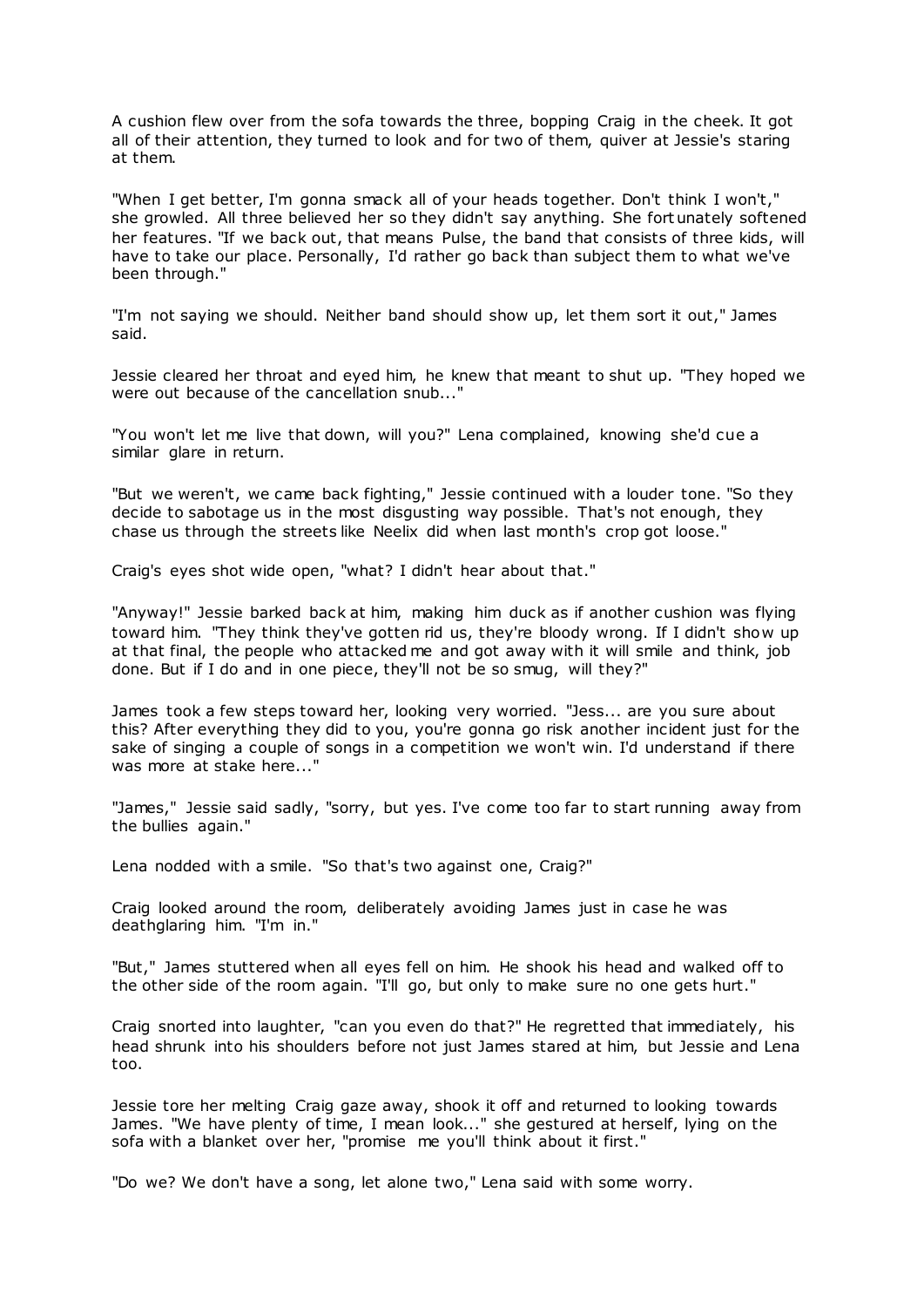A cushion flew over from the sofa towards the three, bopping Craig in the cheek. It got all of their attention, they turned to look and for two of them, quiver at Jessie's staring at them.

"When I get better, I'm gonna smack all of your heads together. Don't think I won't," she growled. All three believed her so they didn't say anything. She fortunately softened her features. "If we back out, that means Pulse, the band that consists of three kids, will have to take our place. Personally, I'd rather go back than subject them to what we've been through."

"I'm not saying we should. Neither band should show up, let them sort it out," James said.

Jessie cleared her throat and eyed him, he knew that meant to shut up. "They hoped we were out because of the cancellation snub..."

"You won't let me live that down, will you?" Lena complained, knowing she'd cue a similar glare in return.

"But we weren't, we came back fighting," Jessie continued with a louder tone. "So they decide to sabotage us in the most disgusting way possible. That's not enough, they chase us through the streets like Neelix did when last month's crop got loose."

Craig's eyes shot wide open, "what? I didn't hear about that."

"Anyway!" Jessie barked back at him, making him duck as if another cushion was flying toward him. "They think they've gotten rid us, they're bloody wrong. If I didn't show up at that final, the people who attacked me and got away with it will smile and think, job done. But if I do and in one piece, they'll not be so smug, will they?"

James took a few steps toward her, looking very worried. "Jess... are you sure about this? After everything they did to you, you're gonna go risk another incident just for the sake of singing a couple of songs in a competition we won't win. I'd understand if there was more at stake here..."

"James," Jessie said sadly, "sorry, but yes. I've come too far to start running away from the bullies again."

Lena nodded with a smile. "So that's two against one, Craig?"

Craig looked around the room, deliberately avoiding James just in case he was deathglaring him. "I'm in."

"But," James stuttered when all eyes fell on him. He shook his head and walked off to the other side of the room again. "I'll go, but only to make sure no one gets hurt."

Craig snorted into laughter, "can you even do that?" He regretted that immediately, his head shrunk into his shoulders before not just James stared at him, but Jessie and Lena too.

Jessie tore her melting Craig gaze away, shook it off and returned to looking towards James. "We have plenty of time, I mean look..." she gestured at herself, lying on the sofa with a blanket over her, "promise me you'll think about it first."

"Do we? We don't have a song, let alone two," Lena said with some worry.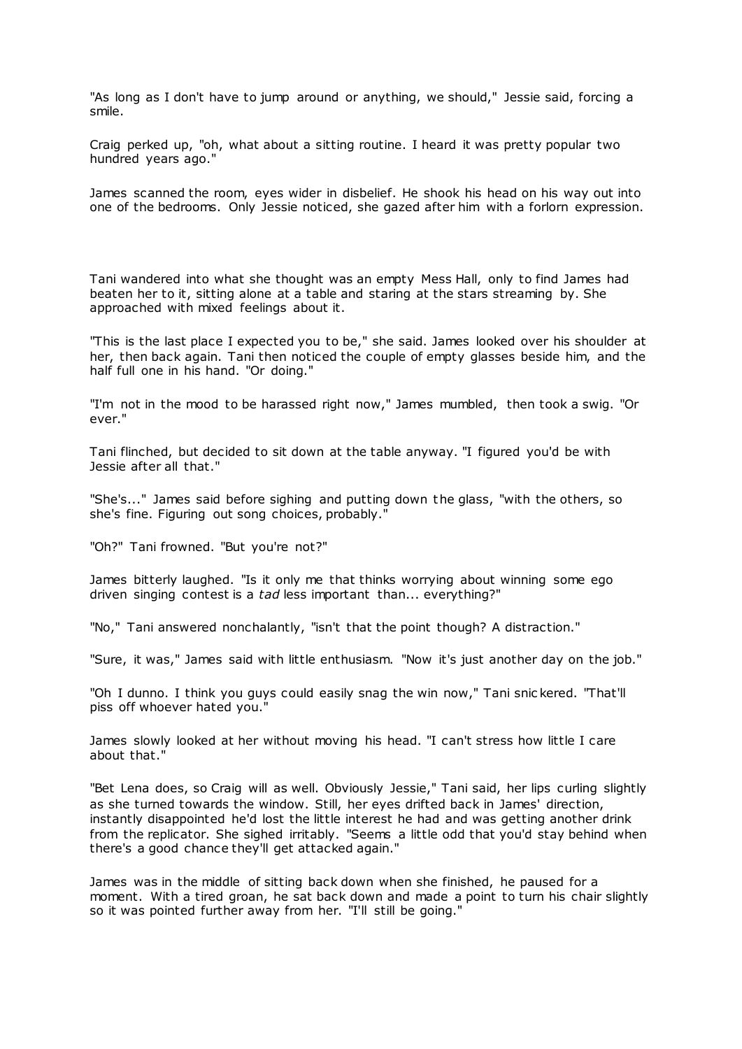"As long as I don't have to jump around or anything, we should," Jessie said, forcing a smile.

Craig perked up, "oh, what about a sitting routine. I heard it was pretty popular two hundred years ago."

James scanned the room, eyes wider in disbelief. He shook his head on his way out into one of the bedrooms. Only Jessie noticed, she gazed after him with a forlorn expression.

Tani wandered into what she thought was an empty Mess Hall, only to find James had beaten her to it, sitting alone at a table and staring at the stars streaming by. She approached with mixed feelings about it.

"This is the last place I expected you to be," she said. James looked over his shoulder at her, then back again. Tani then noticed the couple of empty glasses beside him, and the half full one in his hand. "Or doing."

"I'm not in the mood to be harassed right now," James mumbled, then took a swig. "Or ever."

Tani flinched, but decided to sit down at the table anyway. "I figured you'd be with Jessie after all that."

"She's..." James said before sighing and putting down the glass, "with the others, so she's fine. Figuring out song choices, probably."

"Oh?" Tani frowned. "But you're not?"

James bitterly laughed. "Is it only me that thinks worrying about winning some ego driven singing contest is a *tad* less important than... everything?"

"No," Tani answered nonchalantly, "isn't that the point though? A distraction."

"Sure, it was," James said with little enthusiasm. "Now it's just another day on the job."

"Oh I dunno. I think you guys could easily snag the win now," Tani snickered. "That'll piss off whoever hated you."

James slowly looked at her without moving his head. "I can't stress how little I care about that."

"Bet Lena does, so Craig will as well. Obviously Jessie," Tani said, her lips curling slightly as she turned towards the window. Still, her eyes drifted back in James' direction, instantly disappointed he'd lost the little interest he had and was getting another drink from the replicator. She sighed irritably. "Seems a little odd that you'd stay behind when there's a good chance they'll get attacked again."

James was in the middle of sitting back down when she finished, he paused for a moment. With a tired groan, he sat back down and made a point to turn his chair slightly so it was pointed further away from her. "I'll still be going."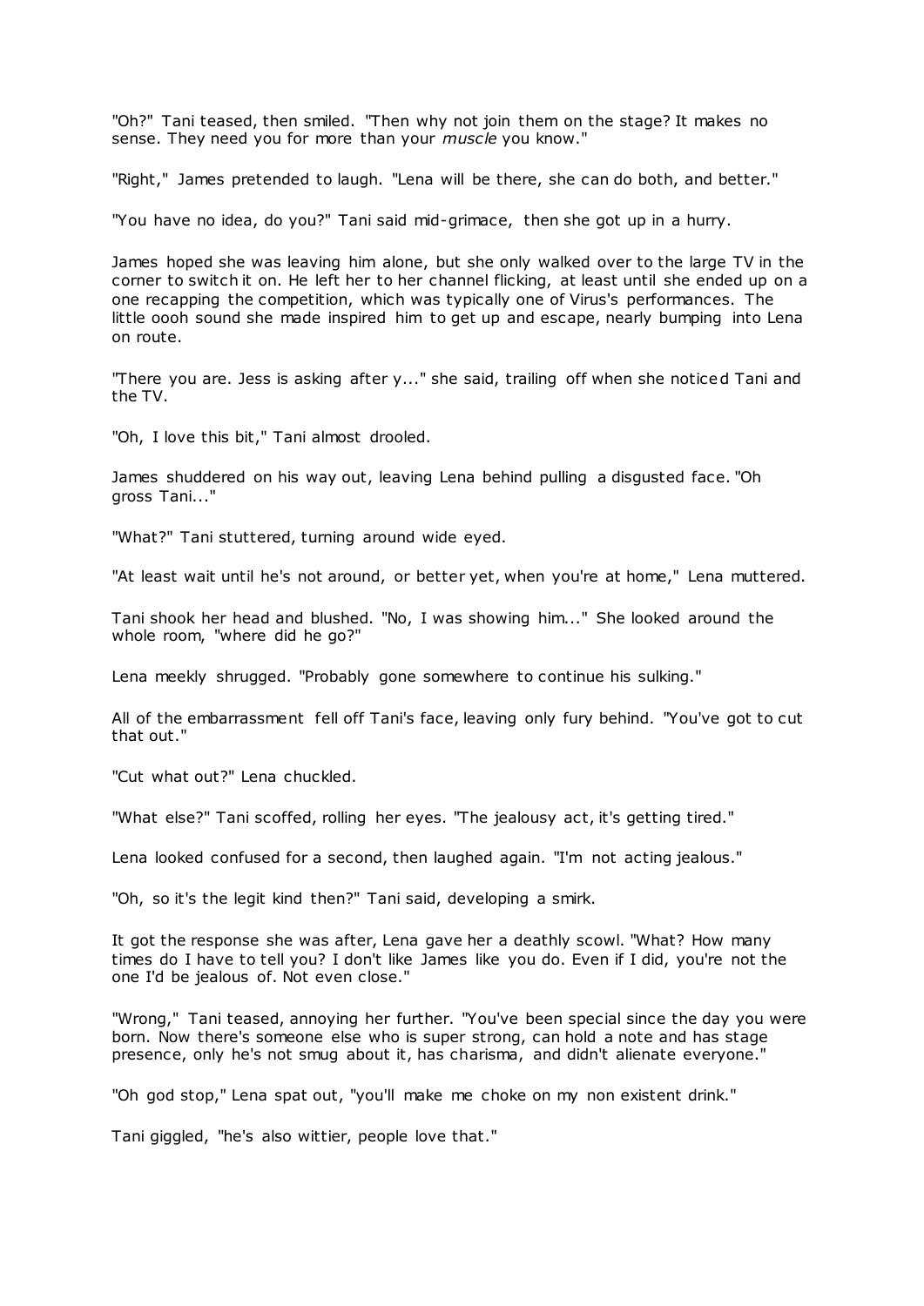"Oh?" Tani teased, then smiled. "Then why not join them on the stage? It makes no sense. They need you for more than your *muscle* you know."

"Right," James pretended to laugh. "Lena will be there, she can do both, and better."

"You have no idea, do you?" Tani said mid-grimace, then she got up in a hurry.

James hoped she was leaving him alone, but she only walked over to the large TV in the corner to switch it on. He left her to her channel flicking, at least until she ended up on a one recapping the competition, which was typically one of Virus's performances. The little oooh sound she made inspired him to get up and escape, nearly bumping into Lena on route.

"There you are. Jess is asking after y..." she said, trailing off when she noticed Tani and the TV.

"Oh, I love this bit," Tani almost drooled.

James shuddered on his way out, leaving Lena behind pulling a disgusted face. "Oh gross Tani..."

"What?" Tani stuttered, turning around wide eyed.

"At least wait until he's not around, or better yet, when you're at home," Lena muttered.

Tani shook her head and blushed. "No, I was showing him..." She looked around the whole room, "where did he go?"

Lena meekly shrugged. "Probably gone somewhere to continue his sulking."

All of the embarrassment fell off Tani's face, leaving only fury behind. "You've got to cut that out."

"Cut what out?" Lena chuckled.

"What else?" Tani scoffed, rolling her eyes. "The jealousy act, it's getting tired."

Lena looked confused for a second, then laughed again. "I'm not acting jealous."

"Oh, so it's the legit kind then?" Tani said, developing a smirk.

It got the response she was after, Lena gave her a deathly scowl. "What? How many times do I have to tell you? I don't like James like you do. Even if I did, you're not the one I'd be jealous of. Not even close."

"Wrong," Tani teased, annoying her further. "You've been special since the day you were born. Now there's someone else who is super strong, can hold a note and has stage presence, only he's not smug about it, has charisma, and didn't alienate everyone."

"Oh god stop," Lena spat out, "you'll make me choke on my non existent drink."

Tani giggled, "he's also wittier, people love that."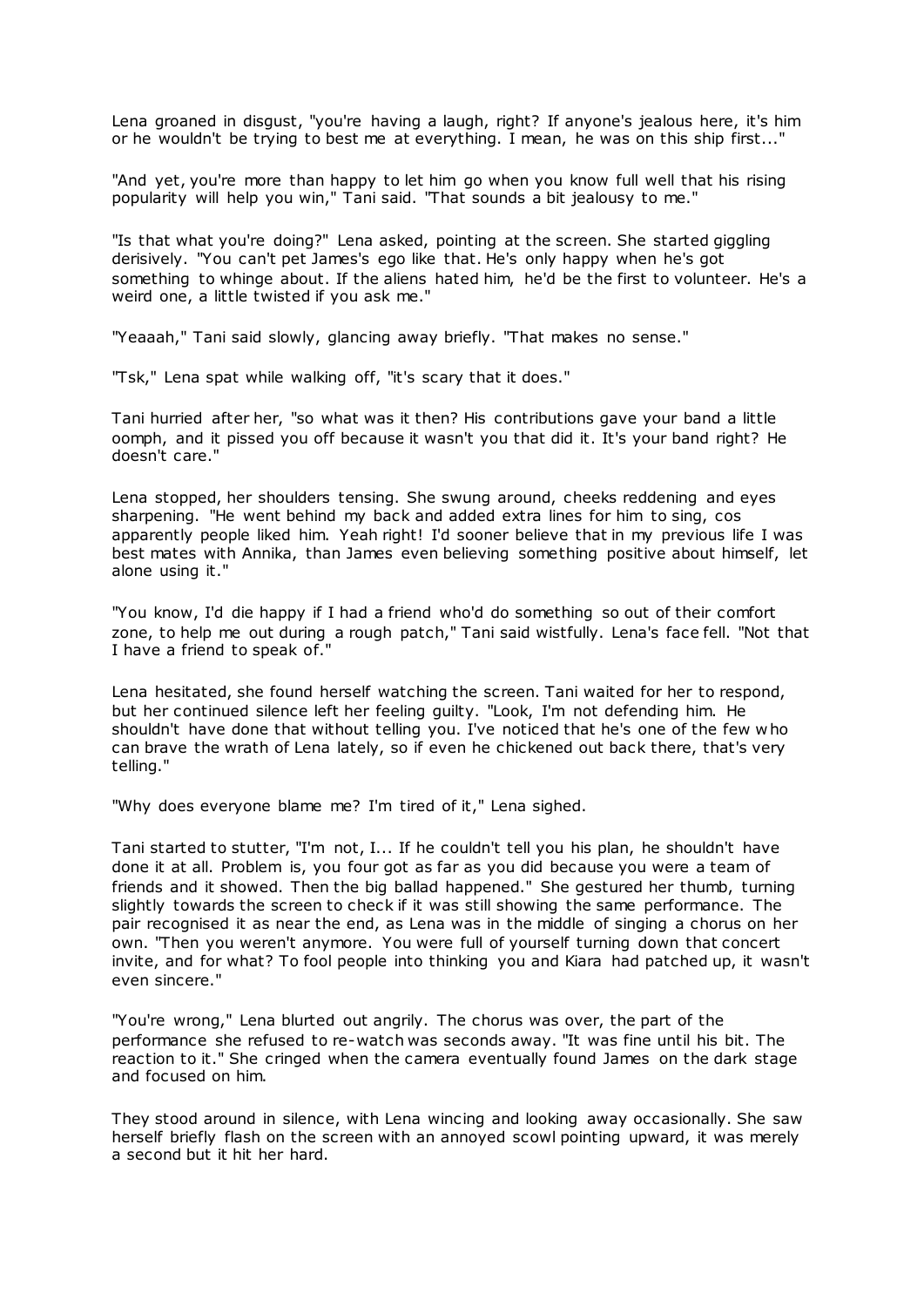Lena groaned in disgust, "you're having a laugh, right? If anyone's jealous here, it's him or he wouldn't be trying to best me at everything. I mean, he was on this ship first..."

"And yet, you're more than happy to let him go when you know full well that his rising popularity will help you win," Tani said. "That sounds a bit jealousy to me."

"Is that what you're doing?" Lena asked, pointing at the screen. She started giggling derisively. "You can't pet James's ego like that. He's only happy when he's got something to whinge about. If the aliens hated him, he'd be the first to volunteer. He's a weird one, a little twisted if you ask me."

"Yeaaah," Tani said slowly, glancing away briefly. "That makes no sense."

"Tsk," Lena spat while walking off, "it's scary that it does."

Tani hurried after her, "so what was it then? His contributions gave your band a little oomph, and it pissed you off because it wasn't you that did it. It's your band right? He doesn't care."

Lena stopped, her shoulders tensing. She swung around, cheeks reddening and eyes sharpening. "He went behind my back and added extra lines for him to sing, cos apparently people liked him. Yeah right! I'd sooner believe that in my previous life I was best mates with Annika, than James even believing something positive about himself, let alone using it."

"You know, I'd die happy if I had a friend who'd do something so out of their comfort zone, to help me out during a rough patch," Tani said wistfully. Lena's face fell. "Not that I have a friend to speak of."

Lena hesitated, she found herself watching the screen. Tani waited for her to respond, but her continued silence left her feeling guilty. "Look, I'm not defending him. He shouldn't have done that without telling you. I've noticed that he's one of the few who can brave the wrath of Lena lately, so if even he chickened out back there, that's very telling."

"Why does everyone blame me? I'm tired of it," Lena sighed.

Tani started to stutter, "I'm not, I... If he couldn't tell you his plan, he shouldn't have done it at all. Problem is, you four got as far as you did because you were a team of friends and it showed. Then the big ballad happened." She gestured her thumb, turning slightly towards the screen to check if it was still showing the same performance. The pair recognised it as near the end, as Lena was in the middle of singing a chorus on her own. "Then you weren't anymore. You were full of yourself turning down that concert invite, and for what? To fool people into thinking you and Kiara had patched up, it wasn't even sincere."

"You're wrong," Lena blurted out angrily. The chorus was over, the part of the performance she refused to re-watch was seconds away. "It was fine until his bit. The reaction to it." She cringed when the camera eventually found James on the dark stage and focused on him.

They stood around in silence, with Lena wincing and looking away occasionally. She saw herself briefly flash on the screen with an annoyed scowl pointing upward, it was merely a second but it hit her hard.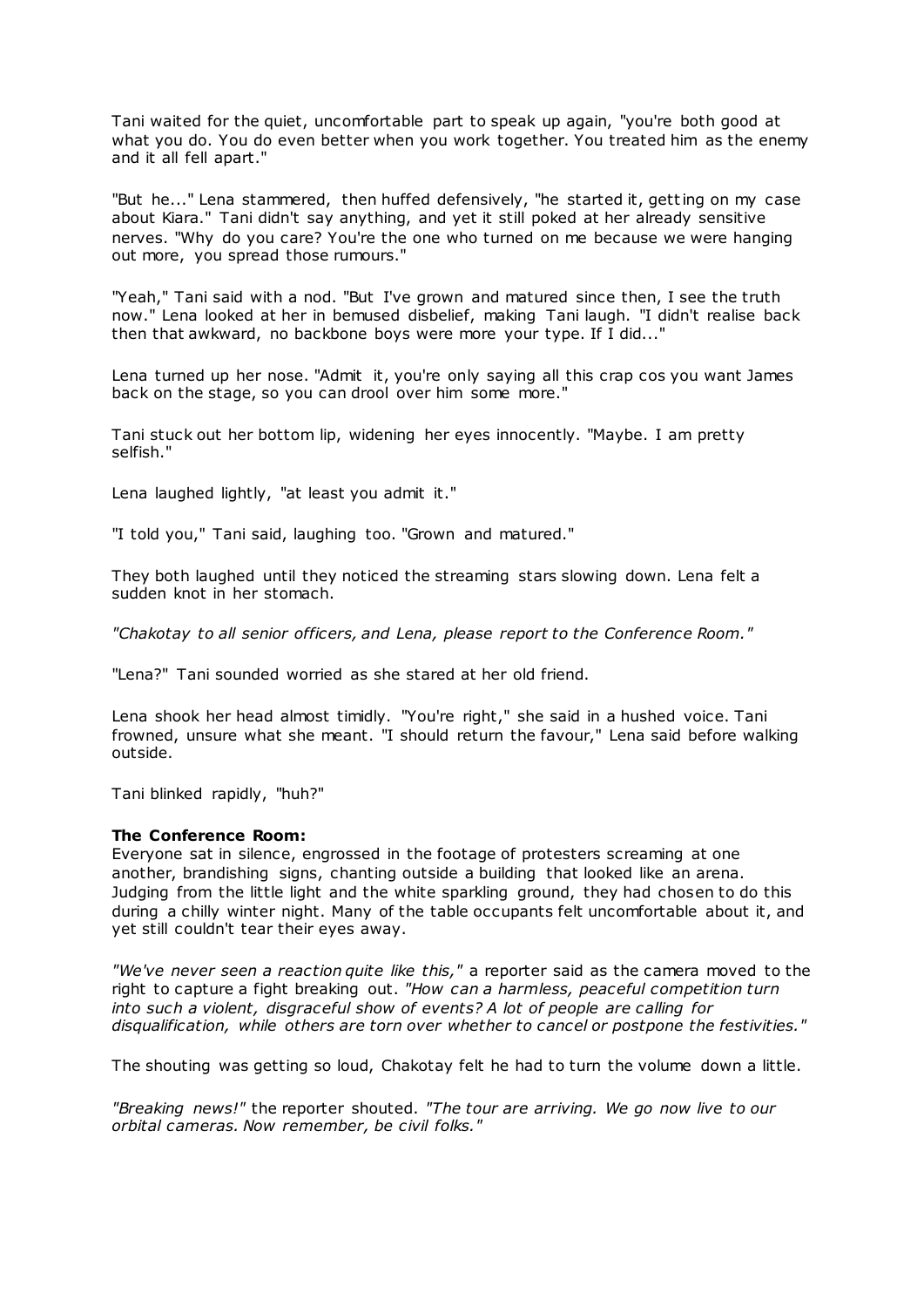Tani waited for the quiet, uncomfortable part to speak up again, "you're both good at what you do. You do even better when you work together. You treated him as the enemy and it all fell apart."

"But he..." Lena stammered, then huffed defensively, "he started it, getting on my case about Kiara." Tani didn't say anything, and yet it still poked at her already sensitive nerves. "Why do you care? You're the one who turned on me because we were hanging out more, you spread those rumours."

"Yeah," Tani said with a nod. "But I've grown and matured since then, I see the truth now." Lena looked at her in bemused disbelief, making Tani laugh. "I didn't realise back then that awkward, no backbone boys were more your type. If I did..."

Lena turned up her nose. "Admit it, you're only saying all this crap cos you want James back on the stage, so you can drool over him some more."

Tani stuck out her bottom lip, widening her eyes innocently. "Maybe. I am pretty selfish."

Lena laughed lightly, "at least you admit it."

"I told you," Tani said, laughing too. "Grown and matured."

They both laughed until they noticed the streaming stars slowing down. Lena felt a sudden knot in her stomach.

*"Chakotay to all senior officers, and Lena, please report to the Conference Room."*

"Lena?" Tani sounded worried as she stared at her old friend.

Lena shook her head almost timidly. "You're right," she said in a hushed voice. Tani frowned, unsure what she meant. "I should return the favour," Lena said before walking outside.

Tani blinked rapidly, "huh?"

**The Conference Room:**
Everyone sat in silence, engrossed in the footage of protesters screaming at one another, brandishing signs, chanting outside a building that looked like an arena. Judging from the little light and the white sparkling ground, they had chosen to do this during a chilly winter night. Many of the table occupants felt uncomfortable about it, and yet still couldn't tear their eyes away.

*"We've never seen a reaction quite like this,"* a reporter said as the camera moved to the right to capture a fight breaking out. *"How can a harmless, peaceful competition turn into such a violent, disgraceful show of events? A lot of people are calling for disqualification, while others are torn over whether to cancel or postpone the festivities."*

The shouting was getting so loud, Chakotay felt he had to turn the volume down a little.

*"Breaking news!"* the reporter shouted. *"The tour are arriving. We go now live to our orbital cameras. Now remember, be civil folks."*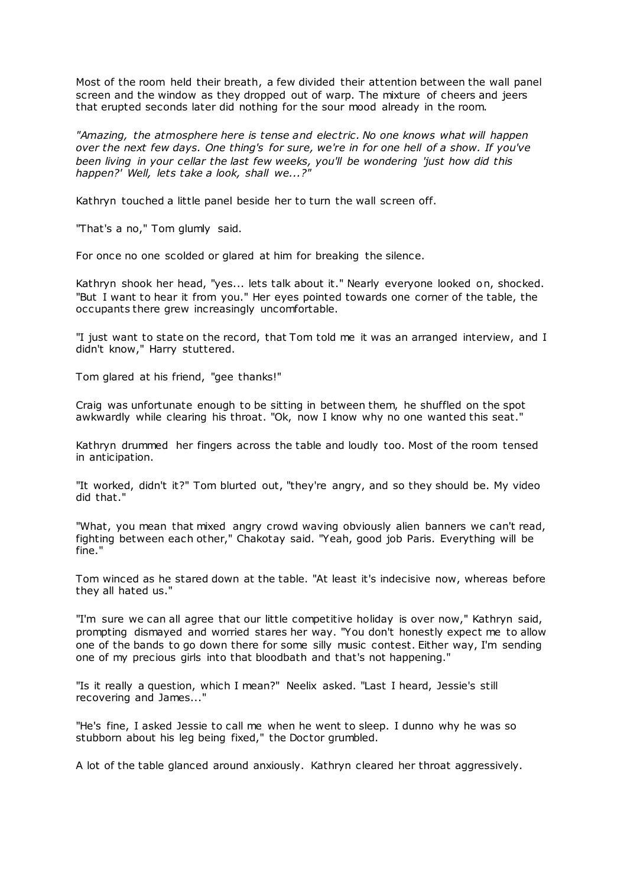Most of the room held their breath, a few divided their attention between the wall panel screen and the window as they dropped out of warp. The mixture of cheers and jeers that erupted seconds later did nothing for the sour mood already in the room.

*"Amazing, the atmosphere here is tense and electric. No one knows what will happen over the next few days. One thing's for sure, we're in for one hell of a show. If you've been living in your cellar the last few weeks, you'll be wondering 'just how did this happen?' Well, lets take a look, shall we...?"*

Kathryn touched a little panel beside her to turn the wall screen off.

"That's a no," Tom glumly said.

For once no one scolded or glared at him for breaking the silence.

Kathryn shook her head, "yes... lets talk about it." Nearly everyone looked on, shocked. "But I want to hear it from you." Her eyes pointed towards one corner of the table, the occupants there grew increasingly uncomfortable.

"I just want to state on the record, that Tom told me it was an arranged interview, and I didn't know," Harry stuttered.

Tom glared at his friend, "gee thanks!"

Craig was unfortunate enough to be sitting in between them, he shuffled on the spot awkwardly while clearing his throat. "Ok, now I know why no one wanted this seat."

Kathryn drummed her fingers across the table and loudly too. Most of the room tensed in anticipation.

"It worked, didn't it?" Tom blurted out, "they're angry, and so they should be. My video did that."

"What, you mean that mixed angry crowd waving obviously alien banners we can't read, fighting between each other," Chakotay said. "Yeah, good job Paris. Everything will be fine."

Tom winced as he stared down at the table. "At least it's indecisive now, whereas before they all hated us."

"I'm sure we can all agree that our little competitive holiday is over now," Kathryn said, prompting dismayed and worried stares her way. "You don't honestly expect me to allow one of the bands to go down there for some silly music contest. Either way, I'm sending one of my precious girls into that bloodbath and that's not happening."

"Is it really a question, which I mean?" Neelix asked. "Last I heard, Jessie's still recovering and James..."

"He's fine, I asked Jessie to call me when he went to sleep. I dunno why he was so stubborn about his leg being fixed," the Doctor grumbled.

A lot of the table glanced around anxiously. Kathryn cleared her throat aggressively.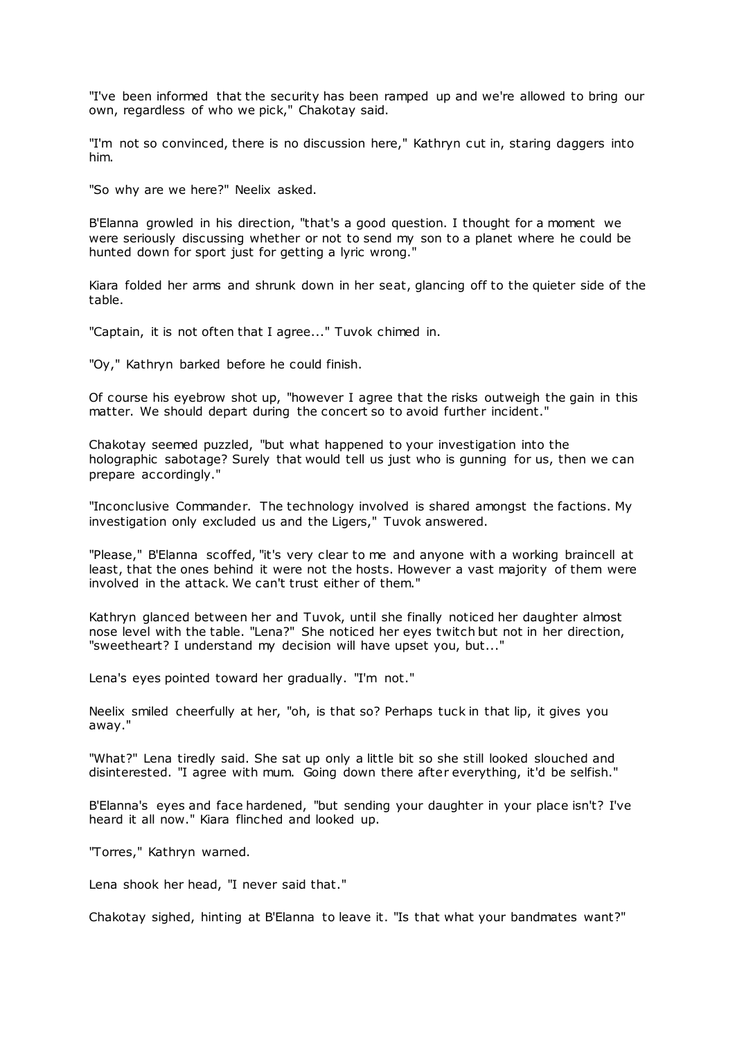"I've been informed that the security has been ramped up and we're allowed to bring our own, regardless of who we pick," Chakotay said.

"I'm not so convinced, there is no discussion here," Kathryn cut in, staring daggers into him.

"So why are we here?" Neelix asked.

B'Elanna growled in his direction, "that's a good question. I thought for a moment we were seriously discussing whether or not to send my son to a planet where he could be hunted down for sport just for getting a lyric wrong."

Kiara folded her arms and shrunk down in her seat, glancing off to the quieter side of the table.

"Captain, it is not often that I agree..." Tuvok chimed in.

"Oy," Kathryn barked before he could finish.

Of course his eyebrow shot up, "however I agree that the risks outweigh the gain in this matter. We should depart during the concert so to avoid further incident."

Chakotay seemed puzzled, "but what happened to your investigation into the holographic sabotage? Surely that would tell us just who is gunning for us, then we can prepare accordingly."

"Inconclusive Commander. The technology involved is shared amongst the factions. My investigation only excluded us and the Ligers," Tuvok answered.

"Please," B'Elanna scoffed, "it's very clear to me and anyone with a working braincell at least, that the ones behind it were not the hosts. However a vast majority of them were involved in the attack. We can't trust either of them."

Kathryn glanced between her and Tuvok, until she finally noticed her daughter almost nose level with the table. "Lena?" She noticed her eyes twitch but not in her direction, "sweetheart? I understand my decision will have upset you, but..."

Lena's eyes pointed toward her gradually. "I'm not."

Neelix smiled cheerfully at her, "oh, is that so? Perhaps tuck in that lip, it gives you away."

"What?" Lena tiredly said. She sat up only a little bit so she still looked slouched and disinterested. "I agree with mum. Going down there after everything, it'd be selfish."

B'Elanna's eyes and face hardened, "but sending your daughter in your place isn't? I've heard it all now." Kiara flinched and looked up.

"Torres," Kathryn warned.

Lena shook her head, "I never said that."

Chakotay sighed, hinting at B'Elanna to leave it. "Is that what your bandmates want?"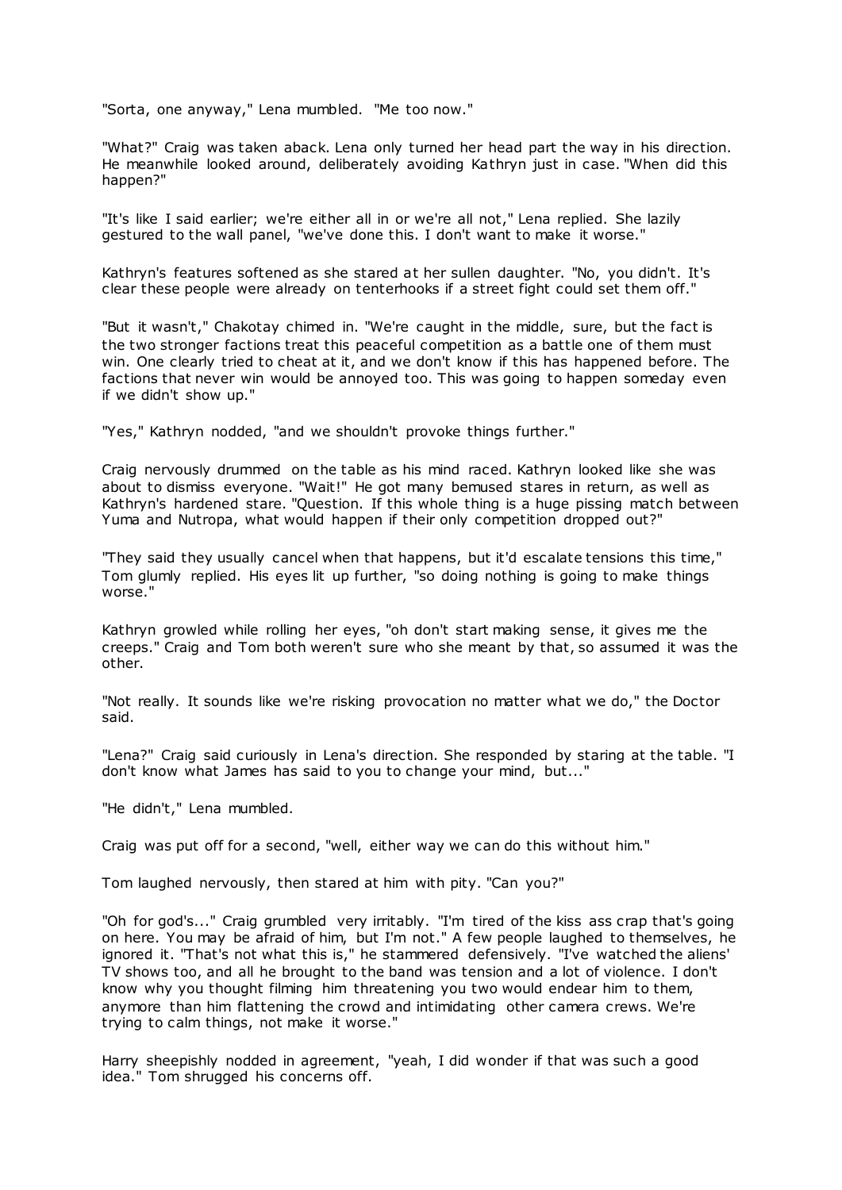"Sorta, one anyway," Lena mumbled. "Me too now."

"What?" Craig was taken aback. Lena only turned her head part the way in his direction. He meanwhile looked around, deliberately avoiding Kathryn just in case. "When did this happen?"

"It's like I said earlier; we're either all in or we're all not," Lena replied. She lazily gestured to the wall panel, "we've done this. I don't want to make it worse."

Kathryn's features softened as she stared at her sullen daughter. "No, you didn't. It's clear these people were already on tenterhooks if a street fight could set them off."

"But it wasn't," Chakotay chimed in. "We're caught in the middle, sure, but the fact is the two stronger factions treat this peaceful competition as a battle one of them must win. One clearly tried to cheat at it, and we don't know if this has happened before. The factions that never win would be annoyed too. This was going to happen someday even if we didn't show up."

"Yes," Kathryn nodded, "and we shouldn't provoke things further."

Craig nervously drummed on the table as his mind raced. Kathryn looked like she was about to dismiss everyone. "Wait!" He got many bemused stares in return, as well as Kathryn's hardened stare. "Question. If this whole thing is a huge pissing match between Yuma and Nutropa, what would happen if their only competition dropped out?"

"They said they usually cancel when that happens, but it'd escalate tensions this time," Tom glumly replied. His eyes lit up further, "so doing nothing is going to make things worse."

Kathryn growled while rolling her eyes, "oh don't start making sense, it gives me the creeps." Craig and Tom both weren't sure who she meant by that, so assumed it was the other.

"Not really. It sounds like we're risking provocation no matter what we do," the Doctor said.

"Lena?" Craig said curiously in Lena's direction. She responded by staring at the table. "I don't know what James has said to you to change your mind, but..."

"He didn't," Lena mumbled.

Craig was put off for a second, "well, either way we can do this without him."

Tom laughed nervously, then stared at him with pity. "Can you?"

"Oh for god's..." Craig grumbled very irritably. "I'm tired of the kiss ass crap that's going on here. You may be afraid of him, but I'm not." A few people laughed to themselves, he ignored it. "That's not what this is," he stammered defensively. "I've watched the aliens' TV shows too, and all he brought to the band was tension and a lot of violence. I don't know why you thought filming him threatening you two would endear him to them, anymore than him flattening the crowd and intimidating other camera crews. We're trying to calm things, not make it worse."

Harry sheepishly nodded in agreement, "yeah, I did wonder if that was such a good idea." Tom shrugged his concerns off.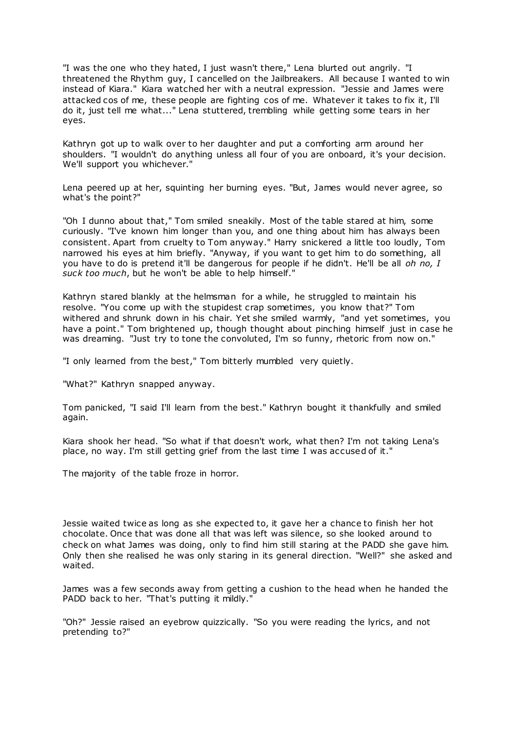"I was the one who they hated, I just wasn't there," Lena blurted out angrily. "I threatened the Rhythm guy, I cancelled on the Jailbreakers. All because I wanted to win instead of Kiara." Kiara watched her with a neutral expression. "Jessie and James were attacked cos of me, these people are fighting cos of me. Whatever it takes to fix it, I'll do it, just tell me what..." Lena stuttered, trembling while getting some tears in her eyes.

Kathryn got up to walk over to her daughter and put a comforting arm around her shoulders. "I wouldn't do anything unless all four of you are onboard, it's your decision. We'll support you whichever."

Lena peered up at her, squinting her burning eyes. "But, James would never agree, so what's the point?"

"Oh I dunno about that," Tom smiled sneakily. Most of the table stared at him, some curiously. "I've known him longer than you, and one thing about him has always been consistent. Apart from cruelty to Tom anyway." Harry snickered a little too loudly, Tom narrowed his eyes at him briefly. "Anyway, if you want to get him to do something, all you have to do is pretend it'll be dangerous for people if he didn't. He'll be all *oh no, I suck too much*, but he won't be able to help himself."

Kathryn stared blankly at the helmsman for a while, he struggled to maintain his resolve. "You come up with the stupidest crap sometimes, you know that?" Tom withered and shrunk down in his chair. Yet she smiled warmly, "and yet sometimes, you have a point." Tom brightened up, though thought about pinching himself just in case he was dreaming. "Just try to tone the convoluted, I'm so funny, rhetoric from now on."

"I only learned from the best," Tom bitterly mumbled very quietly.

"What?" Kathryn snapped anyway.

Tom panicked, "I said I'll learn from the best." Kathryn bought it thankfully and smiled again.

Kiara shook her head. "So what if that doesn't work, what then? I'm not taking Lena's place, no way. I'm still getting grief from the last time I was accused of it."

The majority of the table froze in horror.

Jessie waited twice as long as she expected to, it gave her a chance to finish her hot chocolate. Once that was done all that was left was silence, so she looked around to check on what James was doing, only to find him still staring at the PADD she gave him. Only then she realised he was only staring in its general direction. "Well?" she asked and waited.

James was a few seconds away from getting a cushion to the head when he handed the PADD back to her. "That's putting it mildly."

"Oh?" Jessie raised an eyebrow quizzically. "So you were reading the lyrics, and not pretending to?"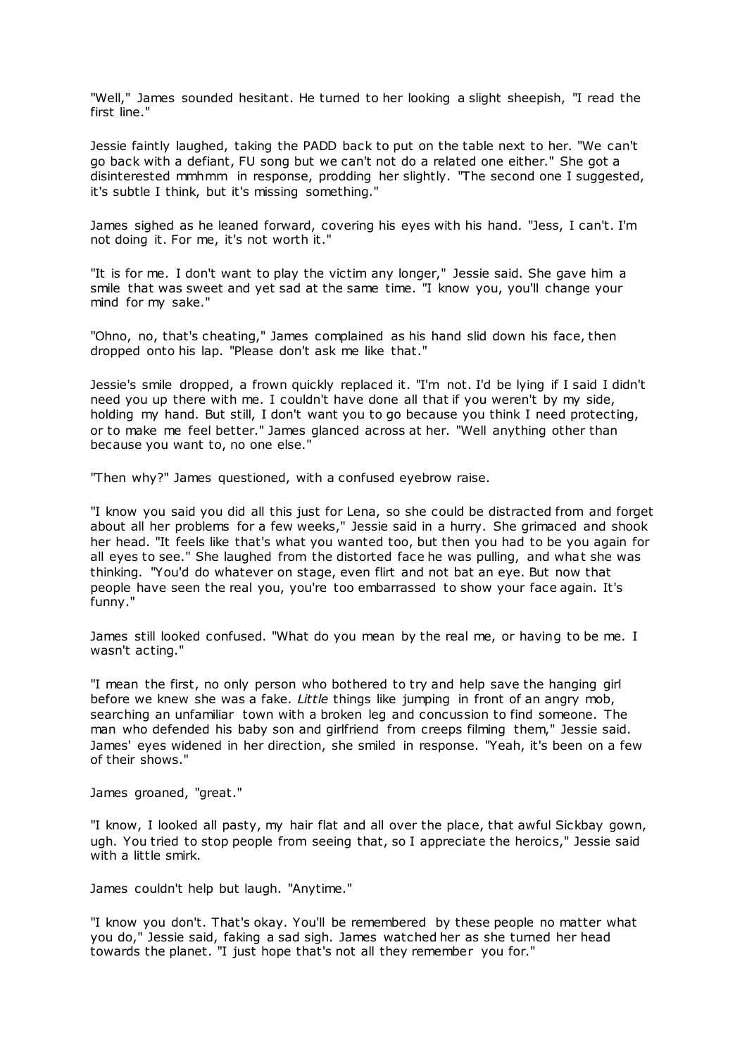"Well," James sounded hesitant. He turned to her looking a slight sheepish, "I read the first line."

Jessie faintly laughed, taking the PADD back to put on the table next to her. "We can't go back with a defiant, FU song but we can't not do a related one either." She got a disinterested mmhmm in response, prodding her slightly. "The second one I suggested, it's subtle I think, but it's missing something."

James sighed as he leaned forward, covering his eyes with his hand. "Jess, I can't. I'm not doing it. For me, it's not worth it."

"It is for me. I don't want to play the victim any longer," Jessie said. She gave him a smile that was sweet and yet sad at the same time. "I know you, you'll change your mind for my sake."

"Ohno, no, that's cheating," James complained as his hand slid down his face, then dropped onto his lap. "Please don't ask me like that."

Jessie's smile dropped, a frown quickly replaced it. "I'm not. I'd be lying if I said I didn't need you up there with me. I couldn't have done all that if you weren't by my side, holding my hand. But still, I don't want you to go because you think I need protecting, or to make me feel better." James glanced across at her. "Well anything other than because you want to, no one else."

"Then why?" James questioned, with a confused eyebrow raise.

"I know you said you did all this just for Lena, so she could be distracted from and forget about all her problems for a few weeks," Jessie said in a hurry. She grimaced and shook her head. "It feels like that's what you wanted too, but then you had to be you again for all eyes to see." She laughed from the distorted face he was pulling, and what she was thinking. "You'd do whatever on stage, even flirt and not bat an eye. But now that people have seen the real you, you're too embarrassed to show your face again. It's funny."

James still looked confused. "What do you mean by the real me, or having to be me. I wasn't acting."

"I mean the first, no only person who bothered to try and help save the hanging girl before we knew she was a fake. *Little* things like jumping in front of an angry mob, searching an unfamiliar town with a broken leg and concussion to find someone. The man who defended his baby son and girlfriend from creeps filming them," Jessie said. James' eyes widened in her direction, she smiled in response. "Yeah, it's been on a few of their shows."

James groaned, "great."

"I know, I looked all pasty, my hair flat and all over the place, that awful Sickbay gown, ugh. You tried to stop people from seeing that, so I appreciate the heroics," Jessie said with a little smirk.

James couldn't help but laugh. "Anytime."

"I know you don't. That's okay. You'll be remembered by these people no matter what you do," Jessie said, faking a sad sigh. James watched her as she turned her head towards the planet. "I just hope that's not all they remember you for."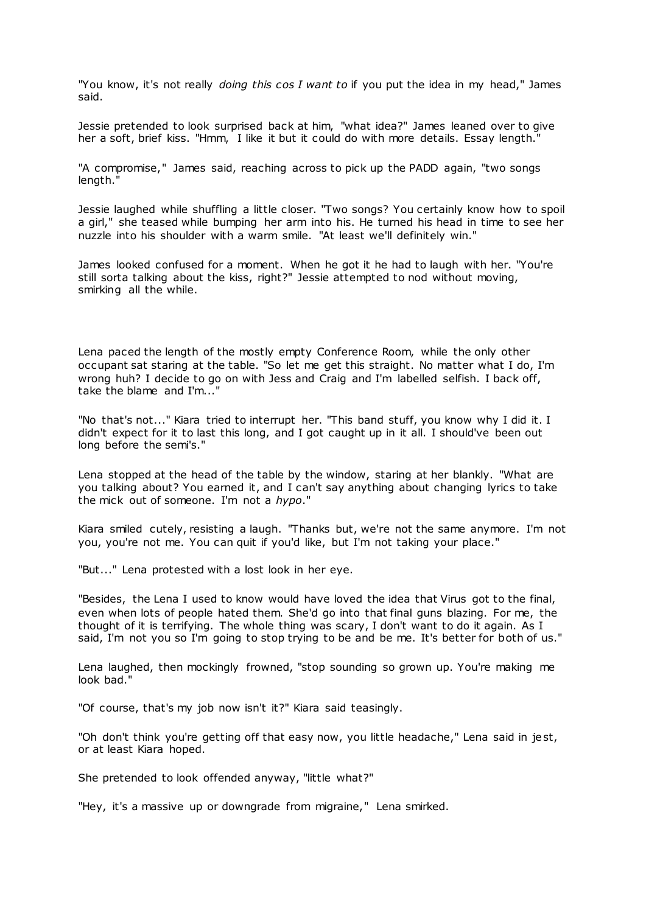"You know, it's not really *doing this cos I want to* if you put the idea in my head," James said.

Jessie pretended to look surprised back at him, "what idea?" James leaned over to give her a soft, brief kiss. "Hmm, I like it but it could do with more details. Essay length."

"A compromise," James said, reaching across to pick up the PADD again, "two songs length."

Jessie laughed while shuffling a little closer. "Two songs? You certainly know how to spoil a girl," she teased while bumping her arm into his. He turned his head in time to see her nuzzle into his shoulder with a warm smile. "At least we'll definitely win."

James looked confused for a moment. When he got it he had to laugh with her. "You're still sorta talking about the kiss, right?" Jessie attempted to nod without moving, smirking all the while.

Lena paced the length of the mostly empty Conference Room, while the only other occupant sat staring at the table. "So let me get this straight. No matter what I do, I'm wrong huh? I decide to go on with Jess and Craig and I'm labelled selfish. I back off, take the blame and I'm..."

"No that's not..." Kiara tried to interrupt her. "This band stuff, you know why I did it. I didn't expect for it to last this long, and I got caught up in it all. I should've been out long before the semi's."

Lena stopped at the head of the table by the window, staring at her blankly. "What are you talking about? You earned it, and I can't say anything about changing lyrics to take the mick out of someone. I'm not a *hypo*."

Kiara smiled cutely, resisting a laugh. "Thanks but, we're not the same anymore. I'm not you, you're not me. You can quit if you'd like, but I'm not taking your place."

"But..." Lena protested with a lost look in her eye.

"Besides, the Lena I used to know would have loved the idea that Virus got to the final, even when lots of people hated them. She'd go into that final guns blazing. For me, the thought of it is terrifying. The whole thing was scary, I don't want to do it again. As I said, I'm not you so I'm going to stop trying to be and be me. It's better for both of us."

Lena laughed, then mockingly frowned, "stop sounding so grown up. You're making me look bad."

"Of course, that's my job now isn't it?" Kiara said teasingly.

"Oh don't think you're getting off that easy now, you little headache," Lena said in jest, or at least Kiara hoped.

She pretended to look offended anyway, "little what?"

"Hey, it's a massive up or downgrade from migraine," Lena smirked.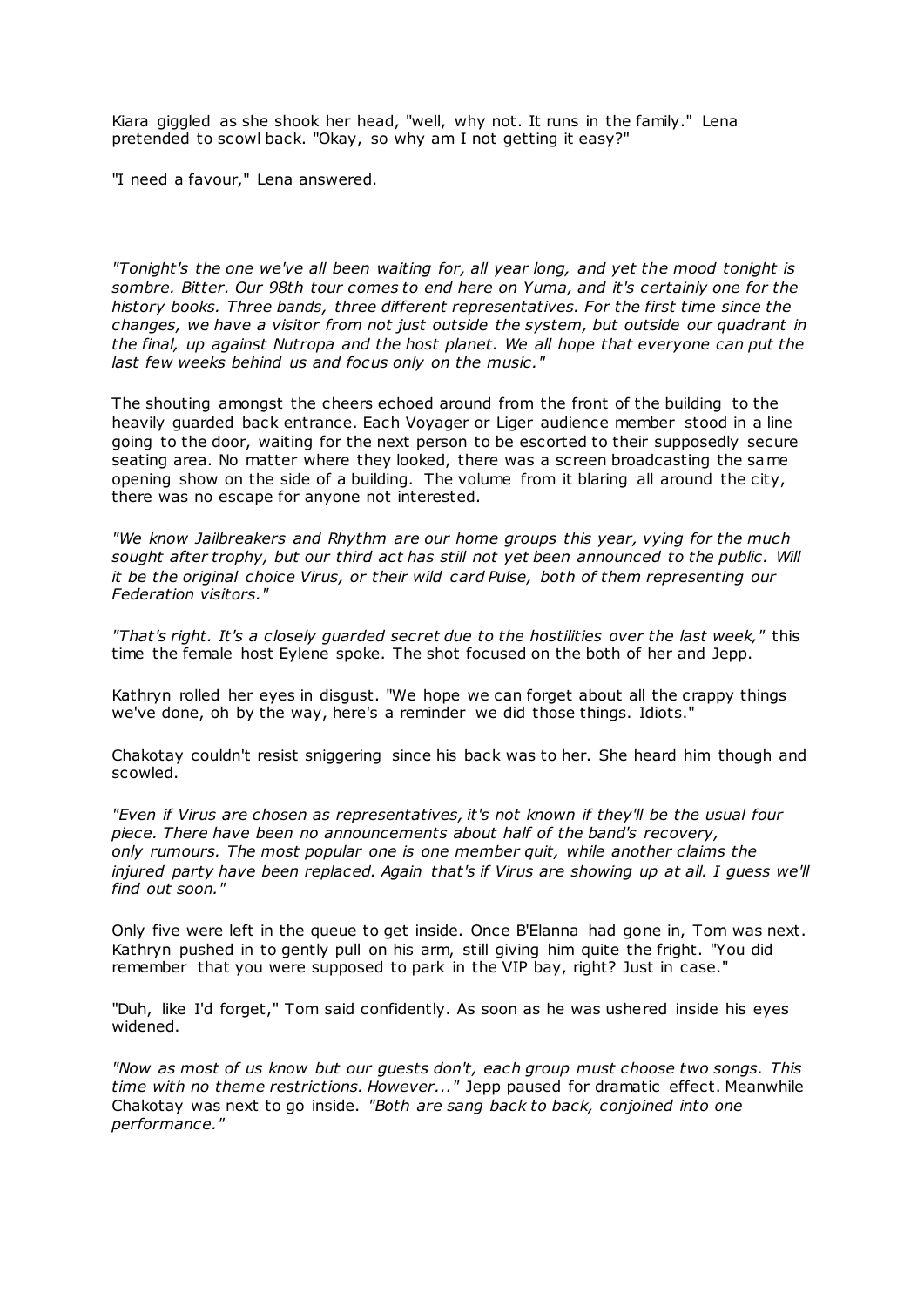Kiara giggled as she shook her head, "well, why not. It runs in the family." Lena pretended to scowl back. "Okay, so why am I not getting it easy?"

"I need a favour," Lena answered.

*"Tonight's the one we've all been waiting for, all year long, and yet the mood tonight is sombre. Bitter. Our 98th tour comes to end here on Yuma, and it's certainly one for the history books. Three bands, three different representatives. For the first time since the changes, we have a visitor from not just outside the system, but outside our quadrant in the final, up against Nutropa and the host planet. We all hope that everyone can put the last few weeks behind us and focus only on the music."*

The shouting amongst the cheers echoed around from the front of the building to the heavily guarded back entrance. Each Voyager or Liger audience member stood in a line going to the door, waiting for the next person to be escorted to their supposedly secure seating area. No matter where they looked, there was a screen broadcasting the same opening show on the side of a building. The volume from it blaring all around the city, there was no escape for anyone not interested.

*"We know Jailbreakers and Rhythm are our home groups this year, vying for the much sought after trophy, but our third act has still not yet been announced to the public. Will it be the original choice Virus, or their wild card Pulse, both of them representing our Federation visitors."*

*"That's right. It's a closely guarded secret due to the hostilities over the last week,"* this time the female host Eylene spoke. The shot focused on the both of her and Jepp.

Kathryn rolled her eyes in disgust. "We hope we can forget about all the crappy things we've done, oh by the way, here's a reminder we did those things. Idiots."

Chakotay couldn't resist sniggering since his back was to her. She heard him though and scowled.

*"Even if Virus are chosen as representatives, it's not known if they'll be the usual four piece. There have been no announcements about half of the band's recovery, only rumours. The most popular one is one member quit, while another claims the injured party have been replaced. Again that's if Virus are showing up at all. I guess we'll find out soon."*

Only five were left in the queue to get inside. Once B'Elanna had gone in, Tom was next. Kathryn pushed in to gently pull on his arm, still giving him quite the fright. "You did remember that you were supposed to park in the VIP bay, right? Just in case."

"Duh, like I'd forget," Tom said confidently. As soon as he was ushered inside his eyes widened.

*"Now as most of us know but our guests don't, each group must choose two songs. This time with no theme restrictions. However..."* Jepp paused for dramatic effect. Meanwhile Chakotay was next to go inside. *"Both are sang back to back, conjoined into one performance."*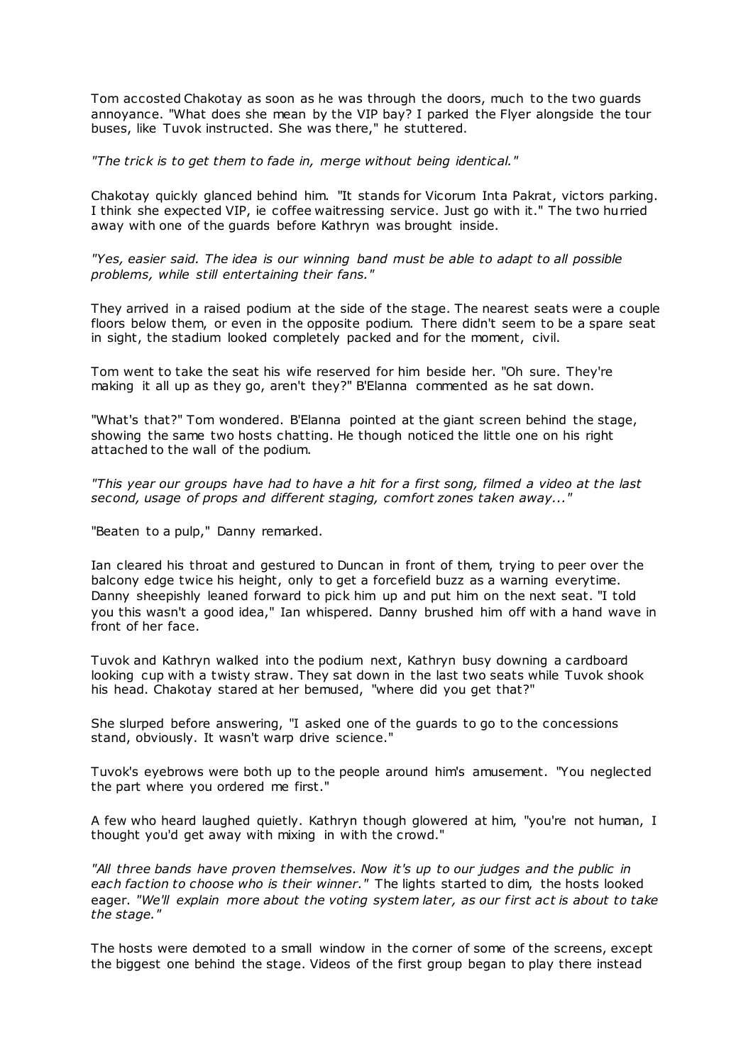Tom accosted Chakotay as soon as he was through the doors, much to the two guards annoyance. "What does she mean by the VIP bay? I parked the Flyer alongside the tour buses, like Tuvok instructed. She was there," he stuttered.

*"The trick is to get them to fade in, merge without being identical."*

Chakotay quickly glanced behind him. "It stands for Vicorum Inta Pakrat, victors parking. I think she expected VIP, ie coffee waitressing service. Just go with it." The two hurried away with one of the guards before Kathryn was brought inside.

*"Yes, easier said. The idea is our winning band must be able to adapt to all possible problems, while still entertaining their fans."*

They arrived in a raised podium at the side of the stage. The nearest seats were a couple floors below them, or even in the opposite podium. There didn't seem to be a spare seat in sight, the stadium looked completely packed and for the moment, civil.

Tom went to take the seat his wife reserved for him beside her. "Oh sure. They're making it all up as they go, aren't they?" B'Elanna commented as he sat down.

"What's that?" Tom wondered. B'Elanna pointed at the giant screen behind the stage, showing the same two hosts chatting. He though noticed the little one on his right attached to the wall of the podium.

*"This year our groups have had to have a hit for a first song, filmed a video at the last second, usage of props and different staging, comfort zones taken away..."*

"Beaten to a pulp," Danny remarked.

Ian cleared his throat and gestured to Duncan in front of them, trying to peer over the balcony edge twice his height, only to get a forcefield buzz as a warning everytime. Danny sheepishly leaned forward to pick him up and put him on the next seat. "I told you this wasn't a good idea," Ian whispered. Danny brushed him off with a hand wave in front of her face.

Tuvok and Kathryn walked into the podium next, Kathryn busy downing a cardboard looking cup with a twisty straw. They sat down in the last two seats while Tuvok shook his head. Chakotay stared at her bemused, "where did you get that?"

She slurped before answering, "I asked one of the guards to go to the concessions stand, obviously. It wasn't warp drive science."

Tuvok's eyebrows were both up to the people around him's amusement. "You neglected the part where you ordered me first."

A few who heard laughed quietly. Kathryn though glowered at him, "you're not human, I thought you'd get away with mixing in with the crowd."

*"All three bands have proven themselves. Now it's up to our judges and the public in each faction to choose who is their winner."* The lights started to dim, the hosts looked eager. *"We'll explain more about the voting system later, as our first act is about to take the stage."*

The hosts were demoted to a small window in the corner of some of the screens, except the biggest one behind the stage. Videos of the first group began to play there instead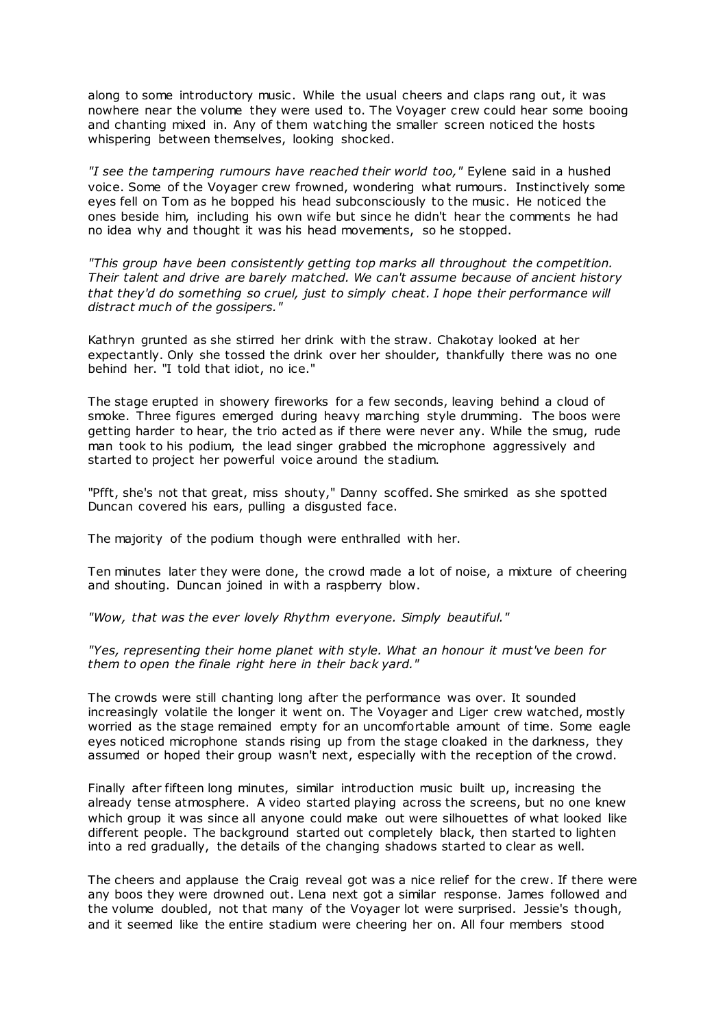along to some introductory music. While the usual cheers and claps rang out, it was nowhere near the volume they were used to. The Voyager crew could hear some booing and chanting mixed in. Any of them watching the smaller screen noticed the hosts whispering between themselves, looking shocked.

*"I see the tampering rumours have reached their world too,"* Eylene said in a hushed voice. Some of the Voyager crew frowned, wondering what rumours. Instinctively some eyes fell on Tom as he bopped his head subconsciously to the music. He noticed the ones beside him, including his own wife but since he didn't hear the comments he had no idea why and thought it was his head movements, so he stopped.

*"This group have been consistently getting top marks all throughout the competition. Their talent and drive are barely matched. We can't assume because of ancient history that they'd do something so cruel, just to simply cheat. I hope their performance will distract much of the gossipers."*

Kathryn grunted as she stirred her drink with the straw. Chakotay looked at her expectantly. Only she tossed the drink over her shoulder, thankfully there was no one behind her. "I told that idiot, no ice."

The stage erupted in showery fireworks for a few seconds, leaving behind a cloud of smoke. Three figures emerged during heavy marching style drumming. The boos were getting harder to hear, the trio acted as if there were never any. While the smug, rude man took to his podium, the lead singer grabbed the microphone aggressively and started to project her powerful voice around the stadium.

"Pfft, she's not that great, miss shouty," Danny scoffed. She smirked as she spotted Duncan covered his ears, pulling a disgusted face.

The majority of the podium though were enthralled with her.

Ten minutes later they were done, the crowd made a lot of noise, a mixture of cheering and shouting. Duncan joined in with a raspberry blow.

*"Wow, that was the ever lovely Rhythm everyone. Simply beautiful."*

*"Yes, representing their home planet with style. What an honour it must've been for them to open the finale right here in their back yard."*

The crowds were still chanting long after the performance was over. It sounded increasingly volatile the longer it went on. The Voyager and Liger crew watched, mostly worried as the stage remained empty for an uncomfortable amount of time. Some eagle eyes noticed microphone stands rising up from the stage cloaked in the darkness, they assumed or hoped their group wasn't next, especially with the reception of the crowd.

Finally after fifteen long minutes, similar introduction music built up, increasing the already tense atmosphere. A video started playing across the screens, but no one knew which group it was since all anyone could make out were silhouettes of what looked like different people. The background started out completely black, then started to lighten into a red gradually, the details of the changing shadows started to clear as well.

The cheers and applause the Craig reveal got was a nice relief for the crew. If there were any boos they were drowned out. Lena next got a similar response. James followed and the volume doubled, not that many of the Voyager lot were surprised. Jessie's though, and it seemed like the entire stadium were cheering her on. All four members stood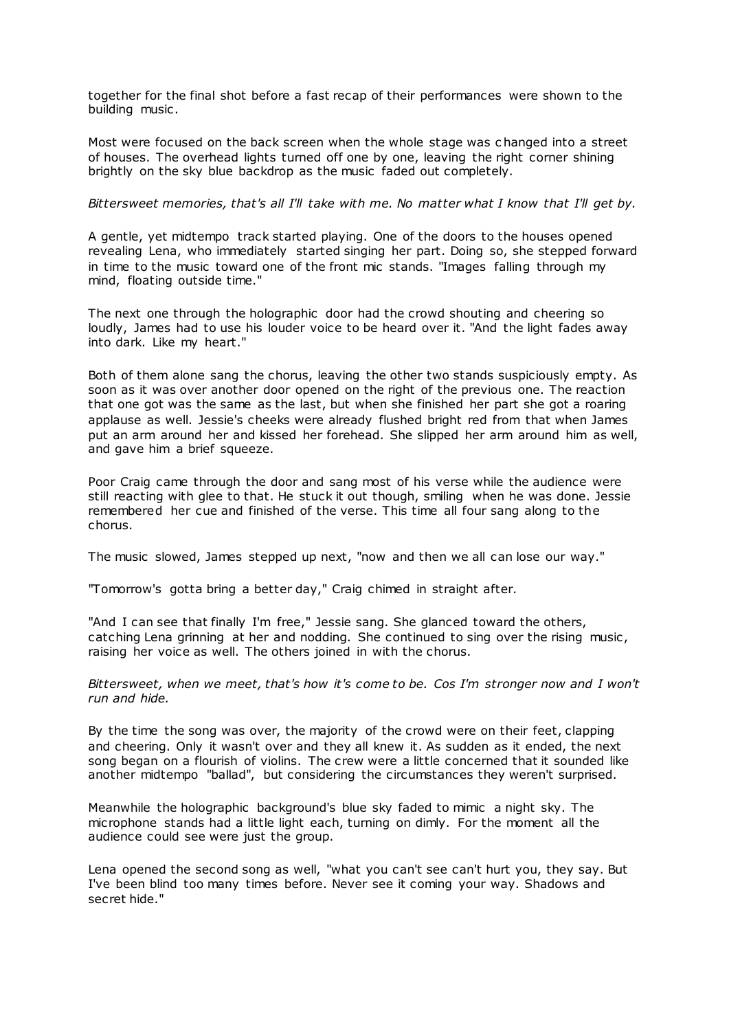together for the final shot before a fast recap of their performances were shown to the building music.

Most were focused on the back screen when the whole stage was changed into a street of houses. The overhead lights turned off one by one, leaving the right corner shining brightly on the sky blue backdrop as the music faded out completely.

*Bittersweet memories, that's all I'll take with me. No matter what I know that I'll get by.*

A gentle, yet midtempo track started playing. One of the doors to the houses opened revealing Lena, who immediately started singing her part. Doing so, she stepped forward in time to the music toward one of the front mic stands. "Images falling through my mind, floating outside time."

The next one through the holographic door had the crowd shouting and cheering so loudly, James had to use his louder voice to be heard over it. "And the light fades away into dark. Like my heart."

Both of them alone sang the chorus, leaving the other two stands suspiciously empty. As soon as it was over another door opened on the right of the previous one. The reaction that one got was the same as the last, but when she finished her part she got a roaring applause as well. Jessie's cheeks were already flushed bright red from that when James put an arm around her and kissed her forehead. She slipped her arm around him as well, and gave him a brief squeeze.

Poor Craig came through the door and sang most of his verse while the audience were still reacting with glee to that. He stuck it out though, smiling when he was done. Jessie remembered her cue and finished of the verse. This time all four sang along to the chorus.

The music slowed, James stepped up next, "now and then we all can lose our way."

"Tomorrow's gotta bring a better day," Craig chimed in straight after.

"And I can see that finally I'm free," Jessie sang. She glanced toward the others, catching Lena grinning at her and nodding. She continued to sing over the rising music, raising her voice as well. The others joined in with the chorus.

*Bittersweet, when we meet, that's how it's come to be. Cos I'm stronger now and I won't run and hide.*

By the time the song was over, the majority of the crowd were on their feet, clapping and cheering. Only it wasn't over and they all knew it. As sudden as it ended, the next song began on a flourish of violins. The crew were a little concerned that it sounded like another midtempo "ballad", but considering the circumstances they weren't surprised.

Meanwhile the holographic background's blue sky faded to mimic a night sky. The microphone stands had a little light each, turning on dimly. For the moment all the audience could see were just the group.

Lena opened the second song as well, "what you can't see can't hurt you, they say. But I've been blind too many times before. Never see it coming your way. Shadows and secret hide."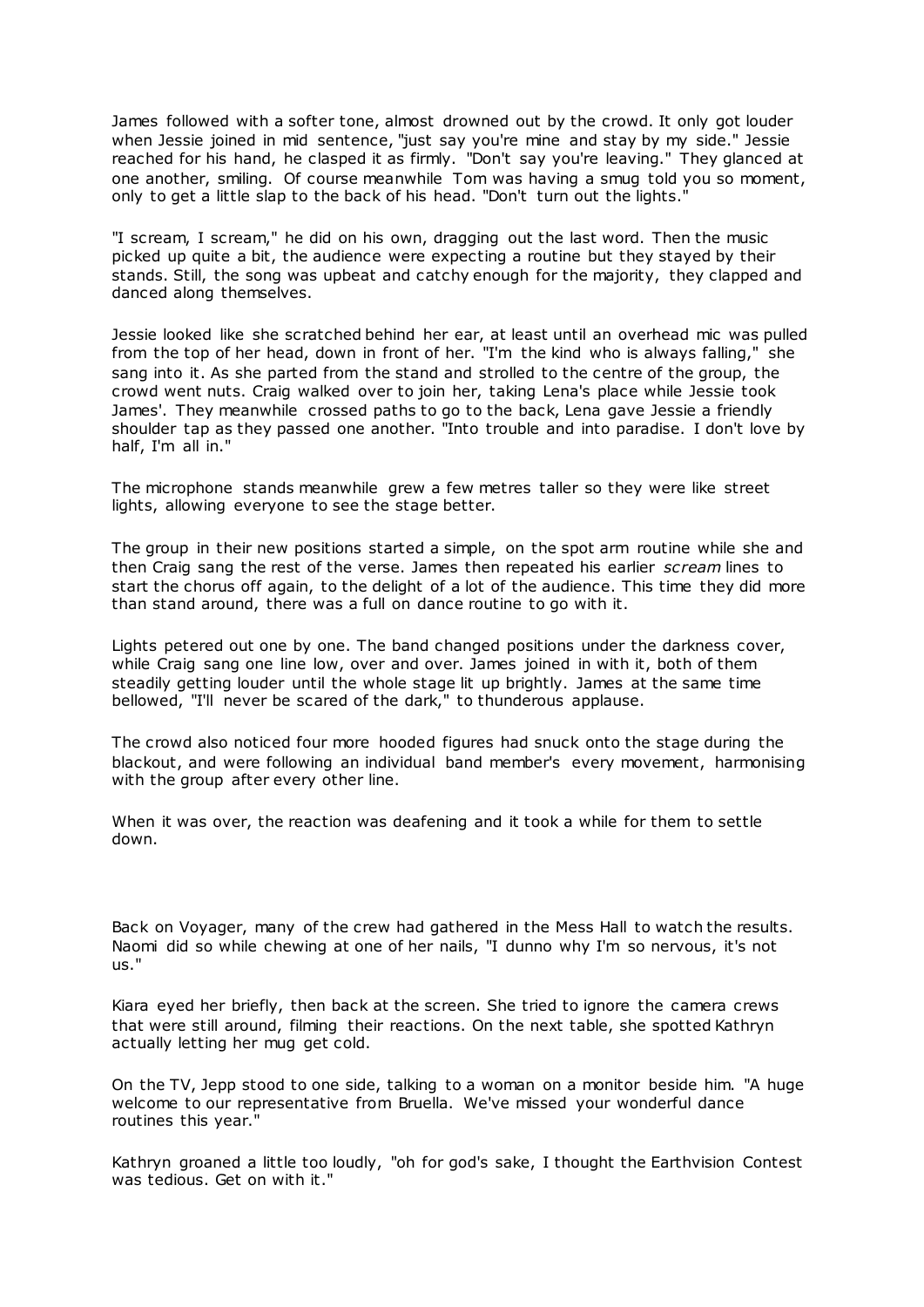James followed with a softer tone, almost drowned out by the crowd. It only got louder when Jessie joined in mid sentence, "just say you're mine and stay by my side." Jessie reached for his hand, he clasped it as firmly. "Don't say you're leaving." They glanced at one another, smiling. Of course meanwhile Tom was having a smug told you so moment, only to get a little slap to the back of his head. "Don't turn out the lights."

"I scream, I scream," he did on his own, dragging out the last word. Then the music picked up quite a bit, the audience were expecting a routine but they stayed by their stands. Still, the song was upbeat and catchy enough for the majority, they clapped and danced along themselves.

Jessie looked like she scratched behind her ear, at least until an overhead mic was pulled from the top of her head, down in front of her. "I'm the kind who is always falling," she sang into it. As she parted from the stand and strolled to the centre of the group, the crowd went nuts. Craig walked over to join her, taking Lena's place while Jessie took James'. They meanwhile crossed paths to go to the back, Lena gave Jessie a friendly shoulder tap as they passed one another. "Into trouble and into paradise. I don't love by half, I'm all in."

The microphone stands meanwhile grew a few metres taller so they were like street lights, allowing everyone to see the stage better.

The group in their new positions started a simple, on the spot arm routine while she and then Craig sang the rest of the verse. James then repeated his earlier *scream* lines to start the chorus off again, to the delight of a lot of the audience. This time they did more than stand around, there was a full on dance routine to go with it.

Lights petered out one by one. The band changed positions under the darkness cover, while Craig sang one line low, over and over. James joined in with it, both of them steadily getting louder until the whole stage lit up brightly. James at the same time bellowed, "I'll never be scared of the dark," to thunderous applause.

The crowd also noticed four more hooded figures had snuck onto the stage during the blackout, and were following an individual band member's every movement, harmonising with the group after every other line.

When it was over, the reaction was deafening and it took a while for them to settle down.

Back on Voyager, many of the crew had gathered in the Mess Hall to watch the results. Naomi did so while chewing at one of her nails, "I dunno why I'm so nervous, it's not us."

Kiara eyed her briefly, then back at the screen. She tried to ignore the camera crews that were still around, filming their reactions. On the next table, she spotted Kathryn actually letting her mug get cold.

On the TV, Jepp stood to one side, talking to a woman on a monitor beside him. "A huge welcome to our representative from Bruella. We've missed your wonderful dance routines this year."

Kathryn groaned a little too loudly, "oh for god's sake, I thought the Earthvision Contest was tedious. Get on with it."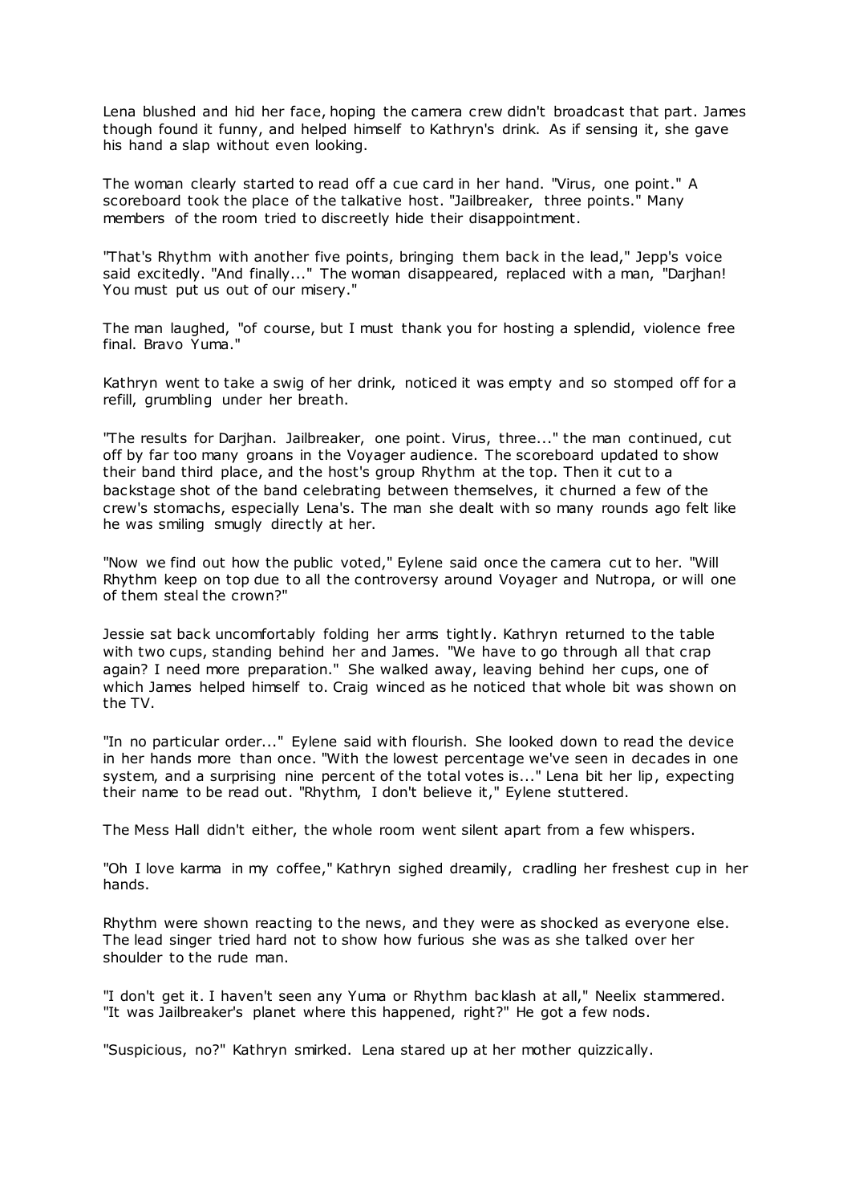Lena blushed and hid her face, hoping the camera crew didn't broadcast that part. James though found it funny, and helped himself to Kathryn's drink. As if sensing it, she gave his hand a slap without even looking.

The woman clearly started to read off a cue card in her hand. "Virus, one point." A scoreboard took the place of the talkative host. "Jailbreaker, three points." Many members of the room tried to discreetly hide their disappointment.

"That's Rhythm with another five points, bringing them back in the lead," Jepp's voice said excitedly. "And finally..." The woman disappeared, replaced with a man, "Darjhan! You must put us out of our misery."

The man laughed, "of course, but I must thank you for hosting a splendid, violence free final. Bravo Yuma."

Kathryn went to take a swig of her drink, noticed it was empty and so stomped off for a refill, grumbling under her breath.

"The results for Darjhan. Jailbreaker, one point. Virus, three..." the man continued, cut off by far too many groans in the Voyager audience. The scoreboard updated to show their band third place, and the host's group Rhythm at the top. Then it cut to a backstage shot of the band celebrating between themselves, it churned a few of the crew's stomachs, especially Lena's. The man she dealt with so many rounds ago felt like he was smiling smugly directly at her.

"Now we find out how the public voted," Eylene said once the camera cut to her. "Will Rhythm keep on top due to all the controversy around Voyager and Nutropa, or will one of them steal the crown?"

Jessie sat back uncomfortably folding her arms tightly. Kathryn returned to the table with two cups, standing behind her and James. "We have to go through all that crap again? I need more preparation." She walked away, leaving behind her cups, one of which James helped himself to. Craig winced as he noticed that whole bit was shown on the TV.

"In no particular order..." Eylene said with flourish. She looked down to read the device in her hands more than once. "With the lowest percentage we've seen in decades in one system, and a surprising nine percent of the total votes is..." Lena bit her lip, expecting their name to be read out. "Rhythm, I don't believe it," Eylene stuttered.

The Mess Hall didn't either, the whole room went silent apart from a few whispers.

"Oh I love karma in my coffee," Kathryn sighed dreamily, cradling her freshest cup in her hands.

Rhythm were shown reacting to the news, and they were as shocked as everyone else. The lead singer tried hard not to show how furious she was as she talked over her shoulder to the rude man.

"I don't get it. I haven't seen any Yuma or Rhythm backlash at all," Neelix stammered. "It was Jailbreaker's planet where this happened, right?" He got a few nods.

"Suspicious, no?" Kathryn smirked. Lena stared up at her mother quizzically.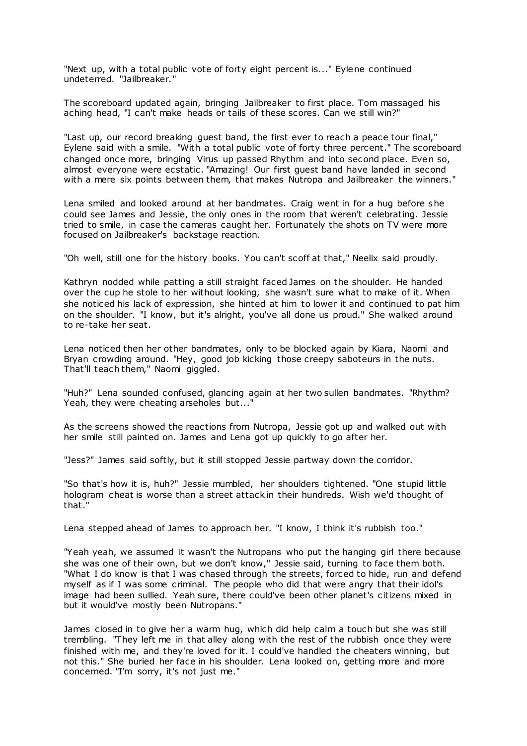"Next up, with a total public vote of forty eight percent is..." Eylene continued undeterred. "Jailbreaker."

The scoreboard updated again, bringing Jailbreaker to first place. Tom massaged his aching head, "I can't make heads or tails of these scores. Can we still win?"

"Last up, our record breaking guest band, the first ever to reach a peace tour final," Eylene said with a smile. "With a total public vote of forty three percent." The scoreboard changed once more, bringing Virus up passed Rhythm and into second place. Even so, almost everyone were ecstatic. "Amazing! Our first guest band have landed in second with a mere six points between them, that makes Nutropa and Jailbreaker the winners."

Lena smiled and looked around at her bandmates. Craig went in for a hug before she could see James and Jessie, the only ones in the room that weren't celebrating. Jessie tried to smile, in case the cameras caught her. Fortunately the shots on TV were more focused on Jailbreaker's backstage reaction.

"Oh well, still one for the history books. You can't scoff at that," Neelix said proudly.

Kathryn nodded while patting a still straight faced James on the shoulder. He handed over the cup he stole to her without looking, she wasn't sure what to make of it. When she noticed his lack of expression, she hinted at him to lower it and continued to pat him on the shoulder. "I know, but it's alright, you've all done us proud." She walked around to re-take her seat.

Lena noticed then her other bandmates, only to be blocked again by Kiara, Naomi and Bryan crowding around. "Hey, good job kicking those creepy saboteurs in the nuts. That'll teach them," Naomi giggled.

"Huh?" Lena sounded confused, glancing again at her two sullen bandmates. "Rhythm? Yeah, they were cheating arseholes but..."

As the screens showed the reactions from Nutropa, Jessie got up and walked out with her smile still painted on. James and Lena got up quickly to go after her.

"Jess?" James said softly, but it still stopped Jessie partway down the corridor.

"So that's how it is, huh?" Jessie mumbled, her shoulders tightened. "One stupid little hologram cheat is worse than a street attack in their hundreds. Wish we'd thought of that."

Lena stepped ahead of James to approach her. "I know, I think it's rubbish too."

"Yeah yeah, we assumed it wasn't the Nutropans who put the hanging girl there because she was one of their own, but we don't know," Jessie said, turning to face them both. "What I do know is that I was chased through the streets, forced to hide, run and defend myself as if I was some criminal. The people who did that were angry that their idol's image had been sullied. Yeah sure, there could've been other planet's citizens mixed in but it would've mostly been Nutropans."

James closed in to give her a warm hug, which did help calm a touch but she was still trembling. "They left me in that alley along with the rest of the rubbish once they were finished with me, and they're loved for it. I could've handled the cheaters winning, but not this." She buried her face in his shoulder. Lena looked on, getting more and more concerned. "I'm sorry, it's not just me."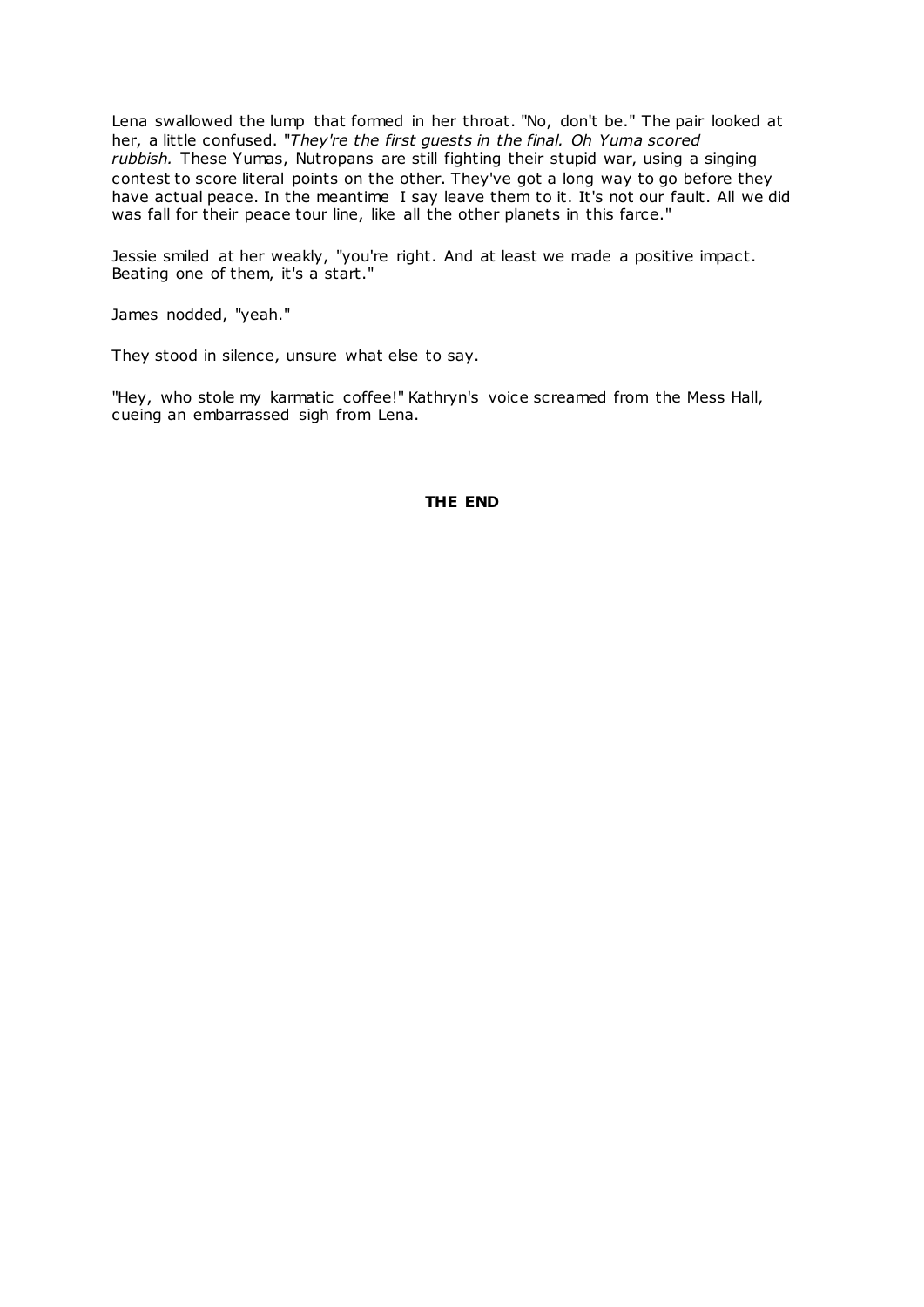Lena swallowed the lump that formed in her throat. "No, don't be." The pair looked at her, a little confused. "*They're the first guests in the final. Oh Yuma scored rubbish.* These Yumas, Nutropans are still fighting their stupid war, using a singing contest to score literal points on the other. They've got a long way to go before they have actual peace. In the meantime I say leave them to it. It's not our fault. All we did was fall for their peace tour line, like all the other planets in this farce."

Jessie smiled at her weakly, "you're right. And at least we made a positive impact. Beating one of them, it's a start."

James nodded, "yeah."

They stood in silence, unsure what else to say.

"Hey, who stole my karmatic coffee!" Kathryn's voice screamed from the Mess Hall, cueing an embarrassed sigh from Lena.

**THE END**